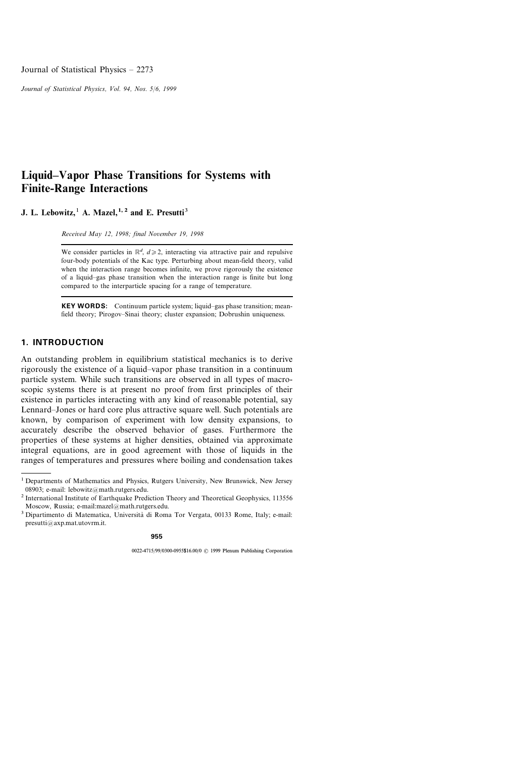# Liquid–Vapor Phase Transitions for Systems with Finite-Range Interactions

**J. L. Lebowitz,**[1] **A. Mazel,**[1,2] **and E. Presutti**[3]

*Received May 12, 1998; final November 19, 1998*

We consider particles in $\mathbb{R}^d$, $d \geqslant 2$, interacting via attractive pair and repulsive four-body potentials of the Kac type. Perturbing about mean-field theory, valid when the interaction range becomes infinite, we prove rigorously the existence of a liquid–gas phase transition when the interaction range is finite but long compared to the interparticle spacing for a range of temperature.

**KEY WORDS:** Continuum particle system; liquid–gas phase transition; mean-field theory; Pirogov–Sinai theory; cluster expansion; Dobrushin uniqueness.

## 1. INTRODUCTION

An outstanding problem in equilibrium statistical mechanics is to derive rigorously the existence of a liquid–vapor phase transition in a continuum particle system. While such transitions are observed in all types of macroscopic systems there is at present no proof from first principles of their existence in particles interacting with any kind of reasonable potential, say Lennard–Jones or hard core plus attractive square well. Such potentials are known, by comparison of experiment with low density expansions, to accurately describe the observed behavior of gases. Furthermore the properties of these systems at higher densities, obtained via approximate integral equations, are in good agreement with those of liquids in the ranges of temperatures and pressures where boiling and condensation takes

---

[1] Departments of Mathematics and Physics, Rutgers University, New Brunswick, New Jersey 08903; e-mail: lebowitz@math.rutgers.edu.

[2] International Institute of Earthquake Prediction Theory and Theoretical Geophysics, 113556 Moscow, Russia; e-mail:mazel@math.rutgers.edu.

[3] Dipartimento di Matematica, Università di Roma Tor Vergata, 00133 Rome, Italy; e-mail: presutti@axp.mat.utovrm.it.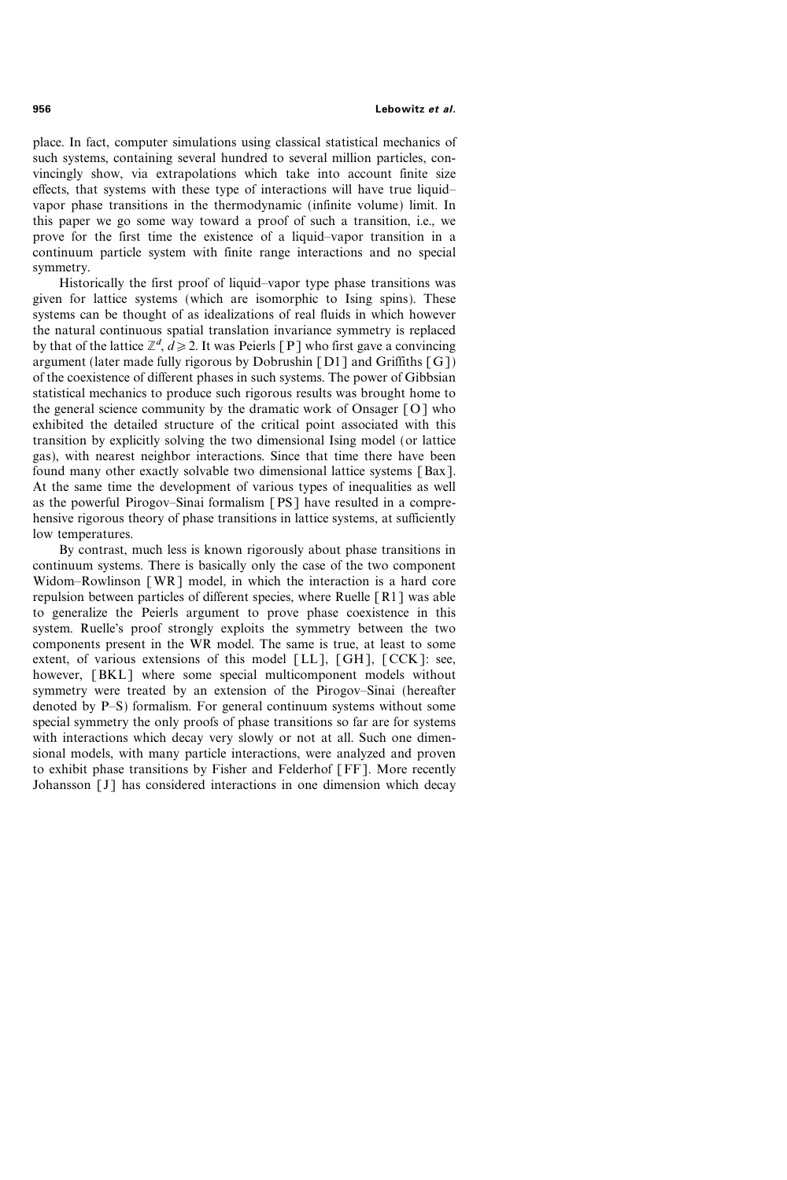place. In fact, computer simulations using classical statistical mechanics of such systems, containing several hundred to several million particles, convincingly show, via extrapolations which take into account finite size effects, that systems with these type of interactions will have true liquid–vapor phase transitions in the thermodynamic (infinite volume) limit. In this paper we go some way toward a proof of such a transition, i.e., we prove for the first time the existence of a liquid–vapor transition in a continuum particle system with finite range interactions and no special symmetry.

Historically the first proof of liquid–vapor type phase transitions was given for lattice systems (which are isomorphic to Ising spins). These systems can be thought of as idealizations of real fluids in which however the natural continuous spatial translation invariance symmetry is replaced by that of the lattice $\mathbb{Z}^d$, $d \geqslant 2$. It was Peierls [P] who first gave a convincing argument (later made fully rigorous by Dobrushin [D1] and Griffiths [G]) of the coexistence of different phases in such systems. The power of Gibbsian statistical mechanics to produce such rigorous results was brought home to the general science community by the dramatic work of Onsager [O] who exhibited the detailed structure of the critical point associated with this transition by explicitly solving the two dimensional Ising model (or lattice gas), with nearest neighbor interactions. Since that time there have been found many other exactly solvable two dimensional lattice systems [Bax]. At the same time the development of various types of inequalities as well as the powerful Pirogov–Sinai formalism [PS] have resulted in a comprehensive rigorous theory of phase transitions in lattice systems, at sufficiently low temperatures.

By contrast, much less is known rigorously about phase transitions in continuum systems. There is basically only the case of the two component Widom–Rowlinson [WR] model, in which the interaction is a hard core repulsion between particles of different species, where Ruelle [R1] was able to generalize the Peierls argument to prove phase coexistence in this system. Ruelle's proof strongly exploits the symmetry between the two components present in the WR model. The same is true, at least to some extent, of various extensions of this model [LL], [GH], [CCK]: see, however, [BKL] where some special multicomponent models without symmetry were treated by an extension of the Pirogov–Sinai (hereafter denoted by P–S) formalism. For general continuum systems without some special symmetry the only proofs of phase transitions so far are for systems with interactions which decay very slowly or not at all. Such one dimensional models, with many particle interactions, were analyzed and proven to exhibit phase transitions by Fisher and Felderhof [FF]. More recently Johansson [J] has considered interactions in one dimension which decay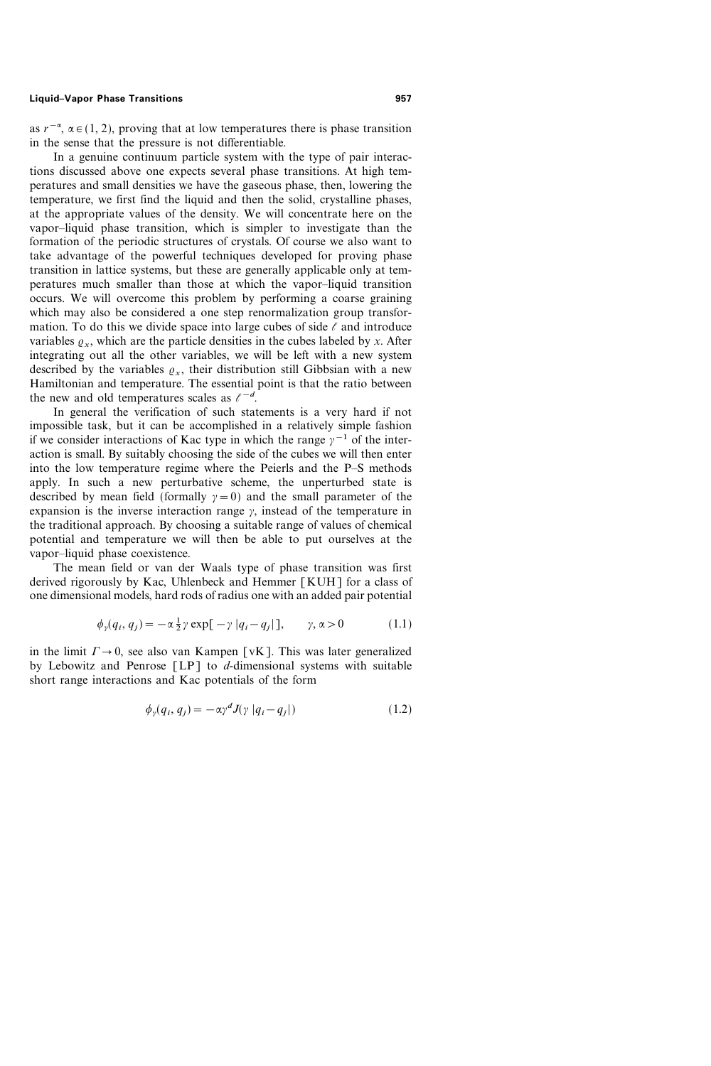as $r^{-\alpha}$, $\alpha \in (1, 2)$, proving that at low temperatures there is phase transition in the sense that the pressure is not differentiable.

In a genuine continuum particle system with the type of pair interactions discussed above one expects several phase transitions. At high temperatures and small densities we have the gaseous phase, then, lowering the temperature, we first find the liquid and then the solid, crystalline phases, at the appropriate values of the density. We will concentrate here on the vapor–liquid phase transition, which is simpler to investigate than the formation of the periodic structures of crystals. Of course we also want to take advantage of the powerful techniques developed for proving phase transition in lattice systems, but these are generally applicable only at temperatures much smaller than those at which the vapor–liquid transition occurs. We will overcome this problem by performing a coarse graining which may also be considered a one step renormalization group transformation. To do this we divide space into large cubes of side $\ell$ and introduce variables $\varrho_x$, which are the particle densities in the cubes labeled by $x$. After integrating out all the other variables, we will be left with a new system described by the variables $\varrho_x$, their distribution still Gibbsian with a new Hamiltonian and temperature. The essential point is that the ratio between the new and old temperatures scales as $\ell^{-d}$.

In general the verification of such statements is a very hard if not impossible task, but it can be accomplished in a relatively simple fashion if we consider interactions of Kac type in which the range $\gamma^{-1}$ of the interaction is small. By suitably choosing the side of the cubes we will then enter into the low temperature regime where the Peierls and the P–S methods apply. In such a new perturbative scheme, the unperturbed state is described by mean field (formally $\gamma = 0$) and the small parameter of the expansion is the inverse interaction range $\gamma$, instead of the temperature in the traditional approach. By choosing a suitable range of values of chemical potential and temperature we will then be able to put ourselves at the vapor–liquid phase coexistence.

The mean field or van der Waals type of phase transition was first derived rigorously by Kac, Uhlenbeck and Hemmer [KUH] for a class of one dimensional models, hard rods of radius one with an added pair potential

$$\phi_\gamma(q_i, q_j) = -\alpha \tfrac{1}{2} \gamma \exp[-\gamma\, |q_i - q_j|], \qquad \gamma, \alpha > 0 \tag{1.1}$$

in the limit $\Gamma \to 0$, see also van Kampen [vK]. This was later generalized by Lebowitz and Penrose [LP] to $d$-dimensional systems with suitable short range interactions and Kac potentials of the form

$$\phi_\gamma(q_i, q_j) = -\alpha \gamma^d J(\gamma\, |q_i - q_j|) \tag{1.2}$$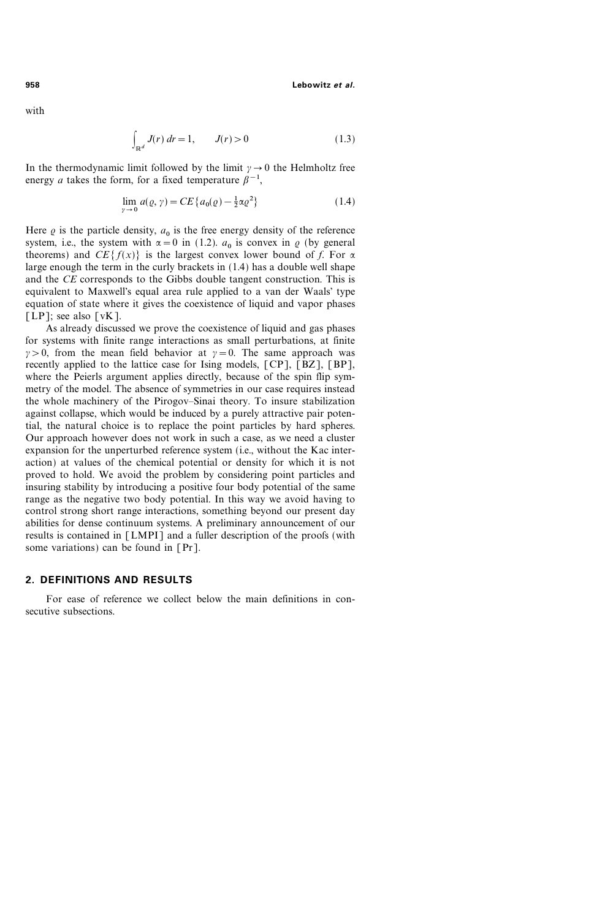with

$$\int_{\mathbb{R}^d} J(r)\, dr = 1, \qquad J(r) > 0 \tag{1.3}$$

In the thermodynamic limit followed by the limit $\gamma \to 0$ the Helmholtz free energy $a$ takes the form, for a fixed temperature $\beta^{-1}$,

$$\lim_{\gamma \to 0} a(\varrho, \gamma) = CE\{a_0(\varrho) - \tfrac{1}{2}\alpha\varrho^2\} \tag{1.4}$$

Here $\varrho$ is the particle density, $a_0$ is the free energy density of the reference system, i.e., the system with $\alpha = 0$ in (1.2). $a_0$ is convex in $\varrho$ (by general theorems) and $CE\{f(x)\}$ is the largest convex lower bound of $f$. For $\alpha$ large enough the term in the curly brackets in (1.4) has a double well shape and the $CE$ corresponds to the Gibbs double tangent construction. This is equivalent to Maxwell's equal area rule applied to a van der Waals' type equation of state where it gives the coexistence of liquid and vapor phases [LP]; see also [vK].

As already discussed we prove the coexistence of liquid and gas phases for systems with finite range interactions as small perturbations, at finite $\gamma > 0$, from the mean field behavior at $\gamma = 0$. The same approach was recently applied to the lattice case for Ising models, [CP], [BZ], [BP], where the Peierls argument applies directly, because of the spin flip symmetry of the model. The absence of symmetries in our case requires instead the whole machinery of the Pirogov–Sinai theory. To insure stabilization against collapse, which would be induced by a purely attractive pair potential, the natural choice is to replace the point particles by hard spheres. Our approach however does not work in such a case, as we need a cluster expansion for the unperturbed reference system (i.e., without the Kac interaction) at values of the chemical potential or density for which it is not proved to hold. We avoid the problem by considering point particles and insuring stability by introducing a positive four body potential of the same range as the negative two body potential. In this way we avoid having to control strong short range interactions, something beyond our present day abilities for dense continuum systems. A preliminary announcement of our results is contained in [LMPI] and a fuller description of the proofs (with some variations) can be found in [Pr].

## 2. DEFINITIONS AND RESULTS

For ease of reference we collect below the main definitions in consecutive subsections.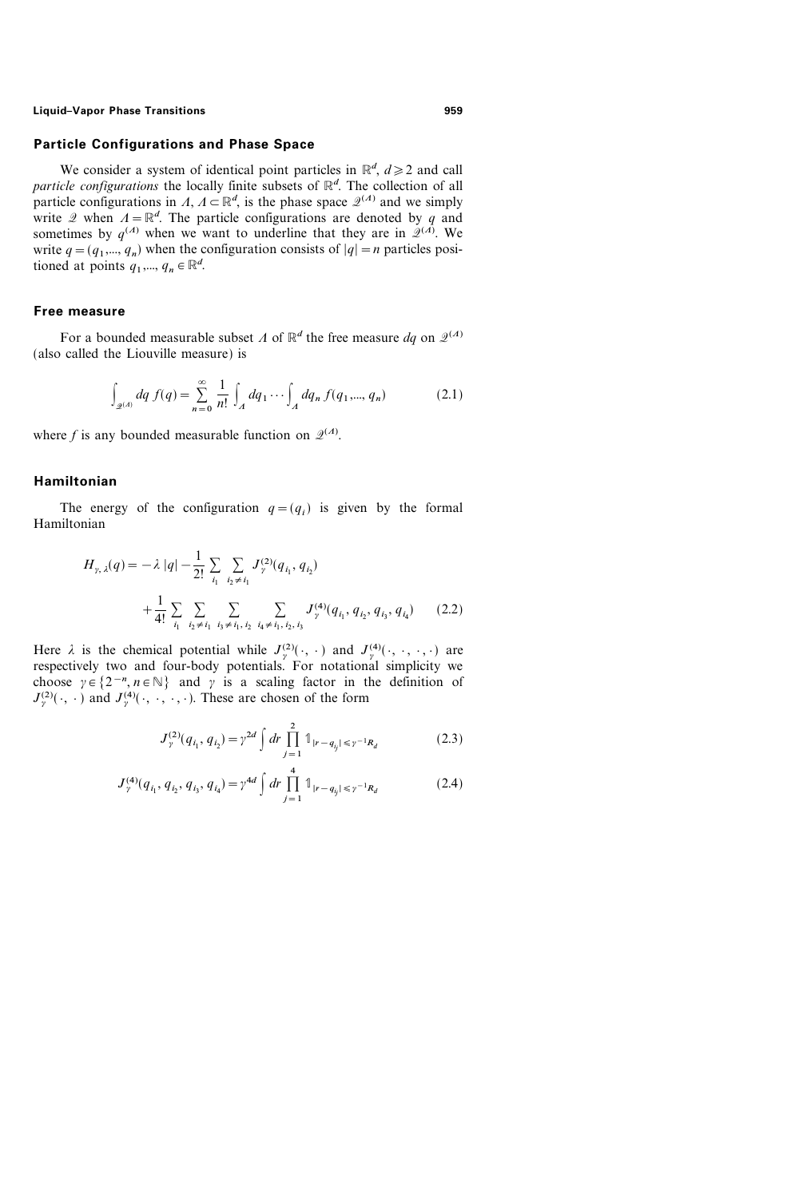### Particle Configurations and Phase Space

We consider a system of identical point particles in $\mathbb{R}^d$, $d \geqslant 2$ and call *particle configurations* the locally finite subsets of $\mathbb{R}^d$. The collection of all particle configurations in $\Lambda$, $\Lambda \subset \mathbb{R}^d$, is the phase space $\mathcal{Q}^{(\Lambda)}$ and we simply write $\mathcal{Q}$ when $\Lambda = \mathbb{R}^d$. The particle configurations are denoted by $q$ and sometimes by $q^{(\Lambda)}$ when we want to underline that they are in $\mathcal{Q}^{(\Lambda)}$. We write $q = (q_1, ..., q_n)$ when the configuration consists of $|q| = n$ particles positioned at points $q_1, ..., q_n \in \mathbb{R}^d$.

### Free measure

For a bounded measurable subset $\Lambda$ of $\mathbb{R}^d$ the free measure $dq$ on $\mathcal{Q}^{(\Lambda)}$ (also called the Liouville measure) is

$$\int_{\mathcal{Q}^{(\Lambda)}} dq\, f(q) = \sum_{n=0}^{\infty} \frac{1}{n!} \int_{\Lambda} dq_1 \cdots \int_{\Lambda} dq_n\, f(q_1, ..., q_n) \tag{2.1}$$

where $f$ is any bounded measurable function on $\mathcal{Q}^{(\Lambda)}$.

### Hamiltonian

The energy of the configuration $q = (q_i)$ is given by the formal Hamiltonian

$$\begin{aligned} H_{\gamma, \lambda}(q) = &-\lambda\, |q| - \frac{1}{2!} \sum_{i_1} \sum_{i_2 \neq i_1} J_{\gamma}^{(2)}(q_{i_1}, q_{i_2}) \\ &+ \frac{1}{4!} \sum_{i_1} \sum_{i_2 \neq i_1} \sum_{i_3 \neq i_1, i_2} \sum_{i_4 \neq i_1, i_2, i_3} J_{\gamma}^{(4)}(q_{i_1}, q_{i_2}, q_{i_3}, q_{i_4}) \end{aligned} \tag{2.2}$$

Here $\lambda$ is the chemical potential while $J_{\gamma}^{(2)}(\cdot, \cdot)$ and $J_{\gamma}^{(4)}(\cdot, \cdot, \cdot, \cdot)$ are respectively two and four-body potentials. For notational simplicity we choose $\gamma \in \{2^{-n}, n \in \mathbb{N}\}$ and $\gamma$ is a scaling factor in the definition of $J_{\gamma}^{(2)}(\cdot, \cdot)$ and $J_{\gamma}^{(4)}(\cdot, \cdot, \cdot, \cdot)$. These are chosen of the form

$$J_{\gamma}^{(2)}(q_{i_1}, q_{i_2}) = \gamma^{2d} \int dr \prod_{j=1}^{2} \mathbb{1}_{|r - q_{i_j}| \leqslant \gamma^{-1} R_d} \tag{2.3}$$

$$J_{\gamma}^{(4)}(q_{i_1}, q_{i_2}, q_{i_3}, q_{i_4}) = \gamma^{4d} \int dr \prod_{j=1}^{4} \mathbb{1}_{|r - q_{i_j}| \leqslant \gamma^{-1} R_d} \tag{2.4}$$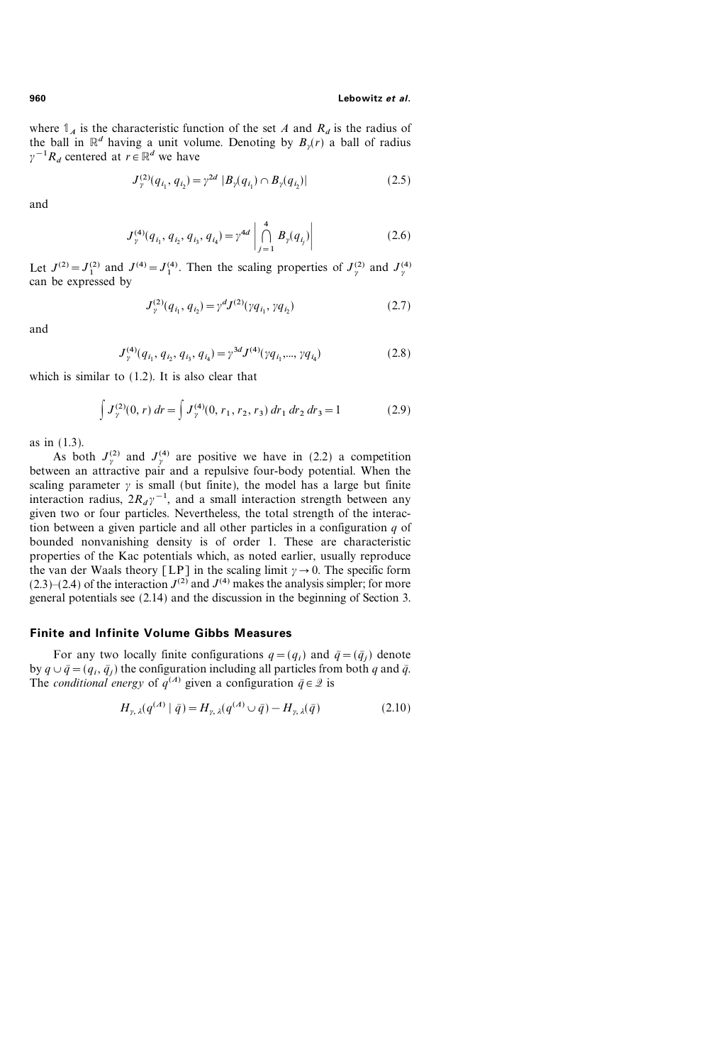where $\mathbb{1}_A$ is the characteristic function of the set $A$ and $R_d$ is the radius of the ball in $\mathbb{R}^d$ having a unit volume. Denoting by $B_\gamma(r)$ a ball of radius $\gamma^{-1}R_d$ centered at $r \in \mathbb{R}^d$ we have

$$J_\gamma^{(2)}(q_{i_1}, q_{i_2}) = \gamma^{2d} \, |B_\gamma(q_{i_1}) \cap B_\gamma(q_{i_2})| \tag{2.5}$$

and

$$J_\gamma^{(4)}(q_{i_1}, q_{i_2}, q_{i_3}, q_{i_4}) = \gamma^{4d} \left| \bigcap_{j=1}^{4} B_\gamma(q_{i_j}) \right| \tag{2.6}$$

Let $J^{(2)} = J_1^{(2)}$ and $J^{(4)} = J_1^{(4)}$. Then the scaling properties of $J_\gamma^{(2)}$ and $J_\gamma^{(4)}$ can be expressed by

$$J_\gamma^{(2)}(q_{i_1}, q_{i_2}) = \gamma^d J^{(2)}(\gamma q_{i_1}, \gamma q_{i_2}) \tag{2.7}$$

and

$$J_\gamma^{(4)}(q_{i_1}, q_{i_2}, q_{i_3}, q_{i_4}) = \gamma^{3d} J^{(4)}(\gamma q_{i_1}, ..., \gamma q_{i_4}) \tag{2.8}$$

which is similar to (1.2). It is also clear that

$$\int J_\gamma^{(2)}(0, r) \, dr = \int J_\gamma^{(4)}(0, r_1, r_2, r_3) \, dr_1 \, dr_2 \, dr_3 = 1 \tag{2.9}$$

as in (1.3).

As both $J_\gamma^{(2)}$ and $J_\gamma^{(4)}$ are positive we have in (2.2) a competition between an attractive pair and a repulsive four-body potential. When the scaling parameter $\gamma$ is small (but finite), the model has a large but finite interaction radius, $2R_d\gamma^{-1}$, and a small interaction strength between any given two or four particles. Nevertheless, the total strength of the interaction between a given particle and all other particles in a configuration $q$ of bounded nonvanishing density is of order 1. These are characteristic properties of the Kac potentials which, as noted earlier, usually reproduce the van der Waals theory [LP] in the scaling limit $\gamma \to 0$. The specific form (2.3)–(2.4) of the interaction $J^{(2)}$ and $J^{(4)}$ makes the analysis simpler; for more general potentials see (2.14) and the discussion in the beginning of Section 3.

### Finite and Infinite Volume Gibbs Measures

For any two locally finite configurations $q = (q_i)$ and $\bar{q} = (\bar{q}_j)$ denote by $q \cup \bar{q} = (q_i, \bar{q}_j)$ the configuration including all particles from both $q$ and $\bar{q}$. The *conditional energy* of $q^{(\Lambda)}$ given a configuration $\bar{q} \in \mathcal{Q}$ is

$$H_{\gamma,\lambda}(q^{(\Lambda)} \mid \bar{q}) = H_{\gamma,\lambda}(q^{(\Lambda)} \cup \bar{q}) - H_{\gamma,\lambda}(\bar{q}) \tag{2.10}$$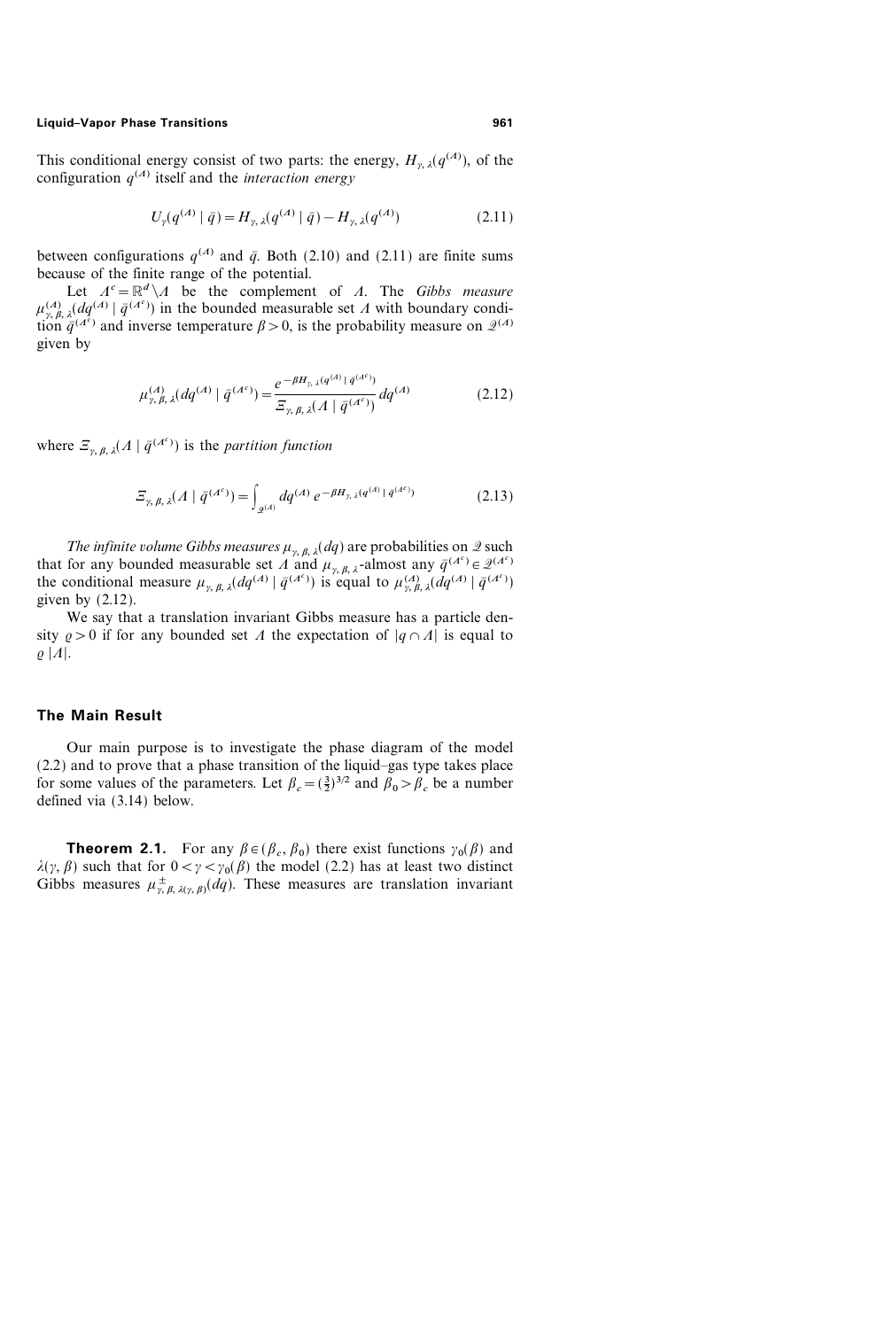This conditional energy consist of two parts: the energy, $H_{\gamma,\lambda}(q^{(\Lambda)})$, of the configuration $q^{(\Lambda)}$ itself and the *interaction energy*

$$U_\gamma(q^{(\Lambda)} \mid \bar{q}) = H_{\gamma,\lambda}(q^{(\Lambda)} \mid \bar{q}) - H_{\gamma,\lambda}(q^{(\Lambda)}) \tag{2.11}$$

between configurations $q^{(\Lambda)}$ and $\bar{q}$. Both (2.10) and (2.11) are finite sums because of the finite range of the potential.

Let $\Lambda^c = \mathbb{R}^d \setminus \Lambda$ be the complement of $\Lambda$. The *Gibbs measure* $\mu^{(\Lambda)}_{\gamma,\beta,\lambda}(dq^{(\Lambda)} \mid \bar{q}^{(\Lambda^c)})$ in the bounded measurable set $\Lambda$ with boundary condition $\bar{q}^{(\Lambda^c)}$ and inverse temperature $\beta > 0$, is the probability measure on $\mathcal{Q}^{(\Lambda)}$ given by

$$\mu^{(\Lambda)}_{\gamma,\beta,\lambda}(dq^{(\Lambda)} \mid \bar{q}^{(\Lambda^c)}) = \frac{e^{-\beta H_{\gamma,\lambda}(q^{(\Lambda)} \mid \bar{q}^{(\Lambda^c)})}}{\Xi_{\gamma,\beta,\lambda}(\Lambda \mid \bar{q}^{(\Lambda^c)})}\, dq^{(\Lambda)} \tag{2.12}$$

where $\Xi_{\gamma,\beta,\lambda}(\Lambda \mid \bar{q}^{(\Lambda^c)})$ is the *partition function*

$$\Xi_{\gamma,\beta,\lambda}(\Lambda \mid \bar{q}^{(\Lambda^c)}) = \int_{\mathcal{Q}^{(\Lambda)}} dq^{(\Lambda)}\, e^{-\beta H_{\gamma,\lambda}(q^{(\Lambda)} \mid \bar{q}^{(\Lambda^c)})} \tag{2.13}$$

*The infinite volume Gibbs measures* $\mu_{\gamma,\beta,\lambda}(dq)$ are probabilities on $\mathcal{Q}$ such that for any bounded measurable set $\Lambda$ and $\mu_{\gamma,\beta,\lambda}$-almost any $\bar{q}^{(\Lambda^c)} \in \mathcal{Q}^{(\Lambda^c)}$ the conditional measure $\mu_{\gamma,\beta,\lambda}(dq^{(\Lambda)} \mid \bar{q}^{(\Lambda^c)})$ is equal to $\mu^{(\Lambda)}_{\gamma,\beta,\lambda}(dq^{(\Lambda)} \mid \bar{q}^{(\Lambda^c)})$ given by (2.12).

We say that a translation invariant Gibbs measure has a particle density $\varrho > 0$ if for any bounded set $\Lambda$ the expectation of $|q \cap \Lambda|$ is equal to $\varrho\, |\Lambda|$.

## The Main Result

Our main purpose is to investigate the phase diagram of the model (2.2) and to prove that a phase transition of the liquid–gas type takes place for some values of the parameters. Let $\beta_c = (\frac{3}{2})^{3/2}$ and $\beta_0 > \beta_c$ be a number defined via (3.14) below.

**Theorem 2.1.** For any $\beta \in (\beta_c, \beta_0)$ there exist functions $\gamma_0(\beta)$ and $\lambda(\gamma, \beta)$ such that for $0 < \gamma < \gamma_0(\beta)$ the model (2.2) has at least two distinct Gibbs measures $\mu^{\pm}_{\gamma,\beta,\lambda(\gamma,\beta)}(dq)$. These measures are translation invariant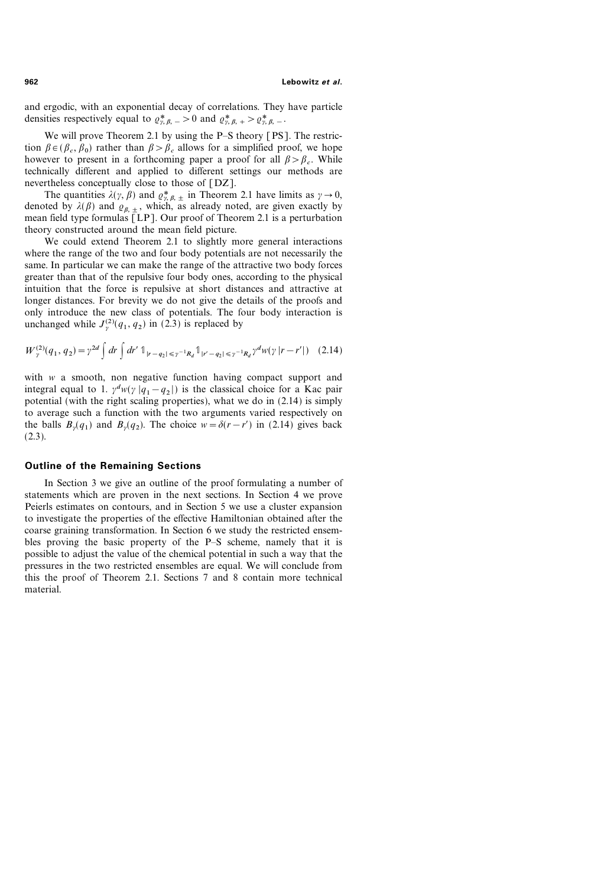and ergodic, with an exponential decay of correlations. They have particle densities respectively equal to $\varrho^*_{\gamma,\beta,-} > 0$ and $\varrho^*_{\gamma,\beta,+} > \varrho^*_{\gamma,\beta,-}$.

We will prove Theorem 2.1 by using the P–S theory [PS]. The restriction $\beta \in (\beta_c, \beta_0)$ rather than $\beta > \beta_c$ allows for a simplified proof, we hope however to present in a forthcoming paper a proof for all $\beta > \beta_c$. While technically different and applied to different settings our methods are nevertheless conceptually close to those of [DZ].

The quantities $\lambda(\gamma, \beta)$ and $\varrho^*_{\gamma,\beta,\pm}$ in Theorem 2.1 have limits as $\gamma \to 0$, denoted by $\lambda(\beta)$ and $\varrho_{\beta,\pm}$, which, as already noted, are given exactly by mean field type formulas [LP]. Our proof of Theorem 2.1 is a perturbation theory constructed around the mean field picture.

We could extend Theorem 2.1 to slightly more general interactions where the range of the two and four body potentials are not necessarily the same. In particular we can make the range of the attractive two body forces greater than that of the repulsive four body ones, according to the physical intuition that the force is repulsive at short distances and attractive at longer distances. For brevity we do not give the details of the proofs and only introduce the new class of potentials. The four body interaction is unchanged while $J^{(2)}_\gamma(q_1, q_2)$ in (2.3) is replaced by

$$W^{(2)}_\gamma(q_1, q_2) = \gamma^{2d} \int dr \int dr' \, \mathbb{1}_{|r - q_2| \leqslant \gamma^{-1} R_d} \mathbb{1}_{|r' - q_2| \leqslant \gamma^{-1} R_d} \gamma^d w(\gamma \, |r - r'|) \quad (2.14)$$

with $w$ a smooth, non negative function having compact support and integral equal to 1. $\gamma^d w(\gamma \, |q_1 - q_2|)$ is the classical choice for a Kac pair potential (with the right scaling properties), what we do in (2.14) is simply to average such a function with the two arguments varied respectively on the balls $B_\gamma(q_1)$ and $B_\gamma(q_2)$. The choice $w = \delta(r - r')$ in (2.14) gives back (2.3).

## Outline of the Remaining Sections

In Section 3 we give an outline of the proof formulating a number of statements which are proven in the next sections. In Section 4 we prove Peierls estimates on contours, and in Section 5 we use a cluster expansion to investigate the properties of the effective Hamiltonian obtained after the coarse graining transformation. In Section 6 we study the restricted ensembles proving the basic property of the P–S scheme, namely that it is possible to adjust the value of the chemical potential in such a way that the pressures in the two restricted ensembles are equal. We will conclude from this the proof of Theorem 2.1. Sections 7 and 8 contain more technical material.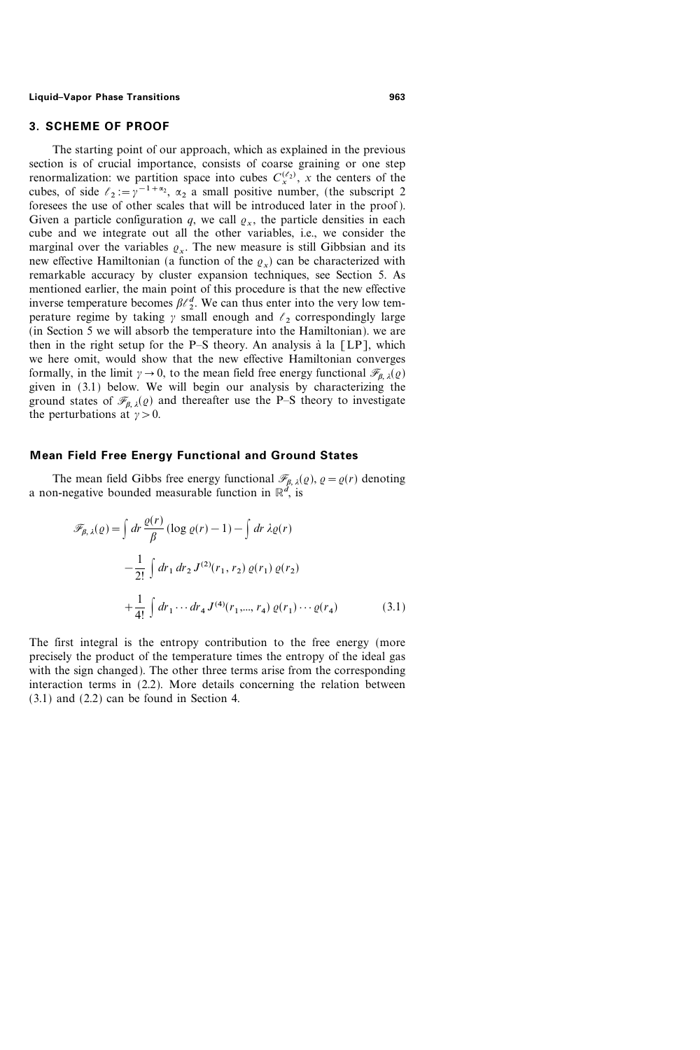## 3. SCHEME OF PROOF

The starting point of our approach, which as explained in the previous section is of crucial importance, consists of coarse graining or one step renormalization: we partition space into cubes $C_x^{(\ell_2)}$, $x$ the centers of the cubes, of side $\ell_2 := \gamma^{-1+\alpha_2}$, $\alpha_2$ a small positive number, (the subscript 2 foresees the use of other scales that will be introduced later in the proof). Given a particle configuration $q$, we call $\varrho_x$, the particle densities in each cube and we integrate out all the other variables, i.e., we consider the marginal over the variables $\varrho_x$. The new measure is still Gibbsian and its new effective Hamiltonian (a function of the $\varrho_x$) can be characterized with remarkable accuracy by cluster expansion techniques, see Section 5. As mentioned earlier, the main point of this procedure is that the new effective inverse temperature becomes $\beta \ell_2^d$. We can thus enter into the very low temperature regime by taking $\gamma$ small enough and $\ell_2$ correspondingly large (in Section 5 we will absorb the temperature into the Hamiltonian). we are then in the right setup for the P–S theory. An analysis à la [LP], which we here omit, would show that the new effective Hamiltonian converges formally, in the limit $\gamma \to 0$, to the mean field free energy functional $\mathscr{F}_{\beta,\lambda}(\varrho)$ given in (3.1) below. We will begin our analysis by characterizing the ground states of $\mathscr{F}_{\beta,\lambda}(\varrho)$ and thereafter use the P–S theory to investigate the perturbations at $\gamma > 0$.

### Mean Field Free Energy Functional and Ground States

The mean field Gibbs free energy functional $\mathscr{F}_{\beta,\lambda}(\varrho)$, $\varrho = \varrho(r)$ denoting a non-negative bounded measurable function in $\mathbb{R}^d$, is

$$
\begin{aligned}
\mathscr{F}_{\beta,\lambda}(\varrho) = &\int dr \, \frac{\varrho(r)}{\beta} (\log \varrho(r) - 1) - \int dr \, \lambda \varrho(r) \\
&- \frac{1}{2!} \int dr_1 \, dr_2 \, J^{(2)}(r_1, r_2) \, \varrho(r_1) \, \varrho(r_2) \\
&+ \frac{1}{4!} \int dr_1 \cdots dr_4 \, J^{(4)}(r_1, \ldots, r_4) \, \varrho(r_1) \cdots \varrho(r_4)
\end{aligned}
\tag{3.1}
$$

The first integral is the entropy contribution to the free energy (more precisely the product of the temperature times the entropy of the ideal gas with the sign changed). The other three terms arise from the corresponding interaction terms in (2.2). More details concerning the relation between (3.1) and (2.2) can be found in Section 4.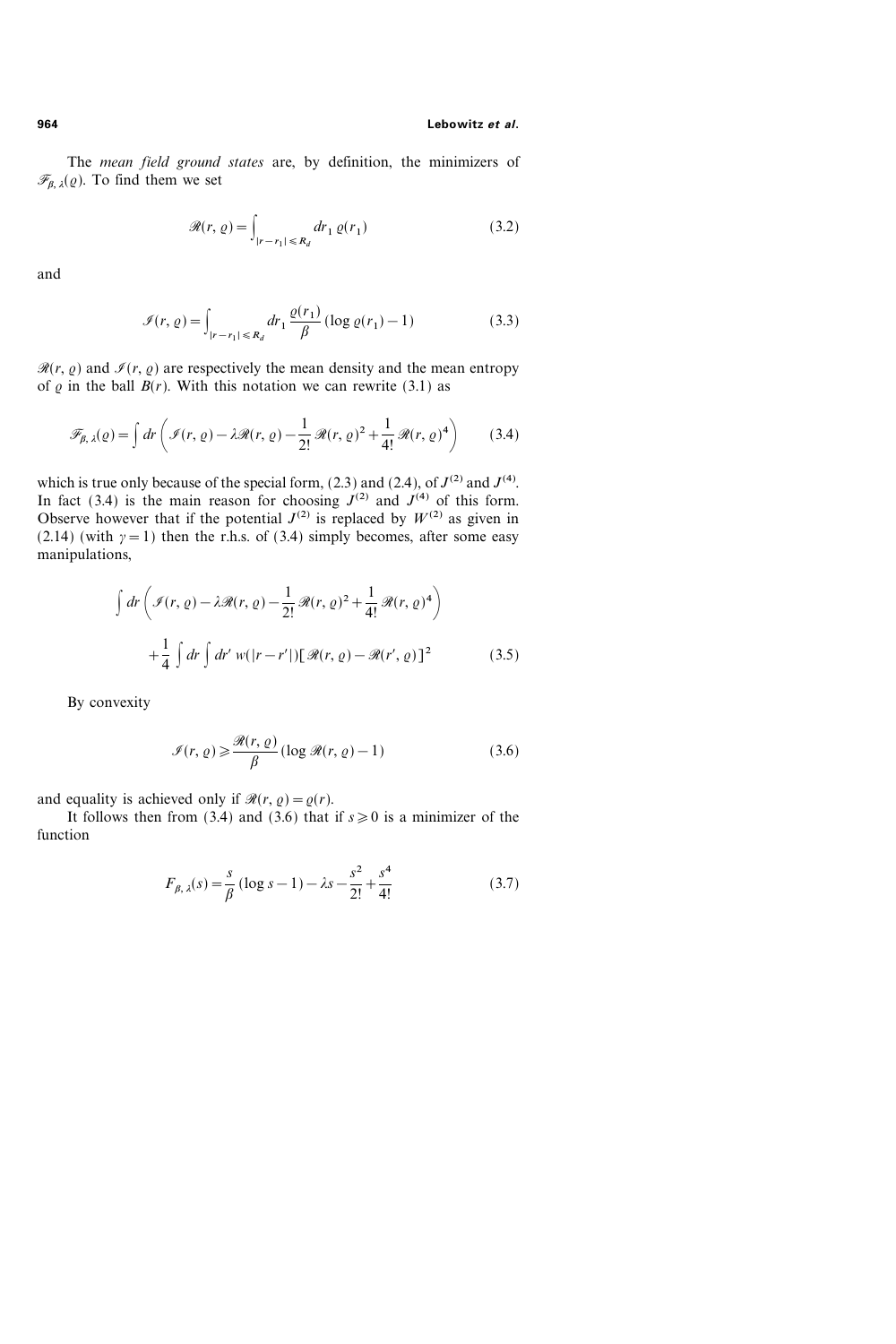The *mean field ground states* are, by definition, the minimizers of $\mathscr{F}_{\beta,\lambda}(\varrho)$. To find them we set

$$\mathscr{R}(r,\varrho)=\int_{|r-r_1|\leqslant R_d} dr_1\,\varrho(r_1) \tag{3.2}$$

and

$$\mathscr{I}(r,\varrho)=\int_{|r-r_1|\leqslant R_d} dr_1\,\frac{\varrho(r_1)}{\beta}(\log\varrho(r_1)-1) \tag{3.3}$$

$\mathscr{R}(r,\varrho)$ and $\mathscr{I}(r,\varrho)$ are respectively the mean density and the mean entropy of $\varrho$ in the ball $B(r)$. With this notation we can rewrite (3.1) as

$$\mathscr{F}_{\beta,\lambda}(\varrho)=\int dr\left(\mathscr{I}(r,\varrho)-\lambda\mathscr{R}(r,\varrho)-\frac{1}{2!}\mathscr{R}(r,\varrho)^2+\frac{1}{4!}\mathscr{R}(r,\varrho)^4\right) \tag{3.4}$$

which is true only because of the special form, (2.3) and (2.4), of $J^{(2)}$ and $J^{(4)}$. In fact (3.4) is the main reason for choosing $J^{(2)}$ and $J^{(4)}$ of this form. Observe however that if the potential $J^{(2)}$ is replaced by $W^{(2)}$ as given in (2.14) (with $\gamma=1$) then the r.h.s. of (3.4) simply becomes, after some easy manipulations,

$$\int dr\left(\mathscr{I}(r,\varrho)-\lambda\mathscr{R}(r,\varrho)-\frac{1}{2!}\mathscr{R}(r,\varrho)^2+\frac{1}{4!}\mathscr{R}(r,\varrho)^4\right)$$
$$+\frac{1}{4}\int dr\int dr'\,w(|r-r'|)[\mathscr{R}(r,\varrho)-\mathscr{R}(r',\varrho)]^2 \tag{3.5}$$

By convexity

$$\mathscr{I}(r,\varrho)\geqslant\frac{\mathscr{R}(r,\varrho)}{\beta}(\log\mathscr{R}(r,\varrho)-1) \tag{3.6}$$

and equality is achieved only if $\mathscr{R}(r,\varrho)=\varrho(r)$.

It follows then from (3.4) and (3.6) that if $s\geqslant 0$ is a minimizer of the function

$$F_{\beta,\lambda}(s)=\frac{s}{\beta}(\log s-1)-\lambda s-\frac{s^2}{2!}+\frac{s^4}{4!} \tag{3.7}$$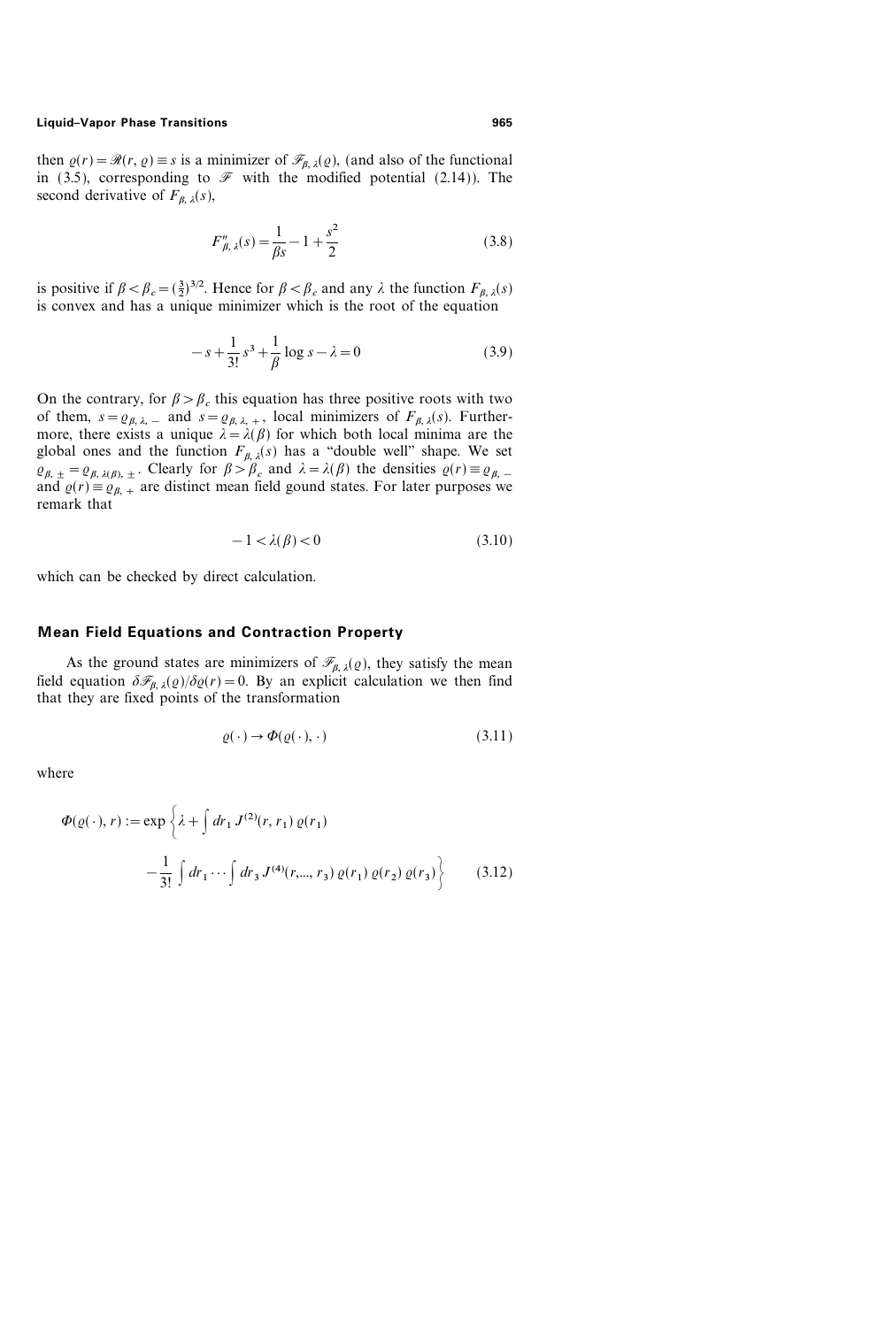then $\varrho(r) = \mathscr{R}(r, \varrho) \equiv s$ is a minimizer of $\mathscr{F}_{\beta,\lambda}(\varrho)$, (and also of the functional in (3.5), corresponding to $\mathscr{F}$ with the modified potential (2.14)). The second derivative of $F_{\beta,\lambda}(s)$,

$$F''_{\beta,\lambda}(s) = \frac{1}{\beta s} - 1 + \frac{s^2}{2} \tag{3.8}$$

is positive if $\beta < \beta_c = (\frac{3}{2})^{3/2}$. Hence for $\beta < \beta_c$ and any $\lambda$ the function $F_{\beta,\lambda}(s)$ is convex and has a unique minimizer which is the root of the equation

$$-s + \frac{1}{3!} s^3 + \frac{1}{\beta} \log s - \lambda = 0 \tag{3.9}$$

On the contrary, for $\beta > \beta_c$ this equation has three positive roots with two of them, $s = \varrho_{\beta,\lambda,-}$ and $s = \varrho_{\beta,\lambda,+}$, local minimizers of $F_{\beta,\lambda}(s)$. Furthermore, there exists a unique $\lambda = \lambda(\beta)$ for which both local minima are the global ones and the function $F_{\beta,\lambda}(s)$ has a "double well" shape. We set $\varrho_{\beta,\pm} = \varrho_{\beta,\lambda(\beta),\pm}$. Clearly for $\beta > \beta_c$ and $\lambda = \lambda(\beta)$ the densities $\varrho(r) \equiv \varrho_{\beta,-}$ and $\varrho(r) \equiv \varrho_{\beta,+}$ are distinct mean field gound states. For later purposes we remark that

$$-1 < \lambda(\beta) < 0 \tag{3.10}$$

which can be checked by direct calculation.

## Mean Field Equations and Contraction Property

As the ground states are minimizers of $\mathscr{F}_{\beta,\lambda}(\varrho)$, they satisfy the mean field equation $\delta \mathscr{F}_{\beta,\lambda}(\varrho)/\delta \varrho(r) = 0$. By an explicit calculation we then find that they are fixed points of the transformation

$$\varrho(\cdot) \to \Phi(\varrho(\cdot), \cdot) \tag{3.11}$$

where

$$\Phi(\varrho(\cdot), r) := \exp\left\{ \lambda + \int dr_1\, J^{(2)}(r, r_1)\, \varrho(r_1) - \frac{1}{3!} \int dr_1 \cdots \int dr_3\, J^{(4)}(r, ..., r_3)\, \varrho(r_1)\, \varrho(r_2)\, \varrho(r_3) \right\} \tag{3.12}$$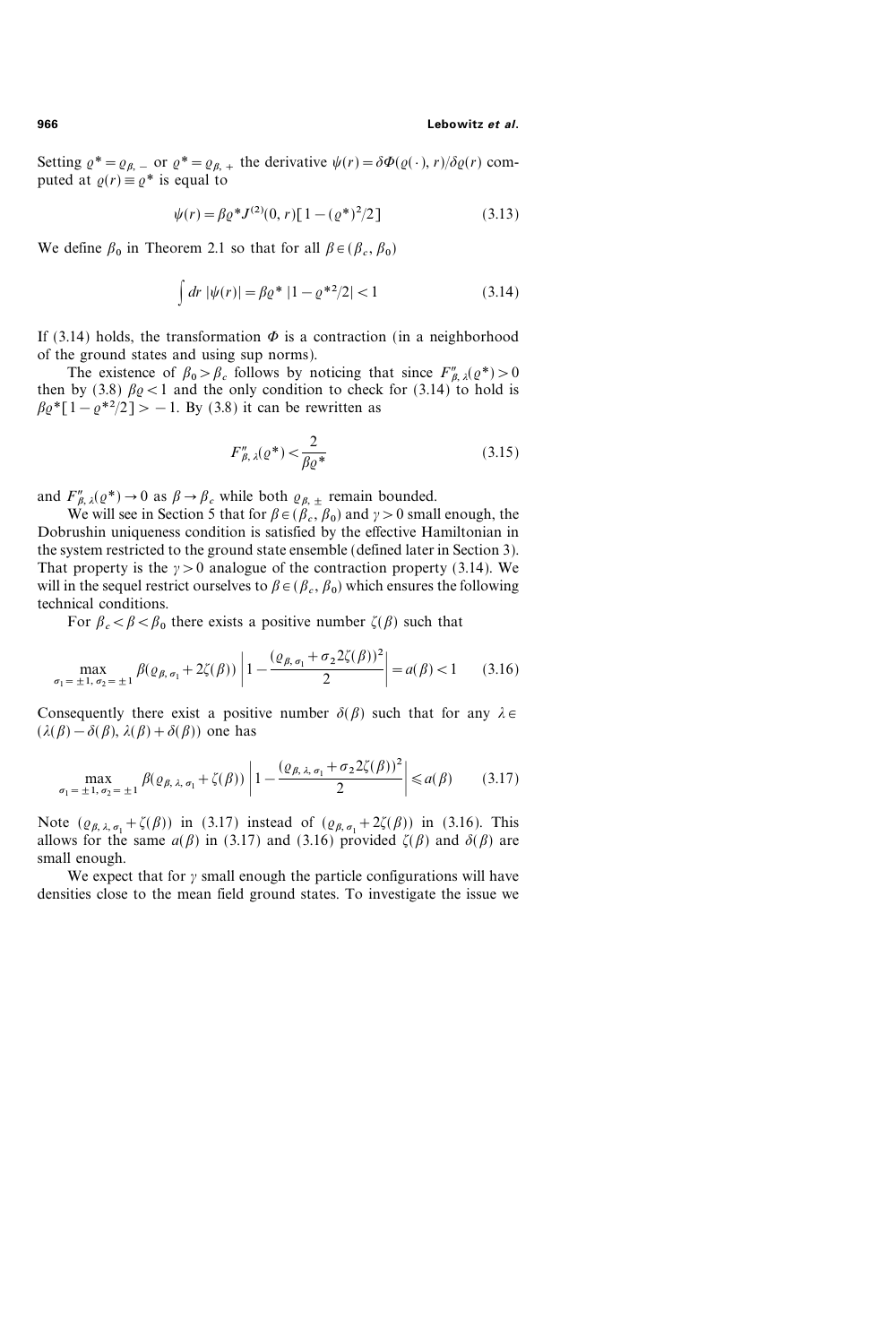Setting $\varrho^* = \varrho_{\beta,-}$ or $\varrho^* = \varrho_{\beta,+}$ the derivative $\psi(r) = \delta\Phi(\varrho(\cdot), r)/\delta\varrho(r)$ computed at $\varrho(r) \equiv \varrho^*$ is equal to

$$\psi(r) = \beta\varrho^* J^{(2)}(0, r)[1 - (\varrho^*)^2/2] \tag{3.13}$$

We define $\beta_0$ in Theorem 2.1 so that for all $\beta \in (\beta_c, \beta_0)$

$$\int dr\, |\psi(r)| = \beta\varrho^*\, |1 - \varrho^{*2}/2| < 1 \tag{3.14}$$

If (3.14) holds, the transformation $\Phi$ is a contraction (in a neighborhood of the ground states and using sup norms).

The existence of $\beta_0 > \beta_c$ follows by noticing that since $F''_{\beta,\lambda}(\varrho^*) > 0$ then by (3.8) $\beta\varrho < 1$ and the only condition to check for (3.14) to hold is $\beta\varrho^*[1 - \varrho^{*2}/2] > -1$. By (3.8) it can be rewritten as

$$F''_{\beta,\lambda}(\varrho^*) < \frac{2}{\beta\varrho^*} \tag{3.15}$$

and $F''_{\beta,\lambda}(\varrho^*) \to 0$ as $\beta \to \beta_c$ while both $\varrho_{\beta,\pm}$ remain bounded.

We will see in Section 5 that for $\beta \in (\beta_c, \beta_0)$ and $\gamma > 0$ small enough, the Dobrushin uniqueness condition is satisfied by the effective Hamiltonian in the system restricted to the ground state ensemble (defined later in Section 3). That property is the $\gamma > 0$ analogue of the contraction property (3.14). We will in the sequel restrict ourselves to $\beta \in (\beta_c, \beta_0)$ which ensures the following technical conditions.

For $\beta_c < \beta < \beta_0$ there exists a positive number $\zeta(\beta)$ such that

$$\max_{\sigma_1 = \pm 1,\, \sigma_2 = \pm 1} \beta(\varrho_{\beta,\sigma_1} + 2\zeta(\beta)) \left| 1 - \frac{(\varrho_{\beta,\sigma_1} + \sigma_2 2\zeta(\beta))^2}{2} \right| = a(\beta) < 1 \tag{3.16}$$

Consequently there exist a positive number $\delta(\beta)$ such that for any $\lambda \in (\lambda(\beta) - \delta(\beta), \lambda(\beta) + \delta(\beta))$ one has

$$\max_{\sigma_1 = \pm 1,\, \sigma_2 = \pm 1} \beta(\varrho_{\beta,\lambda,\sigma_1} + \zeta(\beta)) \left| 1 - \frac{(\varrho_{\beta,\lambda,\sigma_1} + \sigma_2 2\zeta(\beta))^2}{2} \right| \leqslant a(\beta) \tag{3.17}$$

Note $(\varrho_{\beta,\lambda,\sigma_1} + \zeta(\beta))$ in (3.17) instead of $(\varrho_{\beta,\sigma_1} + 2\zeta(\beta))$ in (3.16). This allows for the same $a(\beta)$ in (3.17) and (3.16) provided $\zeta(\beta)$ and $\delta(\beta)$ are small enough.

We expect that for $\gamma$ small enough the particle configurations will have densities close to the mean field ground states. To investigate the issue we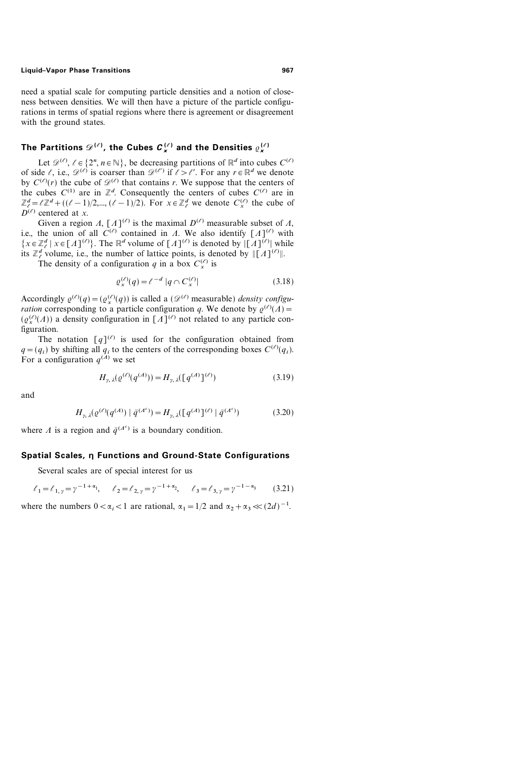need a spatial scale for computing particle densities and a notion of closeness between densities. We will then have a picture of the particle configurations in terms of spatial regions where there is agreement or disagreement with the ground states.

## The Partitions $\mathscr{D}^{(\ell)}$, the Cubes $C_x^{(\ell)}$ and the Densities $\varrho_x^{(\ell)}$

Let $\mathscr{D}^{(\ell)}$, $\ell \in \{2^n, n \in \mathbb{N}\}$, be decreasing partitions of $\mathbb{R}^d$ into cubes $C^{(\ell)}$ of side $\ell$, i.e., $\mathscr{D}^{(\ell)}$ is coarser than $\mathscr{D}^{(\ell')}$ if $\ell > \ell'$. For any $r \in \mathbb{R}^d$ we denote by $C^{(\ell)}(r)$ the cube of $\mathscr{D}^{(\ell)}$ that contains $r$. We suppose that the centers of the cubes $C^{(1)}$ are in $\mathbb{Z}^d$. Consequently the centers of cubes $C^{(\ell)}$ are in $\mathbb{Z}^d_\ell = \ell \mathbb{Z}^d + ((\ell-1)/2,..., (\ell-1)/2)$. For $x \in \mathbb{Z}^d_\ell$ we denote $C_x^{(\ell)}$ the cube of $D^{(\ell)}$ centered at $x$.

Given a region $\Lambda$, $[\Lambda]^{(\ell)}$ is the maximal $D^{(\ell)}$ measurable subset of $\Lambda$, i.e., the union of all $C^{(\ell)}$ contained in $\Lambda$. We also identify $[\Lambda]^{(\ell)}$ with $\{x \in \mathbb{Z}^d_\ell \mid x \in [\Lambda]^{(\ell)}\}$. The $\mathbb{R}^d$ volume of $[\Lambda]^{(\ell)}$ is denoted by $|[\Lambda]^{(\ell)}|$ while its $\mathbb{Z}^d_\ell$ volume, i.e., the number of lattice points, is denoted by $\|[\Lambda]^{(\ell)}\|$.

The density of a configuration $q$ in a box $C_x^{(\ell)}$ is

$$\varrho_x^{(\ell)}(q) = \ell^{-d} \, |q \cap C_x^{(\ell)}| \tag{3.18}$$

Accordingly $\varrho^{(\ell)}(q) = (\varrho_x^{(\ell)}(q))$ is called a ($\mathscr{D}^{(\ell)}$ measurable) *density configuration* corresponding to a particle configuration $q$. We denote by $\varrho^{(\ell)}(\Lambda) = (\varrho_x^{(\ell)}(\Lambda))$ a density configuration in $[\Lambda]^{(\ell)}$ not related to any particle configuration.

The notation $[q]^{(\ell)}$ is used for the configuration obtained from $q = (q_i)$ by shifting all $q_i$ to the centers of the corresponding boxes $C^{(\ell)}(q_i)$. For a configuration $q^{(\Lambda)}$ we set

$$H_{\gamma,\lambda}(\varrho^{(\ell)}(q^{(\Lambda)})) = H_{\gamma,\lambda}([q^{(\Lambda)}]^{(\ell)}) \tag{3.19}$$

and

$$H_{\gamma,\lambda}(\varrho^{(\ell)}(q^{(\Lambda)}) \mid \bar{q}^{(\Lambda^c)}) = H_{\gamma,\lambda}([q^{(\Lambda)}]^{(\ell)} \mid \bar{q}^{(\Lambda^c)}) \tag{3.20}$$

where $\Lambda$ is a region and $\bar{q}^{(\Lambda^c)}$ is a boundary condition.

## Spatial Scales, η Functions and Ground-State Configurations

Several scales are of special interest for us

$$\ell_1 = \ell_{1,\gamma} = \gamma^{-1+\alpha_1}, \qquad \ell_2 = \ell_{2,\gamma} = \gamma^{-1+\alpha_2}, \qquad \ell_3 = \ell_{3,\gamma} = \gamma^{-1-\alpha_3} \tag{3.21}$$

where the numbers $0 < \alpha_i < 1$ are rational, $\alpha_1 = 1/2$ and $\alpha_2 + \alpha_3 \ll (2d)^{-1}$.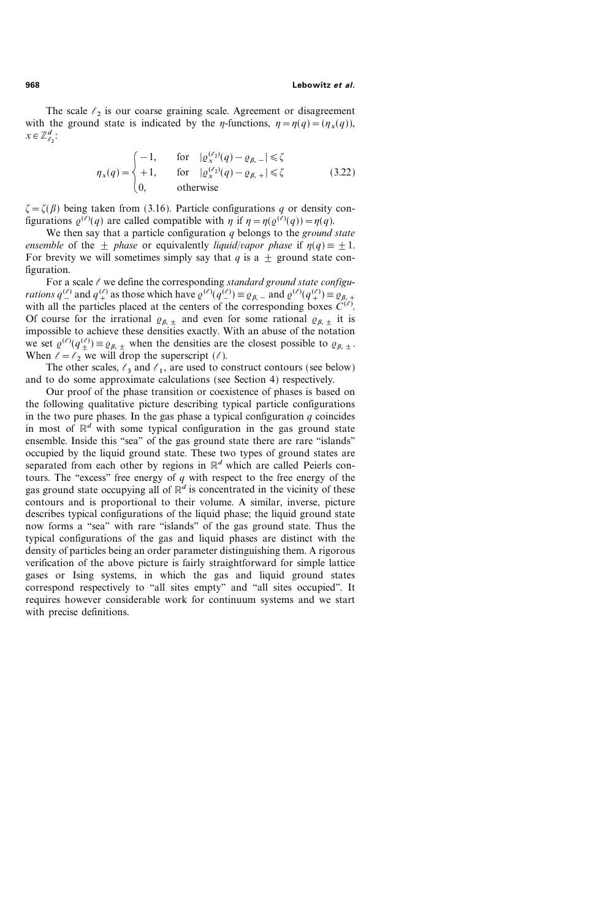The scale $\ell_2$ is our coarse graining scale. Agreement or disagreement with the ground state is indicated by the $\eta$-functions, $\eta = \eta(q) = (\eta_x(q))$, $x \in \mathbb{Z}^d_{\ell_2}$:

$$
\eta_x(q) = \begin{cases} -1, & \text{for} \quad |\varrho^{(\ell_2)}_x(q) - \varrho_{\beta,-}| \leqslant \zeta \\ +1, & \text{for} \quad |\varrho^{(\ell_2)}_x(q) - \varrho_{\beta,+}| \leqslant \zeta \\ 0, & \text{otherwise} \end{cases} \tag{3.22}
$$

$\zeta = \zeta(\beta)$ being taken from (3.16). Particle configurations $q$ or density configurations $\varrho^{(\ell)}(q)$ are called compatible with $\eta$ if $\eta = \eta(\varrho^{(\ell)}(q)) = \eta(q)$.

We then say that a particle configuration $q$ belongs to the *ground state ensemble* of the $\pm$ *phase* or equivalently *liquid/vapor phase* if $\eta(q) \equiv \pm 1$. For brevity we will sometimes simply say that $q$ is a $\pm$ ground state configuration.

For a scale $\ell$ we define the corresponding *standard ground state configurations* $q^{(\ell)}_-$ and $q^{(\ell)}_+$ as those which have $\varrho^{(\ell)}(q^{(\ell)}_-) \equiv \varrho_{\beta,-}$ and $\varrho^{(\ell)}(q^{(\ell)}_+) \equiv \varrho_{\beta,+}$ with all the particles placed at the centers of the corresponding boxes $C^{(\ell)}$. Of course for the irrational $\varrho_{\beta,\pm}$ and even for some rational $\varrho_{\beta,\pm}$ it is impossible to achieve these densities exactly. With an abuse of the notation we set $\varrho^{(\ell)}(q^{(\ell)}_\pm) \equiv \varrho_{\beta,\pm}$ when the densities are the closest possible to $\varrho_{\beta,\pm}$. When $\ell = \ell_2$ we will drop the superscript $(\ell)$.

The other scales, $\ell_3$ and $\ell_1$, are used to construct contours (see below) and to do some approximate calculations (see Section 4) respectively.

Our proof of the phase transition or coexistence of phases is based on the following qualitative picture describing typical particle configurations in the two pure phases. In the gas phase a typical configuration $q$ coincides in most of $\mathbb{R}^d$ with some typical configuration in the gas ground state ensemble. Inside this "sea" of the gas ground state there are rare "islands" occupied by the liquid ground state. These two types of ground states are separated from each other by regions in $\mathbb{R}^d$ which are called Peierls contours. The "excess" free energy of $q$ with respect to the free energy of the gas ground state occupying all of $\mathbb{R}^d$ is concentrated in the vicinity of these contours and is proportional to their volume. A similar, inverse, picture describes typical configurations of the liquid phase; the liquid ground state now forms a "sea" with rare "islands" of the gas ground state. Thus the typical configurations of the gas and liquid phases are distinct with the density of particles being an order parameter distinguishing them. A rigorous verification of the above picture is fairly straightforward for simple lattice gases or Ising systems, in which the gas and liquid ground states correspond respectively to "all sites empty" and "all sites occupied". It requires however considerable work for continuum systems and we start with precise definitions.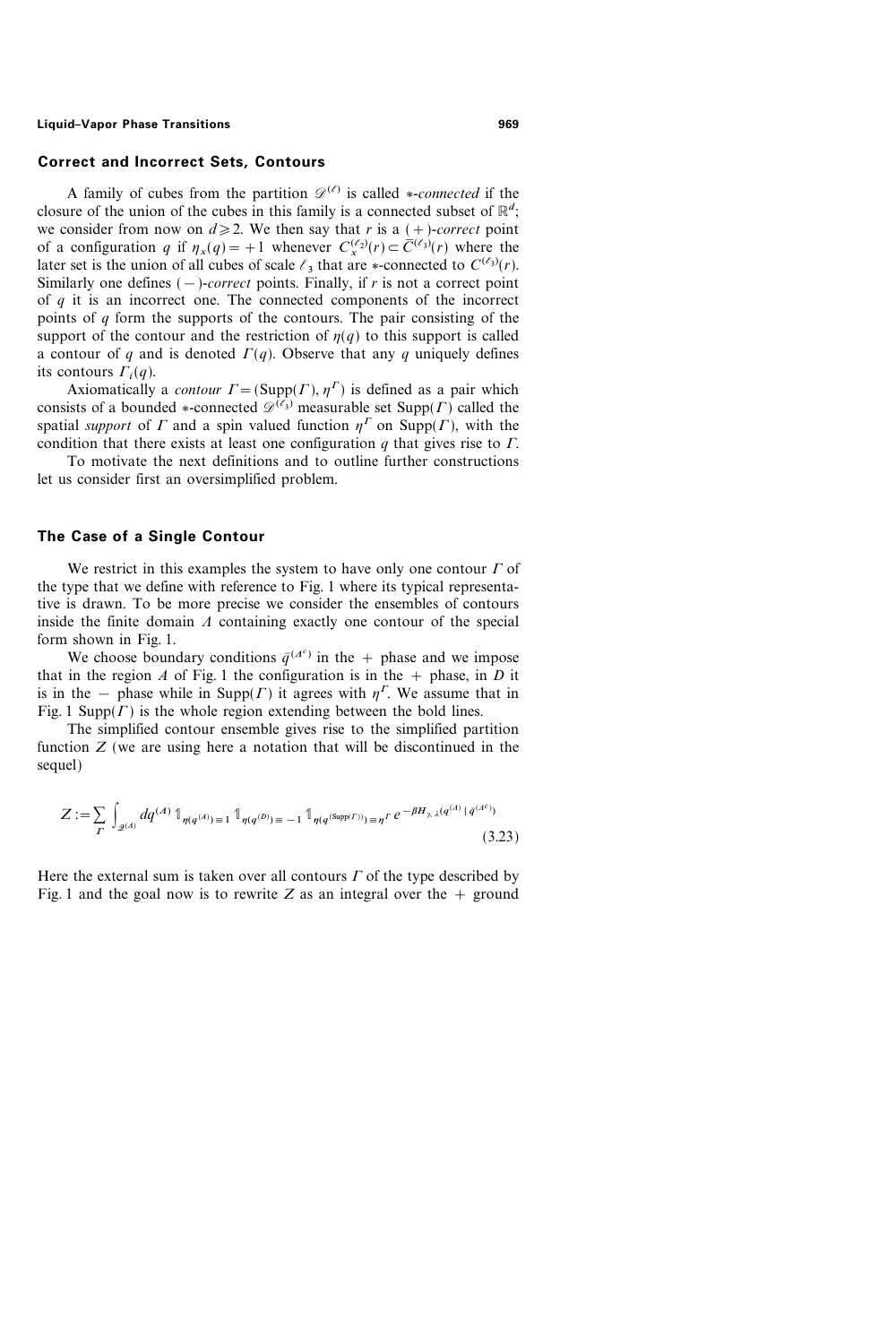### Correct and Incorrect Sets, Contours

A family of cubes from the partition $\mathscr{D}^{(\ell)}$ is called *$*$-connected* if the closure of the union of the cubes in this family is a connected subset of $\mathbb{R}^d$; we consider from now on $d \geqslant 2$. We then say that $r$ is a $(+)$-*correct* point of a configuration $q$ if $\eta_x(q) = +1$ whenever $C_x^{(\ell_2)}(r) \subset \bar{C}^{(\ell_3)}(r)$ where the later set is the union of all cubes of scale $\ell_3$ that are $*$-connected to $C^{(\ell_3)}(r)$. Similarly one defines $(-)$-*correct* points. Finally, if $r$ is not a correct point of $q$ it is an incorrect one. The connected components of the incorrect points of $q$ form the supports of the contours. The pair consisting of the support of the contour and the restriction of $\eta(q)$ to this support is called a contour of $q$ and is denoted $\Gamma(q)$. Observe that any $q$ uniquely defines its contours $\Gamma_i(q)$.

Axiomatically a *contour* $\Gamma = (\mathrm{Supp}(\Gamma), \eta^\Gamma)$ is defined as a pair which consists of a bounded $*$-connected $\mathscr{D}^{(\ell_3)}$ measurable set $\mathrm{Supp}(\Gamma)$ called the spatial *support* of $\Gamma$ and a spin valued function $\eta^\Gamma$ on $\mathrm{Supp}(\Gamma)$, with the condition that there exists at least one configuration $q$ that gives rise to $\Gamma$.

To motivate the next definitions and to outline further constructions let us consider first an oversimplified problem.

### The Case of a Single Contour

We restrict in this examples the system to have only one contour $\Gamma$ of the type that we define with reference to Fig. 1 where its typical representative is drawn. To be more precise we consider the ensembles of contours inside the finite domain $\Lambda$ containing exactly one contour of the special form shown in Fig. 1.

We choose boundary conditions $\bar{q}^{(\Lambda^c)}$ in the $+$ phase and we impose that in the region $A$ of Fig. 1 the configuration is in the $+$ phase, in $D$ it is in the $-$ phase while in $\mathrm{Supp}(\Gamma)$ it agrees with $\eta^\Gamma$. We assume that in Fig. 1 $\mathrm{Supp}(\Gamma)$ is the whole region extending between the bold lines.

The simplified contour ensemble gives rise to the simplified partition function $Z$ (we are using here a notation that will be discontinued in the sequel)

$$Z := \sum_\Gamma \int_{\mathscr{Q}^{(\Lambda)}} dq^{(\Lambda)} \, \mathbb{1}_{\eta(q^{(A)}) \equiv 1} \, \mathbb{1}_{\eta(q^{(D)}) \equiv -1} \, \mathbb{1}_{\eta(q^{(\mathrm{Supp}(\Gamma))}) \equiv \eta^\Gamma} \, e^{-\beta H_{\gamma,\lambda}(q^{(\Lambda)} \mid \bar{q}^{(\Lambda^c)})} \tag{3.23}$$

Here the external sum is taken over all contours $\Gamma$ of the type described by Fig. 1 and the goal now is to rewrite $Z$ as an integral over the $+$ ground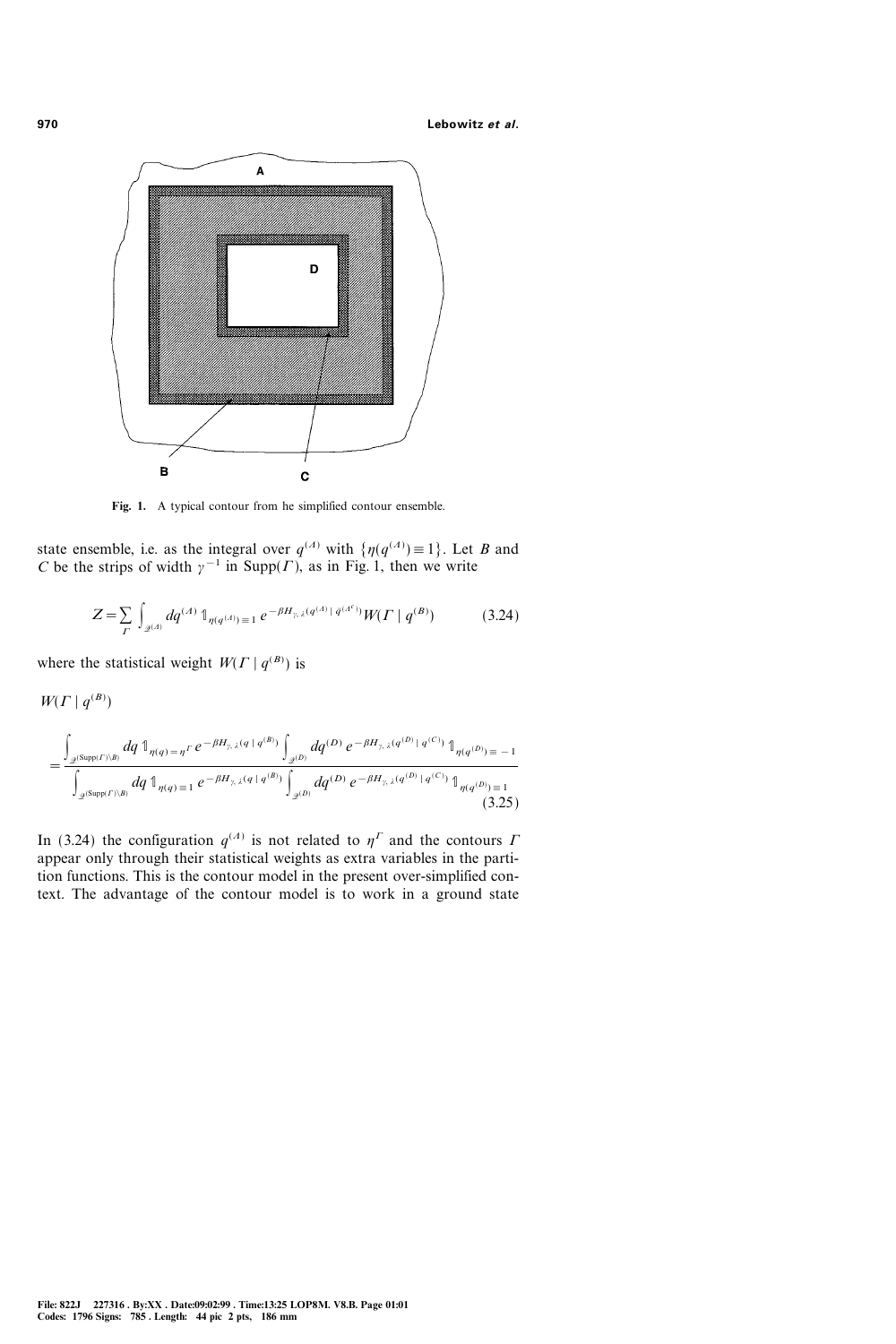Fig. 1. A typical contour from he simplified contour ensemble.

state ensemble, i.e. as the integral over $q^{(A)}$ with $\{\eta(q^{(A)}) \equiv 1\}$. Let $B$ and $C$ be the strips of width $\gamma^{-1}$ in $\mathrm{Supp}(\Gamma)$, as in Fig. 1, then we write

$$Z = \sum_{\Gamma} \int_{\mathscr{Q}^{(A)}} dq^{(A)}\, \mathbb{1}_{\eta(q^{(A)}) \equiv 1}\, e^{-\beta H_{\gamma,\lambda}(q^{(A)} \mid \bar{q}^{(A^c)})} W(\Gamma \mid q^{(B)}) \tag{3.24}$$

where the statistical weight $W(\Gamma \mid q^{(B)})$ is

$$W(\Gamma \mid q^{(B)}) = \frac{\displaystyle\int_{\mathscr{Q}^{(\mathrm{Supp}(\Gamma) \setminus B)}} dq\, \mathbb{1}_{\eta(q) = \eta^{\Gamma}}\, e^{-\beta H_{\gamma,\lambda}(q \mid q^{(B)})} \int_{\mathscr{Q}^{(D)}} dq^{(D)}\, e^{-\beta H_{\gamma,\lambda}(q^{(D)} \mid q^{(C)})}\, \mathbb{1}_{\eta(q^{(D)}) \equiv -1}}{\displaystyle\int_{\mathscr{Q}^{(\mathrm{Supp}(\Gamma) \setminus B)}} dq\, \mathbb{1}_{\eta(q) \equiv 1}\, e^{-\beta H_{\gamma,\lambda}(q \mid q^{(B)})} \int_{\mathscr{Q}^{(D)}} dq^{(D)}\, e^{-\beta H_{\gamma,\lambda}(q^{(D)} \mid q^{(C)})}\, \mathbb{1}_{\eta(q^{(D)}) \equiv 1}} \tag{3.25}$$

In (3.24) the configuration $q^{(A)}$ is not related to $\eta^{\Gamma}$ and the contours $\Gamma$ appear only through their statistical weights as extra variables in the partition functions. This is the contour model in the present over-simplified context. The advantage of the contour model is to work in a ground state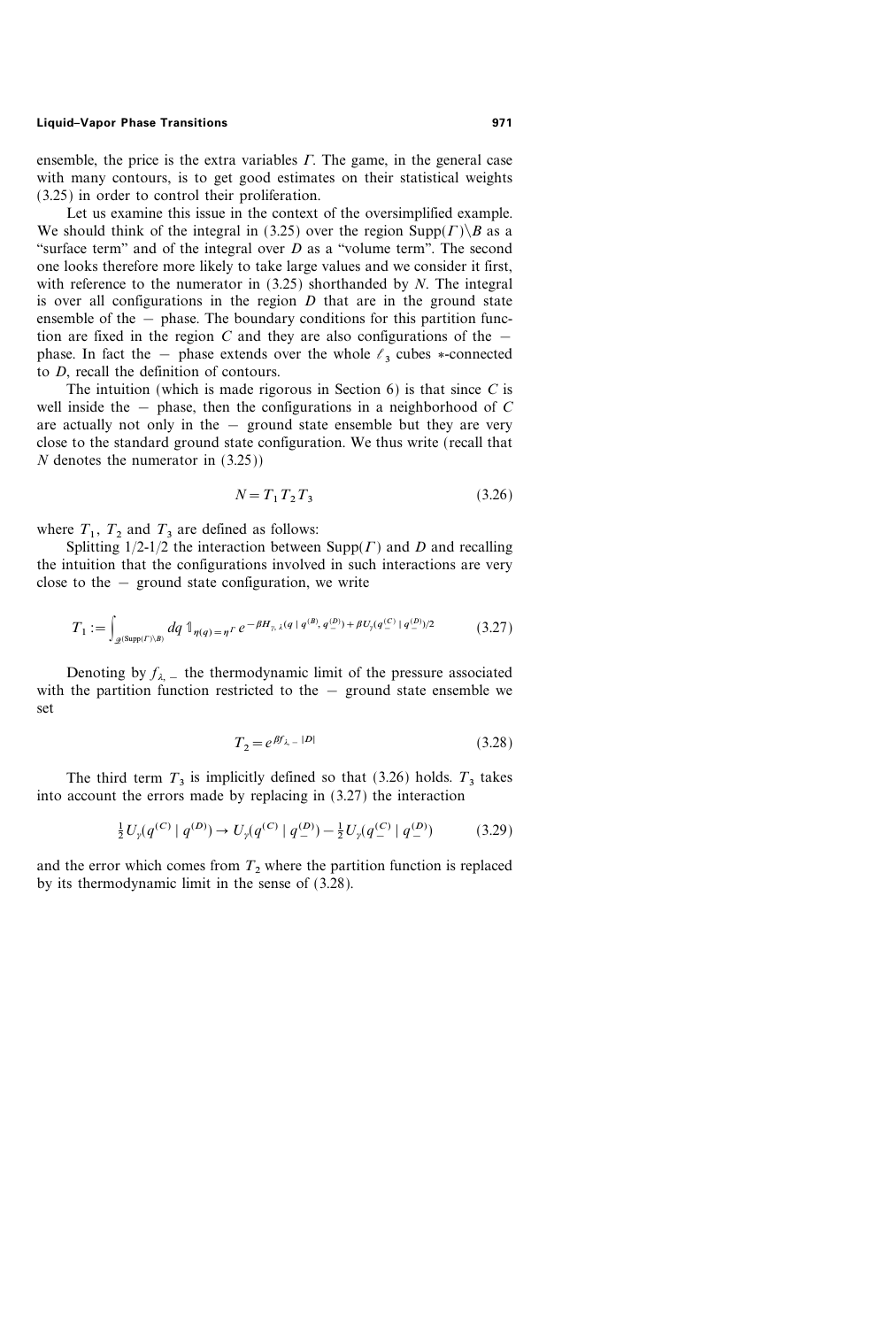ensemble, the price is the extra variables $\Gamma$. The game, in the general case with many contours, is to get good estimates on their statistical weights (3.25) in order to control their proliferation.

Let us examine this issue in the context of the oversimplified example. We should think of the integral in (3.25) over the region $\mathrm{Supp}(\Gamma)\setminus B$ as a "surface term" and of the integral over $D$ as a "volume term". The second one looks therefore more likely to take large values and we consider it first, with reference to the numerator in (3.25) shorthanded by $N$. The integral is over all configurations in the region $D$ that are in the ground state ensemble of the $-$ phase. The boundary conditions for this partition function are fixed in the region $C$ and they are also configurations of the $-$ phase. In fact the $-$ phase extends over the whole $\ell_3$ cubes $*$-connected to $D$, recall the definition of contours.

The intuition (which is made rigorous in Section 6) is that since $C$ is well inside the $-$ phase, then the configurations in a neighborhood of $C$ are actually not only in the $-$ ground state ensemble but they are very close to the standard ground state configuration. We thus write (recall that $N$ denotes the numerator in (3.25))

$$N = T_1 T_2 T_3 \tag{3.26}$$

where $T_1$, $T_2$ and $T_3$ are defined as follows:

Splitting 1/2-1/2 the interaction between $\mathrm{Supp}(\Gamma)$ and $D$ and recalling the intuition that the configurations involved in such interactions are very close to the $-$ ground state configuration, we write

$$T_1 := \int_{\mathscr{Q}^{(\mathrm{Supp}(\Gamma)\setminus B)}} dq \, \mathbb{1}_{\eta(q)=\eta^\Gamma} \, e^{-\beta H_{\gamma,\lambda}(q \mid q^{(B)}, q_-^{(D)}) + \beta U_\gamma(q_-^{(C)} \mid q_-^{(D)})/2} \tag{3.27}$$

Denoting by $f_{\lambda,-}$ the thermodynamic limit of the pressure associated with the partition function restricted to the $-$ ground state ensemble we set

$$T_2 = e^{\beta f_{\lambda,-} |D|} \tag{3.28}$$

The third term $T_3$ is implicitly defined so that (3.26) holds. $T_3$ takes into account the errors made by replacing in (3.27) the interaction

$$\tfrac{1}{2} U_\gamma(q^{(C)} \mid q^{(D)}) \to U_\gamma(q^{(C)} \mid q_-^{(D)}) - \tfrac{1}{2} U_\gamma(q_-^{(C)} \mid q_-^{(D)}) \tag{3.29}$$

and the error which comes from $T_2$ where the partition function is replaced by its thermodynamic limit in the sense of (3.28).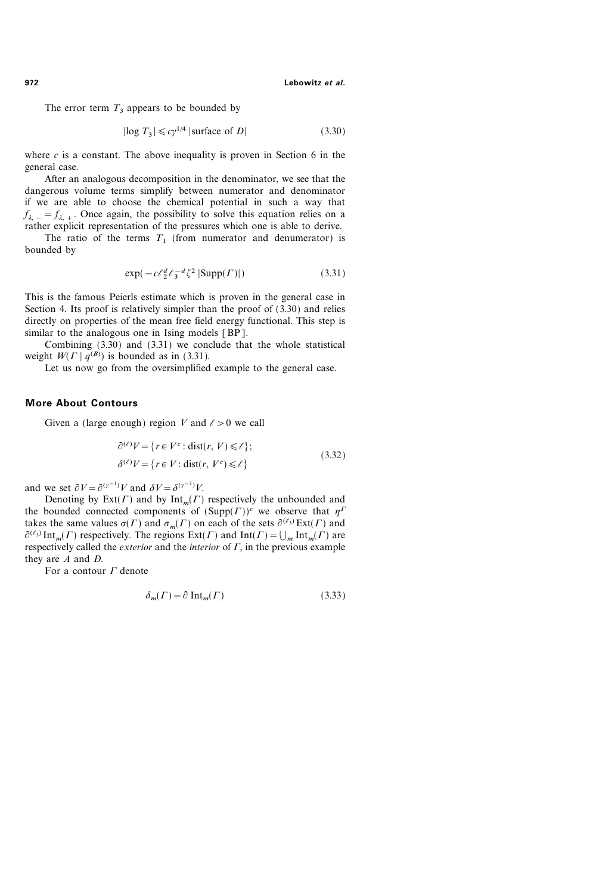The error term $T_3$ appears to be bounded by

$$|\log T_3| \leqslant c\gamma^{1/4} \,|\text{surface of } D| \tag{3.30}$$

where $c$ is a constant. The above inequality is proven in Section 6 in the general case.

After an analogous decomposition in the denominator, we see that the dangerous volume terms simplify between numerator and denominator if we are able to choose the chemical potential in such a way that $f_{\lambda,-} = f_{\lambda,+}$. Once again, the possibility to solve this equation relies on a rather explicit representation of the pressures which one is able to derive.

The ratio of the terms $T_1$ (from numerator and denumerator) is bounded by

$$\exp(-c\ell_2^d \ell_3^{-d} \zeta^2 \,|\text{Supp}(\Gamma)|) \tag{3.31}$$

This is the famous Peierls estimate which is proven in the general case in Section 4. Its proof is relatively simpler than the proof of (3.30) and relies directly on properties of the mean free field energy functional. This step is similar to the analogous one in Ising models [BP].

Combining (3.30) and (3.31) we conclude that the whole statistical weight $W(\Gamma \mid q^{(B)})$ is bounded as in (3.31).

Let us now go from the oversimplified example to the general case.

## More About Contours

Given a (large enough) region $V$ and $\ell > 0$ we call

$$\begin{aligned} \partial^{(\ell)} V &= \{r \in V^c : \text{dist}(r, V) \leqslant \ell\}; \\ \delta^{(\ell)} V &= \{r \in V : \text{dist}(r, V^c) \leqslant \ell\} \end{aligned} \tag{3.32}$$

and we set $\partial V = \partial^{(\gamma^{-1})} V$ and $\delta V = \delta^{(\gamma^{-1})} V$.

Denoting by $\text{Ext}(\Gamma)$ and by $\text{Int}_m(\Gamma)$ respectively the unbounded and the bounded connected components of $(\text{Supp}(\Gamma))^c$ we observe that $\eta^\Gamma$ takes the same values $\sigma(\Gamma)$ and $\sigma_m(\Gamma)$ on each of the sets $\partial^{(\ell_3)} \text{Ext}(\Gamma)$ and $\partial^{(\ell_3)} \text{Int}_m(\Gamma)$ respectively. The regions $\text{Ext}(\Gamma)$ and $\text{Int}(\Gamma) = \bigcup_m \text{Int}_m(\Gamma)$ are respectively called the *exterior* and the *interior* of $\Gamma$, in the previous example they are $A$ and $D$.

For a contour $\Gamma$ denote

$$\delta_m(\Gamma) = \partial \,\text{Int}_m(\Gamma) \tag{3.33}$$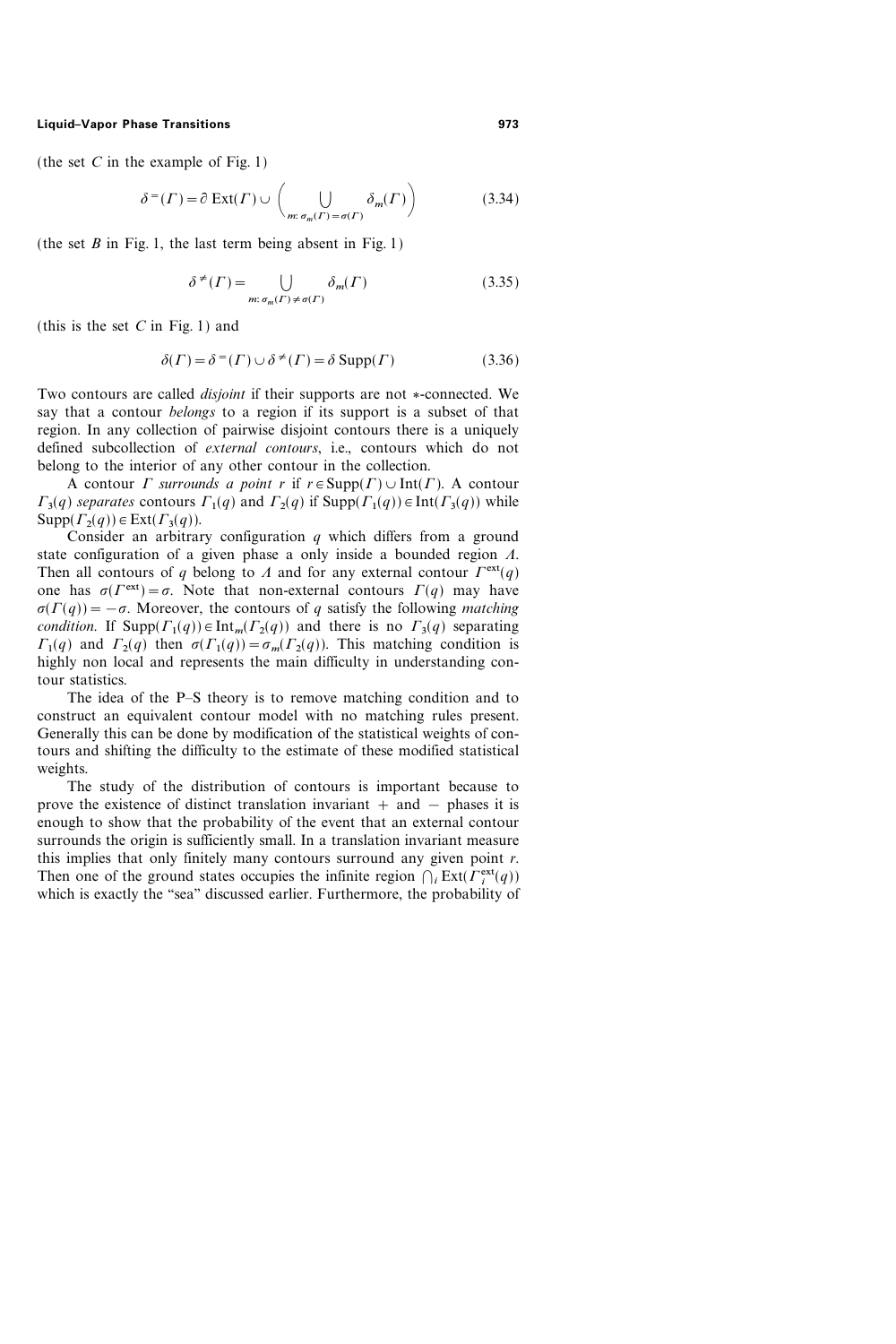(the set $C$ in the example of Fig. 1)

$$\delta^{=}(\Gamma) = \partial\, \mathrm{Ext}(\Gamma) \cup \left( \bigcup_{m:\, \sigma_m(\Gamma) = \sigma(\Gamma)} \delta_m(\Gamma) \right) \tag{3.34}$$

(the set $B$ in Fig. 1, the last term being absent in Fig. 1)

$$\delta^{\neq}(\Gamma) = \bigcup_{m:\, \sigma_m(\Gamma) \neq \sigma(\Gamma)} \delta_m(\Gamma) \tag{3.35}$$

(this is the set $C$ in Fig. 1) and

$$\delta(\Gamma) = \delta^{=}(\Gamma) \cup \delta^{\neq}(\Gamma) = \delta\, \mathrm{Supp}(\Gamma) \tag{3.36}$$

Two contours are called *disjoint* if their supports are not $*$-connected. We say that a contour *belongs* to a region if its support is a subset of that region. In any collection of pairwise disjoint contours there is a uniquely defined subcollection of *external contours*, i.e., contours which do not belong to the interior of any other contour in the collection.

A contour $\Gamma$ *surrounds a point* $r$ if $r \in \mathrm{Supp}(\Gamma) \cup \mathrm{Int}(\Gamma)$. A contour $\Gamma_3(q)$ *separates* contours $\Gamma_1(q)$ and $\Gamma_2(q)$ if $\mathrm{Supp}(\Gamma_1(q)) \in \mathrm{Int}(\Gamma_3(q))$ while $\mathrm{Supp}(\Gamma_2(q)) \in \mathrm{Ext}(\Gamma_3(q))$.

Consider an arbitrary configuration $q$ which differs from a ground state configuration of a given phase a only inside a bounded region $\Lambda$. Then all contours of $q$ belong to $\Lambda$ and for any external contour $\Gamma^{\mathrm{ext}}(q)$ one has $\sigma(\Gamma^{\mathrm{ext}}) = \sigma$. Note that non-external contours $\Gamma(q)$ may have $\sigma(\Gamma(q)) = -\sigma$. Moreover, the contours of $q$ satisfy the following *matching condition*. If $\mathrm{Supp}(\Gamma_1(q)) \in \mathrm{Int}_m(\Gamma_2(q))$ and there is no $\Gamma_3(q)$ separating $\Gamma_1(q)$ and $\Gamma_2(q)$ then $\sigma(\Gamma_1(q)) = \sigma_m(\Gamma_2(q))$. This matching condition is highly non local and represents the main difficulty in understanding contour statistics.

The idea of the P–S theory is to remove matching condition and to construct an equivalent contour model with no matching rules present. Generally this can be done by modification of the statistical weights of contours and shifting the difficulty to the estimate of these modified statistical weights.

The study of the distribution of contours is important because to prove the existence of distinct translation invariant $+$ and $-$ phases it is enough to show that the probability of the event that an external contour surrounds the origin is sufficiently small. In a translation invariant measure this implies that only finitely many contours surround any given point $r$. Then one of the ground states occupies the infinite region $\bigcap_i \mathrm{Ext}(\Gamma_i^{\mathrm{ext}}(q))$ which is exactly the "sea" discussed earlier. Furthermore, the probability of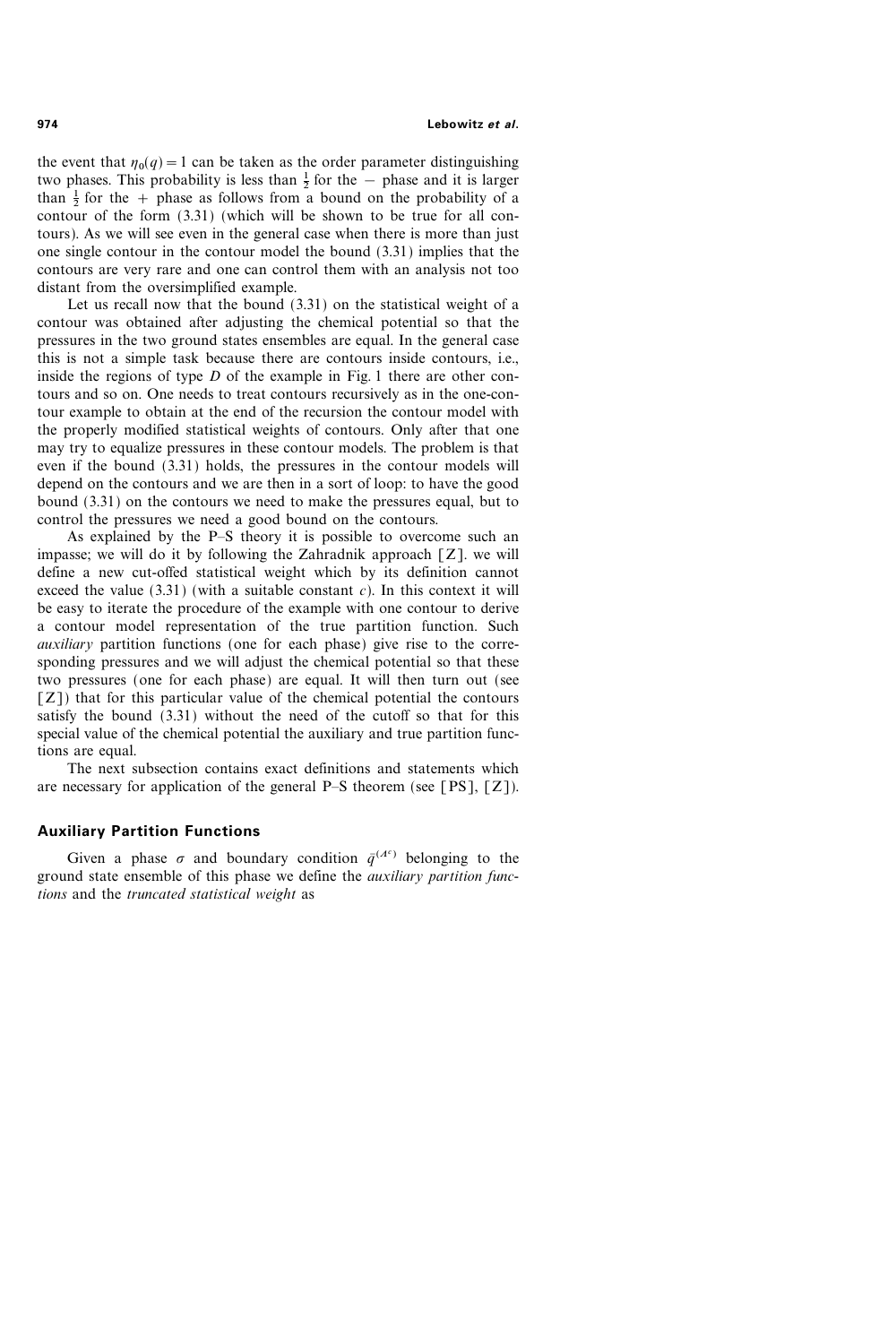the event that $\eta_0(q) = 1$ can be taken as the order parameter distinguishing two phases. This probability is less than $\frac{1}{2}$ for the $-$ phase and it is larger than $\frac{1}{2}$ for the $+$ phase as follows from a bound on the probability of a contour of the form (3.31) (which will be shown to be true for all contours). As we will see even in the general case when there is more than just one single contour in the contour model the bound (3.31) implies that the contours are very rare and one can control them with an analysis not too distant from the oversimplified example.

Let us recall now that the bound (3.31) on the statistical weight of a contour was obtained after adjusting the chemical potential so that the pressures in the two ground states ensembles are equal. In the general case this is not a simple task because there are contours inside contours, i.e., inside the regions of type $D$ of the example in Fig. 1 there are other contours and so on. One needs to treat contours recursively as in the one-contour example to obtain at the end of the recursion the contour model with the properly modified statistical weights of contours. Only after that one may try to equalize pressures in these contour models. The problem is that even if the bound (3.31) holds, the pressures in the contour models will depend on the contours and we are then in a sort of loop: to have the good bound (3.31) on the contours we need to make the pressures equal, but to control the pressures we need a good bound on the contours.

As explained by the P–S theory it is possible to overcome such an impasse; we will do it by following the Zahradnik approach [Z]. we will define a new cut-offed statistical weight which by its definition cannot exceed the value (3.31) (with a suitable constant $c$). In this context it will be easy to iterate the procedure of the example with one contour to derive a contour model representation of the true partition function. Such *auxiliary* partition functions (one for each phase) give rise to the corresponding pressures and we will adjust the chemical potential so that these two pressures (one for each phase) are equal. It will then turn out (see [Z]) that for this particular value of the chemical potential the contours satisfy the bound (3.31) without the need of the cutoff so that for this special value of the chemical potential the auxiliary and true partition functions are equal.

The next subsection contains exact definitions and statements which are necessary for application of the general P–S theorem (see [PS], [Z]).

### Auxiliary Partition Functions

Given a phase $\sigma$ and boundary condition $\bar{q}^{(\Lambda^c)}$ belonging to the ground state ensemble of this phase we define the *auxiliary partition functions* and the *truncated statistical weight* as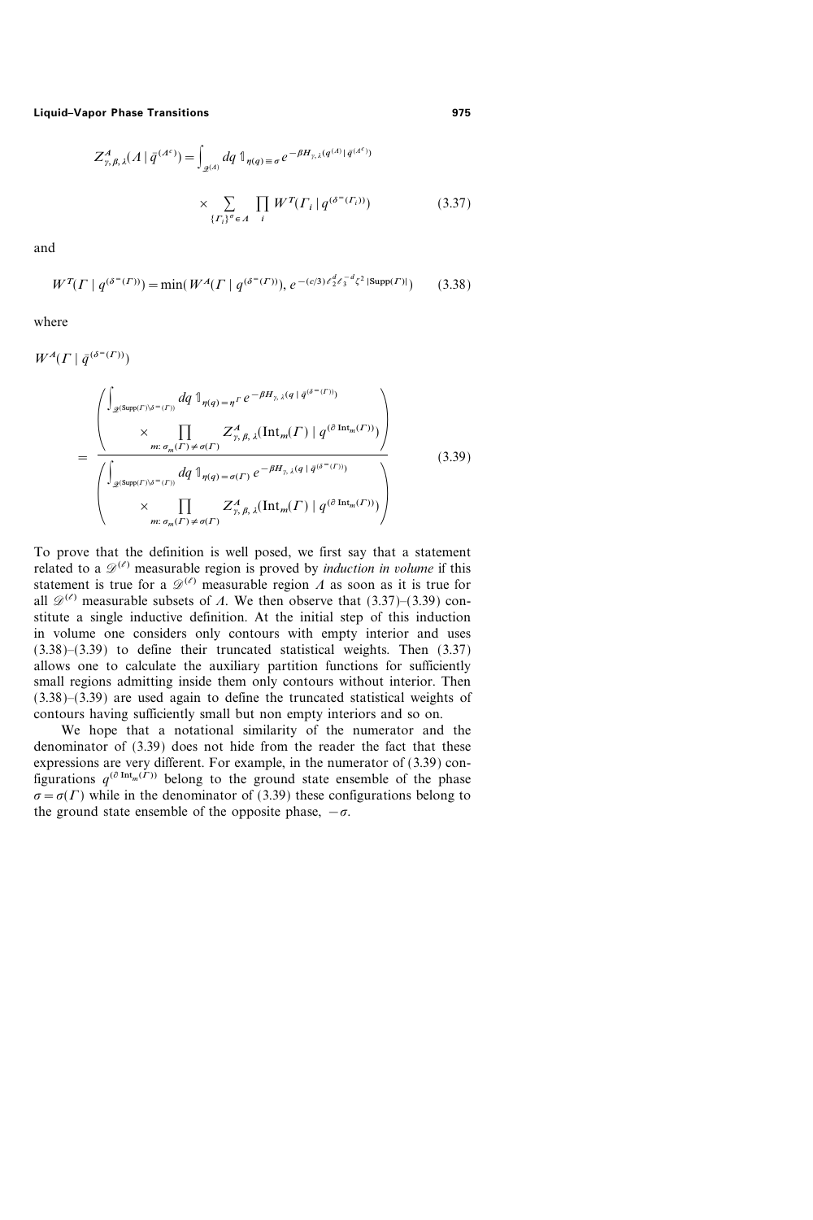$$Z^{A}_{\gamma,\beta,\lambda}(\Lambda \mid \bar{q}^{(\Lambda^c)}) = \int_{\mathscr{Q}^{(\Lambda)}} dq \, \mathbb{1}_{\eta(q) \equiv \sigma} \, e^{-\beta H_{\gamma,\lambda}(q^{(\Lambda)} \mid \bar{q}^{(\Lambda^c)})}$$

$$\times \sum_{\{\Gamma_i\}^{\sigma} \in \Lambda} \prod_i W^T(\Gamma_i \mid q^{(\delta^-(\Gamma_i))}) \tag{3.37}$$

and

$$W^T(\Gamma \mid q^{(\delta^-(\Gamma))}) = \min(W^A(\Gamma \mid q^{(\delta^-(\Gamma))}), e^{-(c/3)\ell_2^d \ell_3^{-d} \zeta^2 |\mathrm{Supp}(\Gamma)|}) \tag{3.38}$$

where

$$W^A(\Gamma \mid \bar{q}^{(\delta^-(\Gamma))})$$

$$= \frac{\left( \begin{array}{c} \int_{\mathscr{Q}^{(\mathrm{Supp}(\Gamma) \setminus \delta^-(\Gamma))}} dq \, \mathbb{1}_{\eta(q) = \eta^{\Gamma}} \, e^{-\beta H_{\gamma,\lambda}(q \mid \bar{q}^{(\delta^-(\Gamma))})} \\ \times \prod_{m:\, \sigma_m(\Gamma) \neq \sigma(\Gamma)} Z^A_{\gamma,\beta,\lambda}(\mathrm{Int}_m(\Gamma) \mid q^{(\partial\, \mathrm{Int}_m(\Gamma))}) \end{array} \right)}{\left( \begin{array}{c} \int_{\mathscr{Q}^{(\mathrm{Supp}(\Gamma) \setminus \delta^-(\Gamma))}} dq \, \mathbb{1}_{\eta(q) = \sigma(\Gamma)} \, e^{-\beta H_{\gamma,\lambda}(q \mid \bar{q}^{(\delta^-(\Gamma))})} \\ \times \prod_{m:\, \sigma_m(\Gamma) \neq \sigma(\Gamma)} Z^A_{\gamma,\beta,\lambda}(\mathrm{Int}_m(\Gamma) \mid q^{(\partial\, \mathrm{Int}_m(\Gamma))}) \end{array} \right)} \tag{3.39}$$

To prove that the definition is well posed, we first say that a statement related to a $\mathscr{D}^{(\ell)}$ measurable region is proved by *induction in volume* if this statement is true for a $\mathscr{D}^{(\ell)}$ measurable region $\Lambda$ as soon as it is true for all $\mathscr{D}^{(\ell)}$ measurable subsets of $\Lambda$. We then observe that (3.37)–(3.39) constitute a single inductive definition. At the initial step of this induction in volume one considers only contours with empty interior and uses (3.38)–(3.39) to define their truncated statistical weights. Then (3.37) allows one to calculate the auxiliary partition functions for sufficiently small regions admitting inside them only contours without interior. Then (3.38)–(3.39) are used again to define the truncated statistical weights of contours having sufficiently small but non empty interiors and so on.

We hope that a notational similarity of the numerator and the denominator of (3.39) does not hide from the reader the fact that these expressions are very different. For example, in the numerator of (3.39) configurations $q^{(\partial\, \mathrm{Int}_m(\Gamma))}$ belong to the ground state ensemble of the phase $\sigma = \sigma(\Gamma)$ while in the denominator of (3.39) these configurations belong to the ground state ensemble of the opposite phase, $-\sigma$.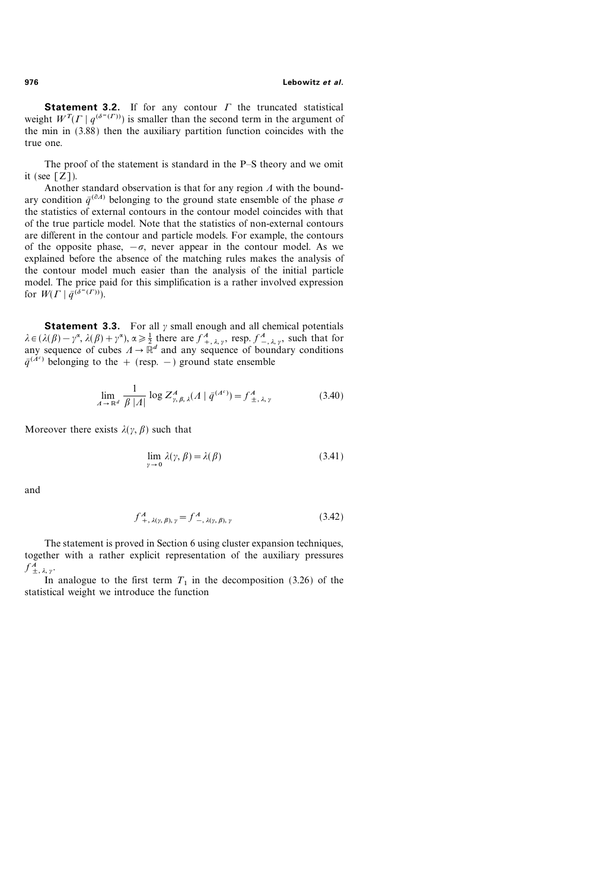**Statement 3.2.** If for any contour $\Gamma$ the truncated statistical weight $W^T(\Gamma \mid q^{(\delta^-(\Gamma))})$ is smaller than the second term in the argument of the min in (3.88) then the auxiliary partition function coincides with the true one.

The proof of the statement is standard in the P–S theory and we omit it (see [Z]).

Another standard observation is that for any region $\Lambda$ with the boundary condition $\bar{q}^{(\partial \Lambda)}$ belonging to the ground state ensemble of the phase $\sigma$ the statistics of external contours in the contour model coincides with that of the true particle model. Note that the statistics of non-external contours are different in the contour and particle models. For example, the contours of the opposite phase, $-\sigma$, never appear in the contour model. As we explained before the absence of the matching rules makes the analysis of the contour model much easier than the analysis of the initial particle model. The price paid for this simplification is a rather involved expression for $W(\Gamma \mid \bar{q}^{(\delta^-(\Gamma))})$.

**Statement 3.3.** For all $\gamma$ small enough and all chemical potentials $\lambda \in (\lambda(\beta) - \gamma^\alpha, \lambda(\beta) + \gamma^\alpha)$, $\alpha \geqslant \frac{1}{2}$ there are $f^A_{+, \lambda, \gamma}$, resp. $f^A_{-, \lambda, \gamma}$, such that for any sequence of cubes $\Lambda \to \mathbb{R}^d$ and any sequence of boundary conditions $\bar{q}^{(\Lambda^c)}$ belonging to the $+$ (resp. $-$) ground state ensemble

$$\lim_{\Lambda \to \mathbb{R}^d} \frac{1}{\beta |\Lambda|} \log Z^A_{\gamma, \beta, \lambda}(\Lambda \mid \bar{q}^{(\Lambda^c)}) = f^A_{\pm, \lambda, \gamma} \tag{3.40}$$

Moreover there exists $\lambda(\gamma, \beta)$ such that

$$\lim_{\gamma \to 0} \lambda(\gamma, \beta) = \lambda(\beta) \tag{3.41}$$

and

$$f^A_{+, \lambda(\gamma, \beta), \gamma} = f^A_{-, \lambda(\gamma, \beta), \gamma} \tag{3.42}$$

The statement is proved in Section 6 using cluster expansion techniques, together with a rather explicit representation of the auxiliary pressures $f^A_{\pm, \lambda, \gamma}$.

In analogue to the first term $T_1$ in the decomposition (3.26) of the statistical weight we introduce the function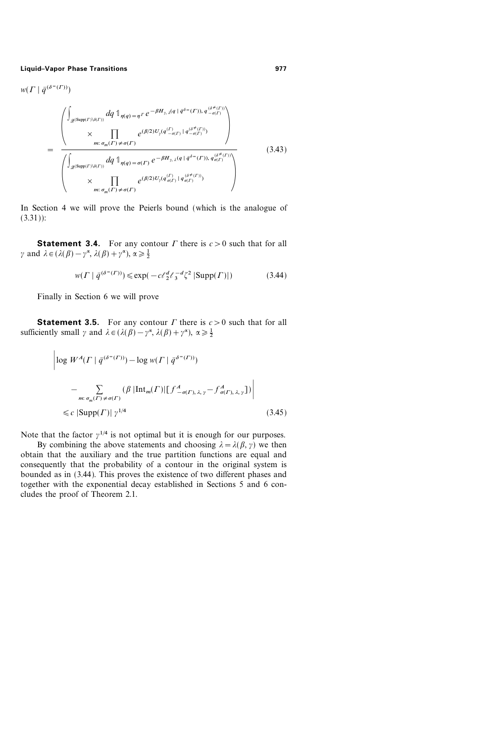$w(\Gamma \mid \bar{q}^{(\delta^-(\Gamma))})$

$$
= \frac{\left( \begin{array}{c} \displaystyle\int_{\mathscr{Q}(\mathrm{Supp}(\Gamma) \setminus \delta(\Gamma))} dq \, \mathbb{1}_{\eta(q) = \eta^\Gamma} \, e^{-\beta H_{\gamma, \lambda}(q \mid \bar{q}^{\delta^-(\Gamma)}), \, q_{-\sigma(\Gamma)}^{(\delta^{\neq}(\Gamma))})} \\ \displaystyle\times \prod_{m: \, \sigma_m(\Gamma) \neq \sigma(\Gamma)} e^{(\beta/2) U_\gamma(q_{-\sigma(\Gamma)}^{(\Gamma)} \mid q_{-\sigma(\Gamma)}^{(\delta^{\neq}(\Gamma))})} \end{array} \right)}{\left( \begin{array}{c} \displaystyle\int_{\mathscr{Q}(\mathrm{Supp}(\Gamma) \setminus \delta(\Gamma))} dq \, \mathbb{1}_{\eta(q) = \sigma(\Gamma)} \, e^{-\beta H_{\gamma, \lambda}(q \mid \bar{q}^{\delta^-(\Gamma)}), \, q_{\sigma(\Gamma)}^{(\delta^{\neq}(\Gamma))})} \\ \displaystyle\times \prod_{m: \, \sigma_m(\Gamma) \neq \sigma(\Gamma)} e^{(\beta/2) U_\gamma(q_{\sigma(\Gamma)}^{(\Gamma)} \mid q_{\sigma(\Gamma)}^{(\delta^{\neq}(\Gamma))})} \end{array} \right)} \tag{3.43}
$$

In Section 4 we will prove the Peierls bound (which is the analogue of (3.31)):

**Statement 3.4.** For any contour $\Gamma$ there is $c > 0$ such that for all $\gamma$ and $\lambda \in (\lambda(\beta) - \gamma^\alpha, \lambda(\beta) + \gamma^\alpha)$, $\alpha \geqslant \frac{1}{2}$

$$
w(\Gamma \mid \bar{q}^{(\delta^-(\Gamma))}) \leqslant \exp(-c \ell_2^d \ell_3^{-d} \zeta^2 \, |\mathrm{Supp}(\Gamma)|) \tag{3.44}
$$

Finally in Section 6 we will prove

**Statement 3.5.** For any contour $\Gamma$ there is $c > 0$ such that for all sufficiently small $\gamma$ and $\lambda \in (\lambda(\beta) - \gamma^\alpha, \lambda(\beta) + \gamma^\alpha)$, $\alpha \geqslant \frac{1}{2}$

$$
\begin{aligned}
&\Bigg| \log W^A(\Gamma \mid \bar{q}^{(\delta^-(\Gamma))}) - \log w(\Gamma \mid \bar{q}^{\delta^-(\Gamma)}) \\
&\quad - \sum_{m: \, \sigma_m(\Gamma) \neq \sigma(\Gamma)} (\beta \, |\mathrm{Int}_m(\Gamma)| [f^A_{-\sigma(\Gamma), \lambda, \gamma} - f^A_{\sigma(\Gamma), \lambda, \gamma}]) \Bigg| \\
&\leqslant c \, |\mathrm{Supp}(\Gamma)| \, \gamma^{1/4}
\end{aligned} \tag{3.45}
$$

Note that the factor $\gamma^{1/4}$ is not optimal but it is enough for our purposes.

By combining the above statements and choosing $\lambda = \lambda(\beta, \gamma)$ we then obtain that the auxiliary and the true partition functions are equal and consequently that the probability of a contour in the original system is bounded as in (3.44). This proves the existence of two different phases and together with the exponential decay established in Sections 5 and 6 concludes the proof of Theorem 2.1.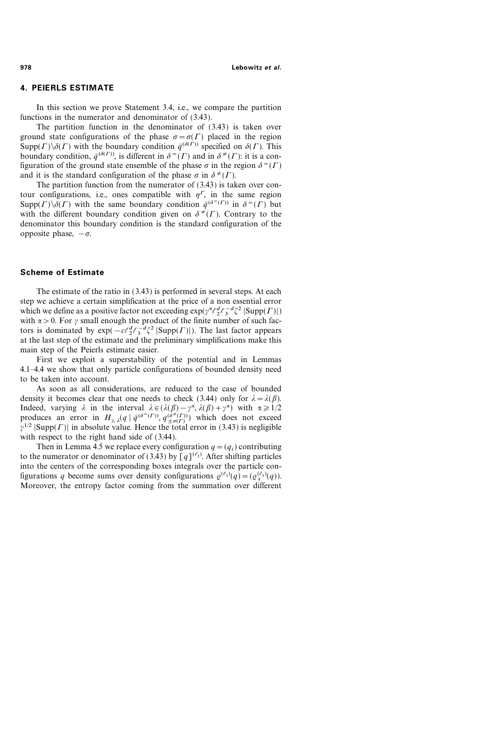## 4. PEIERLS ESTIMATE

In this section we prove Statement 3.4, i.e., we compare the partition functions in the numerator and denominator of (3.43).

The partition function in the denominator of (3.43) is taken over ground state configurations of the phase $\sigma = \sigma(\Gamma)$ placed in the region $\mathrm{Supp}(\Gamma)\setminus\delta(\Gamma)$ with the boundary condition $\bar{q}^{(\delta(\Gamma))}$ specified on $\delta(\Gamma)$. This boundary condition, $\bar{q}^{(\delta(\Gamma))}$, is different in $\delta^{=}(\Gamma)$ and in $\delta^{\neq}(\Gamma)$: it is a configuration of the ground state ensemble of the phase $\sigma$ in the region $\delta^{=}(\Gamma)$ and it is the standard configuration of the phase $\sigma$ in $\delta^{\neq}(\Gamma)$.

The partition function from the numerator of (3.43) is taken over contour configurations, i.e., ones compatible with $\eta^{\Gamma}$, in the same region $\mathrm{Supp}(\Gamma)\setminus\delta(\Gamma)$ with the same boundary condition $\bar{q}^{(\delta^{=}(\Gamma))}$ in $\delta^{=}(\Gamma)$ but with the different boundary condition given on $\delta^{\neq}(\Gamma)$. Contrary to the denominator this boundary condition is the standard configuration of the opposite phase, $-\sigma$.

### Scheme of Estimate

The estimate of the ratio in (3.43) is performed in several steps. At each step we achieve a certain simplification at the price of a non essential error which we define as a positive factor not exceeding $\exp(\gamma^{\alpha}\ell_2^d\ell_3^{-d}\zeta^2\,|\mathrm{Supp}(\Gamma)|)$ with $\alpha > 0$. For $\gamma$ small enough the product of the finite number of such factors is dominated by $\exp(-c\ell_2^d\ell_3^{-d}\zeta^2\,|\mathrm{Supp}(\Gamma)|)$. The last factor appears at the last step of the estimate and the preliminary simplifications make this main step of the Peierls estimate easier.

First we exploit a superstability of the potential and in Lemmas 4.1–4.4 we show that only particle configurations of bounded density need to be taken into account.

As soon as all considerations, are reduced to the case of bounded density it becomes clear that one needs to check (3.44) only for $\lambda = \lambda(\beta)$. Indeed, varying $\lambda$ in the interval $\lambda \in (\lambda(\beta) - \gamma^{\alpha}, \lambda(\beta) + \gamma^{\alpha})$ with $\alpha \geqslant 1/2$ produces an error in $H_{\gamma,\lambda}(q \mid \bar{q}^{(\delta^{=}(\Gamma))}, q_{\pm\sigma(\Gamma)}^{(\delta^{\neq}(\Gamma))})$ which does not exceed $\gamma^{1/2}\,|\mathrm{Supp}(\Gamma)|$ in absolute value. Hence the total error in (3.43) is negligible with respect to the right hand side of (3.44).

Then in Lemma 4.5 we replace every configuration $q = (q_i)$ contributing to the numerator or denominator of (3.43) by $[q]^{(\ell_1)}$. After shifting particles into the centers of the corresponding boxes integrals over the particle configurations $q$ become sums over density configurations $\varrho^{(\ell_1)}(q) = (\varrho_x^{(\ell_1)}(q))$. Moreover, the entropy factor coming from the summation over different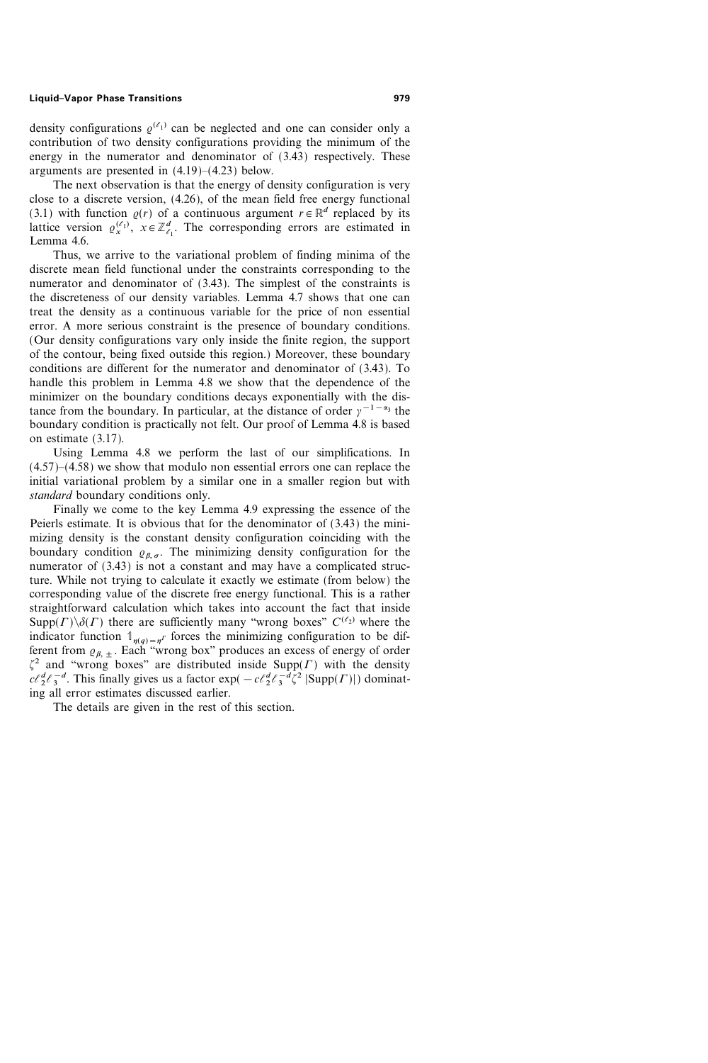density configurations $\varrho^{(\ell_1)}$ can be neglected and one can consider only a contribution of two density configurations providing the minimum of the energy in the numerator and denominator of (3.43) respectively. These arguments are presented in (4.19)–(4.23) below.

The next observation is that the energy of density configuration is very close to a discrete version, (4.26), of the mean field free energy functional (3.1) with function $\varrho(r)$ of a continuous argument $r \in \mathbb{R}^d$ replaced by its lattice version $\varrho_x^{(\ell_1)}$, $x \in \mathbb{Z}_{\ell_1}^d$. The corresponding errors are estimated in Lemma 4.6.

Thus, we arrive to the variational problem of finding minima of the discrete mean field functional under the constraints corresponding to the numerator and denominator of (3.43). The simplest of the constraints is the discreteness of our density variables. Lemma 4.7 shows that one can treat the density as a continuous variable for the price of non essential error. A more serious constraint is the presence of boundary conditions. (Our density configurations vary only inside the finite region, the support of the contour, being fixed outside this region.) Moreover, these boundary conditions are different for the numerator and denominator of (3.43). To handle this problem in Lemma 4.8 we show that the dependence of the minimizer on the boundary conditions decays exponentially with the distance from the boundary. In particular, at the distance of order $\gamma^{-1-\alpha_3}$ the boundary condition is practically not felt. Our proof of Lemma 4.8 is based on estimate (3.17).

Using Lemma 4.8 we perform the last of our simplifications. In (4.57)–(4.58) we show that modulo non essential errors one can replace the initial variational problem by a similar one in a smaller region but with *standard* boundary conditions only.

Finally we come to the key Lemma 4.9 expressing the essence of the Peierls estimate. It is obvious that for the denominator of (3.43) the minimizing density is the constant density configuration coinciding with the boundary condition $\varrho_{\beta,\sigma}$. The minimizing density configuration for the numerator of (3.43) is not a constant and may have a complicated structure. While not trying to calculate it exactly we estimate (from below) the corresponding value of the discrete free energy functional. This is a rather straightforward calculation which takes into account the fact that inside $\mathrm{Supp}(\Gamma)\setminus\delta(\Gamma)$ there are sufficiently many "wrong boxes" $C^{(\ell_2)}$ where the indicator function $\mathbb{1}_{\eta(q)=\eta^\Gamma}$ forces the minimizing configuration to be different from $\varrho_{\beta,\pm}$. Each "wrong box" produces an excess of energy of order $\zeta^2$ and "wrong boxes" are distributed inside $\mathrm{Supp}(\Gamma)$ with the density $c\ell_2^d\ell_3^{-d}$. This finally gives us a factor $\exp(-c\ell_2^d\ell_3^{-d}\zeta^2\,|\mathrm{Supp}(\Gamma)|)$ dominating all error estimates discussed earlier.

The details are given in the rest of this section.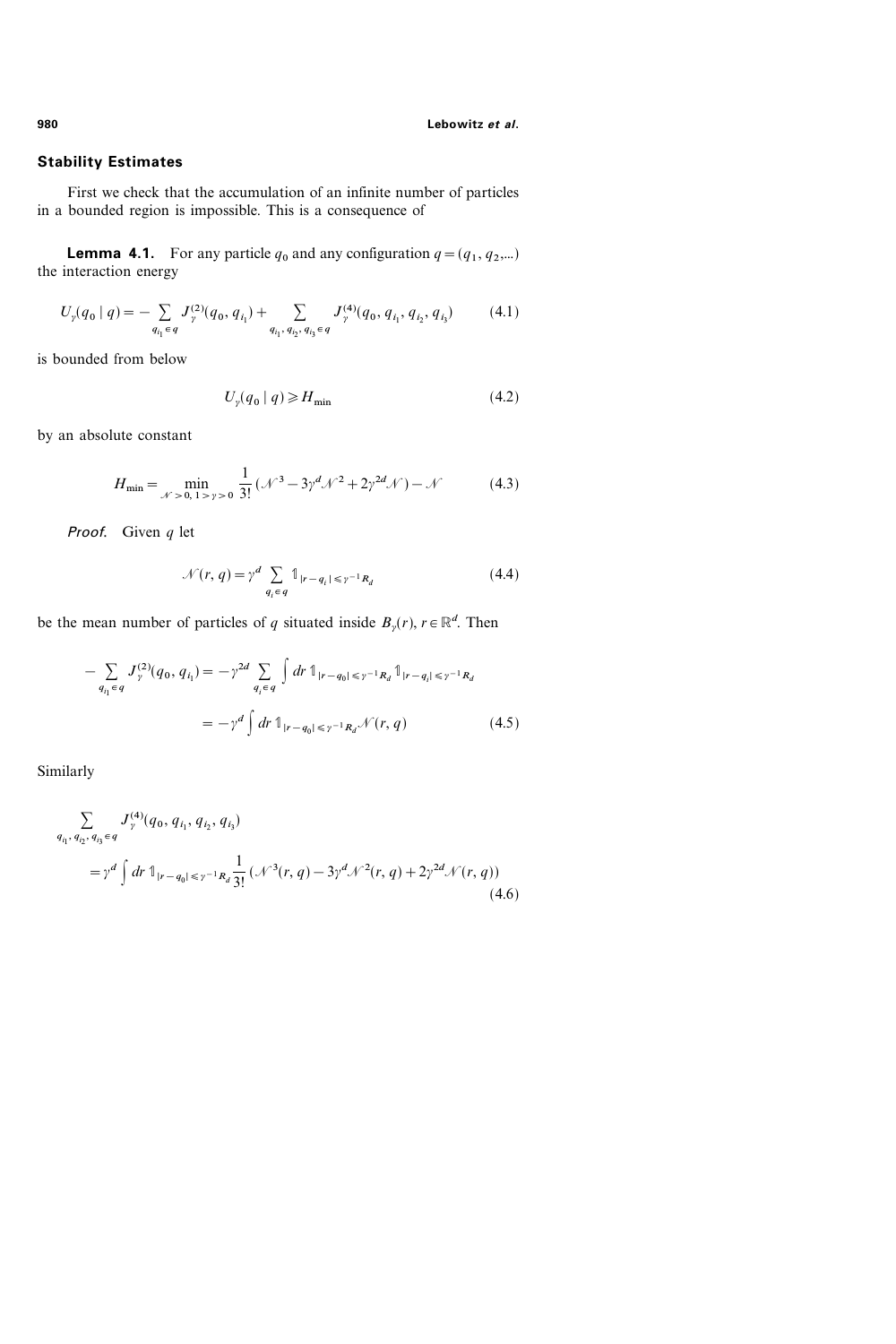## Stability Estimates

First we check that the accumulation of an infinite number of particles in a bounded region is impossible. This is a consequence of

**Lemma 4.1.** For any particle $q_0$ and any configuration $q = (q_1, q_2,...)$ the interaction energy

$$U_\gamma(q_0 \mid q) = -\sum_{q_{i_1} \in q} J_\gamma^{(2)}(q_0, q_{i_1}) + \sum_{q_{i_1}, q_{i_2}, q_{i_3} \in q} J_\gamma^{(4)}(q_0, q_{i_1}, q_{i_2}, q_{i_3}) \tag{4.1}$$

is bounded from below

$$U_\gamma(q_0 \mid q) \geqslant H_{\min} \tag{4.2}$$

by an absolute constant

$$H_{\min} = \min_{\mathcal{N} > 0,\, 1 > \gamma > 0} \frac{1}{3!}(\mathcal{N}^3 - 3\gamma^d \mathcal{N}^2 + 2\gamma^{2d}\mathcal{N}) - \mathcal{N} \tag{4.3}$$

*Proof.* Given $q$ let

$$\mathcal{N}(r, q) = \gamma^d \sum_{q_i \in q} \mathbb{1}_{|r - q_i| \leqslant \gamma^{-1} R_d} \tag{4.4}$$

be the mean number of particles of $q$ situated inside $B_\gamma(r)$, $r \in \mathbb{R}^d$. Then

$$\begin{aligned} -\sum_{q_{i_1} \in q} J_\gamma^{(2)}(q_0, q_{i_1}) &= -\gamma^{2d} \sum_{q_i \in q} \int dr\, \mathbb{1}_{|r - q_0| \leqslant \gamma^{-1} R_d} \mathbb{1}_{|r - q_i| \leqslant \gamma^{-1} R_d} \\ &= -\gamma^d \int dr\, \mathbb{1}_{|r - q_0| \leqslant \gamma^{-1} R_d} \mathcal{N}(r, q) \end{aligned} \tag{4.5}$$

Similarly

$$\begin{aligned} &\sum_{q_{i_1}, q_{i_2}, q_{i_3} \in q} J_\gamma^{(4)}(q_0, q_{i_1}, q_{i_2}, q_{i_3}) \\ &\quad = \gamma^d \int dr\, \mathbb{1}_{|r - q_0| \leqslant \gamma^{-1} R_d} \frac{1}{3!}(\mathcal{N}^3(r, q) - 3\gamma^d \mathcal{N}^2(r, q) + 2\gamma^{2d}\mathcal{N}(r, q)) \end{aligned} \tag{4.6}$$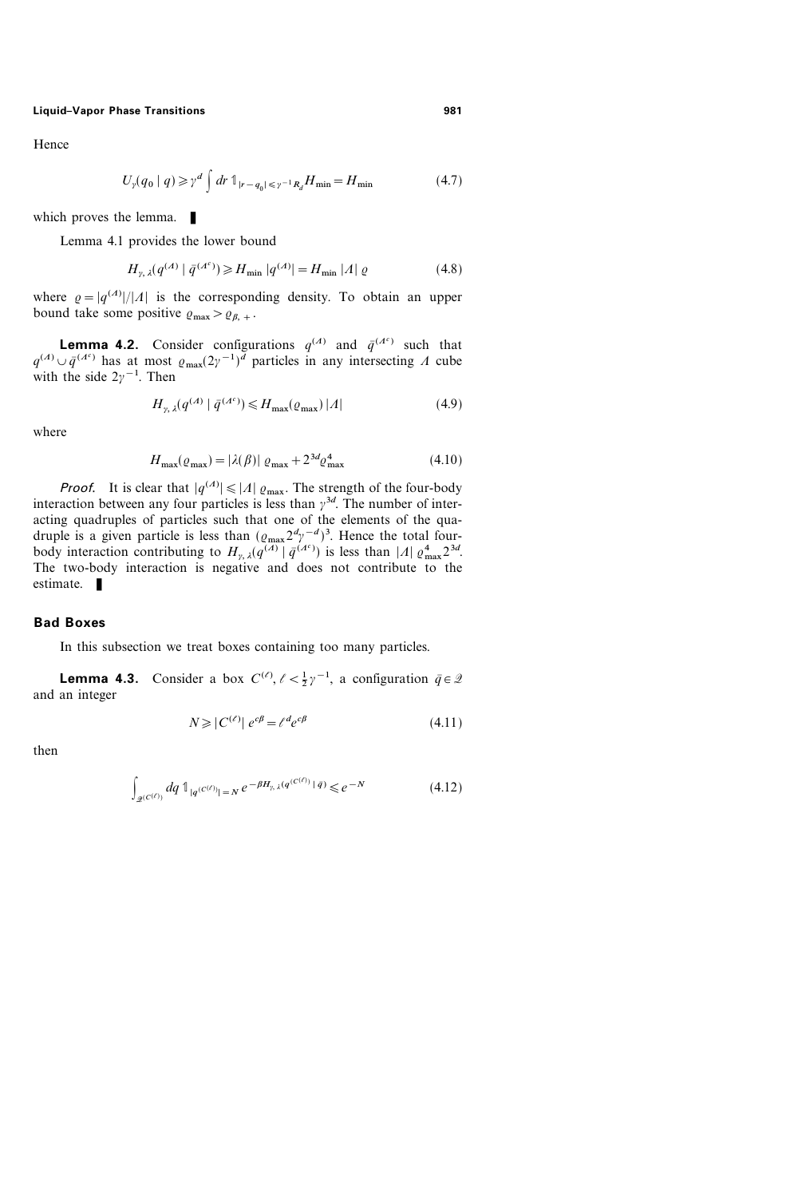Hence

$$U_\gamma(q_0 \mid q) \geqslant \gamma^d \int dr \, \mathbb{1}_{|r-q_0| \leqslant \gamma^{-1} R_d} H_{\min} = H_{\min} \tag{4.7}$$

which proves the lemma. ∎

Lemma 4.1 provides the lower bound

$$H_{\gamma,\lambda}(q^{(\Lambda)} \mid \bar{q}^{(\Lambda^c)}) \geqslant H_{\min} |q^{(\Lambda)}| = H_{\min} |\Lambda| \, \varrho \tag{4.8}$$

where $\varrho = |q^{(\Lambda)}|/|\Lambda|$ is the corresponding density. To obtain an upper bound take some positive $\varrho_{\max} > \varrho_{\beta,+}$.

**Lemma 4.2.** Consider configurations $q^{(\Lambda)}$ and $\bar{q}^{(\Lambda^c)}$ such that $q^{(\Lambda)} \cup \bar{q}^{(\Lambda^c)}$ has at most $\varrho_{\max}(2\gamma^{-1})^d$ particles in any intersecting $\Lambda$ cube with the side $2\gamma^{-1}$. Then

$$H_{\gamma,\lambda}(q^{(\Lambda)} \mid \bar{q}^{(\Lambda^c)}) \leqslant H_{\max}(\varrho_{\max}) \, |\Lambda| \tag{4.9}$$

where

$$H_{\max}(\varrho_{\max}) = |\lambda(\beta)| \, \varrho_{\max} + 2^{3d} \varrho_{\max}^4 \tag{4.10}$$

*Proof.* It is clear that $|q^{(\Lambda)}| \leqslant |\Lambda| \, \varrho_{\max}$. The strength of the four-body interaction between any four particles is less than $\gamma^{3d}$. The number of interacting quadruples of particles such that one of the elements of the quadruple is a given particle is less than $(\varrho_{\max} 2^d \gamma^{-d})^3$. Hence the total four-body interaction contributing to $H_{\gamma,\lambda}(q^{(\Lambda)} \mid \bar{q}^{(\Lambda^c)})$ is less than $|\Lambda| \, \varrho_{\max}^4 2^{3d}$. The two-body interaction is negative and does not contribute to the estimate. ∎

## Bad Boxes

In this subsection we treat boxes containing too many particles.

**Lemma 4.3.** Consider a box $C^{(\ell)}$, $\ell < \frac{1}{2}\gamma^{-1}$, a configuration $\bar{q} \in \mathcal{Q}$ and an integer

$$N \geqslant |C^{(\ell)}| \, e^{c\beta} = \ell^d e^{c\beta} \tag{4.11}$$

then

$$\int_{\mathcal{Q}(C^{(\ell)})} dq \, \mathbb{1}_{|q^{(C^{(\ell)})}| = N} \, e^{-\beta H_{\gamma,\lambda}(q^{(C^{(\ell)})} \mid \bar{q})} \leqslant e^{-N} \tag{4.12}$$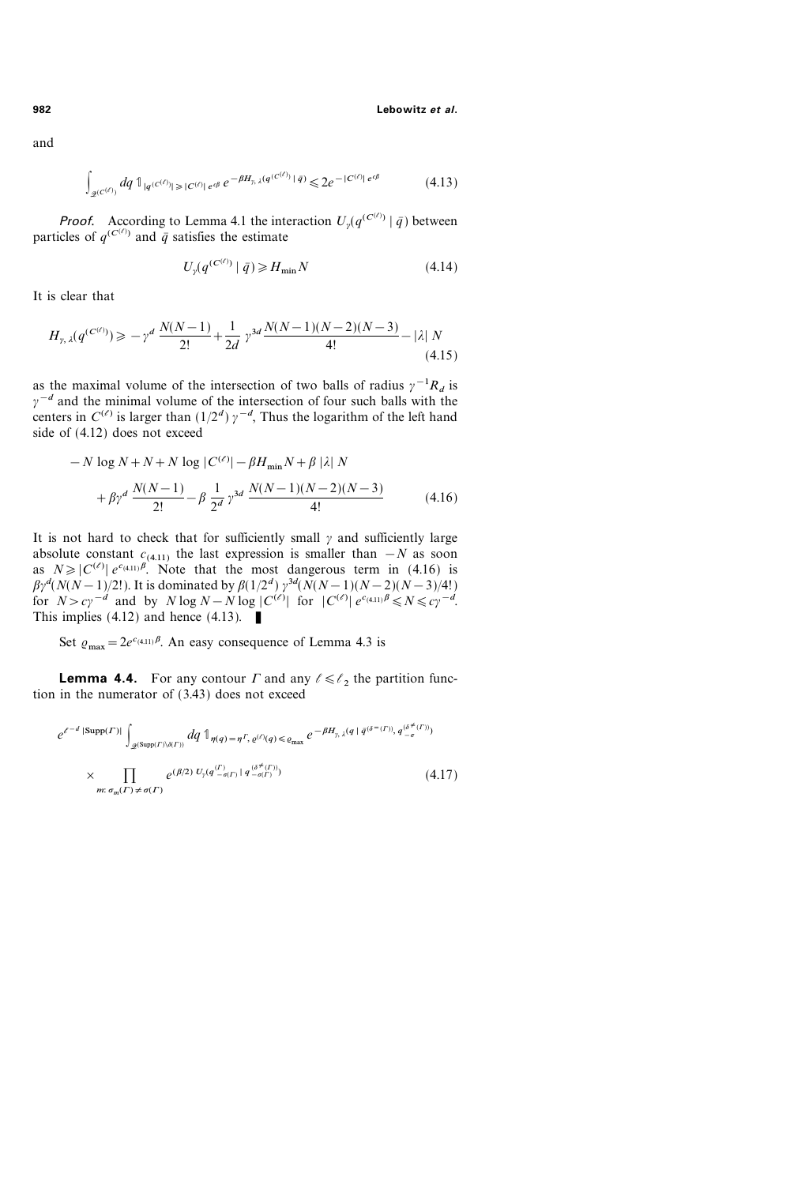and

$$\int_{\mathscr{Q}(C^{(\ell)})} dq\, \mathbb{1}_{|q^{(C^{(\ell)})}| \geqslant |C^{(\ell)}|\, e^{c\beta}}\, e^{-\beta H_{\gamma,\lambda}(q^{(C^{(\ell)})} \mid \bar{q})} \leqslant 2e^{-|C^{(\ell)}|\, e^{c\beta}} \tag{4.13}$$

*Proof.* According to Lemma 4.1 the interaction $U_\gamma(q^{(C^{(\ell)})} \mid \bar{q})$ between particles of $q^{(C^{(\ell)})}$ and $\bar{q}$ satisfies the estimate

$$U_\gamma(q^{(C^{(\ell)})} \mid \bar{q}) \geqslant H_{\min} N \tag{4.14}$$

It is clear that

$$H_{\gamma,\lambda}(q^{(C^{(\ell)})}) \geqslant -\gamma^d \frac{N(N-1)}{2!} + \frac{1}{2d}\,\gamma^{3d}\,\frac{N(N-1)(N-2)(N-3)}{4!} - |\lambda|\, N \tag{4.15}$$

as the maximal volume of the intersection of two balls of radius $\gamma^{-1}R_d$ is $\gamma^{-d}$ and the minimal volume of the intersection of four such balls with the centers in $C^{(\ell)}$ is larger than $(1/2^d)\,\gamma^{-d}$, Thus the logarithm of the left hand side of (4.12) does not exceed

$$-N\log N + N + N\log |C^{(\ell)}| - \beta H_{\min} N + \beta\, |\lambda|\, N + \beta\gamma^d\, \frac{N(N-1)}{2!} - \beta\,\frac{1}{2^d}\,\gamma^{3d}\,\frac{N(N-1)(N-2)(N-3)}{4!} \tag{4.16}$$

It is not hard to check that for sufficiently small $\gamma$ and sufficiently large absolute constant $c_{(4.11)}$ the last expression is smaller than $-N$ as soon as $N \geqslant |C^{(\ell)}|\, e^{c_{(4.11)}\beta}$. Note that the most dangerous term in (4.16) is $\beta\gamma^d(N(N-1)/2!)$. It is dominated by $\beta(1/2^d)\,\gamma^{3d}(N(N-1)(N-2)(N-3)/4!)$ for $N > c\gamma^{-d}$ and by $N\log N - N\log |C^{(\ell)}|$ for $|C^{(\ell)}|\, e^{c_{(4.11)}\beta} \leqslant N \leqslant c\gamma^{-d}$. This implies (4.12) and hence (4.13). ∎

Set $\varrho_{\max} = 2e^{c_{(4.11)}\beta}$. An easy consequence of Lemma 4.3 is

**Lemma 4.4.** For any contour $\Gamma$ and any $\ell \leqslant \ell_2$ the partition function in the numerator of (3.43) does not exceed

$$e^{\ell^{-d}\,|\mathrm{Supp}(\Gamma)|} \int_{\mathscr{Q}(\mathrm{Supp}(\Gamma)\setminus\delta(\Gamma))} dq\, \mathbb{1}_{\eta(q) = \eta^\Gamma,\, \varrho^{(\ell)}(q) \leqslant \varrho_{\max}}\, e^{-\beta H_{\gamma,\lambda}(q \mid q^{(\delta^{=}(\Gamma))},\, q_{-\sigma}^{(\delta^{\neq}(\Gamma))})} \times \prod_{m:\, \sigma_m(\Gamma) \neq \sigma(\Gamma)} e^{(\beta/2)\, U_\gamma(q_{-\sigma(\Gamma)}^{(\Gamma)} \mid q_{-\sigma(\Gamma)}^{(\delta^{\neq}(\Gamma))})} \tag{4.17}$$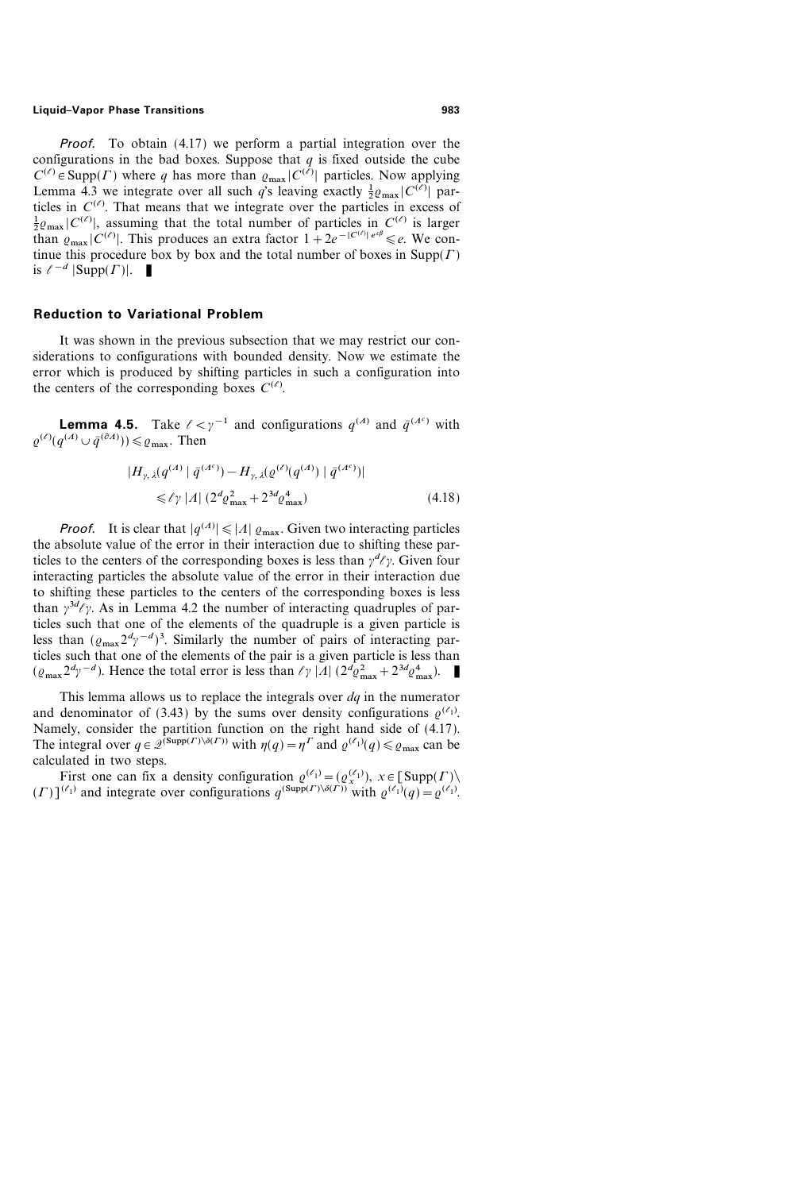*Proof.* To obtain (4.17) we perform a partial integration over the configurations in the bad boxes. Suppose that $q$ is fixed outside the cube $C^{(\ell)} \in \operatorname{Supp}(\Gamma)$ where $q$ has more than $\varrho_{\max} |C^{(\ell)}|$ particles. Now applying Lemma 4.3 we integrate over all such $q$'s leaving exactly $\frac{1}{2} \varrho_{\max} |C^{(\ell)}|$ particles in $C^{(\ell)}$. That means that we integrate over the particles in excess of $\frac{1}{2} \varrho_{\max} |C^{(\ell)}|$, assuming that the total number of particles in $C^{(\ell)}$ is larger than $\varrho_{\max} |C^{(\ell)}|$. This produces an extra factor $1 + 2e^{-|C^{(\ell)}| e^{c\beta}} \leqslant e$. We continue this procedure box by box and the total number of boxes in $\operatorname{Supp}(\Gamma)$ is $\ell^{-d} |\operatorname{Supp}(\Gamma)|$. ∎

## Reduction to Variational Problem

It was shown in the previous subsection that we may restrict our considerations to configurations with bounded density. Now we estimate the error which is produced by shifting particles in such a configuration into the centers of the corresponding boxes $C^{(\ell)}$.

**Lemma 4.5.** Take $\ell < \gamma^{-1}$ and configurations $q^{(\Lambda)}$ and $\bar{q}^{(\Lambda^c)}$ with $\varrho^{(\ell)}(q^{(\Lambda)} \cup \bar{q}^{(\partial \Lambda)})) \leqslant \varrho_{\max}$. Then

$$|H_{\gamma, \lambda}(q^{(\Lambda)} \mid \bar{q}^{(\Lambda^c)}) - H_{\gamma, \lambda}(\varrho^{(\ell)}(q^{(\Lambda)}) \mid \bar{q}^{(\Lambda^c)})| \leqslant \ell \gamma \, |\Lambda| \, (2^d \varrho_{\max}^2 + 2^{3d} \varrho_{\max}^4) \tag{4.18}$$

*Proof.* It is clear that $|q^{(\Lambda)}| \leqslant |\Lambda| \, \varrho_{\max}$. Given two interacting particles the absolute value of the error in their interaction due to shifting these particles to the centers of the corresponding boxes is less than $\gamma^d \ell \gamma$. Given four interacting particles the absolute value of the error in their interaction due to shifting these particles to the centers of the corresponding boxes is less than $\gamma^{3d} \ell \gamma$. As in Lemma 4.2 the number of interacting quadruples of particles such that one of the elements of the quadruple is a given particle is less than $(\varrho_{\max} 2^d \gamma^{-d})^3$. Similarly the number of pairs of interacting particles such that one of the elements of the pair is a given particle is less than $(\varrho_{\max} 2^d \gamma^{-d})$. Hence the total error is less than $\ell \gamma \, |\Lambda| \, (2^d \varrho_{\max}^2 + 2^{3d} \varrho_{\max}^4)$. ∎

This lemma allows us to replace the integrals over $dq$ in the numerator and denominator of (3.43) by the sums over density configurations $\varrho^{(\ell_1)}$. Namely, consider the partition function on the right hand side of (4.17). The integral over $q \in \mathcal{Q}^{(\operatorname{Supp}(\Gamma) \setminus \delta(\Gamma))}$ with $\eta(q) = \eta^{\Gamma}$ and $\varrho^{(\ell_1)}(q) \leqslant \varrho_{\max}$ can be calculated in two steps.

First one can fix a density configuration $\varrho^{(\ell_1)} = (\varrho_x^{(\ell_1)})$, $x \in [\operatorname{Supp}(\Gamma) \setminus (\Gamma)]^{(\ell_1)}$ and integrate over configurations $q^{(\operatorname{Supp}(\Gamma) \setminus \delta(\Gamma))}$ with $\varrho^{(\ell_1)}(q) = \varrho^{(\ell_1)}$.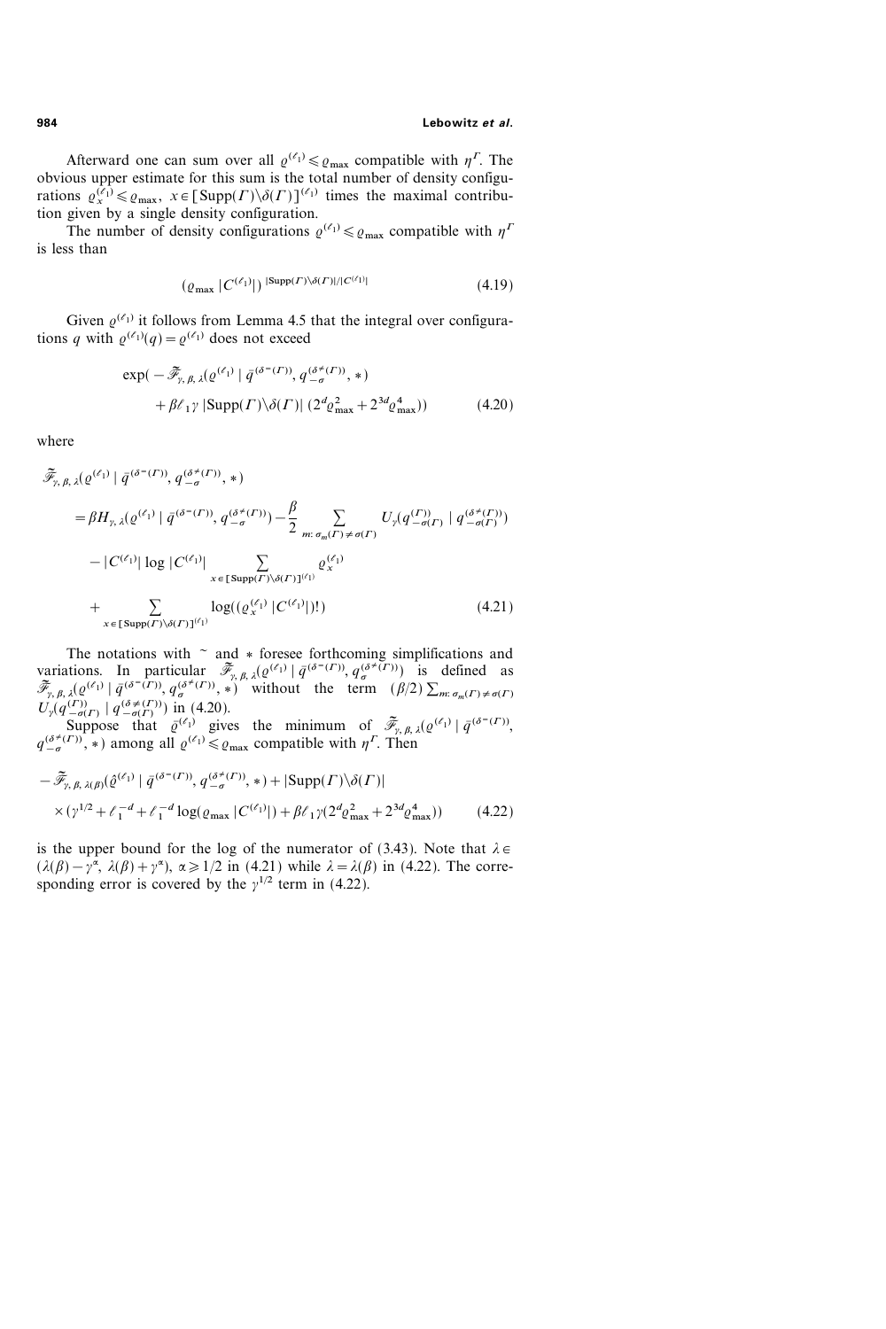Afterward one can sum over all $\varrho^{(\ell_1)} \leqslant \varrho_{\max}$ compatible with $\eta^{\Gamma}$. The obvious upper estimate for this sum is the total number of density configurations $\varrho_x^{(\ell_1)} \leqslant \varrho_{\max}$, $x \in [\mathrm{Supp}(\Gamma)\backslash\delta(\Gamma)]^{(\ell_1)}$ times the maximal contribution given by a single density configuration.

The number of density configurations $\varrho^{(\ell_1)} \leqslant \varrho_{\max}$ compatible with $\eta^{\Gamma}$ is less than

$$(\varrho_{\max} |C^{(\ell_1)}|)^{|\mathrm{Supp}(\Gamma)\backslash\delta(\Gamma)|/|C^{(\ell_1)}|} \tag{4.19}$$

Given $\varrho^{(\ell_1)}$ it follows from Lemma 4.5 that the integral over configurations $q$ with $\varrho^{(\ell_1)}(q) = \varrho^{(\ell_1)}$ does not exceed

$$\begin{aligned}\exp(&-\tilde{\tilde{\mathscr{F}}}_{\gamma,\beta,\lambda}(\varrho^{(\ell_1)} \mid \bar{q}^{(\delta^{=}(\Gamma))}, q_{-\sigma}^{(\delta^{\neq}(\Gamma))}, *)\\ &+ \beta\ell_1\gamma\, |\mathrm{Supp}(\Gamma)\backslash\delta(\Gamma)|\, (2^d\varrho_{\max}^2 + 2^{3d}\varrho_{\max}^4))\end{aligned} \tag{4.20}$$

where

$$\begin{aligned}&\tilde{\tilde{\mathscr{F}}}_{\gamma,\beta,\lambda}(\varrho^{(\ell_1)} \mid \bar{q}^{(\delta^{=}(\Gamma))}, q_{-\sigma}^{(\delta^{\neq}(\Gamma))}, *)\\ &\quad = \beta H_{\gamma,\lambda}(\varrho^{(\ell_1)} \mid \bar{q}^{(\delta^{=}(\Gamma))}, q_{-\sigma}^{(\delta^{\neq}(\Gamma))}) - \frac{\beta}{2} \sum_{m:\, \sigma_m(\Gamma) \neq \sigma(\Gamma)} U_\gamma(q_{-\sigma(\Gamma)}^{(\Gamma)} \mid q_{-\sigma(\Gamma)}^{(\delta^{\neq}(\Gamma))})\\ &\quad\quad - |C^{(\ell_1)}| \log |C^{(\ell_1)}| \sum_{x \in [\mathrm{Supp}(\Gamma)\backslash\delta(\Gamma)]^{(\ell_1)}} \varrho_x^{(\ell_1)}\\ &\quad\quad + \sum_{x \in [\mathrm{Supp}(\Gamma)\backslash\delta(\Gamma)]^{(\ell_1)}} \log((\varrho_x^{(\ell_1)} |C^{(\ell_1)}|)!)\end{aligned} \tag{4.21}$$

The notations with ~ and $*$ foresee forthcoming simplifications and variations. In particular $\tilde{\mathscr{F}}_{\gamma,\beta,\lambda}(\varrho^{(\ell_1)} \mid \bar{q}^{(\delta^{=}(\Gamma))}, q_{\sigma}^{(\delta^{\neq}(\Gamma))})$ is defined as $\tilde{\tilde{\mathscr{F}}}_{\gamma,\beta,\lambda}(\varrho^{(\ell_1)} \mid \bar{q}^{(\delta^{=}(\Gamma))}, q_{\sigma}^{(\delta^{\neq}(\Gamma))}, *)$ without the term $(\beta/2) \sum_{m:\, \sigma_m(\Gamma) \neq \sigma(\Gamma)} U_\gamma(q_{-\sigma(\Gamma)}^{(\Gamma)} \mid q_{-\sigma(\Gamma)}^{(\delta^{\neq}(\Gamma))})$ in (4.20).

Suppose that $\hat{\varrho}^{(\ell_1)}$ gives the minimum of $\tilde{\tilde{\mathscr{F}}}_{\gamma,\beta,\lambda}(\varrho^{(\ell_1)} \mid \bar{q}^{(\delta^{=}(\Gamma))}, q_{-\sigma}^{(\delta^{\neq}(\Gamma))}, *)$ among all $\varrho^{(\ell_1)} \leqslant \varrho_{\max}$ compatible with $\eta^{\Gamma}$. Then

$$\begin{aligned}&-\tilde{\tilde{\mathscr{F}}}_{\gamma,\beta,\lambda(\beta)}(\hat{\varrho}^{(\ell_1)} \mid \bar{q}^{(\delta^{=}(\Gamma))}, q_{-\sigma}^{(\delta^{\neq}(\Gamma))}, *) + |\mathrm{Supp}(\Gamma)\backslash\delta(\Gamma)|\\ &\quad \times (\gamma^{1/2} + \ell_1^{-d} + \ell_1^{-d} \log(\varrho_{\max} |C^{(\ell_1)}|) + \beta\ell_1\gamma(2^d\varrho_{\max}^2 + 2^{3d}\varrho_{\max}^4))\end{aligned} \tag{4.22}$$

is the upper bound for the log of the numerator of (3.43). Note that $\lambda \in (\lambda(\beta) - \gamma^{\alpha}, \lambda(\beta) + \gamma^{\alpha})$, $\alpha \geqslant 1/2$ in (4.21) while $\lambda = \lambda(\beta)$ in (4.22). The corresponding error is covered by the $\gamma^{1/2}$ term in (4.22).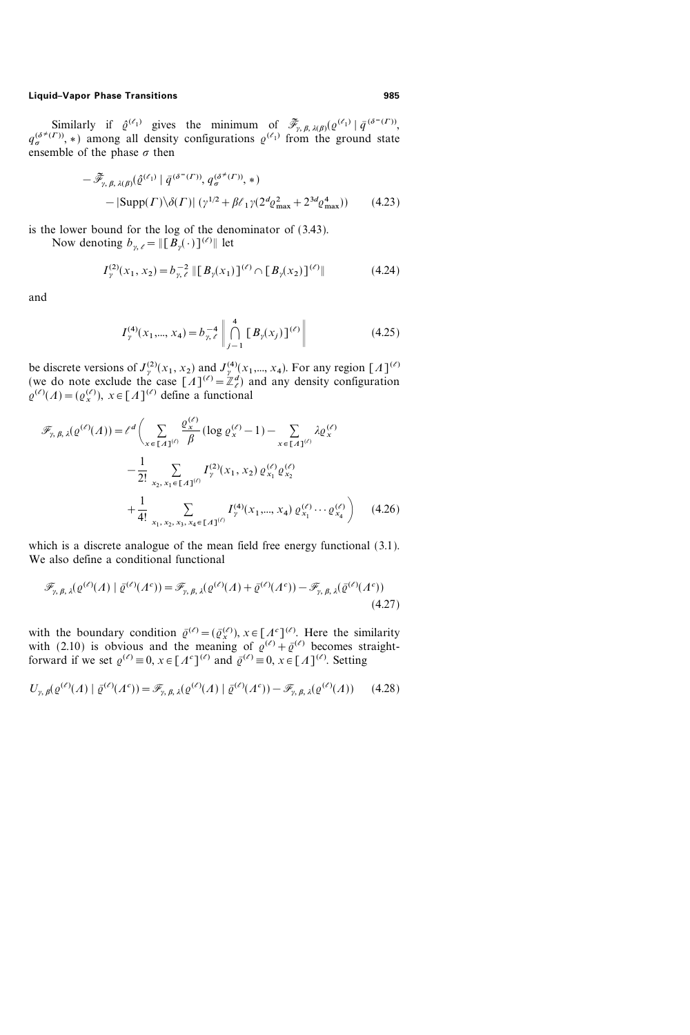Similarly if $\hat{\varrho}^{(\ell_1)}$ gives the minimum of $\tilde{\tilde{\mathscr{F}}}_{\gamma, \beta, \lambda(\beta)}(\varrho^{(\ell_1)} \mid \bar{q}^{(\delta^-(\Gamma))}, q_\sigma^{(\delta^{\neq}(\Gamma))}, *)$ among all density configurations $\varrho^{(\ell_1)}$ from the ground state ensemble of the phase $\sigma$ then

$$
\begin{aligned}
-\tilde{\tilde{\mathscr{F}}}_{\gamma, \beta, \lambda(\beta)}&(\hat{\varrho}^{(\ell_1)} \mid \bar{q}^{(\delta^-(\Gamma))}, q_\sigma^{(\delta^{\neq}(\Gamma))}, *) \\
&- |\mathrm{Supp}(\Gamma) \backslash \delta(\Gamma)| \, (\gamma^{1/2} + \beta \ell_1 \gamma (2^d \varrho_{\max}^2 + 2^{3d} \varrho_{\max}^4))
\end{aligned} \tag{4.23}
$$

is the lower bound for the log of the denominator of (3.43).

Now denoting $b_{\gamma, \ell} = \| [B_\gamma(\cdot)]^{(\ell)} \|$ let

$$
I_\gamma^{(2)}(x_1, x_2) = b_{\gamma, \ell}^{-2} \, \| [B_\gamma(x_1)]^{(\ell)} \cap [B_\gamma(x_2)]^{(\ell)} \| \tag{4.24}
$$

and

$$
I_\gamma^{(4)}(x_1, ..., x_4) = b_{\gamma, \ell}^{-4} \left\| \bigcap_{j-1}^{4} [B_\gamma(x_j)]^{(\ell)} \right\| \tag{4.25}
$$

be discrete versions of $J_\gamma^{(2)}(x_1, x_2)$ and $J_\gamma^{(4)}(x_1, ..., x_4)$. For any region $[\Lambda]^{(\ell)}$ (we do note exclude the case $[\Lambda]^{(\ell)} = \mathbb{Z}_\ell^d$) and any density configuration $\varrho^{(\ell)}(\Lambda) = (\varrho_x^{(\ell)})$, $x \in [\Lambda]^{(\ell)}$ define a functional

$$
\begin{aligned}
\mathscr{F}_{\gamma, \beta, \lambda}(\varrho^{(\ell)}(\Lambda)) = \ell^d \Bigg( &\sum_{x \in [\Lambda]^{(\ell)}} \frac{\varrho_x^{(\ell)}}{\beta} (\log \varrho_x^{(\ell)} - 1) - \sum_{x \in [\Lambda]^{(\ell)}} \lambda \varrho_x^{(\ell)} \\
&- \frac{1}{2!} \sum_{x_2, x_1 \in [\Lambda]^{(\ell)}} I_\gamma^{(2)}(x_1, x_2) \, \varrho_{x_1}^{(\ell)} \varrho_{x_2}^{(\ell)} \\
&+ \frac{1}{4!} \sum_{x_1, x_2, x_3, x_4 \in [\Lambda]^{(\ell)}} I_\gamma^{(4)}(x_1, ..., x_4) \, \varrho_{x_1}^{(\ell)} \cdots \varrho_{x_4}^{(\ell)} \Bigg)
\end{aligned} \tag{4.26}
$$

which is a discrete analogue of the mean field free energy functional (3.1). We also define a conditional functional

$$
\mathscr{F}_{\gamma, \beta, \lambda}(\varrho^{(\ell)}(\Lambda) \mid \bar{\varrho}^{(\ell)}(\Lambda^c)) = \mathscr{F}_{\gamma, \beta, \lambda}(\varrho^{(\ell)}(\Lambda) + \bar{\varrho}^{(\ell)}(\Lambda^c)) - \mathscr{F}_{\gamma, \beta, \lambda}(\bar{\varrho}^{(\ell)}(\Lambda^c)) \tag{4.27}
$$

with the boundary condition $\bar{\varrho}^{(\ell)} = (\bar{\varrho}_x^{(\ell)})$, $x \in [\Lambda^c]^{(\ell)}$. Here the similarity with (2.10) is obvious and the meaning of $\varrho^{(\ell)} + \bar{\varrho}^{(\ell)}$ becomes straightforward if we set $\varrho^{(\ell)} \equiv 0$, $x \in [\Lambda^c]^{(\ell)}$ and $\bar{\varrho}^{(\ell)} \equiv 0$, $x \in [\Lambda]^{(\ell)}$. Setting

$$
U_{\gamma, \beta}(\varrho^{(\ell)}(\Lambda) \mid \bar{\varrho}^{(\ell)}(\Lambda^c)) = \mathscr{F}_{\gamma, \beta, \lambda}(\varrho^{(\ell)}(\Lambda) \mid \bar{\varrho}^{(\ell)}(\Lambda^c)) - \mathscr{F}_{\gamma, \beta, \lambda}(\varrho^{(\ell)}(\Lambda)) \tag{4.28}
$$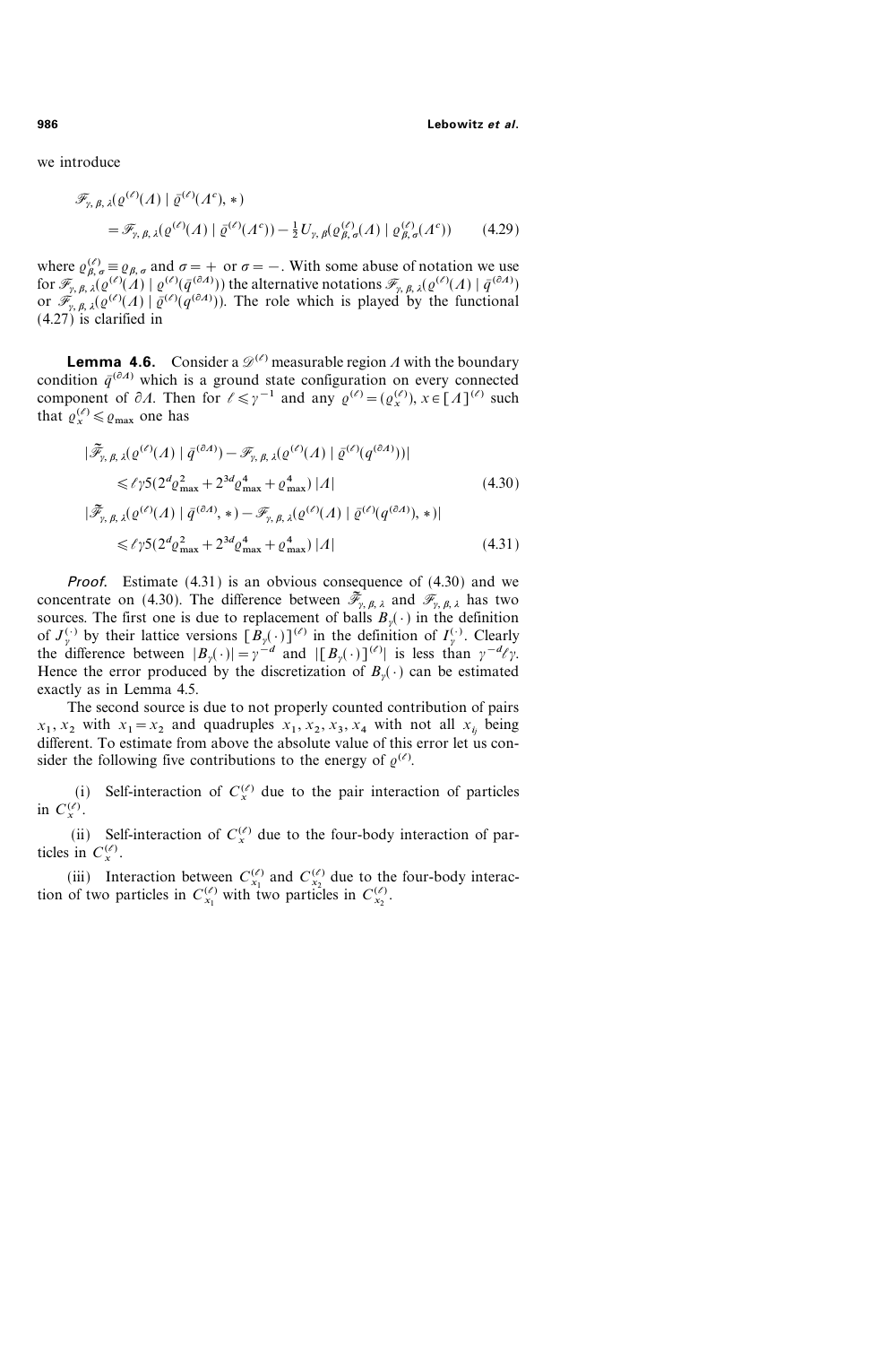we introduce

$$
\begin{aligned}
&\mathscr{F}_{\gamma,\beta,\lambda}(\varrho^{(\ell)}(\Lambda) \mid \bar{\varrho}^{(\ell)}(\Lambda^c), *) \\
&\quad = \mathscr{F}_{\gamma,\beta,\lambda}(\varrho^{(\ell)}(\Lambda) \mid \bar{\varrho}^{(\ell)}(\Lambda^c)) - \tfrac{1}{2} U_{\gamma,\beta}(\varrho^{(\ell)}_{\beta,\sigma}(\Lambda) \mid \varrho^{(\ell)}_{\beta,\sigma}(\Lambda^c))
\end{aligned}
\tag{4.29}
$$

where $\varrho^{(\ell)}_{\beta,\sigma} \equiv \varrho_{\beta,\sigma}$ and $\sigma = +$ or $\sigma = -$. With some abuse of notation we use for $\mathscr{F}_{\gamma,\beta,\lambda}(\varrho^{(\ell)}(\Lambda) \mid \varrho^{(\ell)}(\bar{q}^{(\partial\Lambda)}))$ the alternative notations $\mathscr{F}_{\gamma,\beta,\lambda}(\varrho^{(\ell)}(\Lambda) \mid \bar{q}^{(\partial\Lambda)})$ or $\mathscr{F}_{\gamma,\beta,\lambda}(\varrho^{(\ell)}(\Lambda) \mid \bar{\varrho}^{(\ell)}(q^{(\partial\Lambda)}))$. The role which is played by the functional (4.27) is clarified in

**Lemma 4.6.** Consider a $\mathscr{D}^{(\ell)}$ measurable region $\Lambda$ with the boundary condition $\bar{q}^{(\partial\Lambda)}$ which is a ground state configuration on every connected component of $\partial\Lambda$. Then for $\ell \leqslant \gamma^{-1}$ and any $\varrho^{(\ell)} = (\varrho^{(\ell)}_x)$, $x \in [\Lambda]^{(\ell)}$ such that $\varrho^{(\ell)}_x \leqslant \varrho_{\max}$ one has

$$
\begin{aligned}
&|\tilde{\mathscr{F}}_{\gamma,\beta,\lambda}(\varrho^{(\ell)}(\Lambda) \mid \bar{q}^{(\partial\Lambda)}) - \mathscr{F}_{\gamma,\beta,\lambda}(\varrho^{(\ell)}(\Lambda) \mid \bar{\varrho}^{(\ell)}(q^{(\partial\Lambda)}))| \\
&\quad \leqslant \ell\gamma 5(2^d \varrho^2_{\max} + 2^{3d}\varrho^4_{\max} + \varrho^4_{\max})\, |\Lambda|
\end{aligned}
\tag{4.30}
$$

$$
\begin{aligned}
&|\tilde{\mathscr{F}}_{\gamma,\beta,\lambda}(\varrho^{(\ell)}(\Lambda) \mid \bar{q}^{(\partial\Lambda)}, *) - \mathscr{F}_{\gamma,\beta,\lambda}(\varrho^{(\ell)}(\Lambda) \mid \bar{\varrho}^{(\ell)}(q^{(\partial\Lambda)}), *)| \\
&\quad \leqslant \ell\gamma 5(2^d \varrho^2_{\max} + 2^{3d}\varrho^4_{\max} + \varrho^4_{\max})\, |\Lambda|
\end{aligned}
\tag{4.31}
$$

*Proof.* Estimate (4.31) is an obvious consequence of (4.30) and we concentrate on (4.30). The difference between $\tilde{\mathscr{F}}_{\gamma,\beta,\lambda}$ and $\mathscr{F}_{\gamma,\beta,\lambda}$ has two sources. The first one is due to replacement of balls $B_\gamma(\cdot)$ in the definition of $J^{(\cdot)}_\gamma$ by their lattice versions $[B_\gamma(\cdot)]^{(\ell)}$ in the definition of $I^{(\cdot)}_\gamma$. Clearly the difference between $|B_\gamma(\cdot)| = \gamma^{-d}$ and $|[B_\gamma(\cdot)]^{(\ell)}|$ is less than $\gamma^{-d}\ell\gamma$. Hence the error produced by the discretization of $B_\gamma(\cdot)$ can be estimated exactly as in Lemma 4.5.

The second source is due to not properly counted contribution of pairs $x_1, x_2$ with $x_1 = x_2$ and quadruples $x_1, x_2, x_3, x_4$ with not all $x_{ij}$ being different. To estimate from above the absolute value of this error let us consider the following five contributions to the energy of $\varrho^{(\ell)}$.

(i) Self-interaction of $C^{(\ell)}_x$ due to the pair interaction of particles in $C^{(\ell)}_x$.

(ii) Self-interaction of $C^{(\ell)}_x$ due to the four-body interaction of particles in $C^{(\ell)}_x$.

(iii) Interaction between $C^{(\ell)}_{x_1}$ and $C^{(\ell)}_{x_2}$ due to the four-body interaction of two particles in $C^{(\ell)}_{x_1}$ with two particles in $C^{(\ell)}_{x_2}$.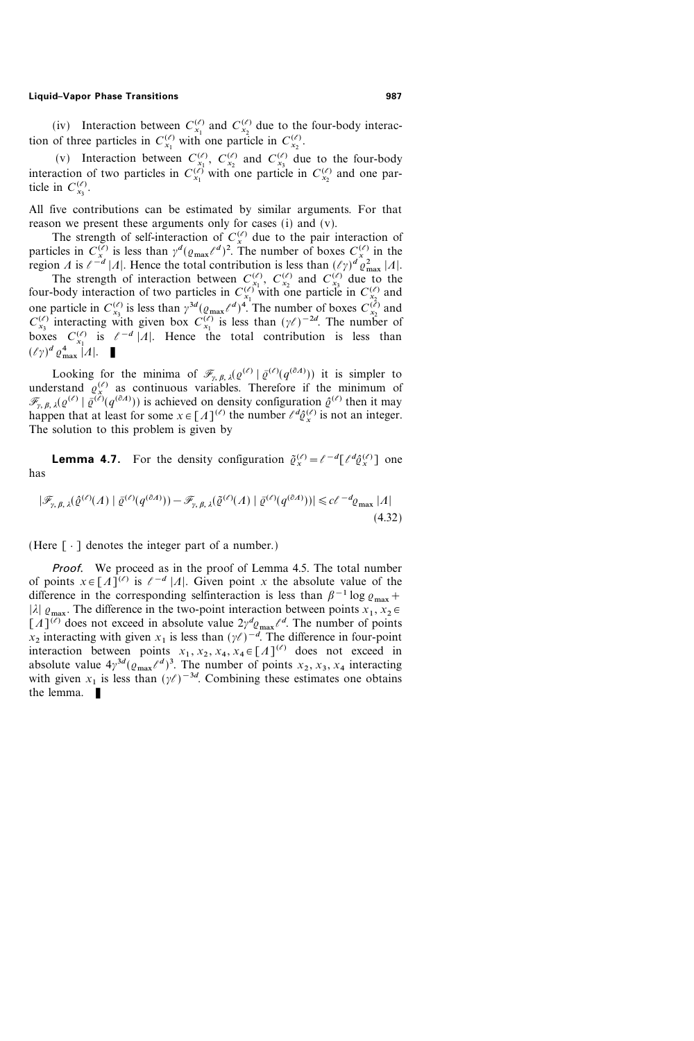(iv) Interaction between $C_{x_1}^{(\ell)}$ and $C_{x_2}^{(\ell)}$ due to the four-body interaction of three particles in $C_{x_1}^{(\ell)}$ with one particle in $C_{x_2}^{(\ell)}$.

(v) Interaction between $C_{x_1}^{(\ell)}$, $C_{x_2}^{(\ell)}$ and $C_{x_3}^{(\ell)}$ due to the four-body interaction of two particles in $C_{x_1}^{(\ell)}$ with one particle in $C_{x_2}^{(\ell)}$ and one particle in $C_{x_3}^{(\ell)}$.

All five contributions can be estimated by similar arguments. For that reason we present these arguments only for cases (i) and (v).

The strength of self-interaction of $C_x^{(\ell)}$ due to the pair interaction of particles in $C_x^{(\ell)}$ is less than $\gamma^d(\varrho_{\max}\ell^d)^2$. The number of boxes $C_x^{(\ell)}$ in the region $\Lambda$ is $\ell^{-d}|\Lambda|$. Hence the total contribution is less than $(\ell\gamma)^d\varrho_{\max}^2|\Lambda|$.

The strength of interaction between $C_{x_1}^{(\ell)}$, $C_{x_2}^{(\ell)}$ and $C_{x_3}^{(\ell)}$ due to the four-body interaction of two particles in $C_{x_1}^{(\ell)}$ with one particle in $C_{x_2}^{(\ell)}$ and one particle in $C_{x_3}^{(\ell)}$ is less than $\gamma^{3d}(\varrho_{\max}\ell^d)^4$. The number of boxes $C_{x_2}^{(\ell)}$ and $C_{x_3}^{(\ell)}$ interacting with given box $C_{x_1}^{(\ell)}$ is less than $(\gamma\ell)^{-2d}$. The number of boxes $C_{x_1}^{(\ell)}$ is $\ell^{-d}|\Lambda|$. Hence the total contribution is less than $(\ell\gamma)^d\varrho_{\max}^4|\Lambda|$. ∎

Looking for the minima of $\mathscr{F}_{\gamma,\beta,\lambda}(\varrho^{(\ell)}\mid\bar{\varrho}^{(\ell)}(q^{(\partial\Lambda)}))$ it is simpler to understand $\varrho_x^{(\ell)}$ as continuous variables. Therefore if the minimum of $\mathscr{F}_{\gamma,\beta,\lambda}(\varrho^{(\ell)}\mid\bar{\varrho}^{(\ell)}(q^{(\partial\Lambda)}))$ is achieved on density configuration $\hat{\varrho}^{(\ell)}$ then it may happen that at least for some $x\in[\Lambda]^{(\ell)}$ the number $\ell^d\hat{\varrho}_x^{(\ell)}$ is not an integer. The solution to this problem is given by

**Lemma 4.7.** For the density configuration $\tilde{\varrho}_x^{(\ell)}=\ell^{-d}[\ell^d\hat{\varrho}_x^{(\ell)}]$ one has

$$|\mathscr{F}_{\gamma,\beta,\lambda}(\hat{\varrho}^{(\ell)}(\Lambda)\mid\bar{\varrho}^{(\ell)}(q^{(\partial\Lambda)}))-\mathscr{F}_{\gamma,\beta,\lambda}(\tilde{\varrho}^{(\ell)}(\Lambda)\mid\bar{\varrho}^{(\ell)}(q^{(\partial\Lambda)}))|\leqslant c\ell^{-d}\varrho_{\max}|\Lambda| \tag{4.32}$$

(Here $[\,\cdot\,]$ denotes the integer part of a number.)

*Proof.* We proceed as in the proof of Lemma 4.5. The total number of points $x\in[\Lambda]^{(\ell)}$ is $\ell^{-d}|\Lambda|$. Given point $x$ the absolute value of the difference in the corresponding selfinteraction is less than $\beta^{-1}\log\varrho_{\max}+|\lambda|\varrho_{\max}$. The difference in the two-point interaction between points $x_1,x_2\in[\Lambda]^{(\ell)}$ does not exceed in absolute value $2\gamma^d\varrho_{\max}\ell^d$. The number of points $x_2$ interacting with given $x_1$ is less than $(\gamma\ell)^{-d}$. The difference in four-point interaction between points $x_1,x_2,x_4,x_4\in[\Lambda]^{(\ell)}$ does not exceed in absolute value $4\gamma^{3d}(\varrho_{\max}\ell^d)^3$. The number of points $x_2,x_3,x_4$ interacting with given $x_1$ is less than $(\gamma\ell)^{-3d}$. Combining these estimates one obtains the lemma. ∎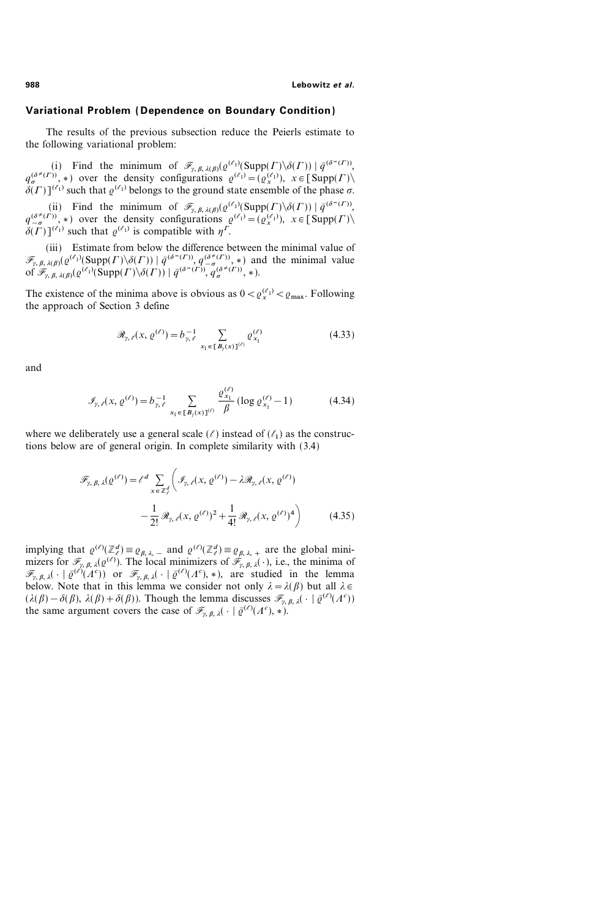### Variational Problem (Dependence on Boundary Condition)

The results of the previous subsection reduce the Peierls estimate to the following variational problem:

(i) Find the minimum of $\mathscr{F}_{\gamma,\beta,\lambda(\beta)}(\varrho^{(\ell_1)}(\mathrm{Supp}(\Gamma)\backslash\delta(\Gamma)) \mid \bar{q}^{(\delta^-(\Gamma))}, q_\sigma^{(\delta^{\neq}(\Gamma))}, *)$ over the density configurations $\varrho^{(\ell_1)} = (\varrho_x^{(\ell_1)})$, $x \in [\mathrm{Supp}(\Gamma)\backslash\delta(\Gamma)]^{(\ell_1)}$ such that $\varrho^{(\ell_1)}$ belongs to the ground state ensemble of the phase $\sigma$.

(ii) Find the minimum of $\mathscr{F}_{\gamma,\beta,\lambda(\beta)}(\varrho^{(\ell_1)}(\mathrm{Supp}(\Gamma)\backslash\delta(\Gamma)) \mid \bar{q}^{(\delta^-(\Gamma))}, q_{-\sigma}^{(\delta^{\neq}(\Gamma))}, *)$ over the density configurations $\varrho^{(\ell_1)} = (\varrho_x^{(\ell_1)})$, $x \in [\mathrm{Supp}(\Gamma)\backslash\delta(\Gamma)]^{(\ell_1)}$ such that $\varrho^{(\ell_1)}$ is compatible with $\eta^\Gamma$.

(iii) Estimate from below the difference between the minimal value of $\mathscr{F}_{\gamma,\beta,\lambda(\beta)}(\varrho^{(\ell_1)}(\mathrm{Supp}(\Gamma)\backslash\delta(\Gamma)) \mid \bar{q}^{(\delta^-(\Gamma))}, q_{-\sigma}^{(\delta^{\neq}(\Gamma))}, *)$ and the minimal value of $\mathscr{F}_{\gamma,\beta,\lambda(\beta)}(\varrho^{(\ell_1)}(\mathrm{Supp}(\Gamma)\backslash\delta(\Gamma)) \mid \bar{q}^{(\delta^-(\Gamma))}, q_\sigma^{(\delta^{\neq}(\Gamma))}, *)$.

The existence of the minima above is obvious as $0 < \varrho_x^{(\ell_1)} < \varrho_{\max}$. Following the approach of Section 3 define

$$\mathscr{R}_{\gamma,\ell}(x, \varrho^{(\ell)}) = b_{\gamma,\ell}^{-1} \sum_{x_1 \in [B_\gamma(x)]^{(\ell)}} \varrho_{x_1}^{(\ell)} \tag{4.33}$$

and

$$\mathscr{I}_{\gamma,\ell}(x, \varrho^{(\ell)}) = b_{\gamma,\ell}^{-1} \sum_{x_1 \in [B_\gamma(x)]^{(\ell)}} \frac{\varrho_{x_1}^{(\ell)}}{\beta} (\log \varrho_{x_1}^{(\ell)} - 1) \tag{4.34}$$

where we deliberately use a general scale $(\ell)$ instead of $(\ell_1)$ as the constructions below are of general origin. In complete similarity with (3.4)

$$\begin{aligned}\mathscr{F}_{\gamma,\beta,\lambda}(\varrho^{(\ell)}) = \ell^d \sum_{x \in \mathbb{Z}_\ell^d} \bigg( &\mathscr{I}_{\gamma,\ell}(x, \varrho^{(\ell)}) - \lambda \mathscr{R}_{\gamma,\ell}(x, \varrho^{(\ell)}) \\ &- \frac{1}{2!} \mathscr{R}_{\gamma,\ell}(x, \varrho^{(\ell)})^2 + \frac{1}{4!} \mathscr{R}_{\gamma,\ell}(x, \varrho^{(\ell)})^4 \bigg)\end{aligned} \tag{4.35}$$

implying that $\varrho^{(\ell)}(\mathbb{Z}_\ell^d) \equiv \varrho_{\beta,\lambda,-}$ and $\varrho^{(\ell)}(\mathbb{Z}_\ell^d) \equiv \varrho_{\beta,\lambda,+}$ are the global minimizers for $\mathscr{F}_{\gamma,\beta,\lambda}(\varrho^{(\ell)})$. The local minimizers of $\mathscr{F}_{\gamma,\beta,\lambda}(\cdot)$, i.e., the minima of $\mathscr{F}_{\gamma,\beta,\lambda}(\cdot \mid \bar{\varrho}^{(\ell)}(\Lambda^c))$ or $\mathscr{F}_{\gamma,\beta,\lambda}(\cdot \mid \bar{\varrho}^{(\ell)}(\Lambda^c), *)$, are studied in the lemma below. Note that in this lemma we consider not only $\lambda = \lambda(\beta)$ but all $\lambda \in (\lambda(\beta) - \delta(\beta), \lambda(\beta) + \delta(\beta))$. Though the lemma discusses $\mathscr{F}_{\gamma,\beta,\lambda}(\cdot \mid \bar{\varrho}^{(\ell)}(\Lambda^c))$ the same argument covers the case of $\mathscr{F}_{\gamma,\beta,\lambda}(\cdot \mid \bar{\varrho}^{(\ell)}(\Lambda^c), *)$.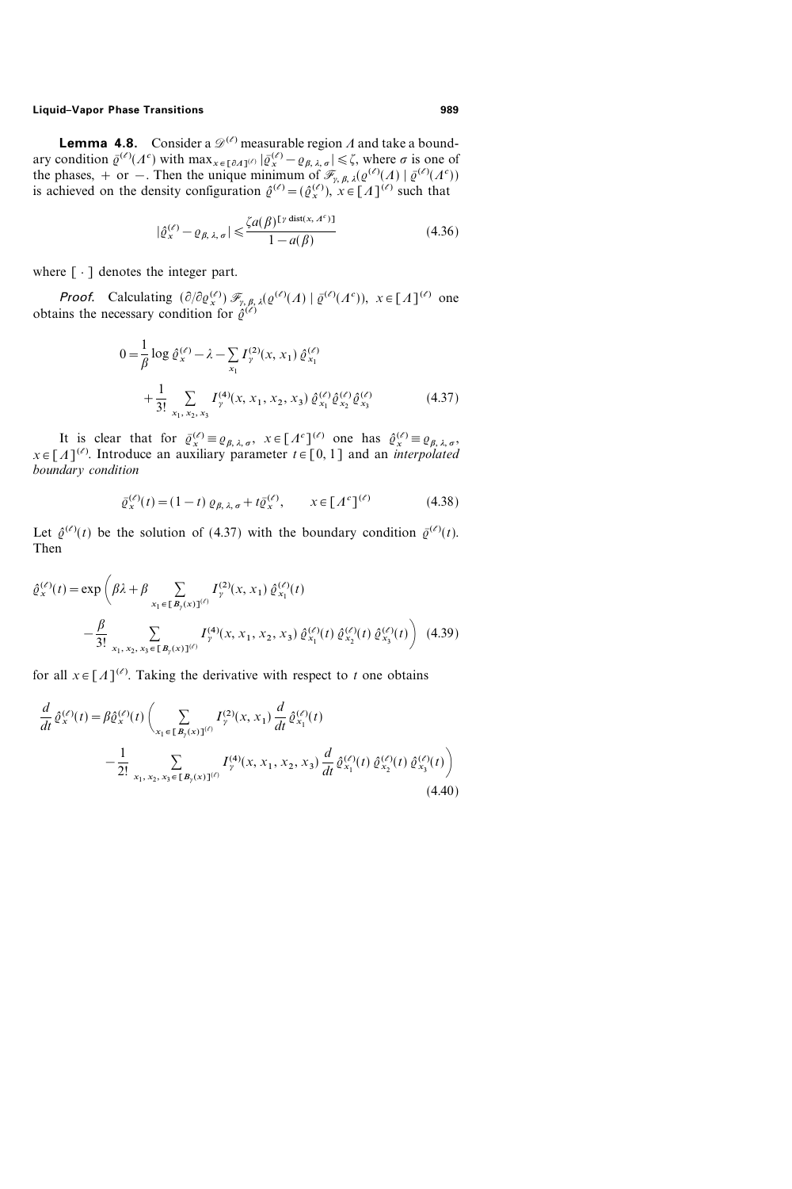**Lemma 4.8.** Consider a $\mathscr{D}^{(\ell)}$ measurable region $\Lambda$ and take a boundary condition $\bar{\varrho}^{(\ell)}(\Lambda^c)$ with $\max_{x \in [\partial \Lambda]^{(\ell)}} |\bar{\varrho}_x^{(\ell)} - \varrho_{\beta, \lambda, \sigma}| \leqslant \zeta$, where $\sigma$ is one of the phases, $+$ or $-$. Then the unique minimum of $\mathscr{F}_{\gamma, \beta, \lambda}(\varrho^{(\ell)}(\Lambda) \mid \bar{\varrho}^{(\ell)}(\Lambda^c))$ is achieved on the density configuration $\hat{\varrho}^{(\ell)} = (\hat{\varrho}_x^{(\ell)})$, $x \in [\Lambda]^{(\ell)}$ such that

$$|\hat{\varrho}_x^{(\ell)} - \varrho_{\beta, \lambda, \sigma}| \leqslant \frac{\zeta a(\beta)^{[\gamma \operatorname{dist}(x, \Lambda^c)]}}{1 - a(\beta)} \tag{4.36}$$

where $[\,\cdot\,]$ denotes the integer part.

*Proof.* Calculating $(\partial / \partial \varrho_x^{(\ell)}) \mathscr{F}_{\gamma, \beta, \lambda}(\varrho^{(\ell)}(\Lambda) \mid \bar{\varrho}^{(\ell)}(\Lambda^c))$, $x \in [\Lambda]^{(\ell)}$ one obtains the necessary condition for $\hat{\varrho}^{(\ell)}$

$$\begin{aligned} 0 = \frac{1}{\beta} \log \hat{\varrho}_x^{(\ell)} - \lambda - \sum_{x_1} I_\gamma^{(2)}(x, x_1) \, \hat{\varrho}_{x_1}^{(\ell)} \\ + \frac{1}{3!} \sum_{x_1, x_2, x_3} I_\gamma^{(4)}(x, x_1, x_2, x_3) \, \hat{\varrho}_{x_1}^{(\ell)} \hat{\varrho}_{x_2}^{(\ell)} \hat{\varrho}_{x_3}^{(\ell)} \end{aligned} \tag{4.37}$$

It is clear that for $\bar{\varrho}_x^{(\ell)} \equiv \varrho_{\beta, \lambda, \sigma}$, $x \in [\Lambda^c]^{(\ell)}$ one has $\hat{\varrho}_x^{(\ell)} \equiv \varrho_{\beta, \lambda, \sigma}$, $x \in [\Lambda]^{(\ell)}$. Introduce an auxiliary parameter $t \in [0, 1]$ and an *interpolated boundary condition*

$$\bar{\varrho}_x^{(\ell)}(t) = (1 - t) \, \varrho_{\beta, \lambda, \sigma} + t \bar{\varrho}_x^{(\ell)}, \qquad x \in [\Lambda^c]^{(\ell)} \tag{4.38}$$

Let $\hat{\varrho}^{(\ell)}(t)$ be the solution of (4.37) with the boundary condition $\bar{\varrho}^{(\ell)}(t)$. Then

$$\begin{aligned} \hat{\varrho}_x^{(\ell)}(t) = \exp\Bigg( \beta\lambda + \beta \sum_{x_1 \in [B_\gamma(x)]^{(\ell)}} I_\gamma^{(2)}(x, x_1) \, \hat{\varrho}_{x_1}^{(\ell)}(t) \\ - \frac{\beta}{3!} \sum_{x_1, x_2, x_3 \in [B_\gamma(x)]^{(\ell)}} I_\gamma^{(4)}(x, x_1, x_2, x_3) \, \hat{\varrho}_{x_1}^{(\ell)}(t) \, \hat{\varrho}_{x_2}^{(\ell)}(t) \, \hat{\varrho}_{x_3}^{(\ell)}(t) \Bigg) \end{aligned} \tag{4.39}$$

for all $x \in [\Lambda]^{(\ell)}$. Taking the derivative with respect to $t$ one obtains

$$\begin{aligned} \frac{d}{dt} \hat{\varrho}_x^{(\ell)}(t) = \beta \hat{\varrho}_x^{(\ell)}(t) \Bigg( \sum_{x_1 \in [B_\gamma(x)]^{(\ell)}} I_\gamma^{(2)}(x, x_1) \frac{d}{dt} \hat{\varrho}_{x_1}^{(\ell)}(t) \\ - \frac{1}{2!} \sum_{x_1, x_2, x_3 \in [B_\gamma(x)]^{(\ell)}} I_\gamma^{(4)}(x, x_1, x_2, x_3) \frac{d}{dt} \hat{\varrho}_{x_1}^{(\ell)}(t) \, \hat{\varrho}_{x_2}^{(\ell)}(t) \, \hat{\varrho}_{x_3}^{(\ell)}(t) \Bigg) \end{aligned} \tag{4.40}$$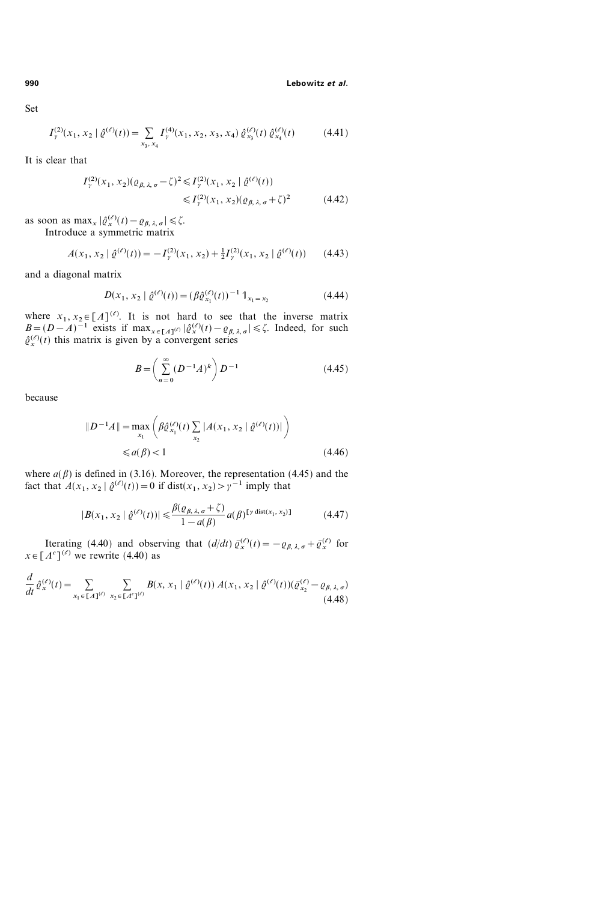Set

$$I_\gamma^{(2)}(x_1, x_2 \mid \hat{\varrho}^{(\ell)}(t)) = \sum_{x_3, x_4} I_\gamma^{(4)}(x_1, x_2, x_3, x_4)\, \hat{\varrho}_{x_3}^{(\ell)}(t)\, \hat{\varrho}_{x_4}^{(\ell)}(t) \tag{4.41}$$

It is clear that

$$\begin{aligned} I_\gamma^{(2)}(x_1, x_2)(\varrho_{\beta,\lambda,\sigma} - \zeta)^2 &\leqslant I_\gamma^{(2)}(x_1, x_2 \mid \hat{\varrho}^{(\ell)}(t)) \\ &\leqslant I_\gamma^{(2)}(x_1, x_2)(\varrho_{\beta,\lambda,\sigma} + \zeta)^2 \end{aligned} \tag{4.42}$$

as soon as $\max_x |\hat{\varrho}_x^{(\ell)}(t) - \varrho_{\beta,\lambda,\sigma}| \leqslant \zeta$.

Introduce a symmetric matrix

$$A(x_1, x_2 \mid \hat{\varrho}^{(\ell)}(t)) = -I_\gamma^{(2)}(x_1, x_2) + \tfrac{1}{2} I_\gamma^{(2)}(x_1, x_2 \mid \hat{\varrho}^{(\ell)}(t)) \tag{4.43}$$

and a diagonal matrix

$$D(x_1, x_2 \mid \hat{\varrho}^{(\ell)}(t)) = (\beta \hat{\varrho}_{x_1}^{(\ell)}(t))^{-1}\, \mathbb{1}_{x_1 = x_2} \tag{4.44}$$

where $x_1, x_2 \in [\Lambda]^{(\ell)}$. It is not hard to see that the inverse matrix $B = (D - A)^{-1}$ exists if $\max_{x \in [\Lambda]^{(\ell)}} |\hat{\varrho}_x^{(\ell)}(t) - \varrho_{\beta,\lambda,\sigma}| \leqslant \zeta$. Indeed, for such $\hat{\varrho}_x^{(\ell)}(t)$ this matrix is given by a convergent series

$$B = \left( \sum_{n=0}^{\infty} (D^{-1} A)^k \right) D^{-1} \tag{4.45}$$

because

$$\begin{aligned} \|D^{-1} A\| &= \max_{x_1} \left( \beta \hat{\varrho}_{x_1}^{(\ell)}(t) \sum_{x_2} |A(x_1, x_2 \mid \hat{\varrho}^{(\ell)}(t))| \right) \\ &\leqslant a(\beta) < 1 \end{aligned} \tag{4.46}$$

where $a(\beta)$ is defined in (3.16). Moreover, the representation (4.45) and the fact that $A(x_1, x_2 \mid \hat{\varrho}^{(\ell)}(t)) = 0$ if $\operatorname{dist}(x_1, x_2) > \gamma^{-1}$ imply that

$$|B(x_1, x_2 \mid \hat{\varrho}^{(\ell)}(t))| \leqslant \frac{\beta(\varrho_{\beta,\lambda,\sigma} + \zeta)}{1 - a(\beta)}\, a(\beta)^{[\gamma \operatorname{dist}(x_1, x_2)]} \tag{4.47}$$

Iterating (4.40) and observing that $(d/dt)\, \bar{\varrho}_x^{(\ell)}(t) = -\varrho_{\beta,\lambda,\sigma} + \bar{\varrho}_x^{(\ell)}$ for $x \in [\Lambda^c]^{(\ell)}$ we rewrite (4.40) as

$$\frac{d}{dt} \hat{\varrho}_x^{(\ell)}(t) = \sum_{x_1 \in [\Lambda]^{(\ell)}} \sum_{x_2 \in [\Lambda^c]^{(\ell)}} B(x, x_1 \mid \hat{\varrho}^{(\ell)}(t))\, A(x_1, x_2 \mid \hat{\varrho}^{(\ell)}(t)) (\bar{\varrho}_{x_2}^{(\ell)} - \varrho_{\beta,\lambda,\sigma}) \tag{4.48}$$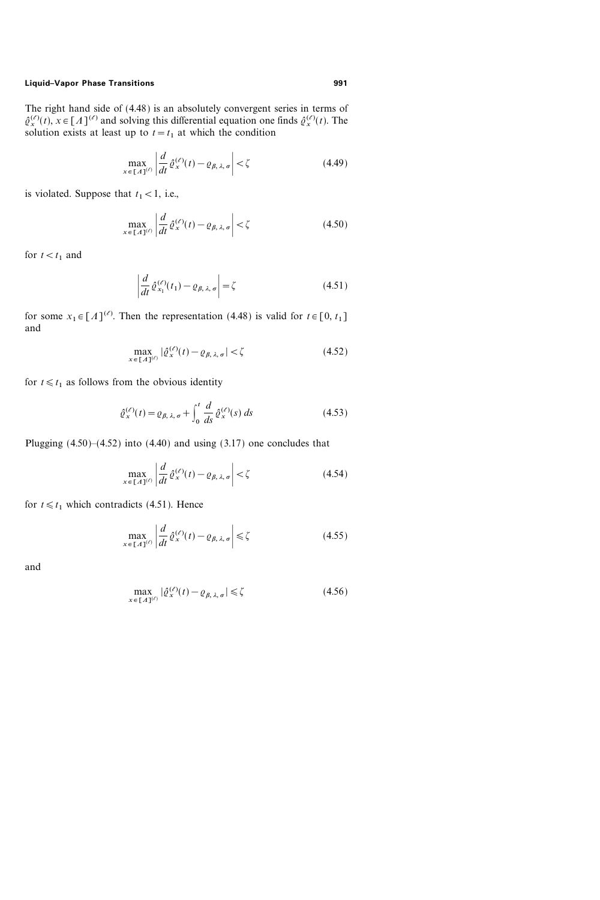The right hand side of (4.48) is an absolutely convergent series in terms of $\hat{\varrho}_x^{(\ell)}(t)$, $x \in [\Lambda]^{(\ell)}$ and solving this differential equation one finds $\hat{\varrho}_x^{(\ell)}(t)$. The solution exists at least up to $t = t_1$ at which the condition

$$\max_{x \in [\Lambda]^{(\ell)}} \left| \frac{d}{dt} \hat{\varrho}_x^{(\ell)}(t) - \varrho_{\beta, \lambda, \sigma} \right| < \zeta \tag{4.49}$$

is violated. Suppose that $t_1 < 1$, i.e.,

$$\max_{x \in [\Lambda]^{(\ell)}} \left| \frac{d}{dt} \hat{\varrho}_x^{(\ell)}(t) - \varrho_{\beta, \lambda, \sigma} \right| < \zeta \tag{4.50}$$

for $t < t_1$ and

$$\left| \frac{d}{dt} \hat{\varrho}_{x_1}^{(\ell)}(t_1) - \varrho_{\beta, \lambda, \sigma} \right| = \zeta \tag{4.51}$$

for some $x_1 \in [\Lambda]^{(\ell)}$. Then the representation (4.48) is valid for $t \in [0, t_1]$ and

$$\max_{x \in [\Lambda]^{(\ell)}} |\hat{\varrho}_x^{(\ell)}(t) - \varrho_{\beta, \lambda, \sigma}| < \zeta \tag{4.52}$$

for $t \leqslant t_1$ as follows from the obvious identity

$$\hat{\varrho}_x^{(\ell)}(t) = \varrho_{\beta, \lambda, \sigma} + \int_0^t \frac{d}{ds} \hat{\varrho}_x^{(\ell)}(s) \, ds \tag{4.53}$$

Plugging (4.50)–(4.52) into (4.40) and using (3.17) one concludes that

$$\max_{x \in [\Lambda]^{(\ell)}} \left| \frac{d}{dt} \hat{\varrho}_x^{(\ell)}(t) - \varrho_{\beta, \lambda, \sigma} \right| < \zeta \tag{4.54}$$

for $t \leqslant t_1$ which contradicts (4.51). Hence

$$\max_{x \in [\Lambda]^{(\ell)}} \left| \frac{d}{dt} \hat{\varrho}_x^{(\ell)}(t) - \varrho_{\beta, \lambda, \sigma} \right| \leqslant \zeta \tag{4.55}$$

and

$$\max_{x \in [\Lambda]^{(\ell)}} |\hat{\varrho}_x^{(\ell)}(t) - \varrho_{\beta, \lambda, \sigma}| \leqslant \zeta \tag{4.56}$$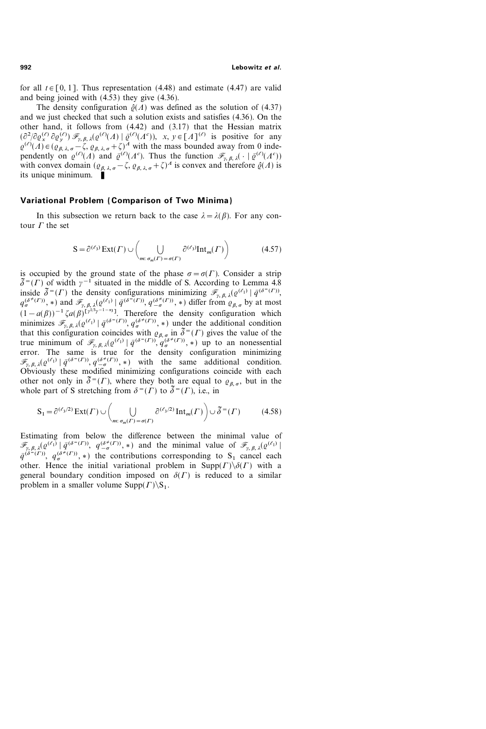for all $t \in [0, 1]$. Thus representation (4.48) and estimate (4.47) are valid and being joined with (4.53) they give (4.36).

The density configuration $\hat{\varrho}(\Lambda)$ was defined as the solution of (4.37) and we just checked that such a solution exists and satisfies (4.36). On the other hand, it follows from (4.42) and (3.17) that the Hessian matrix $(\partial^2/\partial\varrho_x^{(\ell)}\,\partial\varrho_y^{(\ell)})\,\mathscr{F}_{\gamma,\beta,\lambda}(\varrho^{(\ell)}(\Lambda) \mid \bar{\varrho}^{(\ell)}(\Lambda^c))$, $x, y \in [\Lambda]^{(\ell)}$ is positive for any $\varrho^{(\ell)}(\Lambda) \in (\varrho_{\beta,\lambda,\sigma} - \zeta, \varrho_{\beta,\lambda,\sigma} + \zeta)^{\Lambda}$ with the mass bounded away from 0 independently on $\varrho^{(\ell)}(\Lambda)$ and $\bar{\varrho}^{(\ell)}(\Lambda^c)$. Thus the function $\mathscr{F}_{\gamma,\beta,\lambda}(\,\cdot \mid \bar{\varrho}^{(\ell)}(\Lambda^c))$ with convex domain $(\varrho_{\beta,\lambda,\sigma} - \zeta, \varrho_{\beta,\lambda,\sigma} + \zeta)^{\Lambda}$ is convex and therefore $\hat{\varrho}(\Lambda)$ is its unique minimum. ∎

### Variational Problem (Comparison of Two Minima)

In this subsection we return back to the case $\lambda = \lambda(\beta)$. For any contour $\Gamma$ the set

$$\mathrm{S} = \partial^{(\ell_3)}\,\mathrm{Ext}(\Gamma) \cup \left( \bigcup_{m:\, \sigma_m(\Gamma) = \sigma(\Gamma)} \partial^{(\ell_3)}\mathrm{Int}_m(\Gamma) \right) \tag{4.57}$$

is occupied by the ground state of the phase $\sigma = \sigma(\Gamma)$. Consider a strip $\tilde{\delta}^{=}(\Gamma)$ of width $\gamma^{-1}$ situated in the middle of S. According to Lemma 4.8 inside $\tilde{\delta}^{=}(\Gamma)$ the density configurations minimizing $\mathscr{F}_{\gamma,\beta,\lambda}(\varrho^{(\ell_1)} \mid \bar{q}^{(\delta^{=}(\Gamma))}, q_{\sigma}^{(\delta^{\neq}(\Gamma))}, *)$ and $\mathscr{F}_{\gamma,\beta,\lambda}(\varrho^{(\ell_1)} \mid \bar{q}^{(\delta^{=}(\Gamma))}, q_{-\sigma}^{(\delta^{\neq}(\Gamma))}, *)$ differ from $\varrho_{\beta,\sigma}$ by at most $(1 - a(\beta))^{-1}\,\zeta a(\beta)^{[\gamma^{1/3}\gamma^{-1-\varepsilon_3}]}$. Therefore the density configuration which minimizes $\mathscr{F}_{\gamma,\beta,\lambda}(\varrho^{(\ell_1)} \mid \bar{q}^{(\delta^{=}(\Gamma))}, q_{\sigma}^{(\delta^{\neq}(\Gamma))}, *)$ under the additional condition that this configuration coincides with $\varrho_{\beta,\sigma}$ in $\tilde{\delta}^{=}(\Gamma)$ gives the value of the true minimum of $\mathscr{F}_{\gamma,\beta,\lambda}(\varrho^{(\ell_1)} \mid \bar{q}^{(\delta^{=}(\Gamma))}, q_{\sigma}^{(\delta^{\neq}(\Gamma))}, *)$ up to an nonessential error. The same is true for the density configuration minimizing $\mathscr{F}_{\gamma,\beta,\lambda}(\varrho^{(\ell_1)} \mid \bar{q}^{(\delta^{=}(\Gamma))}, q_{-\sigma}^{(\delta^{\neq}(\Gamma))}, *)$ with the same additional condition. Obviously these modified minimizing configurations coincide with each other not only in $\tilde{\delta}^{=}(\Gamma)$, where they both are equal to $\varrho_{\beta,\sigma}$, but in the whole part of S stretching from $\delta^{=}(\Gamma)$ to $\tilde{\delta}^{=}(\Gamma)$, i.e., in

$$\mathrm{S}_1 = \partial^{(\ell_3/2)}\,\mathrm{Ext}(\Gamma) \cup \left( \bigcup_{m:\, \sigma_m(\Gamma) = \sigma(\Gamma)} \partial^{(\ell_3/2)}\,\mathrm{Int}_m(\Gamma) \right) \cup \tilde{\delta}^{=}(\Gamma) \tag{4.58}$$

Estimating from below the difference between the minimal value of $\mathscr{F}_{\gamma,\beta,\lambda}(\varrho^{(\ell_1)} \mid \bar{q}^{(\delta^{=}(\Gamma))}, q_{-\sigma}^{(\delta^{\neq}(\Gamma))}, *)$ and the minimal value of $\mathscr{F}_{\gamma,\beta,\lambda}(\varrho^{(\ell_1)} \mid \bar{q}^{(\delta^{=}(\Gamma))}, q_{\sigma}^{(\delta^{\neq}(\Gamma))}, *)$ the contributions corresponding to $\mathrm{S}_1$ cancel each other. Hence the initial variational problem in $\mathrm{Supp}(\Gamma) \backslash \delta(\Gamma)$ with a general boundary condition imposed on $\delta(\Gamma)$ is reduced to a similar problem in a smaller volume $\mathrm{Supp}(\Gamma) \backslash \mathrm{S}_1$.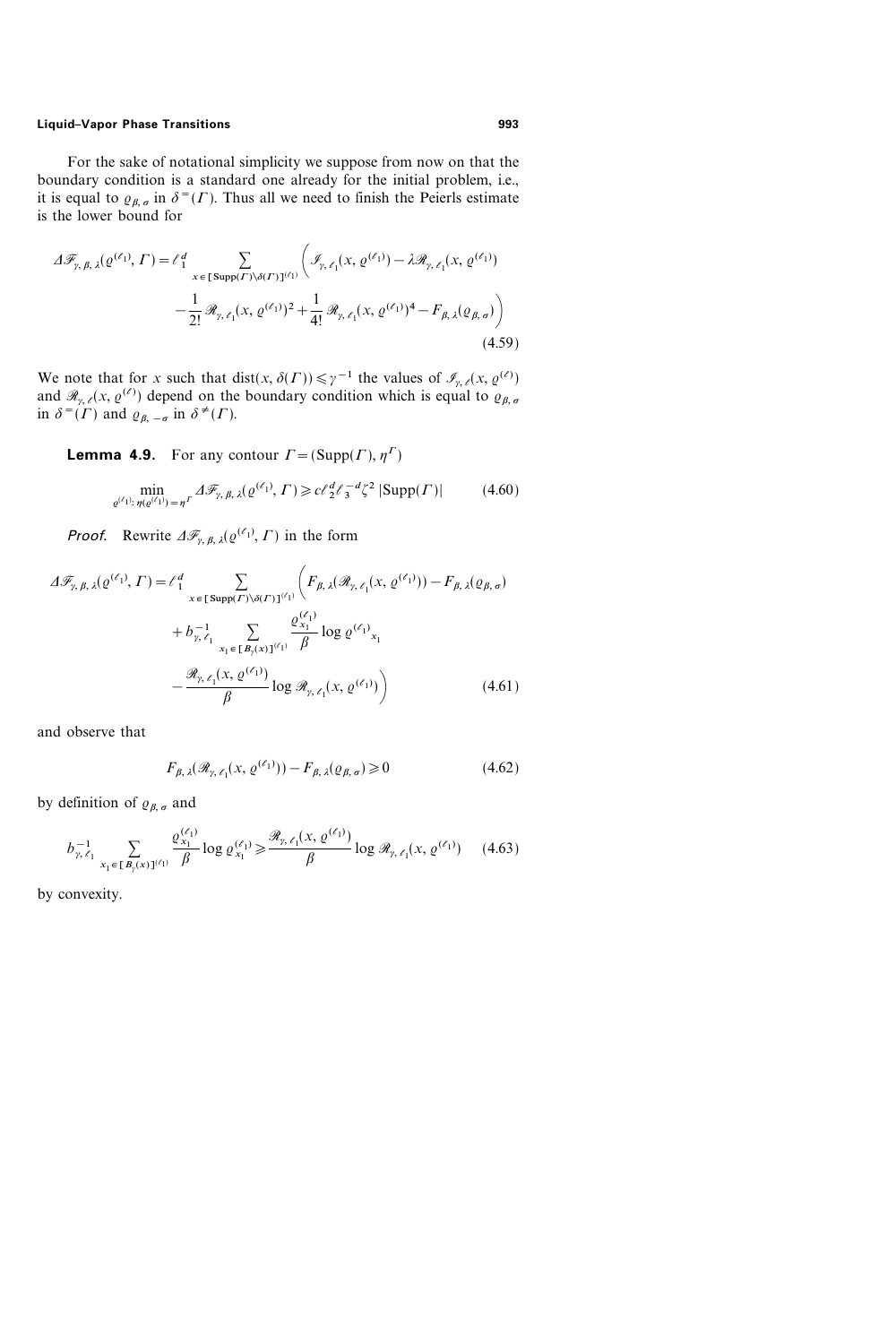For the sake of notational simplicity we suppose from now on that the boundary condition is a standard one already for the initial problem, i.e., it is equal to $\varrho_{\beta,\sigma}$ in $\delta^{=}(\Gamma)$. Thus all we need to finish the Peierls estimate is the lower bound for

$$\Delta\mathscr{F}_{\gamma,\beta,\lambda}(\varrho^{(\ell_1)},\Gamma)=\ell_1^d \sum_{x\in[\mathrm{Supp}(\Gamma)\setminus\delta(\Gamma)]^{(\ell_1)}} \bigg(\mathscr{I}_{\gamma,\ell_1}(x,\varrho^{(\ell_1)})-\lambda\mathscr{R}_{\gamma,\ell_1}(x,\varrho^{(\ell_1)}) \\ -\frac{1}{2!}\mathscr{R}_{\gamma,\ell_1}(x,\varrho^{(\ell_1)})^2+\frac{1}{4!}\mathscr{R}_{\gamma,\ell_1}(x,\varrho^{(\ell_1)})^4-F_{\beta,\lambda}(\varrho_{\beta,\sigma})\bigg) \tag{4.59}$$

We note that for $x$ such that $\mathrm{dist}(x,\delta(\Gamma))\leqslant\gamma^{-1}$ the values of $\mathscr{I}_{\gamma,\ell}(x,\varrho^{(\ell)})$ and $\mathscr{R}_{\gamma,\ell}(x,\varrho^{(\ell)})$ depend on the boundary condition which is equal to $\varrho_{\beta,\sigma}$ in $\delta^{=}(\Gamma)$ and $\varrho_{\beta,-\sigma}$ in $\delta^{\neq}(\Gamma)$.

**Lemma 4.9.** For any contour $\Gamma=(\mathrm{Supp}(\Gamma),\eta^{\Gamma})$

$$\min_{\varrho^{(\ell_1)}:\,\eta(\varrho^{(\ell_1)})=\eta^{\Gamma}} \Delta\mathscr{F}_{\gamma,\beta,\lambda}(\varrho^{(\ell_1)},\Gamma)\geqslant c\ell_2^d\ell_3^{-d}\zeta^2\,|\mathrm{Supp}(\Gamma)| \tag{4.60}$$

*Proof.* Rewrite $\Delta\mathscr{F}_{\gamma,\beta,\lambda}(\varrho^{(\ell_1)},\Gamma)$ in the form

$$\Delta\mathscr{F}_{\gamma,\beta,\lambda}(\varrho^{(\ell_1)},\Gamma)=\ell_1^d\sum_{x\in[\mathrm{Supp}(\Gamma)\setminus\delta(\Gamma)]^{(\ell_1)}}\bigg(F_{\beta,\lambda}(\mathscr{R}_{\gamma,\ell_1}(x,\varrho^{(\ell_1)}))-F_{\beta,\lambda}(\varrho_{\beta,\sigma}) \\ +b_{\gamma,\ell_1}^{-1}\sum_{x_1\in[B_\gamma(x)]^{(\ell_1)}}\frac{\varrho_{x_1}^{(\ell_1)}}{\beta}\log\varrho^{(\ell_1)}{}_{x_1} \\ -\frac{\mathscr{R}_{\gamma,\ell_1}(x,\varrho^{(\ell_1)})}{\beta}\log\mathscr{R}_{\gamma,\ell_1}(x,\varrho^{(\ell_1)})\bigg) \tag{4.61}$$

and observe that

$$F_{\beta,\lambda}(\mathscr{R}_{\gamma,\ell_1}(x,\varrho^{(\ell_1)}))-F_{\beta,\lambda}(\varrho_{\beta,\sigma})\geqslant 0 \tag{4.62}$$

by definition of $\varrho_{\beta,\sigma}$ and

$$b_{\gamma,\ell_1}^{-1}\sum_{x_1\in[B_\gamma(x)]^{(\ell_1)}}\frac{\varrho_{x_1}^{(\ell_1)}}{\beta}\log\varrho_{x_1}^{(\ell_1)}\geqslant\frac{\mathscr{R}_{\gamma,\ell_1}(x,\varrho^{(\ell_1)})}{\beta}\log\mathscr{R}_{\gamma,\ell_1}(x,\varrho^{(\ell_1)}) \tag{4.63}$$

by convexity.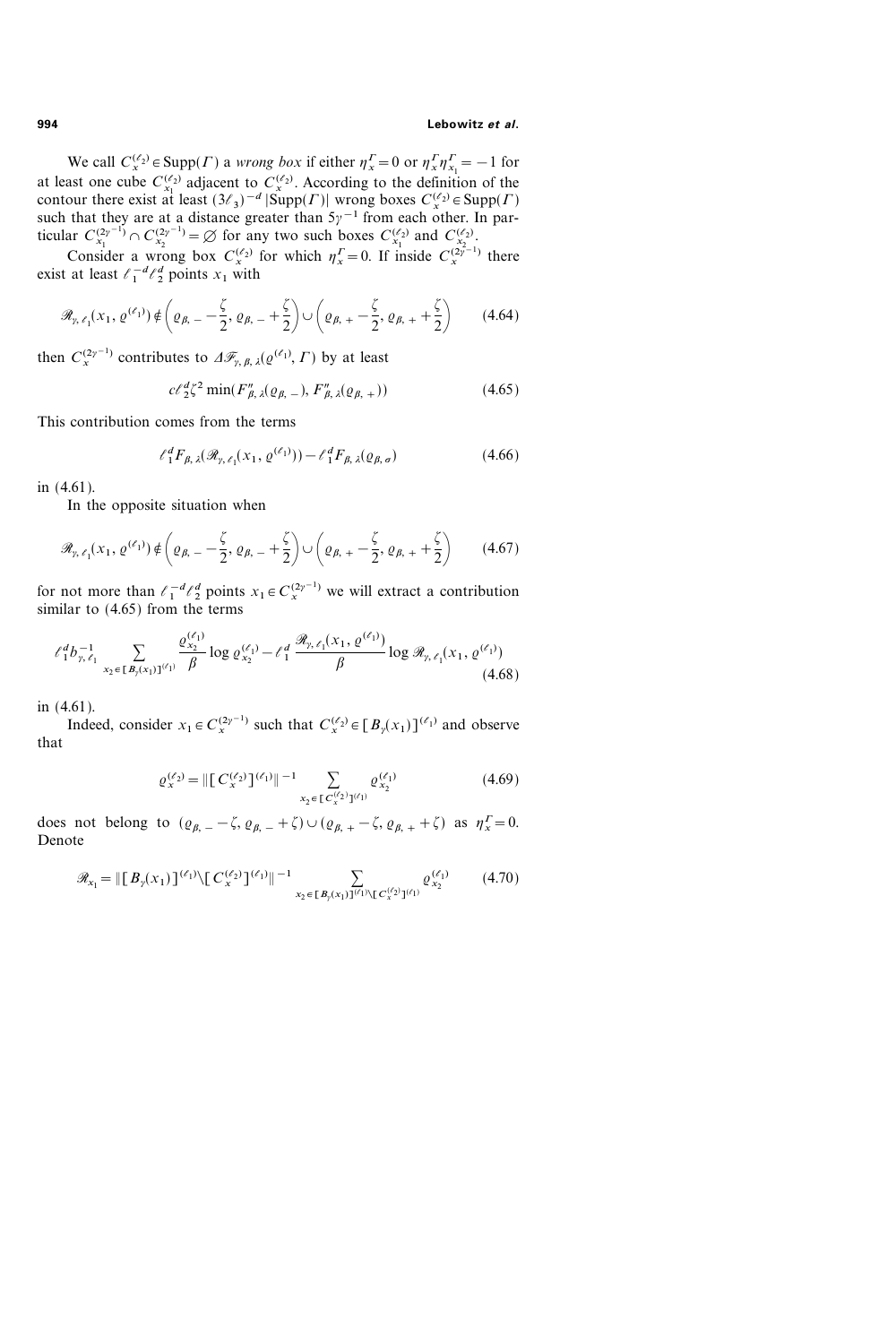We call $C_x^{(\ell_2)} \in \mathrm{Supp}(\Gamma)$ a *wrong box* if either $\eta_x^\Gamma = 0$ or $\eta_x^\Gamma \eta_{x_1}^\Gamma = -1$ for at least one cube $C_{x_1}^{(\ell_2)}$ adjacent to $C_x^{(\ell_2)}$. According to the definition of the contour there exist at least $(3\ell_3)^{-d} |\mathrm{Supp}(\Gamma)|$ wrong boxes $C_x^{(\ell_2)} \in \mathrm{Supp}(\Gamma)$ such that they are at a distance greater than $5\gamma^{-1}$ from each other. In particular $C_{x_1}^{(2\gamma^{-1})} \cap C_{x_2}^{(2\gamma^{-1})} = \varnothing$ for any two such boxes $C_{x_1}^{(\ell_2)}$ and $C_{x_2}^{(\ell_2)}$.

Consider a wrong box $C_x^{(\ell_2)}$ for which $\eta_x^\Gamma = 0$. If inside $C_x^{(2\gamma^{-1})}$ there exist at least $\ell_1^{-d} \ell_2^d$ points $x_1$ with

$$\mathscr{R}_{\gamma, \ell_1}(x_1, \varrho^{(\ell_1)}) \notin \left( \varrho_{\beta,-} - \frac{\zeta}{2}, \varrho_{\beta,-} + \frac{\zeta}{2} \right) \cup \left( \varrho_{\beta,+} - \frac{\zeta}{2}, \varrho_{\beta,+} + \frac{\zeta}{2} \right) \tag{4.64}$$

then $C_x^{(2\gamma^{-1})}$ contributes to $\Delta \mathscr{F}_{\gamma,\beta,\lambda}(\varrho^{(\ell_1)}, \Gamma)$ by at least

$$c \ell_2^d \zeta^2 \min(F''_{\beta,\lambda}(\varrho_{\beta,-}), F''_{\beta,\lambda}(\varrho_{\beta,+})) \tag{4.65}$$

This contribution comes from the terms

$$\ell_1^d F_{\beta,\lambda}(\mathscr{R}_{\gamma,\ell_1}(x_1, \varrho^{(\ell_1)})) - \ell_1^d F_{\beta,\lambda}(\varrho_{\beta,\sigma}) \tag{4.66}$$

in (4.61).

In the opposite situation when

$$\mathscr{R}_{\gamma, \ell_1}(x_1, \varrho^{(\ell_1)}) \notin \left( \varrho_{\beta,-} - \frac{\zeta}{2}, \varrho_{\beta,-} + \frac{\zeta}{2} \right) \cup \left( \varrho_{\beta,+} - \frac{\zeta}{2}, \varrho_{\beta,+} + \frac{\zeta}{2} \right) \tag{4.67}$$

for not more than $\ell_1^{-d} \ell_2^d$ points $x_1 \in C_x^{(2\gamma^{-1})}$ we will extract a contribution similar to (4.65) from the terms

$$\ell_1^d b_{\gamma,\ell_1}^{-1} \sum_{x_2 \in [B_\gamma(x_1)]^{(\ell_1)}} \frac{\varrho_{x_2}^{(\ell_1)}}{\beta} \log \varrho_{x_2}^{(\ell_1)} - \ell_1^d \frac{\mathscr{R}_{\gamma,\ell_1}(x_1, \varrho^{(\ell_1)})}{\beta} \log \mathscr{R}_{\gamma,\ell_1}(x_1, \varrho^{(\ell_1)}) \tag{4.68}$$

in (4.61).

Indeed, consider $x_1 \in C_x^{(2\gamma^{-1})}$ such that $C_x^{(\ell_2)} \in [B_\gamma(x_1)]^{(\ell_1)}$ and observe that

$$\varrho_x^{(\ell_2)} = \| [C_x^{(\ell_2)}]^{(\ell_1)} \|^{-1} \sum_{x_2 \in [C_x^{(\ell_2)}]^{(\ell_1)}} \varrho_{x_2}^{(\ell_1)} \tag{4.69}$$

does not belong to $(\varrho_{\beta,-} - \zeta, \varrho_{\beta,-} + \zeta) \cup (\varrho_{\beta,+} - \zeta, \varrho_{\beta,+} + \zeta)$ as $\eta_x^\Gamma = 0$. Denote

$$\mathscr{R}_{x_1} = \| [B_\gamma(x_1)]^{(\ell_1)} \setminus [C_x^{(\ell_2)}]^{(\ell_1)} \|^{-1} \sum_{x_2 \in [B_\gamma(x_1)]^{(\ell_1)} \setminus [C_x^{(\ell_2)}]^{(\ell_1)}} \varrho_{x_2}^{(\ell_1)} \tag{4.70}$$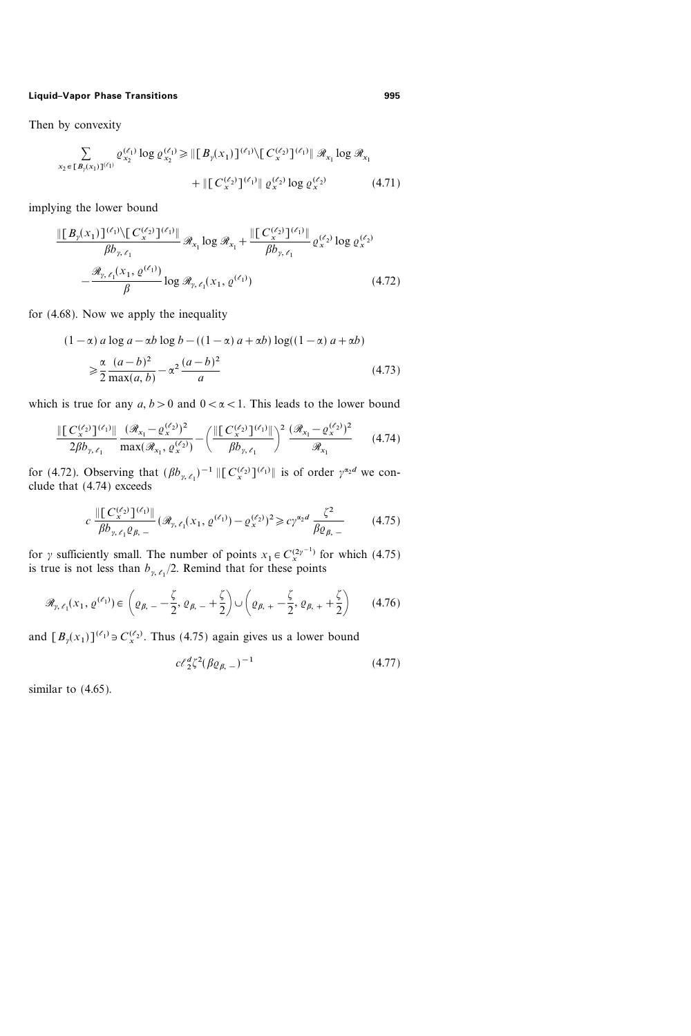Then by convexity

$$\sum_{x_2 \in [B_\gamma(x_1)]^{(\ell_1)}} \varrho_{x_2}^{(\ell_1)} \log \varrho_{x_2}^{(\ell_1)} \geqslant \| [B_\gamma(x_1)]^{(\ell_1)} \setminus [C_x^{(\ell_2)}]^{(\ell_1)} \| \, \mathscr{R}_{x_1} \log \mathscr{R}_{x_1} + \| [C_x^{(\ell_2)}]^{(\ell_1)} \| \, \varrho_x^{(\ell_2)} \log \varrho_x^{(\ell_2)} \tag{4.71}$$

implying the lower bound

$$\frac{\| [B_\gamma(x_1)]^{(\ell_1)} \setminus [C_x^{(\ell_2)}]^{(\ell_1)} \|}{\beta b_{\gamma, \ell_1}} \mathscr{R}_{x_1} \log \mathscr{R}_{x_1} + \frac{\| [C_x^{(\ell_2)}]^{(\ell_1)} \|}{\beta b_{\gamma, \ell_1}} \varrho_x^{(\ell_2)} \log \varrho_x^{(\ell_2)} - \frac{\mathscr{R}_{\gamma, \ell_1}(x_1, \varrho^{(\ell_1)})}{\beta} \log \mathscr{R}_{\gamma, \ell_1}(x_1, \varrho^{(\ell_1)}) \tag{4.72}$$

for (4.68). Now we apply the inequality

$$(1-\alpha)\, a \log a - \alpha b \log b - ((1-\alpha)\, a + \alpha b) \log((1-\alpha)\, a + \alpha b) \geqslant \frac{\alpha}{2} \frac{(a-b)^2}{\max(a, b)} - \alpha^2 \frac{(a-b)^2}{a} \tag{4.73}$$

which is true for any $a, b > 0$ and $0 < \alpha < 1$. This leads to the lower bound

$$\frac{\| [C_x^{(\ell_2)}]^{(\ell_1)} \|}{2 \beta b_{\gamma, \ell_1}} \frac{(\mathscr{R}_{x_1} - \varrho_x^{(\ell_2)})^2}{\max(\mathscr{R}_{x_1}, \varrho_x^{(\ell_2)})} - \left( \frac{\| [C_x^{(\ell_2)}]^{(\ell_1)} \|}{\beta b_{\gamma, \ell_1}} \right)^2 \frac{(\mathscr{R}_{x_1} - \varrho_x^{(\ell_2)})^2}{\mathscr{R}_{x_1}} \tag{4.74}$$

for (4.72). Observing that $(\beta b_{\gamma, \ell_1})^{-1} \| [C_x^{(\ell_2)}]^{(\ell_1)} \|$ is of order $\gamma^{\alpha_2 d}$ we conclude that (4.74) exceeds

$$c \frac{\| [C_x^{(\ell_2)}]^{(\ell_1)} \|}{\beta b_{\gamma, \ell_1} \varrho_{\beta, -}} (\mathscr{R}_{\gamma, \ell_1}(x_1, \varrho^{(\ell_1)}) - \varrho_x^{(\ell_2)})^2 \geqslant c \gamma^{\alpha_2 d} \frac{\zeta^2}{\beta \varrho_{\beta, -}} \tag{4.75}$$

for $\gamma$ sufficiently small. The number of points $x_1 \in C_x^{(2\gamma^{-1})}$ for which (4.75) is true is not less than $b_{\gamma, \ell_1}/2$. Remind that for these points

$$\mathscr{R}_{\gamma, \ell_1}(x_1, \varrho^{(\ell_1)}) \in \left( \varrho_{\beta, -} - \frac{\zeta}{2}, \varrho_{\beta, -} + \frac{\zeta}{2} \right) \cup \left( \varrho_{\beta, +} - \frac{\zeta}{2}, \varrho_{\beta, +} + \frac{\zeta}{2} \right) \tag{4.76}$$

and $[B_\gamma(x_1)]^{(\ell_1)} \ni C_x^{(\ell_2)}$. Thus (4.75) again gives us a lower bound

$$c \ell_2^d \zeta^2 (\beta \varrho_{\beta, -})^{-1} \tag{4.77}$$

similar to (4.65).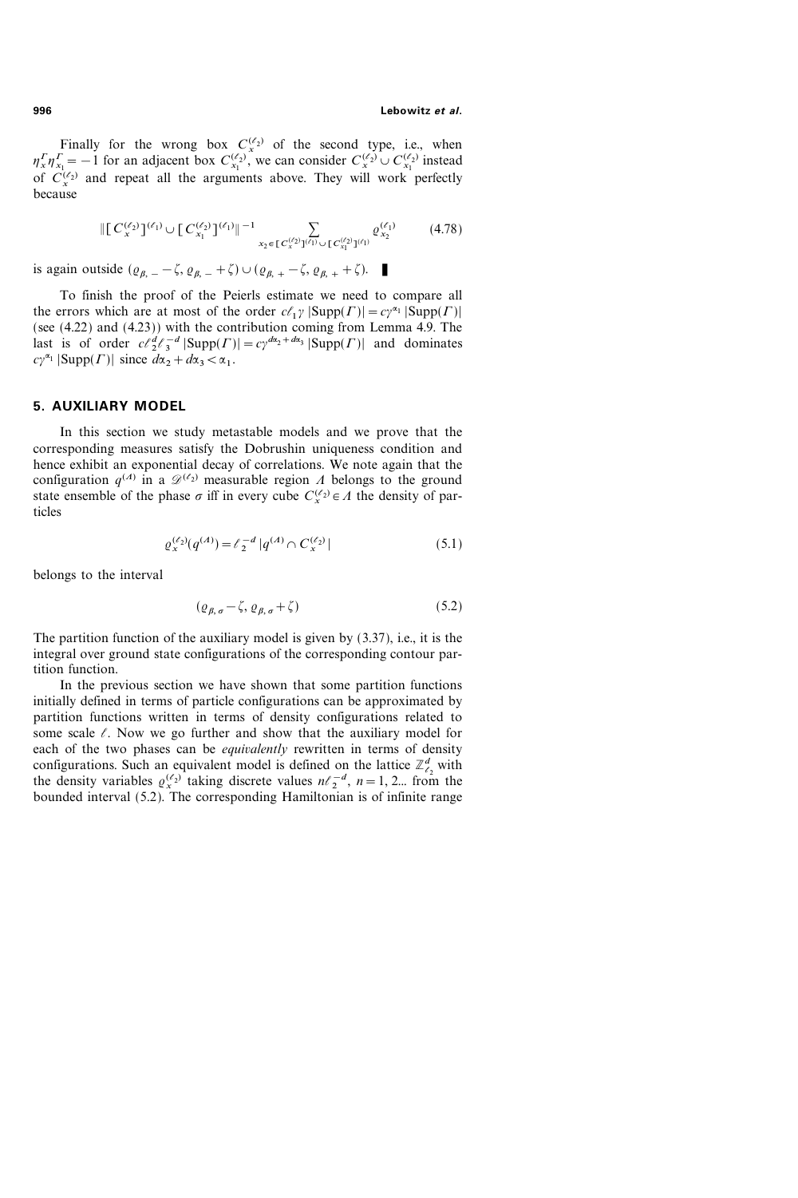Finally for the wrong box $C_x^{(\ell_2)}$ of the second type, i.e., when $\eta_x^\Gamma \eta_{x_1}^\Gamma = -1$ for an adjacent box $C_{x_1}^{(\ell_2)}$, we can consider $C_x^{(\ell_2)} \cup C_{x_1}^{(\ell_2)}$ instead of $C_x^{(\ell_2)}$ and repeat all the arguments above. They will work perfectly because

$$\|[C_x^{(\ell_2)}]^{(\ell_1)} \cup [C_{x_1}^{(\ell_2)}]^{(\ell_1)}\|^{-1} \sum_{x_2 \in [C_x^{(\ell_2)}]^{(\ell_1)} \cup [C_{x_1}^{(\ell_2)}]^{(\ell_1)}} \varrho_{x_2}^{(\ell_1)} \tag{4.78}$$

is again outside $(\varrho_{\beta,-} - \zeta, \varrho_{\beta,-} + \zeta) \cup (\varrho_{\beta,+} - \zeta, \varrho_{\beta,+} + \zeta)$. ∎

To finish the proof of the Peierls estimate we need to compare all the errors which are at most of the order $c\ell_1 \gamma\, |\mathrm{Supp}(\Gamma)| = c\gamma^{\alpha_1} |\mathrm{Supp}(\Gamma)|$ (see (4.22) and (4.23)) with the contribution coming from Lemma 4.9. The last is of order $c\ell_2^d \ell_3^{-d} |\mathrm{Supp}(\Gamma)| = c\gamma^{d\alpha_2 + d\alpha_3} |\mathrm{Supp}(\Gamma)|$ and dominates $c\gamma^{\alpha_1} |\mathrm{Supp}(\Gamma)|$ since $d\alpha_2 + d\alpha_3 < \alpha_1$.

## 5. AUXILIARY MODEL

In this section we study metastable models and we prove that the corresponding measures satisfy the Dobrushin uniqueness condition and hence exhibit an exponential decay of correlations. We note again that the configuration $q^{(\Lambda)}$ in a $\mathscr{D}^{(\ell_2)}$ measurable region $\Lambda$ belongs to the ground state ensemble of the phase $\sigma$ iff in every cube $C_x^{(\ell_2)} \in \Lambda$ the density of particles

$$\varrho_x^{(\ell_2)}(q^{(\Lambda)}) = \ell_2^{-d}\, |q^{(\Lambda)} \cap C_x^{(\ell_2)}| \tag{5.1}$$

belongs to the interval

$$(\varrho_{\beta,\sigma} - \zeta, \varrho_{\beta,\sigma} + \zeta) \tag{5.2}$$

The partition function of the auxiliary model is given by (3.37), i.e., it is the integral over ground state configurations of the corresponding contour partition function.

In the previous section we have shown that some partition functions initially defined in terms of particle configurations can be approximated by partition functions written in terms of density configurations related to some scale $\ell$. Now we go further and show that the auxiliary model for each of the two phases can be *equivalently* rewritten in terms of density configurations. Such an equivalent model is defined on the lattice $\mathbb{Z}_{\ell_2}^d$ with the density variables $\varrho_x^{(\ell_2)}$ taking discrete values $n\ell_2^{-d}$, $n = 1, 2...$ from the bounded interval (5.2). The corresponding Hamiltonian is of infinite range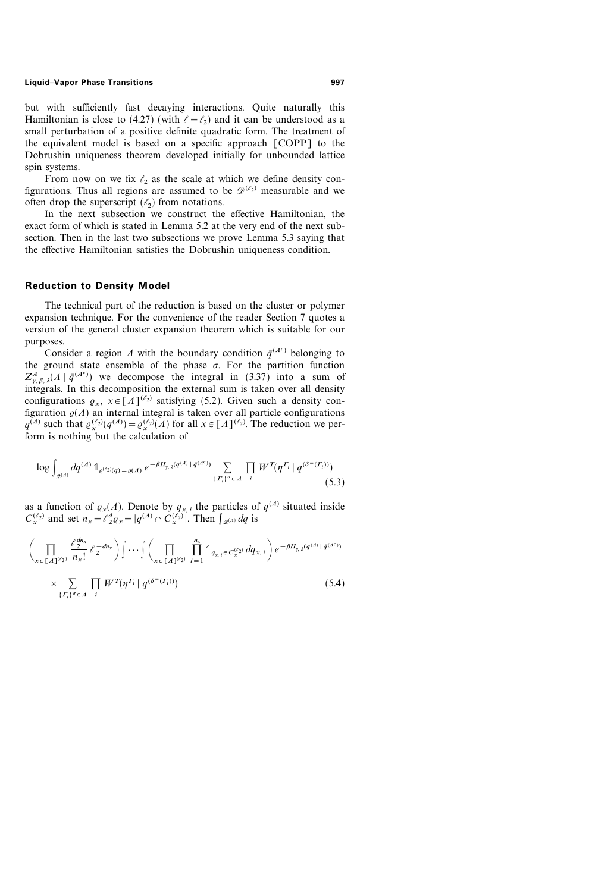but with sufficiently fast decaying interactions. Quite naturally this Hamiltonian is close to (4.27) (with $\ell = \ell_2$) and it can be understood as a small perturbation of a positive definite quadratic form. The treatment of the equivalent model is based on a specific approach [COPP] to the Dobrushin uniqueness theorem developed initially for unbounded lattice spin systems.

From now on we fix $\ell_2$ as the scale at which we define density configurations. Thus all regions are assumed to be $\mathscr{D}^{(\ell_2)}$ measurable and we often drop the superscript $(\ell_2)$ from notations.

In the next subsection we construct the effective Hamiltonian, the exact form of which is stated in Lemma 5.2 at the very end of the next subsection. Then in the last two subsections we prove Lemma 5.3 saying that the effective Hamiltonian satisfies the Dobrushin uniqueness condition.

## Reduction to Density Model

The technical part of the reduction is based on the cluster or polymer expansion technique. For the convenience of the reader Section 7 quotes a version of the general cluster expansion theorem which is suitable for our purposes.

Consider a region $\Lambda$ with the boundary condition $\bar{q}^{(\Lambda^c)}$ belonging to the ground state ensemble of the phase $\sigma$. For the partition function $Z^{\Lambda}_{\gamma,\beta,\lambda}(\Lambda \mid \bar{q}^{(\Lambda^c)})$ we decompose the integral in (3.37) into a sum of integrals. In this decomposition the external sum is taken over all density configurations $\varrho_x$, $x \in [\Lambda]^{(\ell_2)}$ satisfying (5.2). Given such a density configuration $\varrho(\Lambda)$ an internal integral is taken over all particle configurations $q^{(\Lambda)}$ such that $\varrho^{(\ell_2)}_x(q^{(\Lambda)}) = \varrho^{(\ell_2)}_x(\Lambda)$ for all $x \in [\Lambda]^{(\ell_2)}$. The reduction we perform is nothing but the calculation of

$$\log \int_{\mathscr{Q}^{(\Lambda)}} dq^{(\Lambda)} \, \mathbb{1}_{\varrho^{(\ell_2)}(q) = \varrho(\Lambda)} \, e^{-\beta H_{\gamma,\lambda}(q^{(\Lambda)} \mid \bar{q}^{(\Lambda^c)})} \sum_{\{\Gamma_i\}^{\sigma} \in \Lambda} \prod_i W^T(\eta^{\Gamma_i} \mid q^{(\delta^-(\Gamma_i))}) \tag{5.3}$$

as a function of $\varrho_x(\Lambda)$. Denote by $q_{x,i}$ the particles of $q^{(\Lambda)}$ situated inside $C^{(\ell_2)}_x$ and set $n_x = \ell_2^d \varrho_x = |q^{(\Lambda)} \cap C^{(\ell_2)}_x|$. Then $\int_{\mathscr{Q}^{(\Lambda)}} dq$ is

$$\left( \prod_{x \in [\Lambda]^{(\ell_2)}} \frac{\ell_2^{dn_x}}{n_x!} \ell_2^{-dn_x} \right) \int \cdots \int \left( \prod_{x \in [\Lambda]^{(\ell_2)}} \prod_{i=1}^{n_x} \mathbb{1}_{q_{x,i} \in C^{(\ell_2)}_x} dq_{x,i} \right) e^{-\beta H_{\gamma,\lambda}(q^{(\Lambda)} \mid \bar{q}^{(\Lambda^c)})}$$
$$\times \sum_{\{\Gamma_i\}^{\sigma} \in \Lambda} \prod_i W^T(\eta^{\Gamma_i} \mid q^{(\delta^-(\Gamma_i))}) \tag{5.4}$$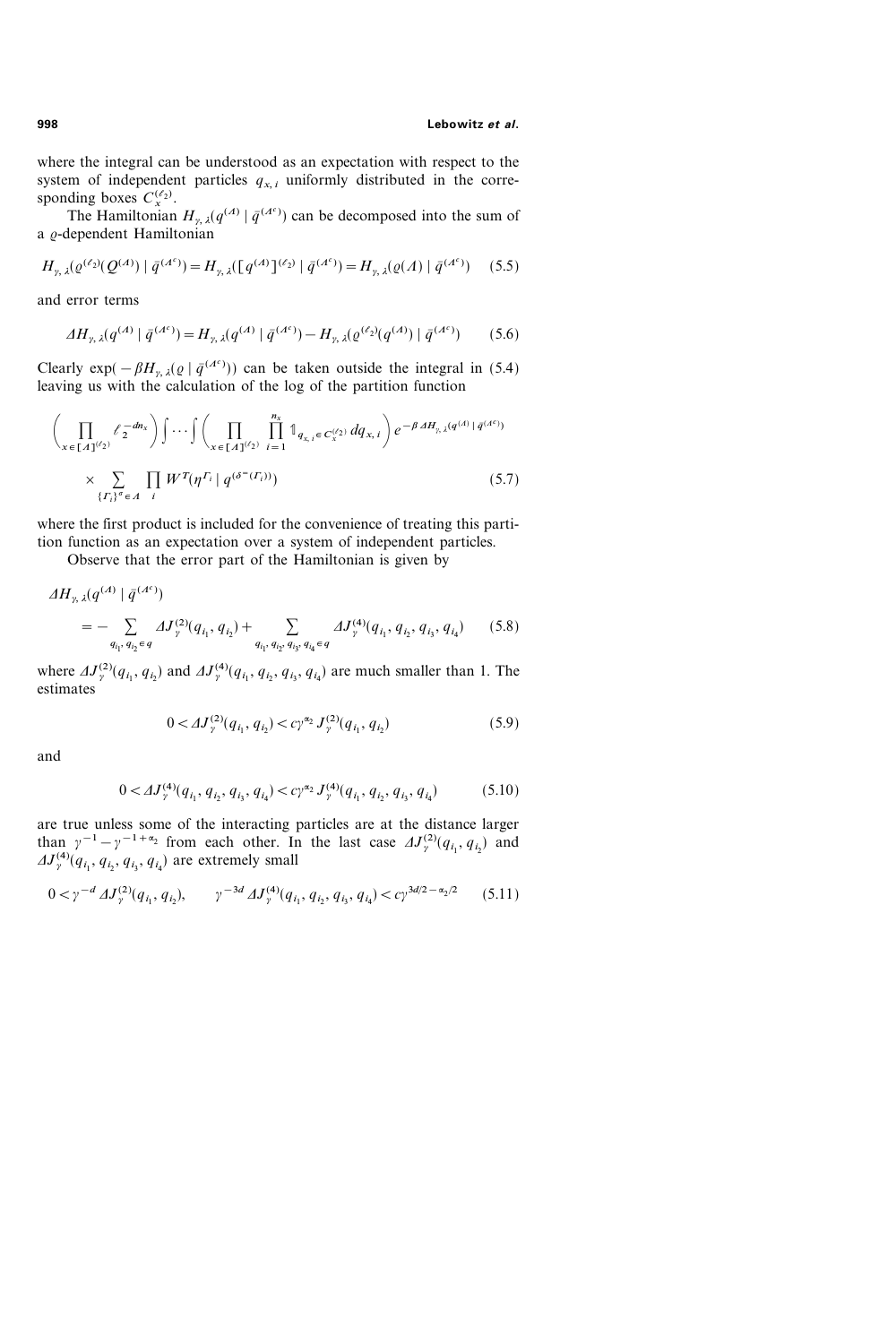where the integral can be understood as an expectation with respect to the system of independent particles $q_{x,i}$ uniformly distributed in the corresponding boxes $C_x^{(\ell_2)}$.

The Hamiltonian $H_{\gamma,\lambda}(q^{(\Lambda)} \mid \bar{q}^{(\Lambda^c)})$ can be decomposed into the sum of a $\varrho$-dependent Hamiltonian

$$H_{\gamma,\lambda}(\varrho^{(\ell_2)}(Q^{(\Lambda)}) \mid \bar{q}^{(\Lambda^c)}) = H_{\gamma,\lambda}([q^{(\Lambda)}]^{(\ell_2)} \mid \bar{q}^{(\Lambda^c)}) = H_{\gamma,\lambda}(\varrho(\Lambda) \mid \bar{q}^{(\Lambda^c)}) \tag{5.5}$$

and error terms

$$\Delta H_{\gamma,\lambda}(q^{(\Lambda)} \mid \bar{q}^{(\Lambda^c)}) = H_{\gamma,\lambda}(q^{(\Lambda)} \mid \bar{q}^{(\Lambda^c)}) - H_{\gamma,\lambda}(\varrho^{(\ell_2)}(q^{(\Lambda)}) \mid \bar{q}^{(\Lambda^c)}) \tag{5.6}$$

Clearly $\exp(-\beta H_{\gamma,\lambda}(\varrho \mid \bar{q}^{(\Lambda^c)}))$ can be taken outside the integral in (5.4) leaving us with the calculation of the log of the partition function

$$\left(\prod_{x \in [\Lambda]^{(\ell_2)}} \ell_2^{-dn_x}\right) \int \cdots \int \left(\prod_{x \in [\Lambda]^{(\ell_2)}} \prod_{i=1}^{n_x} \mathbb{1}_{q_{x,i} \in C_x^{(\ell_2)}} \, dq_{x,i}\right) e^{-\beta \Delta H_{\gamma,\lambda}(q^{(\Lambda)} \mid \bar{q}^{(\Lambda^c)})}$$
$$\times \sum_{\{\Gamma_i\}^{\sigma} \in \Lambda} \prod_i W^T(\eta^{\Gamma_i} \mid q^{(\delta^-(\Gamma_i))}) \tag{5.7}$$

where the first product is included for the convenience of treating this partition function as an expectation over a system of independent particles.

Observe that the error part of the Hamiltonian is given by

$$\Delta H_{\gamma,\lambda}(q^{(\Lambda)} \mid \bar{q}^{(\Lambda^c)})$$
$$= -\sum_{q_{i_1}, q_{i_2} \in q} \Delta J_{\gamma}^{(2)}(q_{i_1}, q_{i_2}) + \sum_{q_{i_1}, q_{i_2}, q_{i_3}, q_{i_4} \in q} \Delta J_{\gamma}^{(4)}(q_{i_1}, q_{i_2}, q_{i_3}, q_{i_4}) \tag{5.8}$$

where $\Delta J_{\gamma}^{(2)}(q_{i_1}, q_{i_2})$ and $\Delta J_{\gamma}^{(4)}(q_{i_1}, q_{i_2}, q_{i_3}, q_{i_4})$ are much smaller than 1. The estimates

$$0 < \Delta J_{\gamma}^{(2)}(q_{i_1}, q_{i_2}) < c\gamma^{\alpha_2} J_{\gamma}^{(2)}(q_{i_1}, q_{i_2}) \tag{5.9}$$

and

$$0 < \Delta J_{\gamma}^{(4)}(q_{i_1}, q_{i_2}, q_{i_3}, q_{i_4}) < c\gamma^{\alpha_2} J_{\gamma}^{(4)}(q_{i_1}, q_{i_2}, q_{i_3}, q_{i_4}) \tag{5.10}$$

are true unless some of the interacting particles are at the distance larger than $\gamma^{-1} - \gamma^{-1+\alpha_2}$ from each other. In the last case $\Delta J_{\gamma}^{(2)}(q_{i_1}, q_{i_2})$ and $\Delta J_{\gamma}^{(4)}(q_{i_1}, q_{i_2}, q_{i_3}, q_{i_4})$ are extremely small

$$0 < \gamma^{-d} \Delta J_{\gamma}^{(2)}(q_{i_1}, q_{i_2}), \qquad \gamma^{-3d} \Delta J_{\gamma}^{(4)}(q_{i_1}, q_{i_2}, q_{i_3}, q_{i_4}) < c\gamma^{3d/2 - \alpha_2/2} \tag{5.11}$$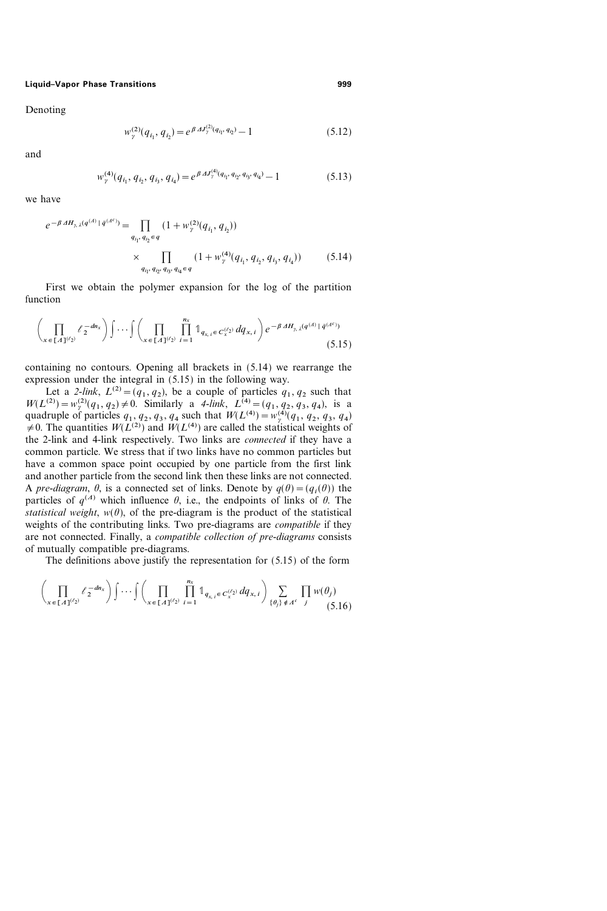Denoting

$$w_{\gamma}^{(2)}(q_{i_1}, q_{i_2}) = e^{\beta \Delta J_{\gamma}^{(2)}(q_{i_1}, q_{i_2})} - 1 \tag{5.12}$$

and

$$w_{\gamma}^{(4)}(q_{i_1}, q_{i_2}, q_{i_3}, q_{i_4}) = e^{\beta \Delta J_{\gamma}^{(4)}(q_{i_1}, q_{i_2}, q_{i_3}, q_{i_4})} - 1 \tag{5.13}$$

we have

$$\begin{aligned} e^{-\beta \Delta H_{\gamma, \lambda}(q^{(\Lambda)} \mid \bar{q}^{(\Lambda^c)})} = & \prod_{q_{i_1}, q_{i_2} \in q} (1 + w_{\gamma}^{(2)}(q_{i_1}, q_{i_2})) \\ & \times \prod_{q_{i_1}, q_{i_2}, q_{i_3}, q_{i_4} \in q} (1 + w_{\gamma}^{(4)}(q_{i_1}, q_{i_2}, q_{i_3}, q_{i_4})) \end{aligned} \tag{5.14}$$

First we obtain the polymer expansion for the log of the partition function

$$\left( \prod_{x \in [\Lambda]^{(\ell_2)}} \ell_2^{-dn_x} \right) \int \cdots \int \left( \prod_{x \in [\Lambda]^{(\ell_2)}} \prod_{i=1}^{n_x} \mathbb{1}_{q_{x,i} \in C_x^{(\ell_2)}} \, dq_{x,i} \right) e^{-\beta \Delta H_{\gamma, \lambda}(q^{(\Lambda)} \mid \bar{q}^{(\Lambda^c)})} \tag{5.15}$$

containing no contours. Opening all brackets in (5.14) we rearrange the expression under the integral in (5.15) in the following way.

Let a *2-link*, $L^{(2)} = (q_1, q_2)$, be a couple of particles $q_1, q_2$ such that $W(L^{(2)}) = w_{\gamma}^{(2)}(q_1, q_2) \neq 0$. Similarly a *4-link*, $L^{(4)} = (q_1, q_2, q_3, q_4)$, is a quadruple of particles $q_1, q_2, q_3, q_4$ such that $W(L^{(4)}) = w_{\gamma}^{(4)}(q_1, q_2, q_3, q_4) \neq 0$. The quantities $W(L^{(2)})$ and $W(L^{(4)})$ are called the statistical weights of the 2-link and 4-link respectively. Two links are *connected* if they have a common particle. We stress that if two links have no common particles but have a common space point occupied by one particle from the first link and another particle from the second link then these links are not connected. A *pre-diagram*, $\theta$, is a connected set of links. Denote by $q(\theta) = (q_i(\theta))$ the particles of $q^{(\Lambda)}$ which influence $\theta$, i.e., the endpoints of links of $\theta$. The *statistical weight*, $w(\theta)$, of the pre-diagram is the product of the statistical weights of the contributing links. Two pre-diagrams are *compatible* if they are not connected. Finally, a *compatible collection of pre-diagrams* consists of mutually compatible pre-diagrams.

The definitions above justify the representation for (5.15) of the form

$$\left( \prod_{x \in [\Lambda]^{(\ell_2)}} \ell_2^{-dn_x} \right) \int \cdots \int \left( \prod_{x \in [\Lambda]^{(\ell_2)}} \prod_{i=1}^{n_x} \mathbb{1}_{q_{x,i} \in C_x^{(\ell_2)}} \, dq_{x,i} \right) \sum_{\{\theta_j\} \notin \Lambda^c} \prod_j w(\theta_j) \tag{5.16}$$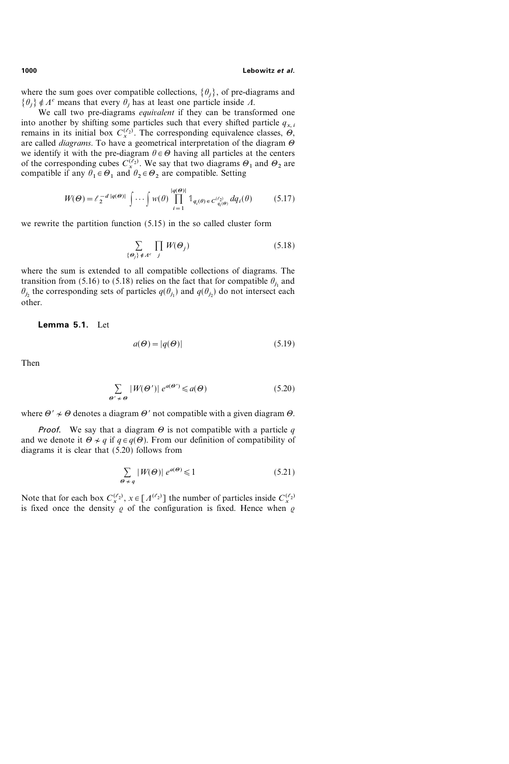where the sum goes over compatible collections, $\{\theta_j\}$, of pre-diagrams and $\{\theta_j\} \notin \Lambda^c$ means that every $\theta_j$ has at least one particle inside $\Lambda$.

We call two pre-diagrams *equivalent* if they can be transformed one into another by shifting some particles such that every shifted particle $q_{x,i}$ remains in its initial box $C_x^{(\ell_2)}$. The corresponding equivalence classes, $\Theta$, are called *diagrams*. To have a geometrical interpretation of the diagram $\Theta$ we identify it with the pre-diagram $\theta \in \Theta$ having all particles at the centers of the corresponding cubes $C_x^{(\ell_2)}$. We say that two diagrams $\Theta_1$ and $\Theta_2$ are compatible if any $\theta_1 \in \Theta_1$ and $\theta_2 \in \Theta_2$ are compatible. Setting

$$W(\Theta) = \ell_2^{-d\,|q(\Theta)|} \int \cdots \int w(\theta) \prod_{i=1}^{|q(\Theta)|} \mathbb{1}_{q_i(\theta) \in C^{(\ell_2)}_{q_i(\Theta)}} \, dq_i(\theta) \tag{5.17}$$

we rewrite the partition function (5.15) in the so called cluster form

$$\sum_{\{\Theta_j\} \notin \Lambda^c} \prod_j W(\Theta_j) \tag{5.18}$$

where the sum is extended to all compatible collections of diagrams. The transition from (5.16) to (5.18) relies on the fact that for compatible $\theta_{j_1}$ and $\theta_{j_2}$ the corresponding sets of particles $q(\theta_{j_1})$ and $q(\theta_{j_2})$ do not intersect each other.

**Lemma 5.1.** Let

$$a(\Theta) = |q(\Theta)| \tag{5.19}$$

Then

$$\sum_{\Theta' \nsim \Theta} |W(\Theta')| \, e^{a(\Theta')} \leqslant a(\Theta) \tag{5.20}$$

where $\Theta' \nsim \Theta$ denotes a diagram $\Theta'$ not compatible with a given diagram $\Theta$.

*Proof.* We say that a diagram $\Theta$ is not compatible with a particle $q$ and we denote it $\Theta \nsim q$ if $q \in q(\Theta)$. From our definition of compatibility of diagrams it is clear that (5.20) follows from

$$\sum_{\Theta \nsim q} |W(\Theta)| \, e^{a(\Theta)} \leqslant 1 \tag{5.21}$$

Note that for each box $C_x^{(\ell_2)}$, $x \in [\Lambda^{(\ell_2)}]$ the number of particles inside $C_x^{(\ell_2)}$ is fixed once the density $\varrho$ of the configuration is fixed. Hence when $\varrho$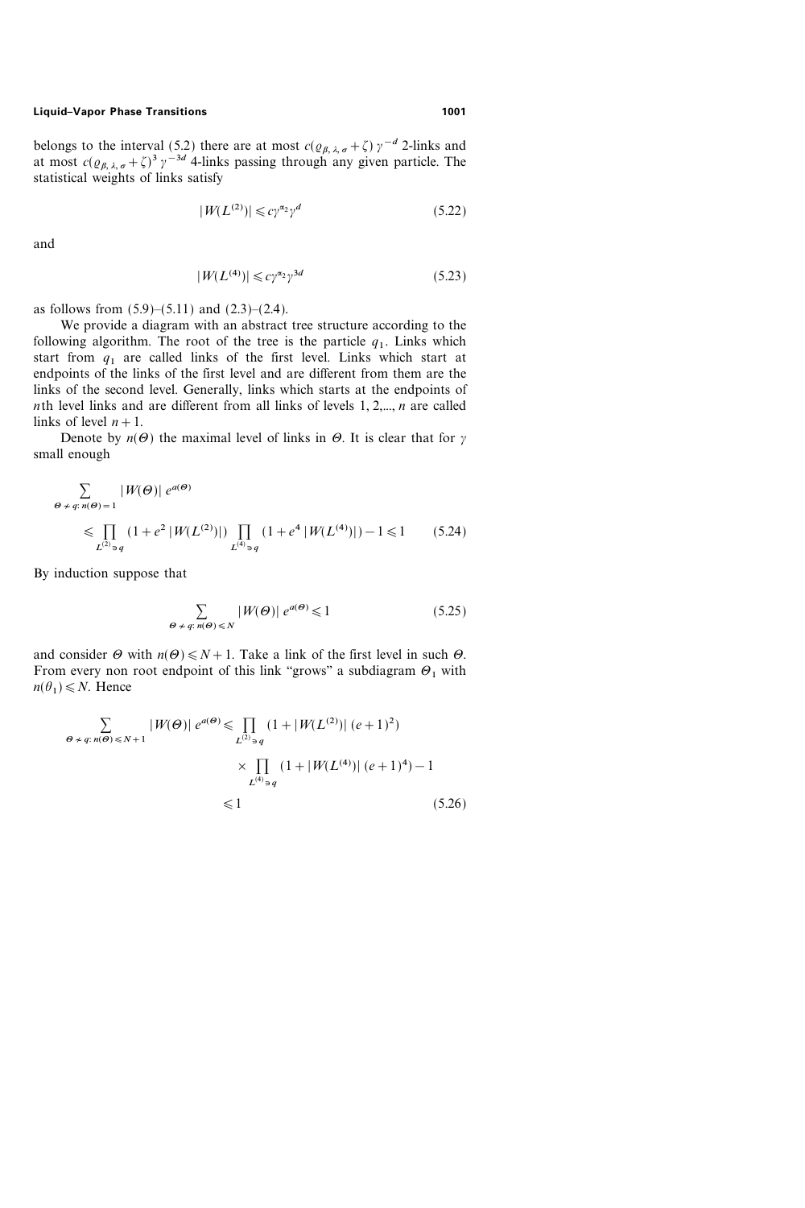belongs to the interval (5.2) there are at most $c(\varrho_{\beta,\lambda,\sigma}+\zeta)\,\gamma^{-d}$ 2-links and at most $c(\varrho_{\beta,\lambda,\sigma}+\zeta)^3\,\gamma^{-3d}$ 4-links passing through any given particle. The statistical weights of links satisfy

$$|W(L^{(2)})| \leqslant c\gamma^{\alpha_2}\gamma^{d} \tag{5.22}$$

and

$$|W(L^{(4)})| \leqslant c\gamma^{\alpha_2}\gamma^{3d} \tag{5.23}$$

as follows from (5.9)–(5.11) and (2.3)–(2.4).

We provide a diagram with an abstract tree structure according to the following algorithm. The root of the tree is the particle $q_1$. Links which start from $q_1$ are called links of the first level. Links which start at endpoints of the links of the first level and are different from them are the links of the second level. Generally, links which starts at the endpoints of $n$th level links and are different from all links of levels $1, 2,..., n$ are called links of level $n+1$.

Denote by $n(\Theta)$ the maximal level of links in $\Theta$. It is clear that for $\gamma$ small enough

$$\sum_{\Theta \nsim q:\, n(\Theta)=1} |W(\Theta)|\, e^{a(\Theta)} \leqslant \prod_{L^{(2)} \ni q} (1+e^2\,|W(L^{(2)})|) \prod_{L^{(4)} \ni q} (1+e^4\,|W(L^{(4)})|)-1 \leqslant 1 \tag{5.24}$$

By induction suppose that

$$\sum_{\Theta \nsim q:\, n(\Theta) \leqslant N} |W(\Theta)|\, e^{a(\Theta)} \leqslant 1 \tag{5.25}$$

and consider $\Theta$ with $n(\Theta) \leqslant N+1$. Take a link of the first level in such $\Theta$. From every non root endpoint of this link "grows" a subdiagram $\Theta_1$ with $n(\theta_1) \leqslant N$. Hence

$$\begin{aligned}\sum_{\Theta \nsim q:\, n(\Theta) \leqslant N+1} |W(\Theta)|\, e^{a(\Theta)} &\leqslant \prod_{L^{(2)} \ni q} (1+|W(L^{(2)})|\,(e+1)^2)\\ &\quad\times \prod_{L^{(4)} \ni q} (1+|W(L^{(4)})|\,(e+1)^4)-1\\ &\leqslant 1 \end{aligned}\tag{5.26}$$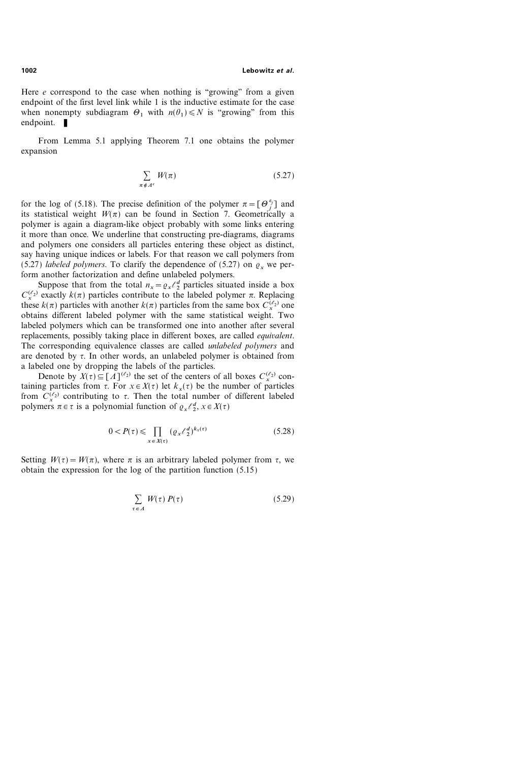Here $e$ correspond to the case when nothing is "growing" from a given endpoint of the first level link while 1 is the inductive estimate for the case when nonempty subdiagram $\Theta_1$ with $n(\theta_1) \leqslant N$ is "growing" from this endpoint. ∎

From Lemma 5.1 applying Theorem 7.1 one obtains the polymer expansion

$$\sum_{\pi \notin \Lambda^c} W(\pi) \tag{5.27}$$

for the log of (5.18). The precise definition of the polymer $\pi = [\Theta_j^{\varepsilon_j}]$ and its statistical weight $W(\pi)$ can be found in Section 7. Geometrically a polymer is again a diagram-like object probably with some links entering it more than once. We underline that constructing pre-diagrams, diagrams and polymers one considers all particles entering these object as distinct, say having unique indices or labels. For that reason we call polymers from (5.27) *labeled polymers*. To clarify the dependence of (5.27) on $\varrho_x$ we perform another factorization and define unlabeled polymers.

Suppose that from the total $n_x = \varrho_x \ell_2^d$ particles situated inside a box $C_x^{(\ell_2)}$ exactly $k(\pi)$ particles contribute to the labeled polymer $\pi$. Replacing these $k(\pi)$ particles with another $k(\pi)$ particles from the same box $C_x^{(\ell_2)}$ one obtains different labeled polymer with the same statistical weight. Two labeled polymers which can be transformed one into another after several replacements, possibly taking place in different boxes, are called *equivalent*. The corresponding equivalence classes are called *unlabeled polymers* and are denoted by $\tau$. In other words, an unlabeled polymer is obtained from a labeled one by dropping the labels of the particles.

Denote by $X(\tau) \subseteq [\Lambda]^{(\ell_2)}$ the set of the centers of all boxes $C_x^{(\ell_2)}$ containing particles from $\tau$. For $x \in X(\tau)$ let $k_x(\tau)$ be the number of particles from $C_x^{(\ell_2)}$ contributing to $\tau$. Then the total number of different labeled polymers $\pi \in \tau$ is a polynomial function of $\varrho_x \ell_2^d$, $x \in X(\tau)$

$$0 < P(\tau) \leqslant \prod_{x \in X(\tau)} (\varrho_x \ell_2^d)^{k_x(\tau)} \tag{5.28}$$

Setting $W(\tau) = W(\pi)$, where $\pi$ is an arbitrary labeled polymer from $\tau$, we obtain the expression for the log of the partition function (5.15)

$$\sum_{\tau \in \Lambda} W(\tau)\, P(\tau) \tag{5.29}$$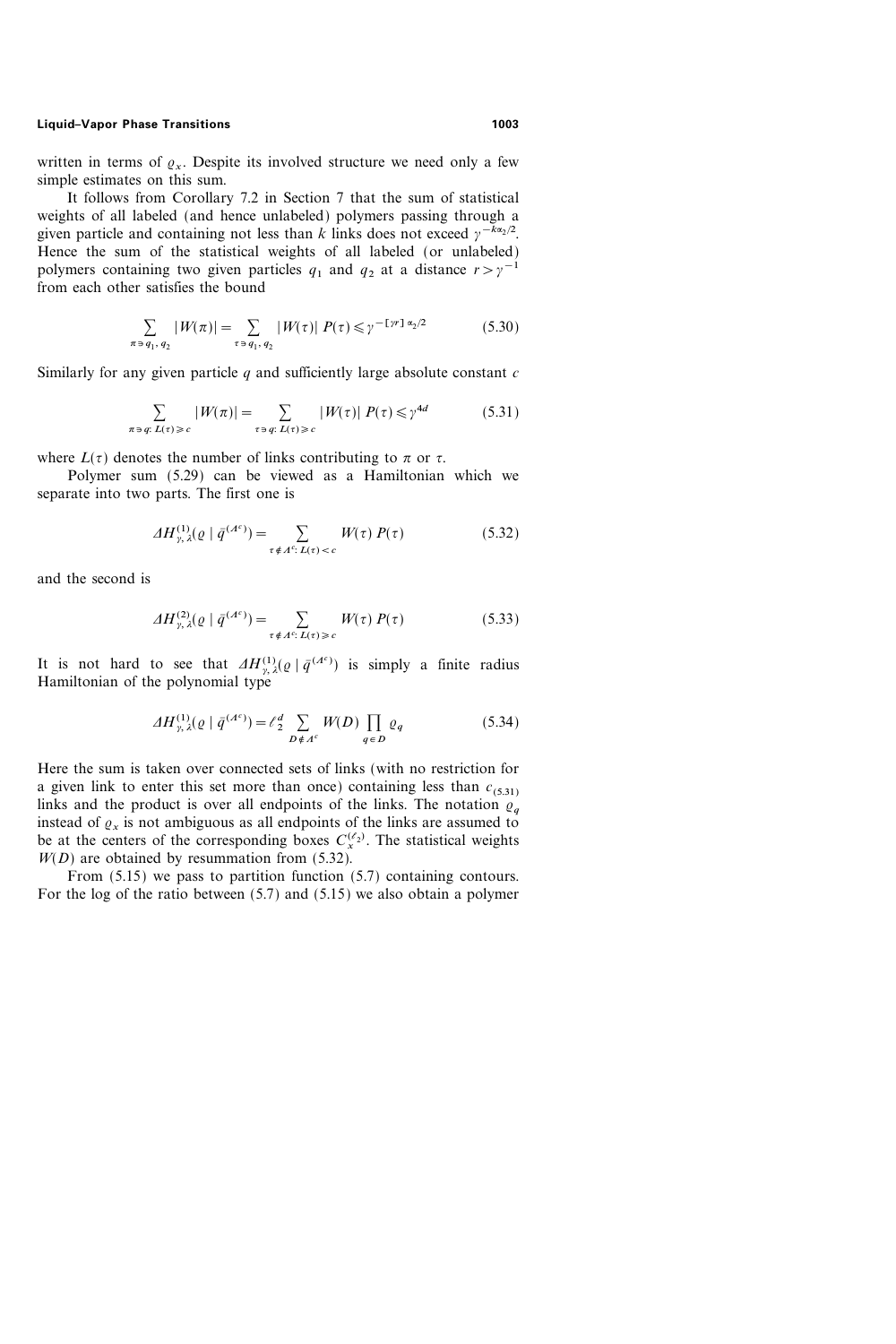written in terms of $\varrho_x$. Despite its involved structure we need only a few simple estimates on this sum.

It follows from Corollary 7.2 in Section 7 that the sum of statistical weights of all labeled (and hence unlabeled) polymers passing through a given particle and containing not less than $k$ links does not exceed $\gamma^{-k\alpha_2/2}$. Hence the sum of the statistical weights of all labeled (or unlabeled) polymers containing two given particles $q_1$ and $q_2$ at a distance $r > \gamma^{-1}$ from each other satisfies the bound

$$\sum_{\pi \ni q_1, q_2} |W(\pi)| = \sum_{\tau \ni q_1, q_2} |W(\tau)| \, P(\tau) \leqslant \gamma^{-[\gamma r] \, \alpha_2/2} \tag{5.30}$$

Similarly for any given particle $q$ and sufficiently large absolute constant $c$

$$\sum_{\pi \ni q \colon L(\tau) \geqslant c} |W(\pi)| = \sum_{\tau \ni q \colon L(\tau) \geqslant c} |W(\tau)| \, P(\tau) \leqslant \gamma^{4d} \tag{5.31}$$

where $L(\tau)$ denotes the number of links contributing to $\pi$ or $\tau$.

Polymer sum (5.29) can be viewed as a Hamiltonian which we separate into two parts. The first one is

$$\Delta H^{(1)}_{\gamma, \lambda}(\varrho \mid \bar{q}^{(\Lambda^c)}) = \sum_{\tau \notin \Lambda^c \colon L(\tau) < c} W(\tau) \, P(\tau) \tag{5.32}$$

and the second is

$$\Delta H^{(2)}_{\gamma, \lambda}(\varrho \mid \bar{q}^{(\Lambda^c)}) = \sum_{\tau \notin \Lambda^c \colon L(\tau) \geqslant c} W(\tau) \, P(\tau) \tag{5.33}$$

It is not hard to see that $\Delta H^{(1)}_{\gamma, \lambda}(\varrho \mid \bar{q}^{(\Lambda^c)})$ is simply a finite radius Hamiltonian of the polynomial type

$$\Delta H^{(1)}_{\gamma, \lambda}(\varrho \mid \bar{q}^{(\Lambda^c)}) = \ell_2^d \sum_{D \notin \Lambda^c} W(D) \prod_{q \in D} \varrho_q \tag{5.34}$$

Here the sum is taken over connected sets of links (with no restriction for a given link to enter this set more than once) containing less than $c_{(5.31)}$ links and the product is over all endpoints of the links. The notation $\varrho_q$ instead of $\varrho_x$ is not ambiguous as all endpoints of the links are assumed to be at the centers of the corresponding boxes $C_x^{(\ell_2)}$. The statistical weights $W(D)$ are obtained by resummation from (5.32).

From (5.15) we pass to partition function (5.7) containing contours. For the log of the ratio between (5.7) and (5.15) we also obtain a polymer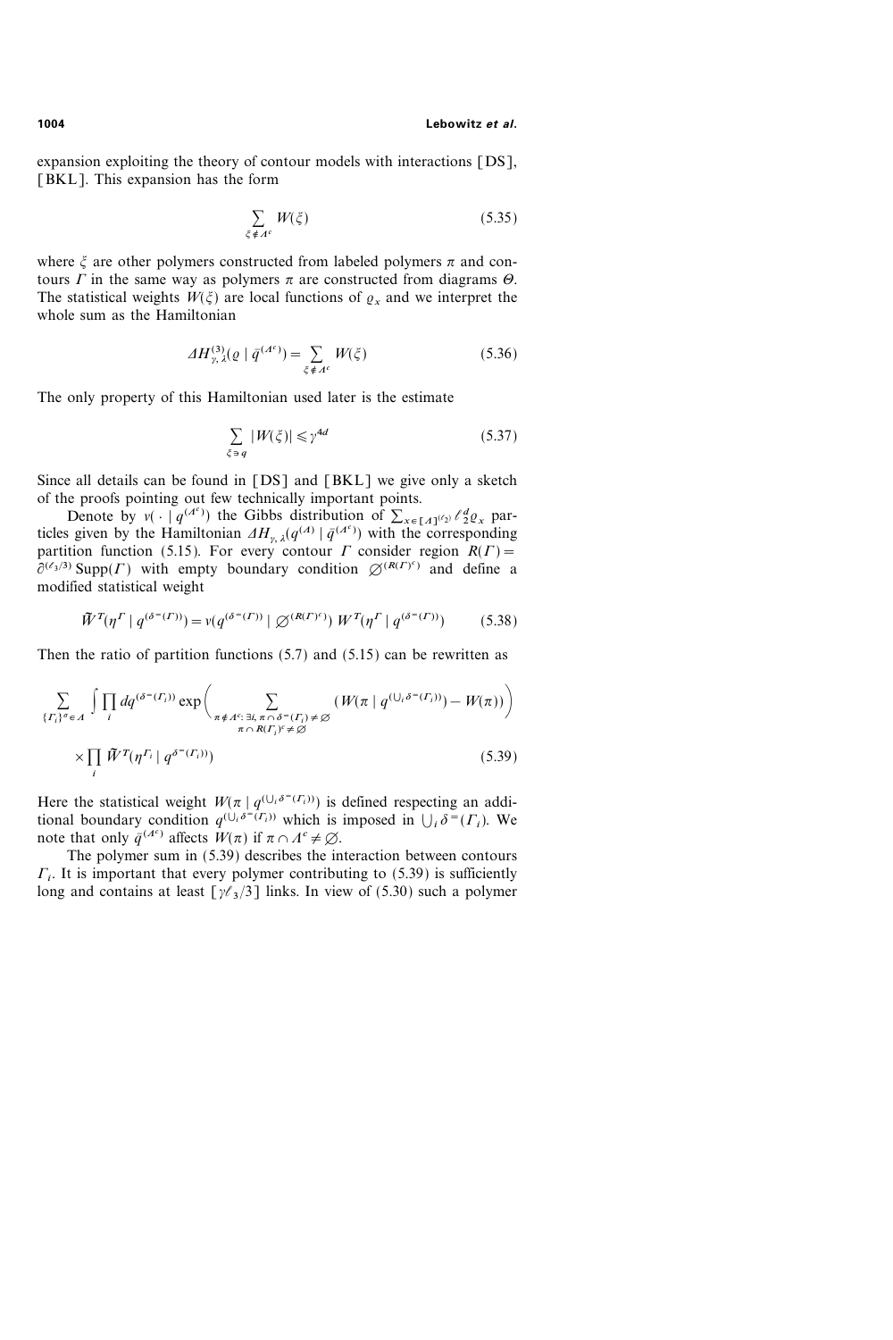expansion exploiting the theory of contour models with interactions [DS], [BKL]. This expansion has the form

$$\sum_{\xi \notin \Lambda^c} W(\xi) \tag{5.35}$$

where $\xi$ are other polymers constructed from labeled polymers $\pi$ and contours $\Gamma$ in the same way as polymers $\pi$ are constructed from diagrams $\Theta$. The statistical weights $W(\xi)$ are local functions of $\varrho_x$ and we interpret the whole sum as the Hamiltonian

$$\Delta H^{(3)}_{\gamma,\lambda}(\varrho \mid \bar{q}^{(\Lambda^c)}) = \sum_{\xi \notin \Lambda^c} W(\xi) \tag{5.36}$$

The only property of this Hamiltonian used later is the estimate

$$\sum_{\xi \ni q} |W(\xi)| \leqslant \gamma^{4d} \tag{5.37}$$

Since all details can be found in [DS] and [BKL] we give only a sketch of the proofs pointing out few technically important points.

Denote by $\nu(\cdot \mid q^{(\Lambda^c)})$ the Gibbs distribution of $\sum_{x \in [\Lambda]^{(\ell_2)}} \ell_2^d \varrho_x$ particles given by the Hamiltonian $\Delta H_{\gamma,\lambda}(q^{(\Lambda)} \mid \bar{q}^{(\Lambda^c)})$ with the corresponding partition function (5.15). For every contour $\Gamma$ consider region $R(\Gamma) = \partial^{(\ell_3/3)} \operatorname{Supp}(\Gamma)$ with empty boundary condition $\varnothing^{(R(\Gamma)^c)}$ and define a modified statistical weight

$$\widetilde{W}^T(\eta^\Gamma \mid q^{(\delta^=(\Gamma))}) = \nu(q^{(\delta^=(\Gamma))} \mid \varnothing^{(R(\Gamma)^c)})\, W^T(\eta^\Gamma \mid q^{(\delta^=(\Gamma))}) \tag{5.38}$$

Then the ratio of partition functions (5.7) and (5.15) can be rewritten as

$$\sum_{\{\Gamma_i\}^\sigma \in \Lambda} \int \prod_i dq^{(\delta^=(\Gamma_i))} \exp\Bigg( \sum_{\substack{\pi \notin \Lambda^c :\, \exists i,\, \pi \cap \delta^=(\Gamma_i) \neq \varnothing \\ \pi \cap R(\Gamma_i)^c \neq \varnothing}} (W(\pi \mid q^{(\bigcup_i \delta^=(\Gamma_i))}) - W(\pi)) \Bigg) \times \prod_i \widetilde{W}^T(\eta^{\Gamma_i} \mid q^{\delta^=(\Gamma_i))}) \tag{5.39}$$

Here the statistical weight $W(\pi \mid q^{(\bigcup_i \delta^=(\Gamma_i))})$ is defined respecting an additional boundary condition $q^{(\bigcup_i \delta^=(\Gamma_i))}$ which is imposed in $\bigcup_i \delta^=(\Gamma_i)$. We note that only $\bar{q}^{(\Lambda^c)}$ affects $W(\pi)$ if $\pi \cap \Lambda^c \neq \varnothing$.

The polymer sum in (5.39) describes the interaction between contours $\Gamma_i$. It is important that every polymer contributing to (5.39) is sufficiently long and contains at least $[\gamma \ell_3/3]$ links. In view of (5.30) such a polymer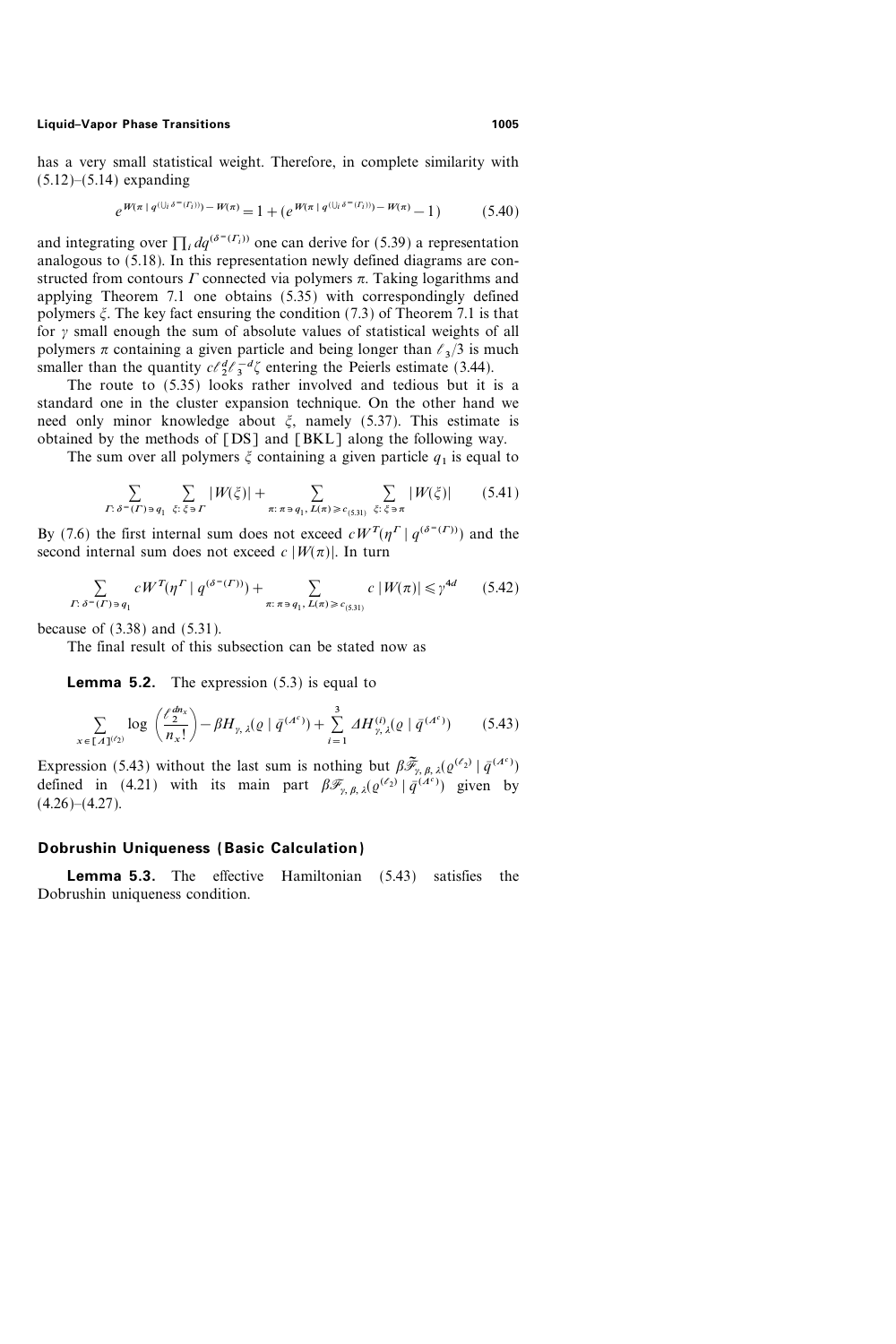has a very small statistical weight. Therefore, in complete similarity with (5.12)–(5.14) expanding

$$e^{W(\pi \mid q^{(\bigcup_i \delta^-(\Gamma_i))}) - W(\pi)} = 1 + (e^{W(\pi \mid q^{(\bigcup_i \delta^-(\Gamma_i))}) - W(\pi)} - 1) \tag{5.40}$$

and integrating over $\prod_i dq^{(\delta^-(\Gamma_i))}$ one can derive for (5.39) a representation analogous to (5.18). In this representation newly defined diagrams are constructed from contours $\Gamma$ connected via polymers $\pi$. Taking logarithms and applying Theorem 7.1 one obtains (5.35) with correspondingly defined polymers $\xi$. The key fact ensuring the condition (7.3) of Theorem 7.1 is that for $\gamma$ small enough the sum of absolute values of statistical weights of all polymers $\pi$ containing a given particle and being longer than $\ell_3/3$ is much smaller than the quantity $c\ell_2^d \ell_3^{-d} \zeta$ entering the Peierls estimate (3.44).

The route to (5.35) looks rather involved and tedious but it is a standard one in the cluster expansion technique. On the other hand we need only minor knowledge about $\xi$, namely (5.37). This estimate is obtained by the methods of [DS] and [BKL] along the following way.

The sum over all polymers $\xi$ containing a given particle $q_1$ is equal to

$$\sum_{\Gamma:\, \delta^-(\Gamma) \ni q_1} \sum_{\xi:\, \xi \ni \Gamma} |W(\xi)| + \sum_{\pi:\, \pi \ni q_1,\, L(\pi) \geqslant c_{(5.31)}} \sum_{\xi:\, \xi \ni \pi} |W(\xi)| \tag{5.41}$$

By (7.6) the first internal sum does not exceed $cW^T(\eta^\Gamma \mid q^{(\delta^-(\Gamma))})$ and the second internal sum does not exceed $c\,|W(\pi)|$. In turn

$$\sum_{\Gamma:\, \delta^-(\Gamma) \ni q_1} cW^T(\eta^\Gamma \mid q^{(\delta^-(\Gamma))}) + \sum_{\pi:\, \pi \ni q_1,\, L(\pi) \geqslant c_{(5.31)}} c\,|W(\pi)| \leqslant \gamma^{4d} \tag{5.42}$$

because of (3.38) and (5.31).

The final result of this subsection can be stated now as

**Lemma 5.2.** The expression (5.3) is equal to

$$\sum_{x \in [\Lambda]^{(\ell_2)}} \log\left(\frac{\ell_2^{dn_x}}{n_x!}\right) - \beta H_{\gamma,\lambda}(\varrho \mid \bar{q}^{(\Lambda^c)}) + \sum_{i=1}^{3} \Delta H^{(i)}_{\gamma,\lambda}(\varrho \mid \bar{q}^{(\Lambda^c)}) \tag{5.43}$$

Expression (5.43) without the last sum is nothing but $\beta\widetilde{\mathscr{F}}_{\gamma,\beta,\lambda}(\varrho^{(\ell_2)} \mid \bar{q}^{(\Lambda^c)})$ defined in (4.21) with its main part $\beta\mathscr{F}_{\gamma,\beta,\lambda}(\varrho^{(\ell_2)} \mid \bar{q}^{(\Lambda^c)})$ given by (4.26)–(4.27).

## Dobrushin Uniqueness (Basic Calculation)

**Lemma 5.3.** The effective Hamiltonian (5.43) satisfies the Dobrushin uniqueness condition.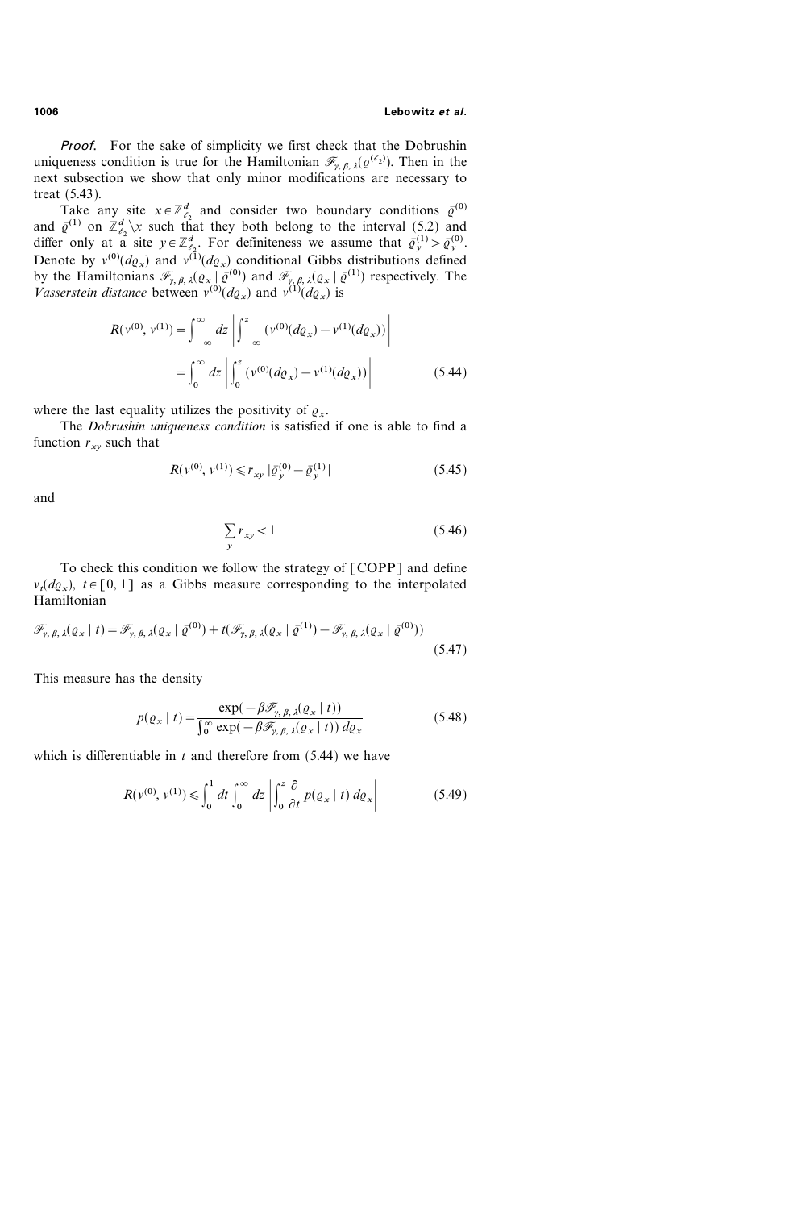*Proof.* For the sake of simplicity we first check that the Dobrushin uniqueness condition is true for the Hamiltonian $\mathscr{F}_{\gamma,\beta,\lambda}(\varrho^{(\ell_2)})$. Then in the next subsection we show that only minor modifications are necessary to treat (5.43).

Take any site $x \in \mathbb{Z}^d_{\ell_2}$ and consider two boundary conditions $\bar{\varrho}^{(0)}$ and $\bar{\varrho}^{(1)}$ on $\mathbb{Z}^d_{\ell_2} \setminus x$ such that they both belong to the interval (5.2) and differ only at a site $y \in \mathbb{Z}^d_{\ell_2}$. For definiteness we assume that $\bar{\varrho}^{(1)}_y > \bar{\varrho}^{(0)}_y$. Denote by $v^{(0)}(d\varrho_x)$ and $v^{(1)}(d\varrho_x)$ conditional Gibbs distributions defined by the Hamiltonians $\mathscr{F}_{\gamma,\beta,\lambda}(\varrho_x \mid \bar{\varrho}^{(0)})$ and $\mathscr{F}_{\gamma,\beta,\lambda}(\varrho_x \mid \bar{\varrho}^{(1)})$ respectively. The *Vasserstein distance* between $v^{(0)}(d\varrho_x)$ and $v^{(1)}(d\varrho_x)$ is

$$
\begin{aligned}
R(v^{(0)}, v^{(1)}) &= \int_{-\infty}^{\infty} dz \left| \int_{-\infty}^{z} (v^{(0)}(d\varrho_x) - v^{(1)}(d\varrho_x)) \right| \\
&= \int_{0}^{\infty} dz \left| \int_{0}^{z} (v^{(0)}(d\varrho_x) - v^{(1)}(d\varrho_x)) \right| \qquad (5.44)
\end{aligned}
$$

where the last equality utilizes the positivity of $\varrho_x$.

The *Dobrushin uniqueness condition* is satisfied if one is able to find a function $r_{xy}$ such that

$$
R(v^{(0)}, v^{(1)}) \leqslant r_{xy} \, |\bar{\varrho}^{(0)}_y - \bar{\varrho}^{(1)}_y| \qquad (5.45)
$$

and

$$
\sum_y r_{xy} < 1 \qquad (5.46)
$$

To check this condition we follow the strategy of [COPP] and define $v_t(d\varrho_x)$, $t \in [0, 1]$ as a Gibbs measure corresponding to the interpolated Hamiltonian

$$
\mathscr{F}_{\gamma,\beta,\lambda}(\varrho_x \mid t) = \mathscr{F}_{\gamma,\beta,\lambda}(\varrho_x \mid \bar{\varrho}^{(0)}) + t(\mathscr{F}_{\gamma,\beta,\lambda}(\varrho_x \mid \bar{\varrho}^{(1)}) - \mathscr{F}_{\gamma,\beta,\lambda}(\varrho_x \mid \bar{\varrho}^{(0)})) \qquad (5.47)
$$

This measure has the density

$$
p(\varrho_x \mid t) = \frac{\exp(-\beta \mathscr{F}_{\gamma,\beta,\lambda}(\varrho_x \mid t))}{\int_0^\infty \exp(-\beta \mathscr{F}_{\gamma,\beta,\lambda}(\varrho_x \mid t)) \, d\varrho_x} \qquad (5.48)
$$

which is differentiable in $t$ and therefore from (5.44) we have

$$
R(v^{(0)}, v^{(1)}) \leqslant \int_0^1 dt \int_0^\infty dz \left| \int_0^z \frac{\partial}{\partial t} p(\varrho_x \mid t) \, d\varrho_x \right| \qquad (5.49)
$$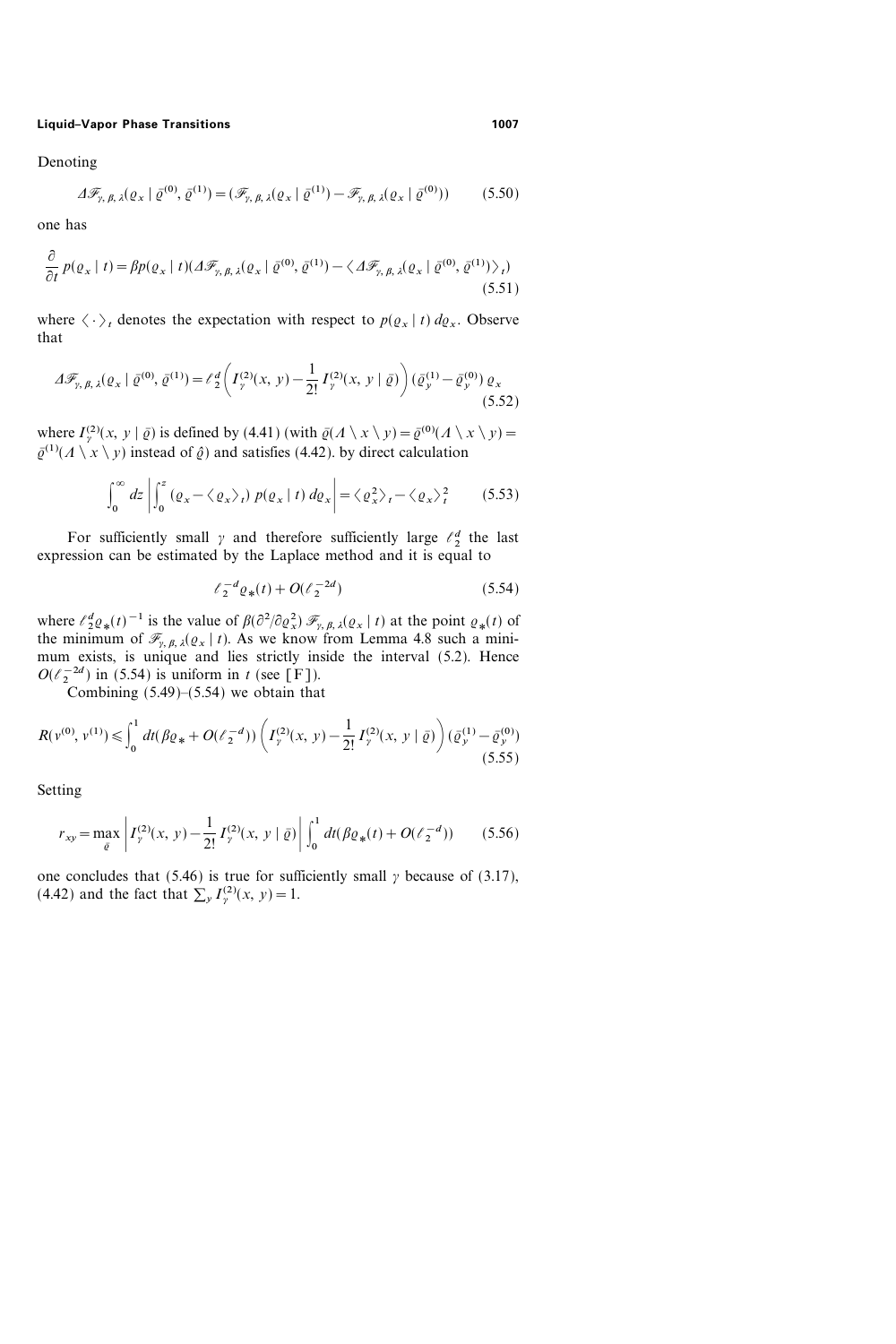Denoting

$$\Delta\mathcal{F}_{\gamma,\beta,\lambda}(\varrho_x \mid \bar{\varrho}^{(0)}, \bar{\varrho}^{(1)}) = (\mathcal{F}_{\gamma,\beta,\lambda}(\varrho_x \mid \bar{\varrho}^{(1)}) - \mathcal{F}_{\gamma,\beta,\lambda}(\varrho_x \mid \bar{\varrho}^{(0)})) \tag{5.50}$$

one has

$$\frac{\partial}{\partial t} p(\varrho_x \mid t) = \beta p(\varrho_x \mid t)(\Delta\mathcal{F}_{\gamma,\beta,\lambda}(\varrho_x \mid \bar{\varrho}^{(0)}, \bar{\varrho}^{(1)}) - \langle \Delta\mathcal{F}_{\gamma,\beta,\lambda}(\varrho_x \mid \bar{\varrho}^{(0)}, \bar{\varrho}^{(1)}) \rangle_t) \tag{5.51}$$

where $\langle \cdot \rangle_t$ denotes the expectation with respect to $p(\varrho_x \mid t)\, d\varrho_x$. Observe that

$$\Delta\mathcal{F}_{\gamma,\beta,\lambda}(\varrho_x \mid \bar{\varrho}^{(0)}, \bar{\varrho}^{(1)}) = \ell_2^d \left( I_\gamma^{(2)}(x, y) - \frac{1}{2!} I_\gamma^{(2)}(x, y \mid \bar{\varrho}) \right) (\bar{\varrho}_y^{(1)} - \bar{\varrho}_y^{(0)})\, \varrho_x \tag{5.52}$$

where $I_\gamma^{(2)}(x, y \mid \bar{\varrho})$ is defined by (4.41) (with $\bar{\varrho}(\Lambda \setminus x \setminus y) = \bar{\varrho}^{(0)}(\Lambda \setminus x \setminus y) = \bar{\varrho}^{(1)}(\Lambda \setminus x \setminus y)$ instead of $\hat{\varrho}$) and satisfies (4.42). by direct calculation

$$\int_0^\infty dz \left| \int_0^z (\varrho_x - \langle \varrho_x \rangle_t)\, p(\varrho_x \mid t)\, d\varrho_x \right| = \langle \varrho_x^2 \rangle_t - \langle \varrho_x \rangle_t^2 \tag{5.53}$$

For sufficiently small $\gamma$ and therefore sufficiently large $\ell_2^d$ the last expression can be estimated by the Laplace method and it is equal to

$$\ell_2^{-d} \varrho_*(t) + O(\ell_2^{-2d}) \tag{5.54}$$

where $\ell_2^d \varrho_*(t)^{-1}$ is the value of $\beta(\partial^2/\partial\varrho_x^2)\, \mathcal{F}_{\gamma,\beta,\lambda}(\varrho_x \mid t)$ at the point $\varrho_*(t)$ of the minimum of $\mathcal{F}_{\gamma,\beta,\lambda}(\varrho_x \mid t)$. As we know from Lemma 4.8 such a minimum exists, is unique and lies strictly inside the interval (5.2). Hence $O(\ell_2^{-2d})$ in (5.54) is uniform in $t$ (see [F]).

Combining (5.49)–(5.54) we obtain that

$$R(v^{(0)}, v^{(1)}) \leqslant \int_0^1 dt(\beta\varrho_* + O(\ell_2^{-d})) \left( I_\gamma^{(2)}(x, y) - \frac{1}{2!} I_\gamma^{(2)}(x, y \mid \bar{\varrho}) \right) (\bar{\varrho}_y^{(1)} - \bar{\varrho}_y^{(0)}) \tag{5.55}$$

Setting

$$r_{xy} = \max_{\bar{\varrho}} \left| I_\gamma^{(2)}(x, y) - \frac{1}{2!} I_\gamma^{(2)}(x, y \mid \bar{\varrho}) \right| \int_0^1 dt(\beta\varrho_*(t) + O(\ell_2^{-d})) \tag{5.56}$$

one concludes that (5.46) is true for sufficiently small $\gamma$ because of (3.17), (4.42) and the fact that $\sum_y I_\gamma^{(2)}(x, y) = 1$.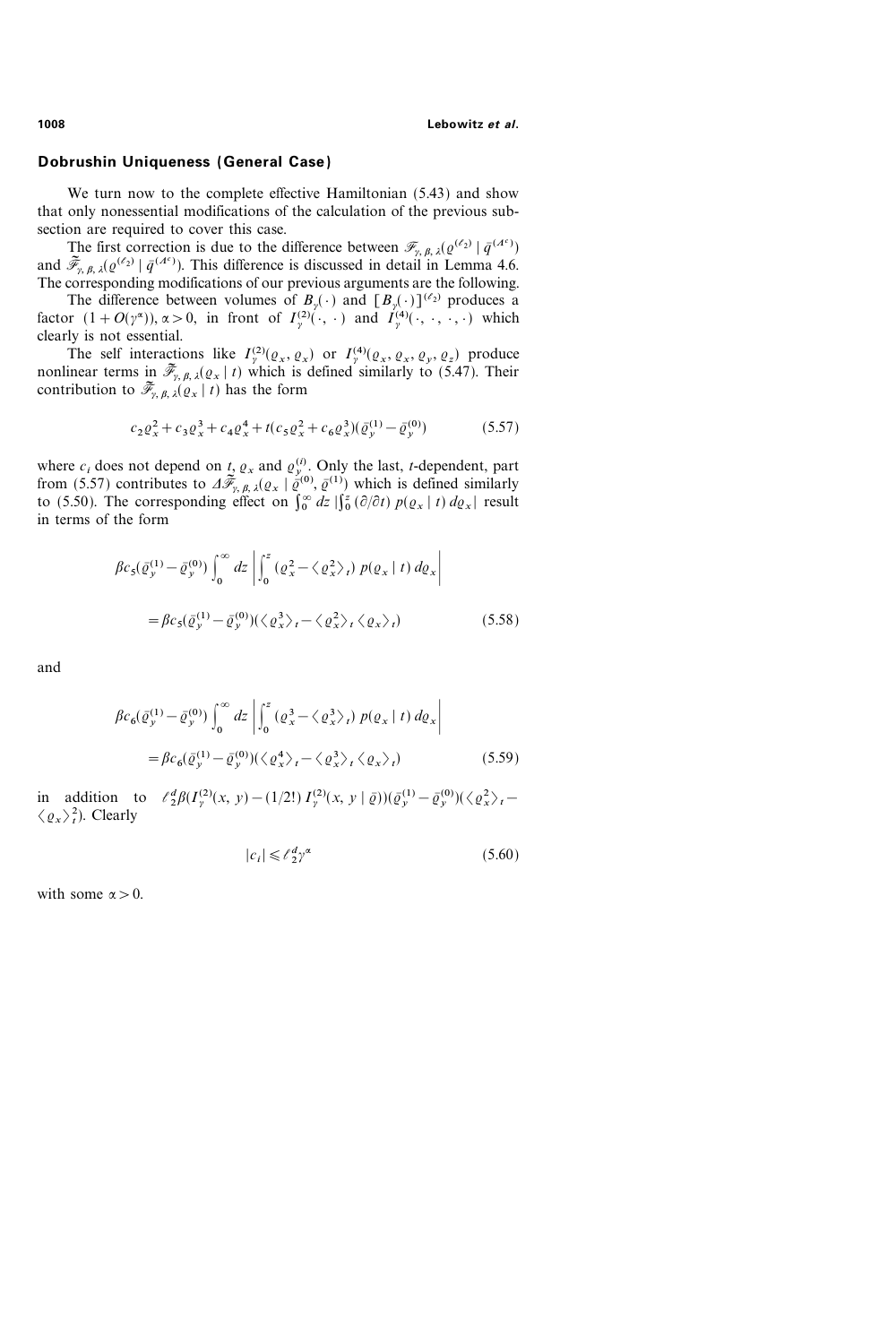### Dobrushin Uniqueness (General Case)

We turn now to the complete effective Hamiltonian (5.43) and show that only nonessential modifications of the calculation of the previous subsection are required to cover this case.

The first correction is due to the difference between $\mathscr{F}_{\gamma,\beta,\lambda}(\varrho^{(\ell_2)} \mid \bar{q}^{(\Lambda^c)})$ and $\tilde{\mathscr{F}}_{\gamma,\beta,\lambda}(\varrho^{(\ell_2)} \mid \bar{q}^{(\Lambda^c)})$. This difference is discussed in detail in Lemma 4.6. The corresponding modifications of our previous arguments are the following.

The difference between volumes of $B_\gamma(\cdot)$ and $[B_\gamma(\cdot)]^{(\ell_2)}$ produces a factor $(1+O(\gamma^\alpha))$, $\alpha>0$, in front of $I^{(2)}_\gamma(\cdot,\cdot)$ and $I^{(4)}_\gamma(\cdot,\cdot,\cdot,\cdot)$ which clearly is not essential.

The self interactions like $I^{(2)}_\gamma(\varrho_x,\varrho_x)$ or $I^{(4)}_\gamma(\varrho_x,\varrho_x,\varrho_y,\varrho_z)$ produce nonlinear terms in $\tilde{\mathscr{F}}_{\gamma,\beta,\lambda}(\varrho_x \mid t)$ which is defined similarly to (5.47). Their contribution to $\tilde{\mathscr{F}}_{\gamma,\beta,\lambda}(\varrho_x \mid t)$ has the form

$$c_2\varrho_x^2 + c_3\varrho_x^3 + c_4\varrho_x^4 + t(c_5\varrho_x^2 + c_6\varrho_x^3)(\bar{\varrho}^{(1)}_y - \bar{\varrho}^{(0)}_y) \tag{5.57}$$

where $c_i$ does not depend on $t$, $\varrho_x$ and $\varrho^{(i)}_y$. Only the last, $t$-dependent, part from (5.57) contributes to $\Delta\tilde{\mathscr{F}}_{\gamma,\beta,\lambda}(\varrho_x \mid \bar{\varrho}^{(0)}, \bar{\varrho}^{(1)})$ which is defined similarly to (5.50). The corresponding effect on $\int_0^\infty dz\, \left|\int_0^z (\partial/\partial t)\, p(\varrho_x \mid t)\, d\varrho_x\right|$ result in terms of the form

$$\begin{aligned}
&\beta c_5(\bar{\varrho}^{(1)}_y - \bar{\varrho}^{(0)}_y) \int_0^\infty dz\, \left|\int_0^z (\varrho_x^2 - \langle \varrho_x^2\rangle_t)\, p(\varrho_x \mid t)\, d\varrho_x\right| \\
&\quad = \beta c_5(\bar{\varrho}^{(1)}_y - \bar{\varrho}^{(0)}_y)(\langle \varrho_x^3\rangle_t - \langle \varrho_x^2\rangle_t \langle \varrho_x\rangle_t)
\end{aligned} \tag{5.58}$$

and

$$\begin{aligned}
&\beta c_6(\bar{\varrho}^{(1)}_y - \bar{\varrho}^{(0)}_y) \int_0^\infty dz\, \left|\int_0^z (\varrho_x^3 - \langle \varrho_x^3\rangle_t)\, p(\varrho_x \mid t)\, d\varrho_x\right| \\
&\quad = \beta c_6(\bar{\varrho}^{(1)}_y - \bar{\varrho}^{(0)}_y)(\langle \varrho_x^4\rangle_t - \langle \varrho_x^3\rangle_t \langle \varrho_x\rangle_t)
\end{aligned} \tag{5.59}$$

in addition to $\ell_2^d \beta (I^{(2)}_\gamma(x,y) - (1/2!)\, I^{(2)}_\gamma(x,y \mid \bar{\varrho}))(\bar{\varrho}^{(1)}_y - \bar{\varrho}^{(0)}_y)(\langle \varrho_x^2\rangle_t - \langle \varrho_x\rangle_t^2)$. Clearly

$$|c_i| \leqslant \ell_2^d \gamma^\alpha \tag{5.60}$$

with some $\alpha>0$.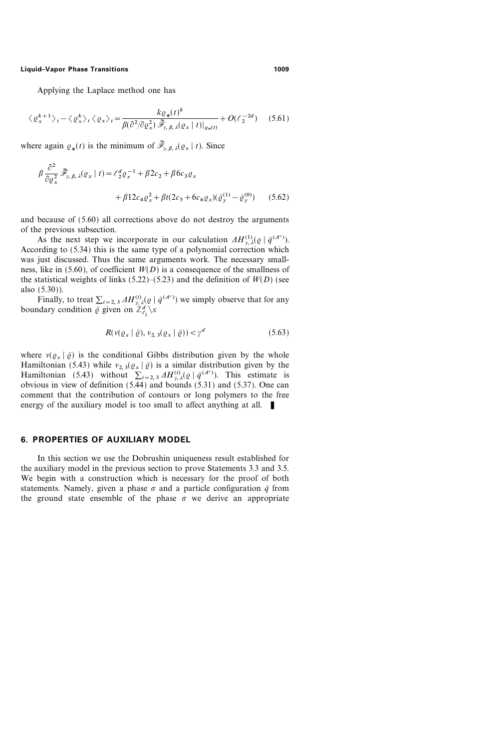Applying the Laplace method one has

$$\langle \varrho_x^{k+1} \rangle_t - \langle \varrho_x^k \rangle_t \langle \varrho_x \rangle_t = \frac{k \varrho_*(t)^k}{\beta(\partial^2/\partial \varrho_x^2) \tilde{\tilde{\mathscr{F}}}_{\gamma, \beta, \lambda}(\varrho_x \mid t)|_{\varrho_*(t)}} + O(\ell_2^{-2d}) \tag{5.61}$$

where again $\varrho_*(t)$ is the minimum of $\tilde{\tilde{\mathscr{F}}}_{\gamma, \beta, \lambda}(\varrho_x \mid t)$. Since

$$\beta \frac{\partial^2}{\partial \varrho_x^2} \tilde{\tilde{\mathscr{F}}}_{\gamma, \beta, \lambda}(\varrho_x \mid t) = \ell_2^d \varrho_x^{-1} + \beta 2 c_2 + \beta 6 c_3 \varrho_x + \beta 12 c_4 \varrho_x^2 + \beta t (2 c_5 + 6 c_6 \varrho_x)(\bar{\varrho}_y^{(1)} - \bar{\varrho}_y^{(0)}) \tag{5.62}$$

and because of (5.60) all corrections above do not destroy the arguments of the previous subsection.

As the next step we incorporate in our calculation $\Delta H^{(1)}_{\gamma, \lambda}(\varrho \mid \bar{q}^{(\Lambda^c)})$. According to (5.34) this is the same type of a polynomial correction which was just discussed. Thus the same arguments work. The necessary smallness, like in (5.60), of coefficient $W(D)$ is a consequence of the smallness of the statistical weights of links (5.22)–(5.23) and the definition of $W(D)$ (see also (5.30)).

Finally, to treat $\sum_{i=2,3} \Delta H^{(i)}_{\gamma, \lambda}(\varrho \mid \bar{q}^{(\Lambda^c)})$ we simply observe that for any boundary condition $\bar{\varrho}$ given on $\mathbb{Z}^d_{\ell_2} \setminus x$

$$R(\nu(\varrho_x \mid \bar{\varrho}), \nu_{2,3}(\varrho_x \mid \bar{\varrho})) < \gamma^d \tag{5.63}$$

where $\nu(\varrho_x \mid \bar{\varrho})$ is the conditional Gibbs distribution given by the whole Hamiltonian (5.43) while $\nu_{2,3}(\varrho_x \mid \bar{\varrho})$ is a similar distribution given by the Hamiltonian (5.43) without $\sum_{i=2,3} \Delta H^{(i)}_{\gamma, \lambda}(\varrho \mid \bar{q}^{(\Lambda^c)})$. This estimate is obvious in view of definition (5.44) and bounds (5.31) and (5.37). One can comment that the contribution of contours or long polymers to the free energy of the auxiliary model is too small to affect anything at all. ∎

## 6. PROPERTIES OF AUXILIARY MODEL

In this section we use the Dobrushin uniqueness result established for the auxiliary model in the previous section to prove Statements 3.3 and 3.5. We begin with a construction which is necessary for the proof of both statements. Namely, given a phase $\sigma$ and a particle configuration $\bar{q}$ from the ground state ensemble of the phase $\sigma$ we derive an appropriate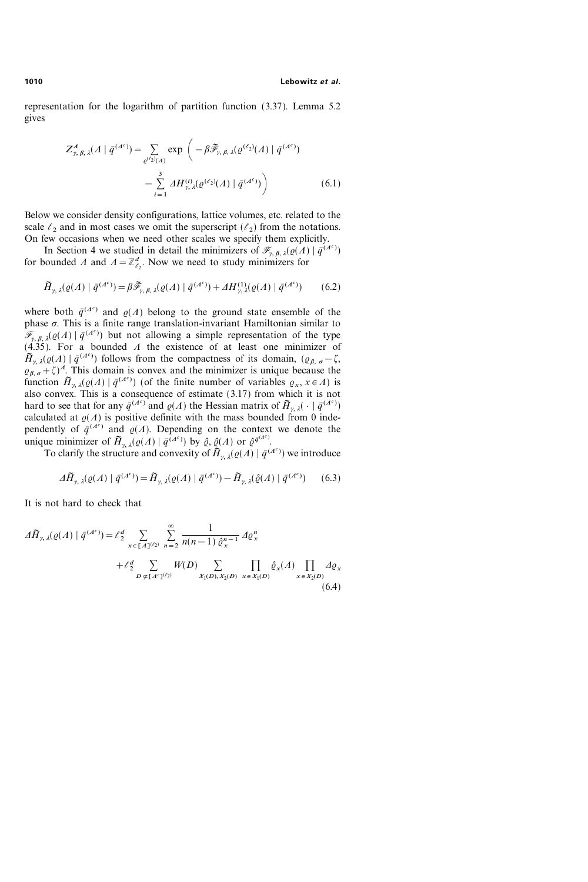representation for the logarithm of partition function (3.37). Lemma 5.2 gives

$$Z^{\Lambda}_{\gamma,\beta,\lambda}(\Lambda \mid \bar{q}^{(\Lambda^c)}) = \sum_{\varrho^{(\ell_2)}(\Lambda)} \exp\left( -\beta \tilde{\mathscr{F}}_{\gamma,\beta,\lambda}(\varrho^{(\ell_2)}(\Lambda) \mid \bar{q}^{(\Lambda^c)}) - \sum_{i=1}^{3} \Delta H^{(i)}_{\gamma,\lambda}(\varrho^{(\ell_2)}(\Lambda) \mid \bar{q}^{(\Lambda^c)}) \right) \tag{6.1}$$

Below we consider density configurations, lattice volumes, etc. related to the scale $\ell_2$ and in most cases we omit the superscript $(\ell_2)$ from the notations. On few occasions when we need other scales we specify them explicitly.

In Section 4 we studied in detail the minimizers of $\mathscr{F}_{\gamma,\beta,\lambda}(\varrho(\Lambda) \mid \bar{q}^{(\Lambda^c)})$ for bounded $\Lambda$ and $\Lambda = \mathbb{Z}^d_{\ell_2}$. Now we need to study minimizers for

$$\tilde{H}_{\gamma,\lambda}(\varrho(\Lambda) \mid \bar{q}^{(\Lambda^c)}) = \beta \tilde{\mathscr{F}}_{\gamma,\beta,\lambda}(\varrho(\Lambda) \mid \bar{q}^{(\Lambda^c)}) + \Delta H^{(1)}_{\gamma,\lambda}(\varrho(\Lambda) \mid \bar{q}^{(\Lambda^c)}) \tag{6.2}$$

where both $\bar{q}^{(\Lambda^c)}$ and $\varrho(\Lambda)$ belong to the ground state ensemble of the phase $\sigma$. This is a finite range translation-invariant Hamiltonian similar to $\mathscr{F}_{\gamma,\beta,\lambda}(\varrho(\Lambda) \mid \bar{q}^{(\Lambda^c)})$ but not allowing a simple representation of the type (4.35). For a bounded $\Lambda$ the existence of at least one minimizer of $\tilde{H}_{\gamma,\lambda}(\varrho(\Lambda) \mid \bar{q}^{(\Lambda^c)})$ follows from the compactness of its domain, $(\varrho_{\beta,\sigma} - \zeta, \varrho_{\beta,\sigma} + \zeta)^{\Lambda}$. This domain is convex and the minimizer is unique because the function $\tilde{H}_{\gamma,\lambda}(\varrho(\Lambda) \mid \bar{q}^{(\Lambda^c)})$ (of the finite number of variables $\varrho_x, x \in \Lambda$) is also convex. This is a consequence of estimate (3.17) from which it is not hard to see that for any $\bar{q}^{(\Lambda^c)}$ and $\varrho(\Lambda)$ the Hessian matrix of $\tilde{H}_{\gamma,\lambda}(\cdot \mid \bar{q}^{(\Lambda^c)})$ calculated at $\varrho(\Lambda)$ is positive definite with the mass bounded from 0 independently of $\bar{q}^{(\Lambda^c)}$ and $\varrho(\Lambda)$. Depending on the context we denote the unique minimizer of $\tilde{H}_{\gamma,\lambda}(\varrho(\Lambda) \mid \bar{q}^{(\Lambda^c)})$ by $\hat{\varrho}$, $\hat{\varrho}(\Lambda)$ or $\hat{\varrho}^{\bar{q}^{(\Lambda^c)}}$.

To clarify the structure and convexity of $\tilde{H}_{\gamma,\lambda}(\varrho(\Lambda) \mid \bar{q}^{(\Lambda^c)})$ we introduce

$$\Delta \tilde{H}_{\gamma,\lambda}(\varrho(\Lambda) \mid \bar{q}^{(\Lambda^c)}) = \tilde{H}_{\gamma,\lambda}(\varrho(\Lambda) \mid \bar{q}^{(\Lambda^c)}) - \tilde{H}_{\gamma,\lambda}(\hat{\varrho}(\Lambda) \mid \bar{q}^{(\Lambda^c)}) \tag{6.3}$$

It is not hard to check that

$$\Delta \tilde{H}_{\gamma,\lambda}(\varrho(\Lambda) \mid \bar{q}^{(\Lambda^c)}) = \ell_2^d \sum_{x \in [\Lambda]^{(\ell_2)}} \sum_{n=2}^{\infty} \frac{1}{n(n-1)\, \hat{\varrho}_x^{n-1}} \Delta \varrho_x^n + \ell_2^d \sum_{D \not\subset [\Lambda^c]^{(\ell_2)}} W(D) \sum_{X_1(D), X_2(D)} \prod_{x \in X_1(D)} \hat{\varrho}_x(\Lambda) \prod_{x \in X_2(D)} \Delta \varrho_x \tag{6.4}$$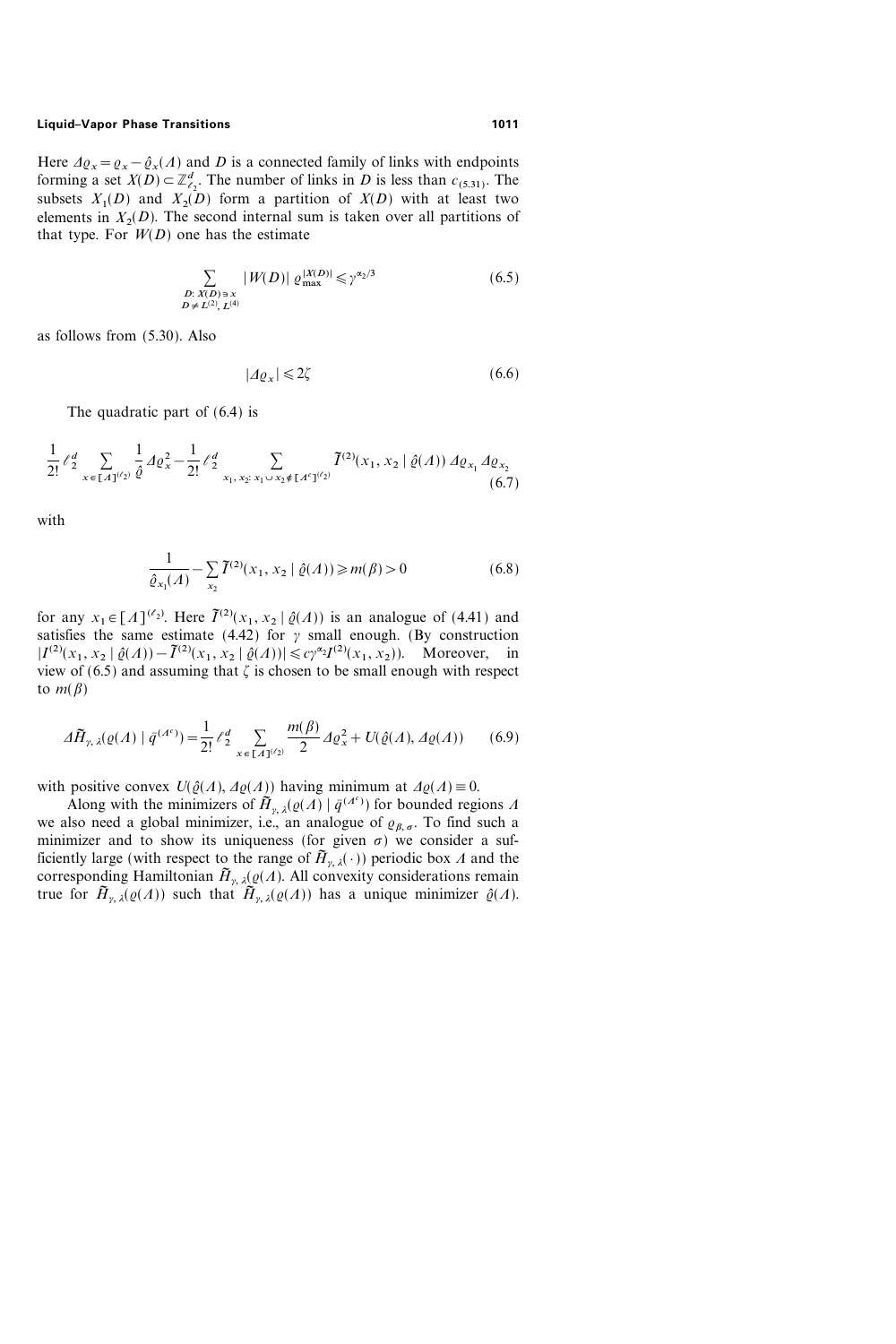Here $\Delta\varrho_x = \varrho_x - \hat{\varrho}_x(\Lambda)$ and $D$ is a connected family of links with endpoints forming a set $X(D) \subset \mathbb{Z}^d_{\ell_2}$. The number of links in $D$ is less than $c_{(5.31)}$. The subsets $X_1(D)$ and $X_2(D)$ form a partition of $X(D)$ with at least two elements in $X_2(D)$. The second internal sum is taken over all partitions of that type. For $W(D)$ one has the estimate

$$\sum_{\substack{D:\, X(D) \ni x \\ D \neq L^{(2)},\, L^{(4)}}} |W(D)|\, \varrho_{\max}^{|X(D)|} \leqslant \gamma^{\alpha_2/3} \tag{6.5}$$

as follows from (5.30). Also

$$|\Delta\varrho_x| \leqslant 2\zeta \tag{6.6}$$

The quadratic part of (6.4) is

$$\frac{1}{2!}\,\ell_2^d \sum_{x \in [\Lambda]^{(\ell_2)}} \frac{1}{\hat{\varrho}}\,\Delta\varrho_x^2 - \frac{1}{2!}\,\ell_2^d \sum_{x_1, x_2:\, x_1 \cup x_2 \notin [\Lambda^c]^{(\ell_2)}} \tilde{I}^{(2)}(x_1, x_2 \mid \hat{\varrho}(\Lambda))\, \Delta\varrho_{x_1}\, \Delta\varrho_{x_2} \tag{6.7}$$

with

$$\frac{1}{\hat{\varrho}_{x_1}(\Lambda)} - \sum_{x_2} \tilde{I}^{(2)}(x_1, x_2 \mid \hat{\varrho}(\Lambda)) \geqslant m(\beta) > 0 \tag{6.8}$$

for any $x_1 \in [\Lambda]^{(\ell_2)}$. Here $\tilde{I}^{(2)}(x_1, x_2 \mid \hat{\varrho}(\Lambda))$ is an analogue of (4.41) and satisfies the same estimate (4.42) for $\gamma$ small enough. (By construction $|I^{(2)}(x_1, x_2 \mid \hat{\varrho}(\Lambda)) - \tilde{I}^{(2)}(x_1, x_2 \mid \hat{\varrho}(\Lambda))| \leqslant c\gamma^{\alpha_2} I^{(2)}(x_1, x_2)$). Moreover, in view of (6.5) and assuming that $\zeta$ is chosen to be small enough with respect to $m(\beta)$

$$\Delta\tilde{H}_{\gamma,\lambda}(\varrho(\Lambda) \mid \bar{q}^{(\Lambda^c)}) = \frac{1}{2!}\,\ell_2^d \sum_{x \in [\Lambda]^{(\ell_2)}} \frac{m(\beta)}{2}\,\Delta\varrho_x^2 + U(\hat{\varrho}(\Lambda), \Delta\varrho(\Lambda)) \tag{6.9}$$

with positive convex $U(\hat{\varrho}(\Lambda), \Delta\varrho(\Lambda))$ having minimum at $\Delta\varrho(\Lambda) \equiv 0$.

Along with the minimizers of $\tilde{H}_{\gamma,\lambda}(\varrho(\Lambda) \mid \bar{q}^{(\Lambda^c)})$ for bounded regions $\Lambda$ we also need a global minimizer, i.e., an analogue of $\varrho_{\beta,\sigma}$. To find such a minimizer and to show its uniqueness (for given $\sigma$) we consider a sufficiently large (with respect to the range of $\tilde{H}_{\gamma,\lambda}(\cdot)$) periodic box $\Lambda$ and the corresponding Hamiltonian $\tilde{H}_{\gamma,\lambda}(\varrho(\Lambda)$. All convexity considerations remain true for $\tilde{H}_{\gamma,\lambda}(\varrho(\Lambda))$ such that $\tilde{H}_{\gamma,\lambda}(\varrho(\Lambda))$ has a unique minimizer $\hat{\varrho}(\Lambda)$.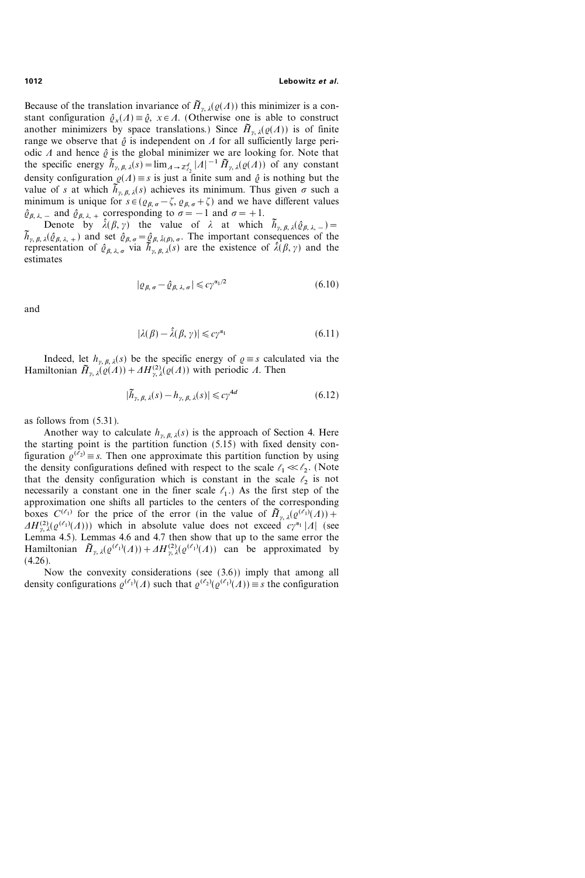Because of the translation invariance of $\tilde{H}_{\gamma,\lambda}(\varrho(\Lambda))$ this minimizer is a constant configuration $\hat{\varrho}_x(\Lambda) \equiv \hat{\varrho}$, $x \in \Lambda$. (Otherwise one is able to construct another minimizers by space translations.) Since $\tilde{H}_{\gamma,\lambda}(\varrho(\Lambda))$ is of finite range we observe that $\hat{\varrho}$ is independent on $\Lambda$ for all sufficiently large periodic $\Lambda$ and hence $\hat{\varrho}$ is the global minimizer we are looking for. Note that the specific energy $\tilde{h}_{\gamma,\beta,\lambda}(s) = \lim_{\Lambda \to \mathbb{Z}^d_{\ell_2}} |\Lambda|^{-1} \tilde{H}_{\gamma,\lambda}(\varrho(\Lambda))$ of any constant density configuration $\varrho(\Lambda) \equiv s$ is just a finite sum and $\hat{\varrho}$ is nothing but the value of $s$ at which $\tilde{h}_{\gamma,\beta,\lambda}(s)$ achieves its minimum. Thus given $\sigma$ such a minimum is unique for $s \in (\varrho_{\beta,\sigma} - \zeta, \varrho_{\beta,\sigma} + \zeta)$ and we have different values $\hat{\varrho}_{\beta,\lambda,-}$ and $\hat{\varrho}_{\beta,\lambda,+}$ corresponding to $\sigma = -1$ and $\sigma = +1$.

Denote by $\hat{\lambda}(\beta,\gamma)$ the value of $\lambda$ at which $\tilde{h}_{\gamma,\beta,\lambda}(\hat{\varrho}_{\beta,\lambda,-}) = \tilde{h}_{\gamma,\beta,\lambda}(\hat{\varrho}_{\beta,\lambda,+})$ and set $\hat{\varrho}_{\beta,\sigma} = \hat{\varrho}_{\beta,\hat{\lambda}(\beta),\sigma}$. The important consequences of the representation of $\hat{\varrho}_{\beta,\lambda,\sigma}$ via $\tilde{h}_{\gamma,\beta,\lambda}(s)$ are the existence of $\hat{\lambda}(\beta,\gamma)$ and the estimates

$$|\varrho_{\beta,\sigma} - \hat{\varrho}_{\beta,\lambda,\sigma}| \leqslant c\gamma^{\alpha_1/2} \tag{6.10}$$

and

$$|\lambda(\beta) - \hat{\lambda}(\beta,\gamma)| \leqslant c\gamma^{\alpha_1} \tag{6.11}$$

Indeed, let $h_{\gamma,\beta,\lambda}(s)$ be the specific energy of $\varrho \equiv s$ calculated via the Hamiltonian $\tilde{H}_{\gamma,\lambda}(\varrho(\Lambda)) + \Delta H^{(2)}_{\gamma,\lambda}(\varrho(\Lambda))$ with periodic $\Lambda$. Then

$$|\tilde{h}_{\gamma,\beta,\lambda}(s) - h_{\gamma,\beta,\lambda}(s)| \leqslant c\gamma^{4d} \tag{6.12}$$

as follows from (5.31).

Another way to calculate $h_{\gamma,\beta,\lambda}(s)$ is the approach of Section 4. Here the starting point is the partition function (5.15) with fixed density configuration $\varrho^{(\ell_2)} \equiv s$. Then one approximate this partition function by using the density configurations defined with respect to the scale $\ell_1 \ll \ell_2$. (Note that the density configuration which is constant in the scale $\ell_2$ is not necessarily a constant one in the finer scale $\ell_1$.) As the first step of the approximation one shifts all particles to the centers of the corresponding boxes $C^{(\ell_1)}$ for the price of the error (in the value of $\tilde{H}_{\gamma,\lambda}(\varrho^{(\ell_1)}(\Lambda)) + \Delta H^{(2)}_{\gamma,\lambda}(\varrho^{(\ell_1)}(\Lambda))$) which in absolute value does not exceed $c\gamma^{\alpha_1} |\Lambda|$ (see Lemma 4.5). Lemmas 4.6 and 4.7 then show that up to the same error the Hamiltonian $\tilde{H}_{\gamma,\lambda}(\varrho^{(\ell_1)}(\Lambda)) + \Delta H^{(2)}_{\gamma,\lambda}(\varrho^{(\ell_1)}(\Lambda))$ can be approximated by (4.26).

Now the convexity considerations (see (3.6)) imply that among all density configurations $\varrho^{(\ell_1)}(\Lambda)$ such that $\varrho^{(\ell_2)}(\varrho^{(\ell_1)}(\Lambda)) \equiv s$ the configuration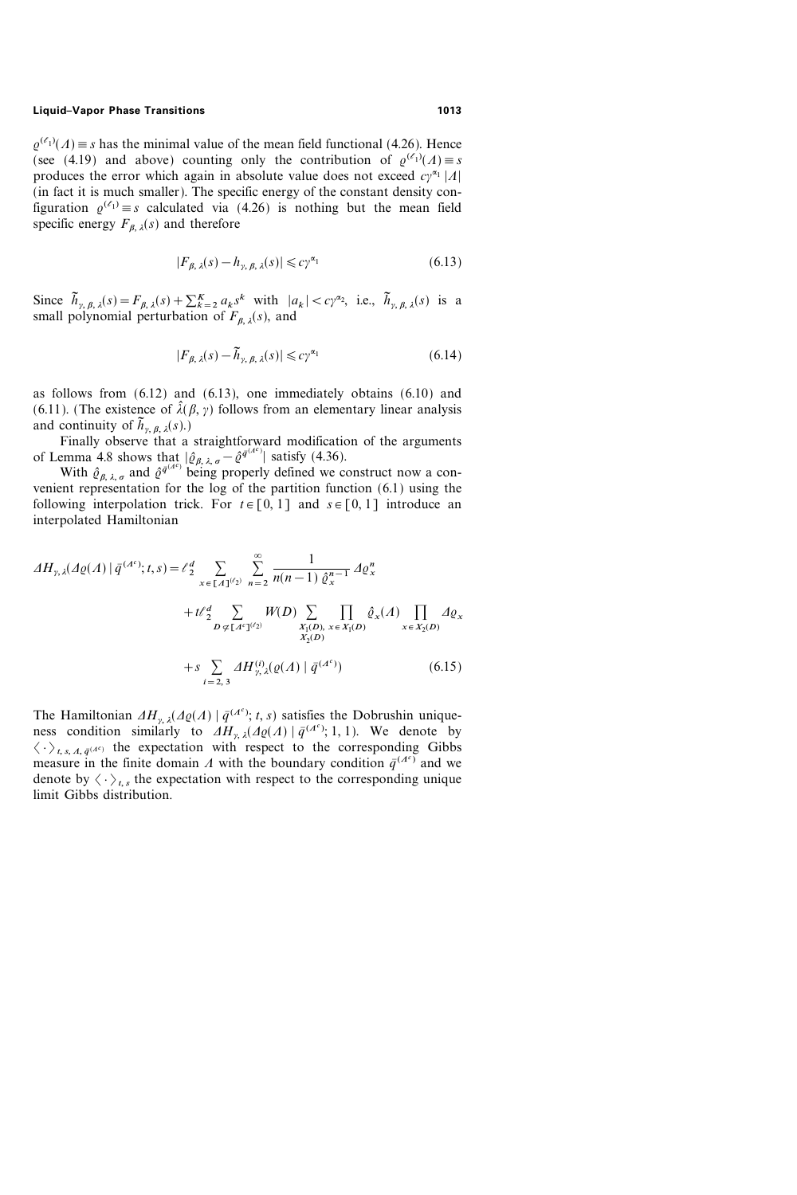$\varrho^{(\ell_1)}(\Lambda) \equiv s$ has the minimal value of the mean field functional (4.26). Hence (see (4.19) and above) counting only the contribution of $\varrho^{(\ell_1)}(\Lambda) \equiv s$ produces the error which again in absolute value does not exceed $c\gamma^{\alpha_1} |\Lambda|$ (in fact it is much smaller). The specific energy of the constant density configuration $\varrho^{(\ell_1)} \equiv s$ calculated via (4.26) is nothing but the mean field specific energy $F_{\beta,\lambda}(s)$ and therefore

$$|F_{\beta,\lambda}(s) - h_{\gamma,\beta,\lambda}(s)| \leqslant c\gamma^{\alpha_1} \tag{6.13}$$

Since $\tilde{h}_{\gamma,\beta,\lambda}(s) = F_{\beta,\lambda}(s) + \sum_{k=2}^{K} a_k s^k$ with $|a_k| < c\gamma^{\alpha_2}$, i.e., $\tilde{h}_{\gamma,\beta,\lambda}(s)$ is a small polynomial perturbation of $F_{\beta,\lambda}(s)$, and

$$|F_{\beta,\lambda}(s) - \tilde{h}_{\gamma,\beta,\lambda}(s)| \leqslant c\gamma^{\alpha_1} \tag{6.14}$$

as follows from (6.12) and (6.13), one immediately obtains (6.10) and (6.11). (The existence of $\hat{\lambda}(\beta,\gamma)$ follows from an elementary linear analysis and continuity of $\tilde{h}_{\gamma,\beta,\lambda}(s)$.)

Finally observe that a straightforward modification of the arguments of Lemma 4.8 shows that $|\hat{\varrho}_{\beta,\lambda,\sigma} - \hat{\varrho}^{\bar{q}^{(\Lambda^c)}}|$ satisfy (4.36).

With $\hat{\varrho}_{\beta,\lambda,\sigma}$ and $\hat{\varrho}^{\bar{q}^{(\Lambda^c)}}$ being properly defined we construct now a convenient representation for the log of the partition function (6.1) using the following interpolation trick. For $t \in [0,1]$ and $s \in [0,1]$ introduce an interpolated Hamiltonian

$$\begin{aligned}
\Delta H_{\gamma,\lambda}(\Delta\varrho(\Lambda) \mid \bar{q}^{(\Lambda^c)}; t, s) = {} & \ell_2^d \sum_{x \in [\Lambda]^{(\ell_2)}} \sum_{n=2}^{\infty} \frac{1}{n(n-1)\, \hat{\varrho}_x^{n-1}} \Delta\varrho_x^n \\
& + t\ell_2^d \sum_{D \not\subset [\Lambda^c]^{(\ell_2)}} W(D) \sum_{\substack{X_1(D),\\ X_2(D)}} \prod_{x \in X_1(D)} \hat{\varrho}_x(\Lambda) \prod_{x \in X_2(D)} \Delta\varrho_x \\
& + s \sum_{i=2,3} \Delta H^{(i)}_{\gamma,\lambda}(\varrho(\Lambda) \mid \bar{q}^{(\Lambda^c)})
\end{aligned} \tag{6.15}$$

The Hamiltonian $\Delta H_{\gamma,\lambda}(\Delta\varrho(\Lambda) \mid \bar{q}^{(\Lambda^c)}; t, s)$ satisfies the Dobrushin uniqueness condition similarly to $\Delta H_{\gamma,\lambda}(\Delta\varrho(\Lambda) \mid \bar{q}^{(\Lambda^c)}; 1, 1)$. We denote by $\langle \cdot \rangle_{t,s,\Lambda,\bar{q}^{(\Lambda^c)}}$ the expectation with respect to the corresponding Gibbs measure in the finite domain $\Lambda$ with the boundary condition $\bar{q}^{(\Lambda^c)}$ and we denote by $\langle \cdot \rangle_{t,s}$ the expectation with respect to the corresponding unique limit Gibbs distribution.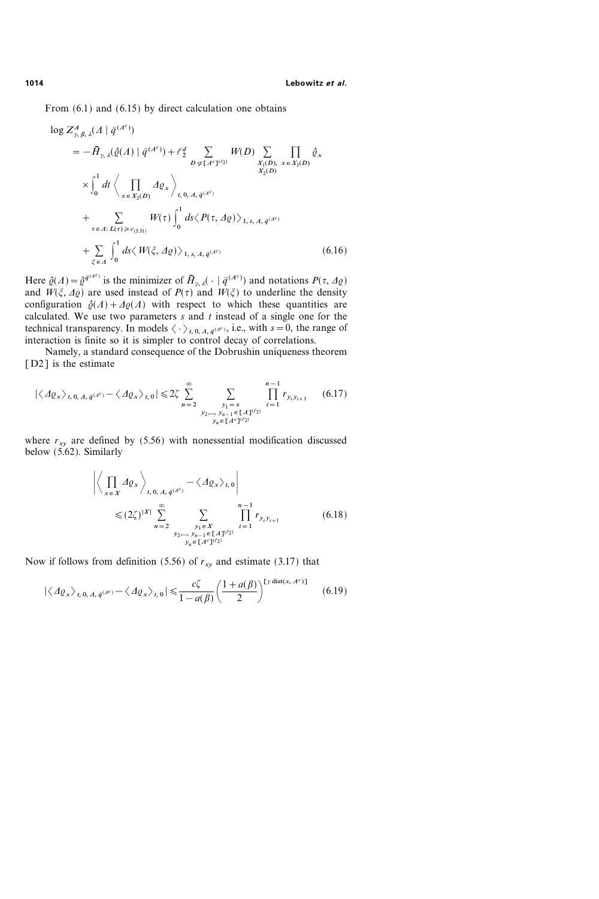From (6.1) and (6.15) by direct calculation one obtains

$$
\begin{aligned}
\log Z^{A}_{\gamma,\beta,\lambda}(\Lambda \mid \bar{q}^{(\Lambda^c)})
&= -\tilde{H}_{\gamma,\lambda}(\hat{\varrho}(\Lambda) \mid \bar{q}^{(\Lambda^c)}) + \ell_2^d \sum_{D \not\subseteq [\Lambda^c]^{(\ell_2)}} W(D) \sum_{\substack{X_1(D),\\ X_2(D)}} \prod_{x \in X_1(D)} \hat{\varrho}_x \\
&\quad \times \int_0^1 dt \left\langle \prod_{x \in X_2(D)} \Delta\varrho_x \right\rangle_{t,0,\Lambda,\bar{q}^{(\Lambda^c)}} \\
&\quad + \sum_{\tau \in \Lambda:\, L(\tau) \geqslant c_{(5.31)}} W(\tau) \int_0^1 ds \langle P(\tau, \Delta\varrho) \rangle_{1,s,\Lambda,\bar{q}^{(\Lambda^c)}} \\
&\quad + \sum_{\xi \in \Lambda} \int_0^1 ds \langle W(\xi, \Delta\varrho) \rangle_{1,s,\Lambda,\bar{q}^{(\Lambda^c)}}
\end{aligned} \tag{6.16}
$$

Here $\hat{\varrho}(\Lambda) = \hat{\varrho}^{\bar{q}^{(\Lambda^c)}}$ is the minimizer of $\tilde{H}_{\gamma,\lambda}(\cdot \mid \bar{q}^{(\Lambda^c)})$ and notations $P(\tau, \Delta\varrho)$ and $W(\xi, \Delta\varrho)$ are used instead of $P(\tau)$ and $W(\xi)$ to underline the density configuration $\hat{\varrho}(\Lambda) + \Delta\varrho(\Lambda)$ with respect to which these quantities are calculated. We use two parameters $s$ and $t$ instead of a single one for the technical transparency. In models $\langle \cdot \rangle_{t,0,\Lambda,\bar{q}^{(\Lambda^c)}}$, i.e., with $s = 0$, the range of interaction is finite so it is simpler to control decay of correlations.

Namely, a standard consequence of the Dobrushin uniqueness theorem [D2] is the estimate

$$
|\langle \Delta\varrho_x \rangle_{t,0,\Lambda,\bar{q}^{(\Lambda^c)}} - \langle \Delta\varrho_x \rangle_{t,0}| \leqslant 2\zeta \sum_{n=2}^{\infty} \sum_{\substack{y_1 = x \\ y_2,\ldots,y_{n-1} \in [\Lambda]^{(\ell_2)} \\ y_n \in [\Lambda^c]^{(\ell_2)}}} \prod_{i=1}^{n-1} r_{y_i y_{i+1}} \tag{6.17}
$$

where $r_{xy}$ are defined by (5.56) with nonessential modification discussed below (5.62). Similarly

$$
\left| \left\langle \prod_{x \in X} \Delta\varrho_x \right\rangle_{t,0,\Lambda,\bar{q}^{(\Lambda^c)}} - \langle \Delta\varrho_x \rangle_{t,0} \right| \leqslant (2\zeta)^{|X|} \sum_{n=2}^{\infty} \sum_{\substack{y_1 \in X \\ y_2,\ldots,y_{n-1} \in [\Lambda]^{(\ell_2)} \\ y_n \in [\Lambda^c]^{(\ell_2)}}} \prod_{i=1}^{n-1} r_{y_i y_{i+1}} \tag{6.18}
$$

Now if follows from definition (5.56) of $r_{xy}$ and estimate (3.17) that

$$
|\langle \Delta\varrho_x \rangle_{t,0,\Lambda,\bar{q}^{(\Lambda^c)}} - \langle \Delta\varrho_x \rangle_{t,0}| \leqslant \frac{c\zeta}{1 - a(\beta)} \left( \frac{1 + a(\beta)}{2} \right)^{[\gamma \operatorname{dist}(x, \Lambda^c)]} \tag{6.19}
$$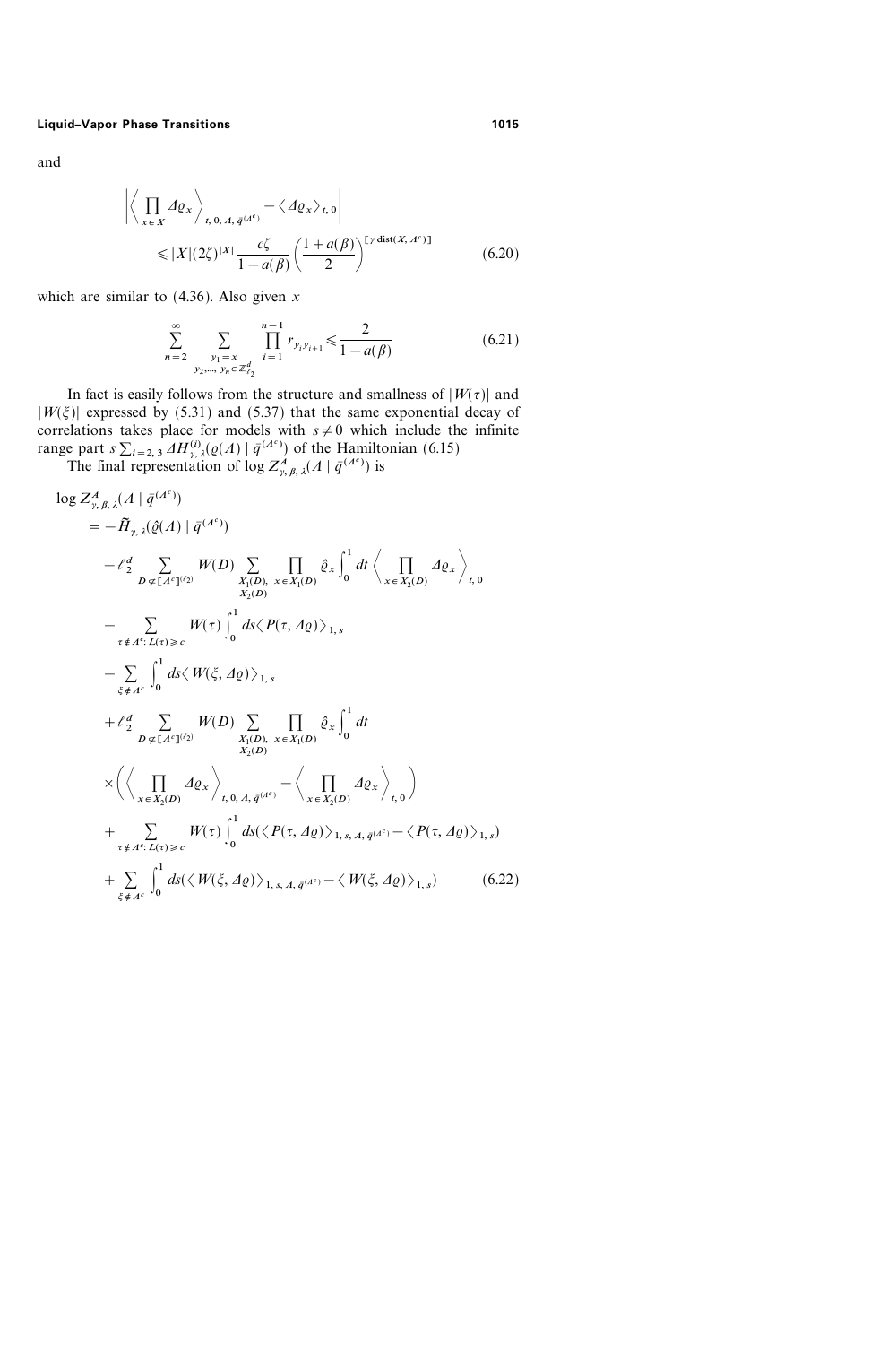and

$$\left| \left\langle \prod_{x \in X} \Delta\varrho_x \right\rangle_{t,0,\Lambda,\bar{q}^{(\Lambda^c)}} - \langle \Delta\varrho_x \rangle_{t,0} \right| \leqslant |X| (2\zeta)^{|X|} \frac{c\zeta}{1-a(\beta)} \left( \frac{1+a(\beta)}{2} \right)^{[\gamma \operatorname{dist}(X,\Lambda^c)]} \tag{6.20}$$

which are similar to (4.36). Also given $x$

$$\sum_{n=2}^{\infty} \sum_{\substack{y_1 = x \\ y_2,\dots,y_n \in \mathbb{Z}^d_{\ell_2}}} \prod_{i=1}^{n-1} r_{y_i y_{i+1}} \leqslant \frac{2}{1-a(\beta)} \tag{6.21}$$

In fact is easily follows from the structure and smallness of $|W(\tau)|$ and $|W(\xi)|$ expressed by (5.31) and (5.37) that the same exponential decay of correlations takes place for models with $s \neq 0$ which include the infinite range part $s \sum_{i=2,3} \Delta H^{(i)}_{\gamma,\lambda}(\varrho(\Lambda) \mid \bar{q}^{(\Lambda^c)})$ of the Hamiltonian (6.15)

The final representation of $\log Z^{\Lambda}_{\gamma,\beta,\lambda}(\Lambda \mid \bar{q}^{(\Lambda^c)})$ is

$$\begin{aligned}
\log Z^{\Lambda}_{\gamma,\beta,\lambda}&(\Lambda \mid \bar{q}^{(\Lambda^c)}) \\
&= -\widetilde{H}_{\gamma,\lambda}(\hat{\varrho}(\Lambda) \mid \bar{q}^{(\Lambda^c)}) \\
&\quad - \ell_2^d \sum_{D \not\subset [\Lambda^c]^{(\ell_2)}} W(D) \sum_{\substack{X_1(D),\\ X_2(D)}} \prod_{x \in X_1(D)} \hat{\varrho}_x \int_0^1 dt \left\langle \prod_{x \in X_2(D)} \Delta\varrho_x \right\rangle_{t,0} \\
&\quad - \sum_{\tau \notin \Lambda^c:\, L(\tau) \geqslant c} W(\tau) \int_0^1 ds \langle P(\tau, \Delta\varrho) \rangle_{1,s} \\
&\quad - \sum_{\xi \notin \Lambda^c} \int_0^1 ds \langle W(\xi, \Delta\varrho) \rangle_{1,s} \\
&\quad + \ell_2^d \sum_{D \not\subset [\Lambda^c]^{(\ell_2)}} W(D) \sum_{\substack{X_1(D),\\ X_2(D)}} \prod_{x \in X_1(D)} \hat{\varrho}_x \int_0^1 dt \\
&\quad \times \left( \left\langle \prod_{x \in X_2(D)} \Delta\varrho_x \right\rangle_{t,0,\Lambda,\bar{q}^{(\Lambda^c)}} - \left\langle \prod_{x \in X_2(D)} \Delta\varrho_x \right\rangle_{t,0} \right) \\
&\quad + \sum_{\tau \notin \Lambda^c:\, L(\tau) \geqslant c} W(\tau) \int_0^1 ds (\langle P(\tau, \Delta\varrho) \rangle_{1,s,\Lambda,\bar{q}^{(\Lambda^c)}} - \langle P(\tau, \Delta\varrho) \rangle_{1,s}) \\
&\quad + \sum_{\xi \notin \Lambda^c} \int_0^1 ds (\langle W(\xi, \Delta\varrho) \rangle_{1,s,\Lambda,\bar{q}^{(\Lambda^c)}} - \langle W(\xi, \Delta\varrho) \rangle_{1,s})
\end{aligned} \tag{6.22}$$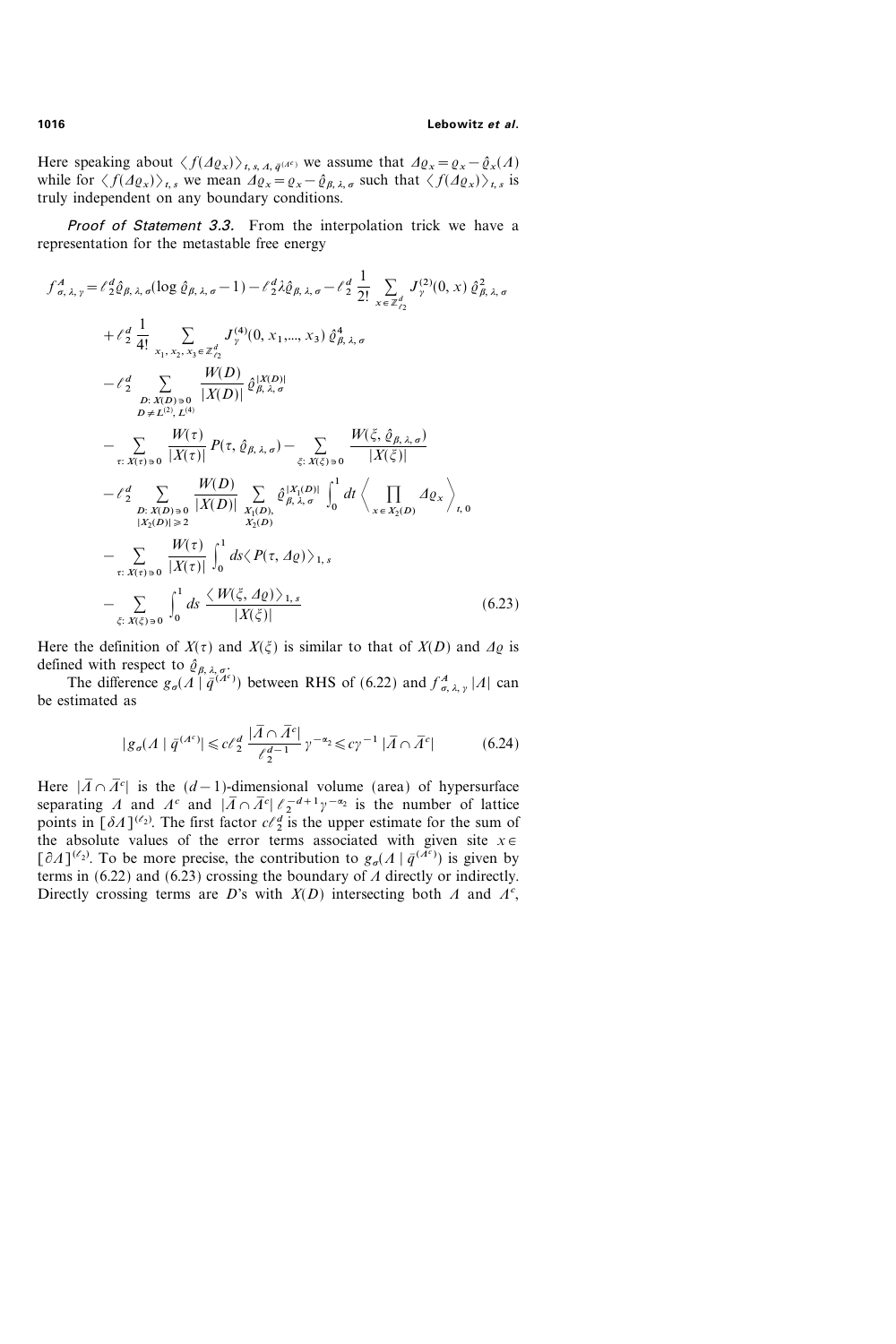Here speaking about $\langle f(\Delta\varrho_x)\rangle_{t,s,\Lambda,\bar{q}^{(\Lambda^c)}}$ we assume that $\Delta\varrho_x = \varrho_x - \hat{\varrho}_x(\Lambda)$ while for $\langle f(\Delta\varrho_x)\rangle_{t,s}$ we mean $\Delta\varrho_x = \varrho_x - \hat{\varrho}_{\beta,\lambda,\sigma}$ such that $\langle f(\Delta\varrho_x)\rangle_{t,s}$ is truly independent on any boundary conditions.

*Proof of Statement 3.3.* From the interpolation trick we have a representation for the metastable free energy

$$
\begin{aligned}
f^{\Lambda}_{\sigma,\lambda,\gamma} = {} & \ell_2^d \hat{\varrho}_{\beta,\lambda,\sigma}(\log \hat{\varrho}_{\beta,\lambda,\sigma} - 1) - \ell_2^d \lambda \hat{\varrho}_{\beta,\lambda,\sigma} - \ell_2^d \frac{1}{2!} \sum_{x \in \mathbb{Z}^d_{\ell_2}} J^{(2)}_\gamma(0,x)\, \hat{\varrho}^2_{\beta,\lambda,\sigma} \\
& + \ell_2^d \frac{1}{4!} \sum_{x_1,x_2,x_3 \in \mathbb{Z}^d_{\ell_2}} J^{(4)}_\gamma(0,x_1,\ldots,x_3)\, \hat{\varrho}^4_{\beta,\lambda,\sigma} \\
& - \ell_2^d \sum_{\substack{D:\, X(D) \ni 0 \\ D \neq L^{(2)},\, L^{(4)}}} \frac{W(D)}{|X(D)|} \hat{\varrho}^{|X(D)|}_{\beta,\lambda,\sigma} \\
& - \sum_{\tau:\, X(\tau) \ni 0} \frac{W(\tau)}{|X(\tau)|} P(\tau, \hat{\varrho}_{\beta,\lambda,\sigma}) - \sum_{\xi:\, X(\xi) \ni 0} \frac{W(\xi, \hat{\varrho}_{\beta,\lambda,\sigma})}{|X(\xi)|} \\
& - \ell_2^d \sum_{\substack{D:\, X(D) \ni 0 \\ |X_2(D)| \geqslant 2}} \frac{W(D)}{|X(D)|} \sum_{\substack{X_1(D), \\ X_2(D)}} \hat{\varrho}^{|X_1(D)|}_{\beta,\lambda,\sigma} \int_0^1 dt \left\langle \prod_{x \in X_2(D)} \Delta\varrho_x \right\rangle_{t,0} \\
& - \sum_{\tau:\, X(\tau) \ni 0} \frac{W(\tau)}{|X(\tau)|} \int_0^1 ds \langle P(\tau, \Delta\varrho)\rangle_{1,s} \\
& - \sum_{\xi:\, X(\xi) \ni 0} \int_0^1 ds\, \frac{\langle W(\xi, \Delta\varrho)\rangle_{1,s}}{|X(\xi)|}
\end{aligned}
\tag{6.23}
$$

Here the definition of $X(\tau)$ and $X(\xi)$ is similar to that of $X(D)$ and $\Delta\varrho$ is defined with respect to $\hat{\varrho}_{\beta,\lambda,\sigma}$.

The difference $g_\sigma(\Lambda \mid \bar{q}^{(\Lambda^c)})$ between RHS of (6.22) and $f^{\Lambda}_{\sigma,\lambda,\gamma}|\Lambda|$ can be estimated as

$$
|g_\sigma(\Lambda \mid \bar{q}^{(\Lambda^c)})| \leqslant c\ell_2^d \frac{|\bar{\Lambda} \cap \bar{\Lambda}^c|}{\ell_2^{d-1}} \gamma^{-\alpha_2} \leqslant c\gamma^{-1} |\bar{\Lambda} \cap \bar{\Lambda}^c| \tag{6.24}
$$

Here $|\bar{\Lambda} \cap \bar{\Lambda}^c|$ is the $(d-1)$-dimensional volume (area) of hypersurface separating $\Lambda$ and $\Lambda^c$ and $|\bar{\Lambda} \cap \bar{\Lambda}^c|\, \ell_2^{-d+1}\gamma^{-\alpha_2}$ is the number of lattice points in $[\delta\Lambda]^{(\ell_2)}$. The first factor $c\ell_2^d$ is the upper estimate for the sum of the absolute values of the error terms associated with given site $x \in [\partial\Lambda]^{(\ell_2)}$. To be more precise, the contribution to $g_\sigma(\Lambda \mid \bar{q}^{(\Lambda^c)})$ is given by terms in (6.22) and (6.23) crossing the boundary of $\Lambda$ directly or indirectly. Directly crossing terms are $D$'s with $X(D)$ intersecting both $\Lambda$ and $\Lambda^c$,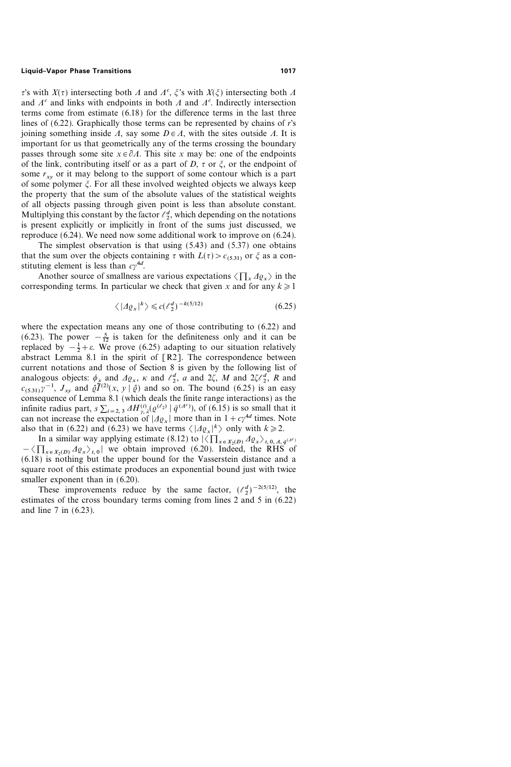$\tau$'s with $X(\tau)$ intersecting both $\Lambda$ and $\Lambda^c$, $\xi$'s with $X(\xi)$ intersecting both $\Lambda$ and $\Lambda^c$ and links with endpoints in both $\Lambda$ and $\Lambda^c$. Indirectly intersection terms come from estimate (6.18) for the difference terms in the last three lines of (6.22). Graphically those terms can be represented by chains of $r$'s joining something inside $\Lambda$, say some $D \in \Lambda$, with the sites outside $\Lambda$. It is important for us that geometrically any of the terms crossing the boundary passes through some site $x \in \partial\Lambda$. This site $x$ may be: one of the endpoints of the link, contributing itself or as a part of $D$, $\tau$ or $\xi$, or the endpoint of some $r_{xy}$ or it may belong to the support of some contour which is a part of some polymer $\xi$. For all these involved weighted objects we always keep the property that the sum of the absolute values of the statistical weights of all objects passing through given point is less than absolute constant. Multiplying this constant by the factor $\ell_2^d$, which depending on the notations is present explicitly or implicitly in front of the sums just discussed, we reproduce (6.24). We need now some additional work to improve on (6.24).

The simplest observation is that using (5.43) and (5.37) one obtains that the sum over the objects containing $\tau$ with $L(\tau) > c_{(5.31)}$ or $\xi$ as a constituting element is less than $c\gamma^{4d}$.

Another source of smallness are various expectations $\langle \prod_x \Delta\varrho_x \rangle$ in the corresponding terms. In particular we check that given $x$ and for any $k \geqslant 1$

$$\langle |\Delta\varrho_x|^k \rangle \leqslant c(\ell_2^d)^{-k(5/12)} \tag{6.25}$$

where the expectation means any one of those contributing to (6.22) and (6.23). The power $-\frac{5}{12}$ is taken for the definiteness only and it can be replaced by $-\frac{1}{2}+\varepsilon$. We prove (6.25) adapting to our situation relatively abstract Lemma 8.1 in the spirit of [R2]. The correspondence between current notations and those of Section 8 is given by the following list of analogous objects: $\phi_x$ and $\Delta\varrho_x$, $\kappa$ and $\ell_2^d$, $a$ and $2\zeta$, $M$ and $2\zeta\ell_2^d$, $R$ and $c_{(5.31)}\gamma^{-1}$, $J_{xy}$ and $\hat{\varrho}\tilde{I}^{(2)}(x, y \mid \hat{\varrho})$ and so on. The bound (6.25) is an easy consequence of Lemma 8.1 (which deals the finite range interactions) as the infinite radius part, $s\sum_{i=2,3} \Delta H^{(i)}_{\gamma,\lambda}(\varrho^{(\ell_2)} \mid \bar{q}^{(\Lambda^c)})$, of (6.15) is so small that it can not increase the expectation of $|\Delta\varrho_x|$ more than in $1 + c\gamma^{4d}$ times. Note also that in (6.22) and (6.23) we have terms $\langle |\Delta\varrho_x|^k \rangle$ only with $k \geqslant 2$.

In a similar way applying estimate (8.12) to $|\langle \prod_{x \in X_2(D)} \Delta\varrho_x \rangle_{t,0,\Lambda,\bar{q}^{(\Lambda^c)}} - \langle \prod_{x \in X_2(D)} \Delta\varrho_x \rangle_{t,0}|$ we obtain improved (6.20). Indeed, the RHS of (6.18) is nothing but the upper bound for the Vasserstein distance and a square root of this estimate produces an exponential bound just with twice smaller exponent than in (6.20).

These improvements reduce by the same factor, $(\ell_2^d)^{-2(5/12)}$, the estimates of the cross boundary terms coming from lines 2 and 5 in (6.22) and line 7 in (6.23).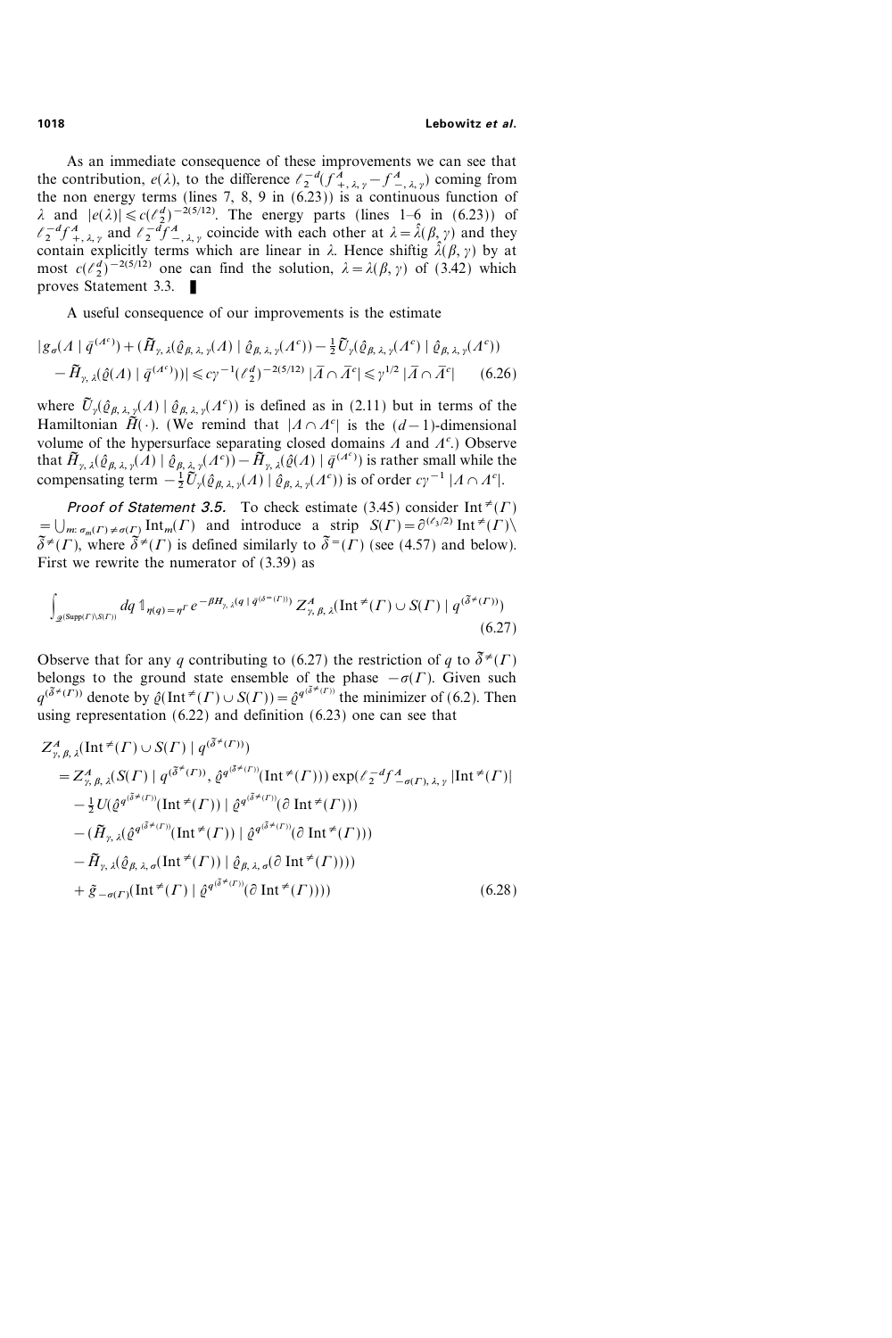As an immediate consequence of these improvements we can see that the contribution, $e(\lambda)$, to the difference $\ell_2^{-d}(f^A_{+,\lambda,\gamma} - f^A_{-,\lambda,\gamma})$ coming from the non energy terms (lines 7, 8, 9 in (6.23)) is a continuous function of $\lambda$ and $|e(\lambda)| \leqslant c(\ell_2^d)^{-2(5/12)}$. The energy parts (lines 1–6 in (6.23)) of $\ell_2^{-d} f^A_{+,\lambda,\gamma}$ and $\ell_2^{-d} f^A_{-,\lambda,\gamma}$ coincide with each other at $\lambda = \hat{\lambda}(\beta, \gamma)$ and they contain explicitly terms which are linear in $\lambda$. Hence shiftig $\hat{\lambda}(\beta, \gamma)$ by at most $c(\ell_2^d)^{-2(5/12)}$ one can find the solution, $\lambda = \lambda(\beta, \gamma)$ of (3.42) which proves Statement 3.3. ▌

A useful consequence of our improvements is the estimate

$$
\begin{aligned}
|g_\sigma(\Lambda \mid \bar{q}^{(\Lambda^c)}) &+ (\tilde{H}_{\gamma,\lambda}(\hat{\varrho}_{\beta,\lambda,\gamma}(\Lambda) \mid \hat{\varrho}_{\beta,\lambda,\gamma}(\Lambda^c)) - \tfrac{1}{2}\tilde{U}_\gamma(\hat{\varrho}_{\beta,\lambda,\gamma}(\Lambda^c) \mid \hat{\varrho}_{\beta,\lambda,\gamma}(\Lambda^c)) \\
&- \tilde{H}_{\gamma,\lambda}(\hat{\varrho}(\Lambda) \mid \bar{q}^{(\Lambda^c)}))| \leqslant c\gamma^{-1}(\ell_2^d)^{-2(5/12)} |\bar{\Lambda} \cap \bar{\Lambda}^c| \leqslant \gamma^{1/2} |\bar{\Lambda} \cap \bar{\Lambda}^c| \qquad (6.26)
\end{aligned}
$$

where $\tilde{U}_\gamma(\hat{\varrho}_{\beta,\lambda,\gamma}(\Lambda) \mid \hat{\varrho}_{\beta,\lambda,\gamma}(\Lambda^c))$ is defined as in (2.11) but in terms of the Hamiltonian $\tilde{H}(\cdot)$. (We remind that $|\Lambda \cap \Lambda^c|$ is the $(d-1)$-dimensional volume of the hypersurface separating closed domains $\Lambda$ and $\Lambda^c$.) Observe that $\tilde{H}_{\gamma,\lambda}(\hat{\varrho}_{\beta,\lambda,\gamma}(\Lambda) \mid \hat{\varrho}_{\beta,\lambda,\gamma}(\Lambda^c)) - \tilde{H}_{\gamma,\lambda}(\hat{\varrho}(\Lambda) \mid \bar{q}^{(\Lambda^c)})$ is rather small while the compensating term $-\frac{1}{2}\tilde{U}_\gamma(\hat{\varrho}_{\beta,\lambda,\gamma}(\Lambda) \mid \hat{\varrho}_{\beta,\lambda,\gamma}(\Lambda^c))$ is of order $c\gamma^{-1} |\Lambda \cap \Lambda^c|$.

*Proof of Statement 3.5.* To check estimate (3.45) consider $\mathrm{Int}^{\neq}(\Gamma) = \bigcup_{m:\, \sigma_m(\Gamma) \neq \sigma(\Gamma)} \mathrm{Int}_m(\Gamma)$ and introduce a strip $S(\Gamma) = \partial^{(\ell_3/2)} \mathrm{Int}^{\neq}(\Gamma) \setminus \tilde{\delta}^{\neq}(\Gamma)$, where $\tilde{\delta}^{\neq}(\Gamma)$ is defined similarly to $\tilde{\delta}^{=}(\Gamma)$ (see (4.57) and below). First we rewrite the numerator of (3.39) as

$$
\int_{\mathcal{Q}(\mathrm{Supp}(\Gamma) \setminus S(\Gamma))} dq\, \mathbb{1}_{\eta(q) = \eta^\Gamma} e^{-\beta H_{\gamma,\lambda}(q \mid \bar{q}^{(\delta^{=}(\Gamma))})} Z^A_{\gamma,\beta,\lambda}(\mathrm{Int}^{\neq}(\Gamma) \cup S(\Gamma) \mid q^{(\tilde{\delta}^{\neq}(\Gamma))}) \qquad (6.27)
$$

Observe that for any $q$ contributing to (6.27) the restriction of $q$ to $\tilde{\delta}^{\neq}(\Gamma)$ belongs to the ground state ensemble of the phase $-\sigma(\Gamma)$. Given such $q^{(\tilde{\delta}^{\neq}(\Gamma))}$ denote by $\hat{\varrho}(\mathrm{Int}^{\neq}(\Gamma) \cup S(\Gamma)) = \hat{\varrho}^{q^{(\tilde{\delta}^{\neq}(\Gamma))}}$ the minimizer of (6.2). Then using representation (6.22) and definition (6.23) one can see that

$$
\begin{aligned}
&Z^A_{\gamma,\beta,\lambda}(\mathrm{Int}^{\neq}(\Gamma) \cup S(\Gamma) \mid q^{(\tilde{\delta}^{\neq}(\Gamma))}) \\
&\quad = Z^A_{\gamma,\beta,\lambda}(S(\Gamma) \mid q^{(\tilde{\delta}^{\neq}(\Gamma))}, \hat{\varrho}^{q^{(\tilde{\delta}^{\neq}(\Gamma))}}(\mathrm{Int}^{\neq}(\Gamma))) \exp(\ell_2^{-d} f^A_{-\sigma(\Gamma),\lambda,\gamma} |\mathrm{Int}^{\neq}(\Gamma)| \\
&\qquad - \tfrac{1}{2} U(\hat{\varrho}^{q^{(\tilde{\delta}^{\neq}(\Gamma))}}(\mathrm{Int}^{\neq}(\Gamma)) \mid \hat{\varrho}^{q^{(\tilde{\delta}^{\neq}(\Gamma))}}(\partial\, \mathrm{Int}^{\neq}(\Gamma))) \\
&\qquad - (\tilde{H}_{\gamma,\lambda}(\hat{\varrho}^{q^{(\tilde{\delta}^{\neq}(\Gamma))}}(\mathrm{Int}^{\neq}(\Gamma)) \mid \hat{\varrho}^{q^{(\tilde{\delta}^{\neq}(\Gamma))}}(\partial\, \mathrm{Int}^{\neq}(\Gamma))) \\
&\qquad - \tilde{H}_{\gamma,\lambda}(\hat{\varrho}_{\beta,\lambda,\sigma}(\mathrm{Int}^{\neq}(\Gamma)) \mid \hat{\varrho}_{\beta,\lambda,\sigma}(\partial\, \mathrm{Int}^{\neq}(\Gamma)))) \\
&\qquad + \tilde{g}_{-\sigma(\Gamma)}(\mathrm{Int}^{\neq}(\Gamma) \mid \hat{\varrho}^{q^{(\tilde{\delta}^{\neq}(\Gamma))}}(\partial\, \mathrm{Int}^{\neq}(\Gamma)))) \qquad (6.28)
\end{aligned}
$$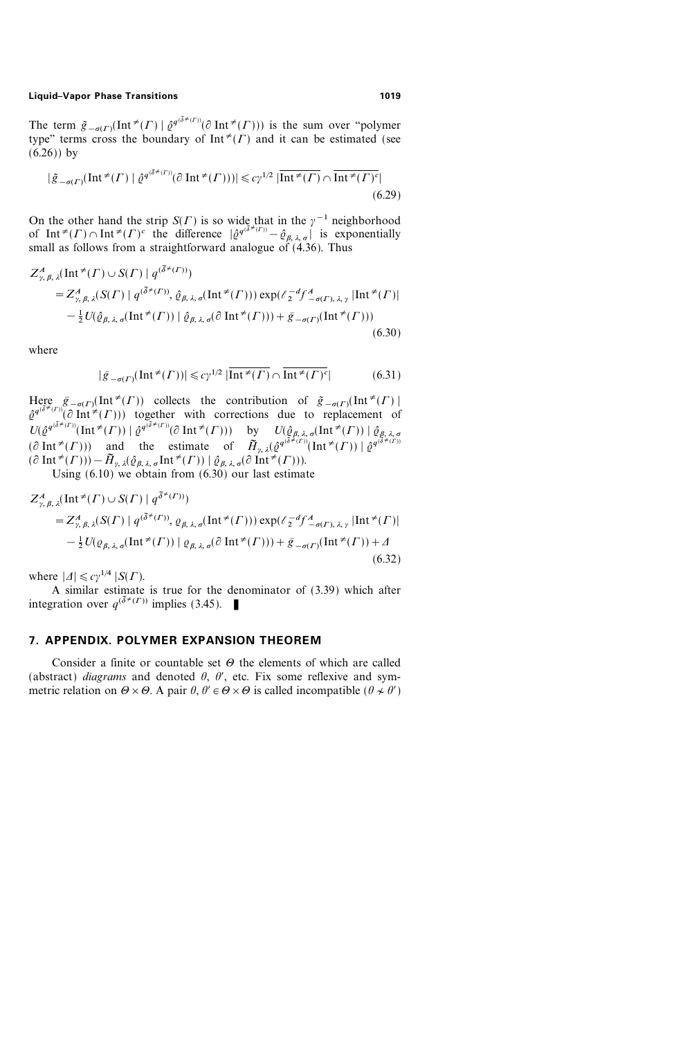The term $\tilde{g}_{-\sigma(\Gamma)}(\mathrm{Int}^{\neq}(\Gamma) \mid \hat{\varrho}^{q^{(\tilde{\delta}^{\neq}(\Gamma))}}(\partial\, \mathrm{Int}^{\neq}(\Gamma)))$ is the sum over "polymer type" terms cross the boundary of $\mathrm{Int}^{\neq}(\Gamma)$ and it can be estimated (see (6.26)) by

$$|\tilde{g}_{-\sigma(\Gamma)}(\mathrm{Int}^{\neq}(\Gamma) \mid \hat{\varrho}^{q^{(\tilde{\delta}^{\neq}(\Gamma))}}(\partial\, \mathrm{Int}^{\neq}(\Gamma)))| \leqslant c\gamma^{1/2}\, |\overline{\mathrm{Int}^{\neq}(\Gamma)} \cap \overline{\mathrm{Int}^{\neq}(\Gamma)^c}| \tag{6.29}$$

On the other hand the strip $S(\Gamma)$ is so wide that in the $\gamma^{-1}$ neighborhood of $\mathrm{Int}^{\neq}(\Gamma) \cap \mathrm{Int}^{\neq}(\Gamma)^c$ the difference $|\hat{\varrho}^{q^{(\tilde{\delta}^{\neq}(\Gamma))}} - \hat{\varrho}_{\beta,\lambda,\sigma}|$ is exponentially small as follows from a straightforward analogue of (4.36). Thus

$$\begin{aligned}
&Z^{A}_{\gamma,\beta,\lambda}(\mathrm{Int}^{\neq}(\Gamma) \cup S(\Gamma) \mid q^{(\tilde{\delta}^{\neq}(\Gamma))}) \\
&\quad = Z^{A}_{\gamma,\beta,\lambda}(S(\Gamma) \mid q^{(\tilde{\delta}^{\neq}(\Gamma))}, \hat{\varrho}_{\beta,\lambda,\sigma}(\mathrm{Int}^{\neq}(\Gamma))) \exp(\ell_2^{-d} f^{A}_{-\sigma(\Gamma),\lambda,\gamma}\, |\mathrm{Int}^{\neq}(\Gamma)| \\
&\qquad - \tfrac{1}{2} U(\hat{\varrho}_{\beta,\lambda,\sigma}(\mathrm{Int}^{\neq}(\Gamma)) \mid \hat{\varrho}_{\beta,\lambda,\sigma}(\partial\, \mathrm{Int}^{\neq}(\Gamma))) + \bar{g}_{-\sigma(\Gamma)}(\mathrm{Int}^{\neq}(\Gamma)))
\end{aligned} \tag{6.30}$$

where

$$|\bar{g}_{-\sigma(\Gamma)}(\mathrm{Int}^{\neq}(\Gamma))| \leqslant c\gamma^{1/2}\, |\overline{\mathrm{Int}^{\neq}(\Gamma)} \cap \overline{\mathrm{Int}^{\neq}(\Gamma)^c}| \tag{6.31}$$

Here $\bar{g}_{-\sigma(\Gamma)}(\mathrm{Int}^{\neq}(\Gamma))$ collects the contribution of $\tilde{g}_{-\sigma(\Gamma)}(\mathrm{Int}^{\neq}(\Gamma) \mid \hat{\varrho}^{q^{(\tilde{\delta}^{\neq}(\Gamma))}}(\partial\, \mathrm{Int}^{\neq}(\Gamma)))$ together with corrections due to replacement of $U(\hat{\varrho}^{q^{(\tilde{\delta}^{\neq}(\Gamma))}}(\mathrm{Int}^{\neq}(\Gamma)) \mid \hat{\varrho}^{q^{(\tilde{\delta}^{\neq}(\Gamma))}}(\partial\, \mathrm{Int}^{\neq}(\Gamma)))$ by $U(\hat{\varrho}_{\beta,\lambda,\sigma}(\mathrm{Int}^{\neq}(\Gamma)) \mid \hat{\varrho}_{\beta,\lambda,\sigma}(\partial\, \mathrm{Int}^{\neq}(\Gamma)))$ and the estimate of $\tilde{H}_{\gamma,\lambda}(\hat{\varrho}^{q^{(\tilde{\delta}^{\neq}(\Gamma))}}(\mathrm{Int}^{\neq}(\Gamma)) \mid \hat{\varrho}^{q^{(\tilde{\delta}^{\neq}(\Gamma))}}(\partial\, \mathrm{Int}^{\neq}(\Gamma))) - \tilde{H}_{\gamma,\lambda}(\hat{\varrho}_{\beta,\lambda,\sigma}\, \mathrm{Int}^{\neq}(\Gamma)) \mid \hat{\varrho}_{\beta,\lambda,\sigma}(\partial\, \mathrm{Int}^{\neq}(\Gamma)))$.

Using (6.10) we obtain from (6.30) our last estimate

$$\begin{aligned}
&Z^{A}_{\gamma,\beta,\lambda}(\mathrm{Int}^{\neq}(\Gamma) \cup S(\Gamma) \mid q^{\tilde{\delta}^{\neq}(\Gamma))}) \\
&\quad = Z^{A}_{\gamma,\beta,\lambda}(S(\Gamma) \mid q^{(\tilde{\delta}^{\neq}(\Gamma))}, \varrho_{\beta,\lambda,\sigma}(\mathrm{Int}^{\neq}(\Gamma))) \exp(\ell_2^{-d} f^{A}_{-\sigma(\Gamma),\lambda,\gamma}\, |\mathrm{Int}^{\neq}(\Gamma)| \\
&\qquad - \tfrac{1}{2} U(\varrho_{\beta,\lambda,\sigma}(\mathrm{Int}^{\neq}(\Gamma)) \mid \varrho_{\beta,\lambda,\sigma}(\partial\, \mathrm{Int}^{\neq}(\Gamma))) + \bar{g}_{-\sigma(\Gamma)}(\mathrm{Int}^{\neq}(\Gamma)) + \Delta
\end{aligned} \tag{6.32}$$

where $|\Delta| \leqslant c\gamma^{1/4}\, |S(\Gamma)|$.

A similar estimate is true for the denominator of (3.39) which after integration over $q^{(\tilde{\delta}^{\neq}(\Gamma))}$ implies (3.45). ∎

## 7. APPENDIX. POLYMER EXPANSION THEOREM

Consider a finite or countable set $\Theta$ the elements of which are called (abstract) *diagrams* and denoted $\theta$, $\theta'$, etc. Fix some reflexive and symmetric relation on $\Theta \times \Theta$. A pair $\theta, \theta' \in \Theta \times \Theta$ is called incompatible ($\theta \nsim \theta'$)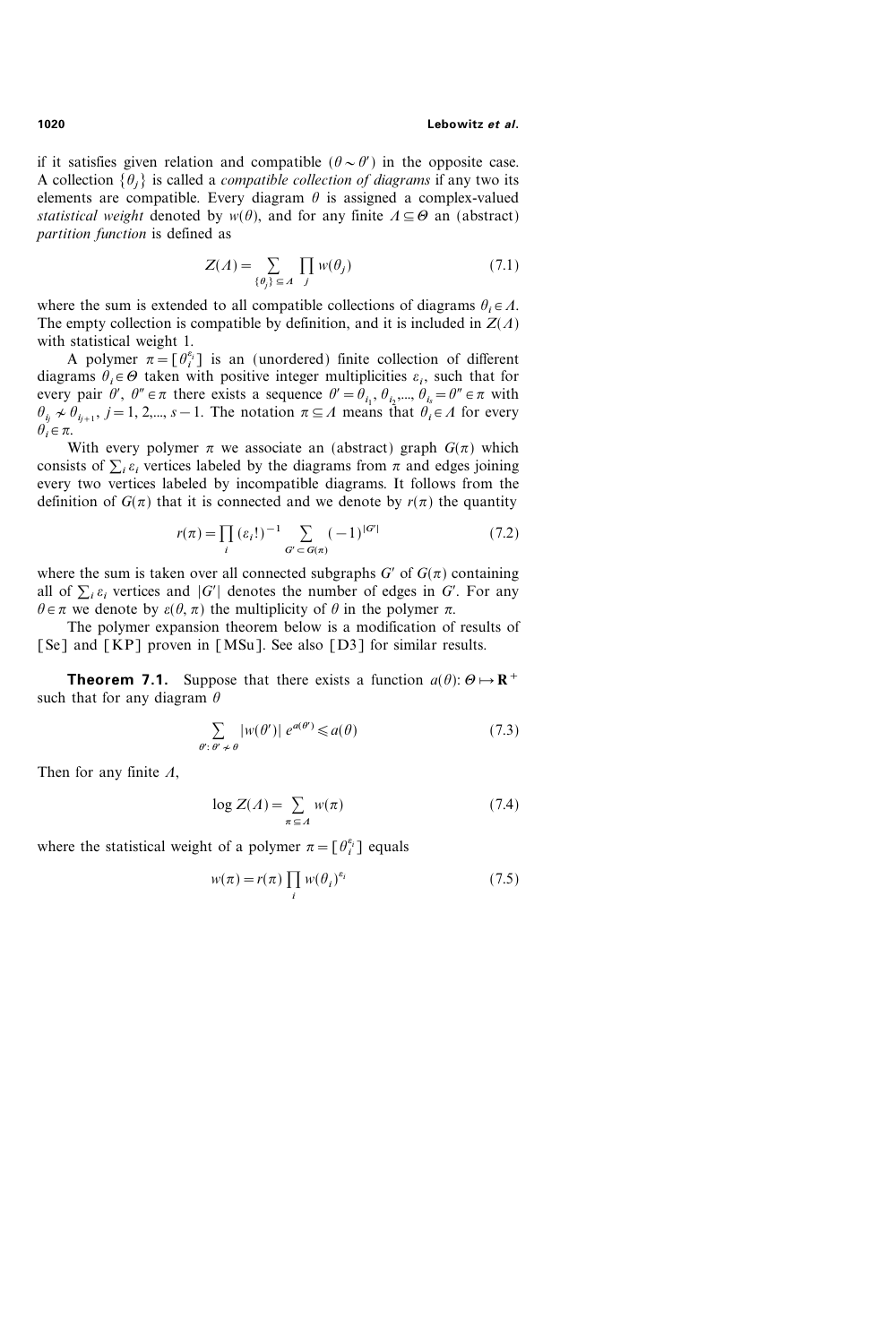if it satisfies given relation and compatible ($\theta \sim \theta'$) in the opposite case. A collection $\{\theta_j\}$ is called a *compatible collection of diagrams* if any two its elements are compatible. Every diagram $\theta$ is assigned a complex-valued *statistical weight* denoted by $w(\theta)$, and for any finite $\Lambda \subseteq \Theta$ an (abstract) *partition function* is defined as

$$Z(\Lambda) = \sum_{\{\theta_j\} \subseteq \Lambda} \prod_j w(\theta_j) \tag{7.1}$$

where the sum is extended to all compatible collections of diagrams $\theta_i \in \Lambda$. The empty collection is compatible by definition, and it is included in $Z(\Lambda)$ with statistical weight 1.

A polymer $\pi = [\theta_i^{\varepsilon_i}]$ is an (unordered) finite collection of different diagrams $\theta_i \in \Theta$ taken with positive integer multiplicities $\varepsilon_i$, such that for every pair $\theta', \theta'' \in \pi$ there exists a sequence $\theta' = \theta_{i_1}, \theta_{i_2}, ..., \theta_{i_s} = \theta'' \in \pi$ with $\theta_{i_j} \nsim \theta_{i_{j+1}}$, $j = 1, 2, ..., s-1$. The notation $\pi \subseteq \Lambda$ means that $\theta_i \in \Lambda$ for every $\theta_i \in \pi$.

With every polymer $\pi$ we associate an (abstract) graph $G(\pi)$ which consists of $\sum_i \varepsilon_i$ vertices labeled by the diagrams from $\pi$ and edges joining every two vertices labeled by incompatible diagrams. It follows from the definition of $G(\pi)$ that it is connected and we denote by $r(\pi)$ the quantity

$$r(\pi) = \prod_i (\varepsilon_i!)^{-1} \sum_{G' \subset G(\pi)} (-1)^{|G'|} \tag{7.2}$$

where the sum is taken over all connected subgraphs $G'$ of $G(\pi)$ containing all of $\sum_i \varepsilon_i$ vertices and $|G'|$ denotes the number of edges in $G'$. For any $\theta \in \pi$ we denote by $\varepsilon(\theta, \pi)$ the multiplicity of $\theta$ in the polymer $\pi$.

The polymer expansion theorem below is a modification of results of [Se] and [KP] proven in [MSu]. See also [D3] for similar results.

**Theorem 7.1.** Suppose that there exists a function $a(\theta): \Theta \mapsto \mathbf{R}^+$ such that for any diagram $\theta$

$$\sum_{\theta': \theta' \nsim \theta} |w(\theta')| \, e^{a(\theta')} \leqslant a(\theta) \tag{7.3}$$

Then for any finite $\Lambda$,

$$\log Z(\Lambda) = \sum_{\pi \subseteq \Lambda} w(\pi) \tag{7.4}$$

where the statistical weight of a polymer $\pi = [\theta_i^{\varepsilon_i}]$ equals

$$w(\pi) = r(\pi) \prod_i w(\theta_i)^{\varepsilon_i} \tag{7.5}$$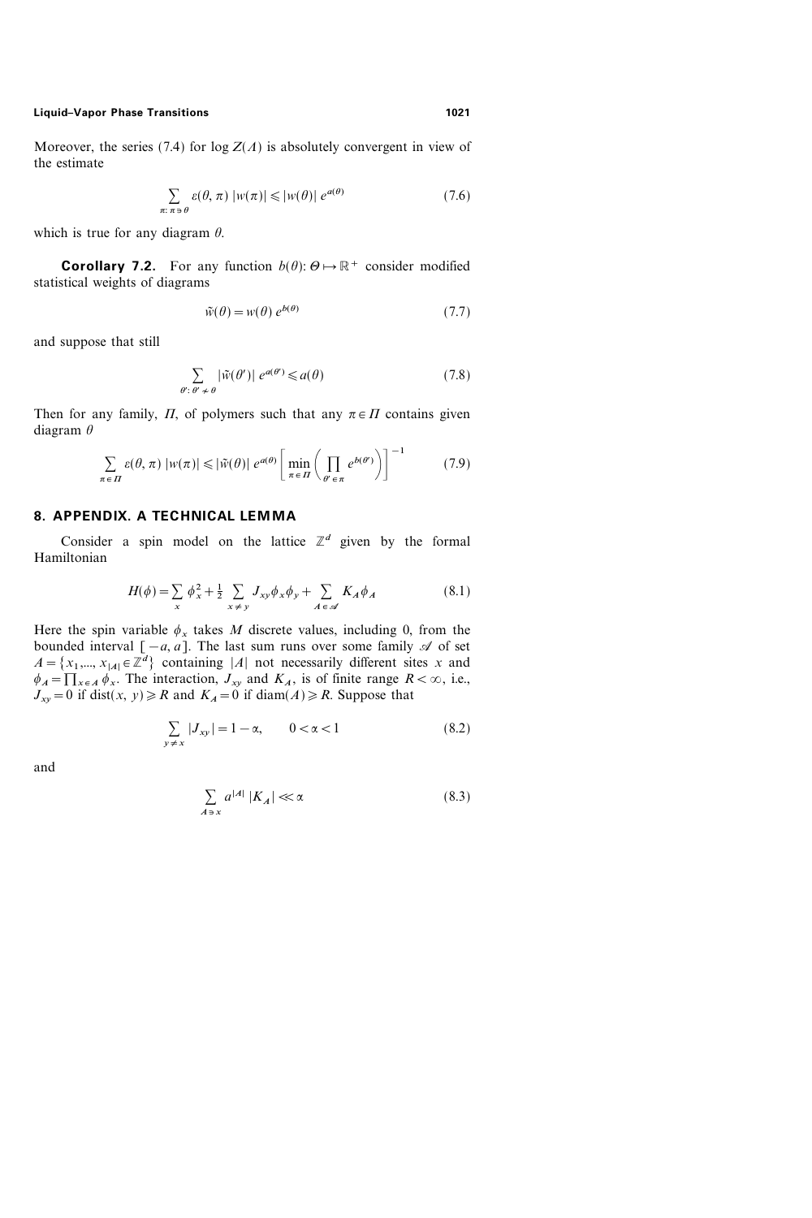Moreover, the series (7.4) for $\log Z(\Lambda)$ is absolutely convergent in view of the estimate

$$\sum_{\pi:\, \pi \ni \theta} \varepsilon(\theta, \pi)\, |w(\pi)| \leqslant |w(\theta)|\, e^{a(\theta)} \tag{7.6}$$

which is true for any diagram $\theta$.

**Corollary 7.2.** For any function $b(\theta): \Theta \mapsto \mathbb{R}^+$ consider modified statistical weights of diagrams

$$\tilde{w}(\theta) = w(\theta)\, e^{b(\theta)} \tag{7.7}$$

and suppose that still

$$\sum_{\theta':\, \theta' \nsim \theta} |\tilde{w}(\theta')|\, e^{a(\theta')} \leqslant a(\theta) \tag{7.8}$$

Then for any family, $\Pi$, of polymers such that any $\pi \in \Pi$ contains given diagram $\theta$

$$\sum_{\pi \in \Pi} \varepsilon(\theta, \pi)\, |w(\pi)| \leqslant |\tilde{w}(\theta)|\, e^{a(\theta)} \left[ \min_{\pi \in \Pi} \left( \prod_{\theta' \in \pi} e^{b(\theta')} \right) \right]^{-1} \tag{7.9}$$

## 8. APPENDIX. A TECHNICAL LEMMA

Consider a spin model on the lattice $\mathbb{Z}^d$ given by the formal Hamiltonian

$$H(\phi) = \sum_x \phi_x^2 + \frac{1}{2} \sum_{x \neq y} J_{xy} \phi_x \phi_y + \sum_{A \in \mathscr{A}} K_A \phi_A \tag{8.1}$$

Here the spin variable $\phi_x$ takes $M$ discrete values, including 0, from the bounded interval $[-a, a]$. The last sum runs over some family $\mathscr{A}$ of set $A = \{x_1,..., x_{|A|} \in \mathbb{Z}^d\}$ containing $|A|$ not necessarily different sites $x$ and $\phi_A = \prod_{x \in A} \phi_x$. The interaction, $J_{xy}$ and $K_A$, is of finite range $R < \infty$, i.e., $J_{xy} = 0$ if $\operatorname{dist}(x, y) \geqslant R$ and $K_A = 0$ if $\operatorname{diam}(A) \geqslant R$. Suppose that

$$\sum_{y \neq x} |J_{xy}| = 1 - \alpha, \qquad 0 < \alpha < 1 \tag{8.2}$$

and

$$\sum_{A \ni x} a^{|A|}\, |K_A| \ll \alpha \tag{8.3}$$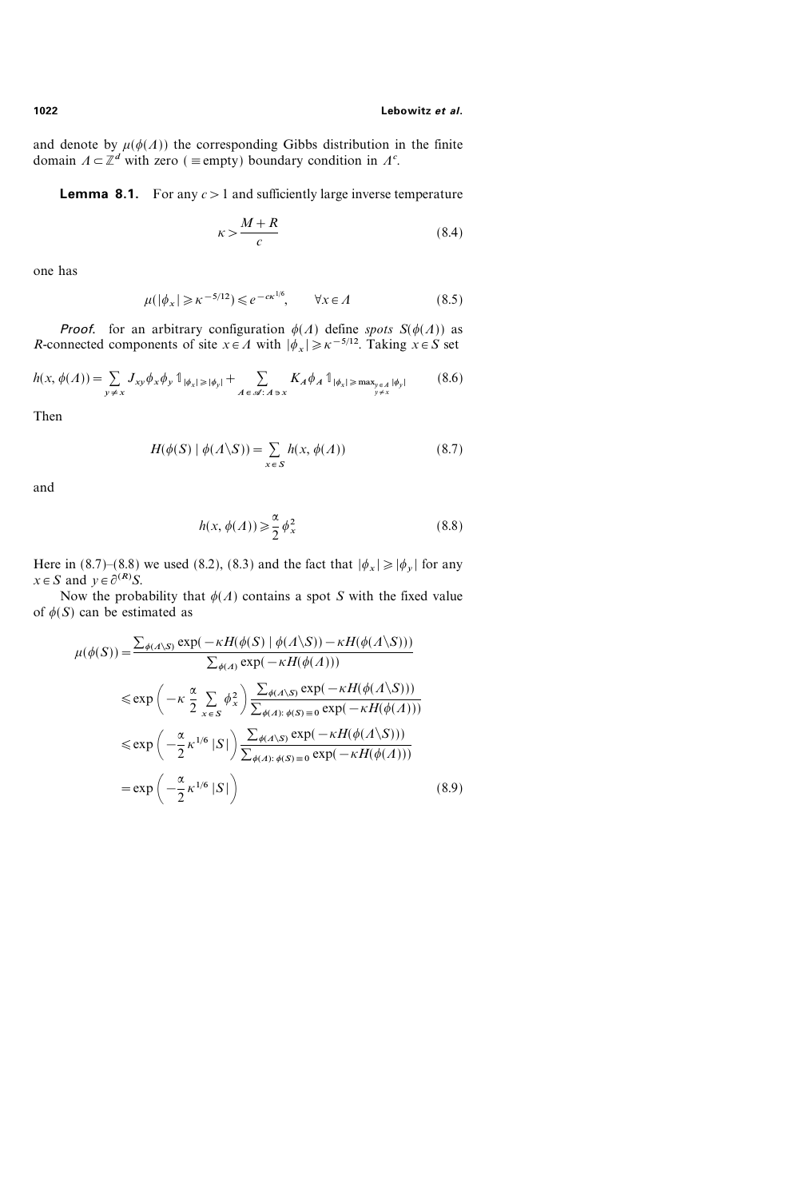and denote by $\mu(\phi(\Lambda))$ the corresponding Gibbs distribution in the finite domain $\Lambda \subset \mathbb{Z}^d$ with zero ($\equiv$ empty) boundary condition in $\Lambda^c$.

**Lemma 8.1.** For any $c > 1$ and sufficiently large inverse temperature

$$\kappa > \frac{M+R}{c} \tag{8.4}$$

one has

$$\mu(|\phi_x| \geqslant \kappa^{-5/12}) \leqslant e^{-c\kappa^{1/6}}, \qquad \forall x \in \Lambda \tag{8.5}$$

*Proof.* for an arbitrary configuration $\phi(\Lambda)$ define *spots* $S(\phi(\Lambda))$ as $R$-connected components of site $x \in \Lambda$ with $|\phi_x| \geqslant \kappa^{-5/12}$. Taking $x \in S$ set

$$h(x, \phi(\Lambda)) = \sum_{y \neq x} J_{xy} \phi_x \phi_y \, \mathbb{1}_{|\phi_x| \geqslant |\phi_y|} + \sum_{A \in \mathscr{A}:\, A \ni x} K_A \phi_A \, \mathbb{1}_{|\phi_x| \geqslant \max_{y \in A,\, y \neq x} |\phi_y|} \tag{8.6}$$

Then

$$H(\phi(S) \mid \phi(\Lambda \backslash S)) = \sum_{x \in S} h(x, \phi(\Lambda)) \tag{8.7}$$

and

$$h(x, \phi(\Lambda)) \geqslant \frac{\alpha}{2} \phi_x^2 \tag{8.8}$$

Here in (8.7)–(8.8) we used (8.2), (8.3) and the fact that $|\phi_x| \geqslant |\phi_y|$ for any $x \in S$ and $y \in \partial^{(R)} S$.

Now the probability that $\phi(\Lambda)$ contains a spot $S$ with the fixed value of $\phi(S)$ can be estimated as

$$\begin{aligned}
\mu(\phi(S)) &= \frac{\sum_{\phi(\Lambda \backslash S)} \exp(-\kappa H(\phi(S) \mid \phi(\Lambda \backslash S)) - \kappa H(\phi(\Lambda \backslash S)))}{\sum_{\phi(\Lambda)} \exp(-\kappa H(\phi(\Lambda)))} \\
&\leqslant \exp\left(-\kappa \frac{\alpha}{2} \sum_{x \in S} \phi_x^2\right) \frac{\sum_{\phi(\Lambda \backslash S)} \exp(-\kappa H(\phi(\Lambda \backslash S)))}{\sum_{\phi(\Lambda):\, \phi(S) \equiv 0} \exp(-\kappa H(\phi(\Lambda)))} \\
&\leqslant \exp\left(-\frac{\alpha}{2} \kappa^{1/6} |S|\right) \frac{\sum_{\phi(\Lambda \backslash S)} \exp(-\kappa H(\phi(\Lambda \backslash S)))}{\sum_{\phi(\Lambda):\, \phi(S) \equiv 0} \exp(-\kappa H(\phi(\Lambda)))} \\
&= \exp\left(-\frac{\alpha}{2} \kappa^{1/6} |S|\right)
\end{aligned} \tag{8.9}$$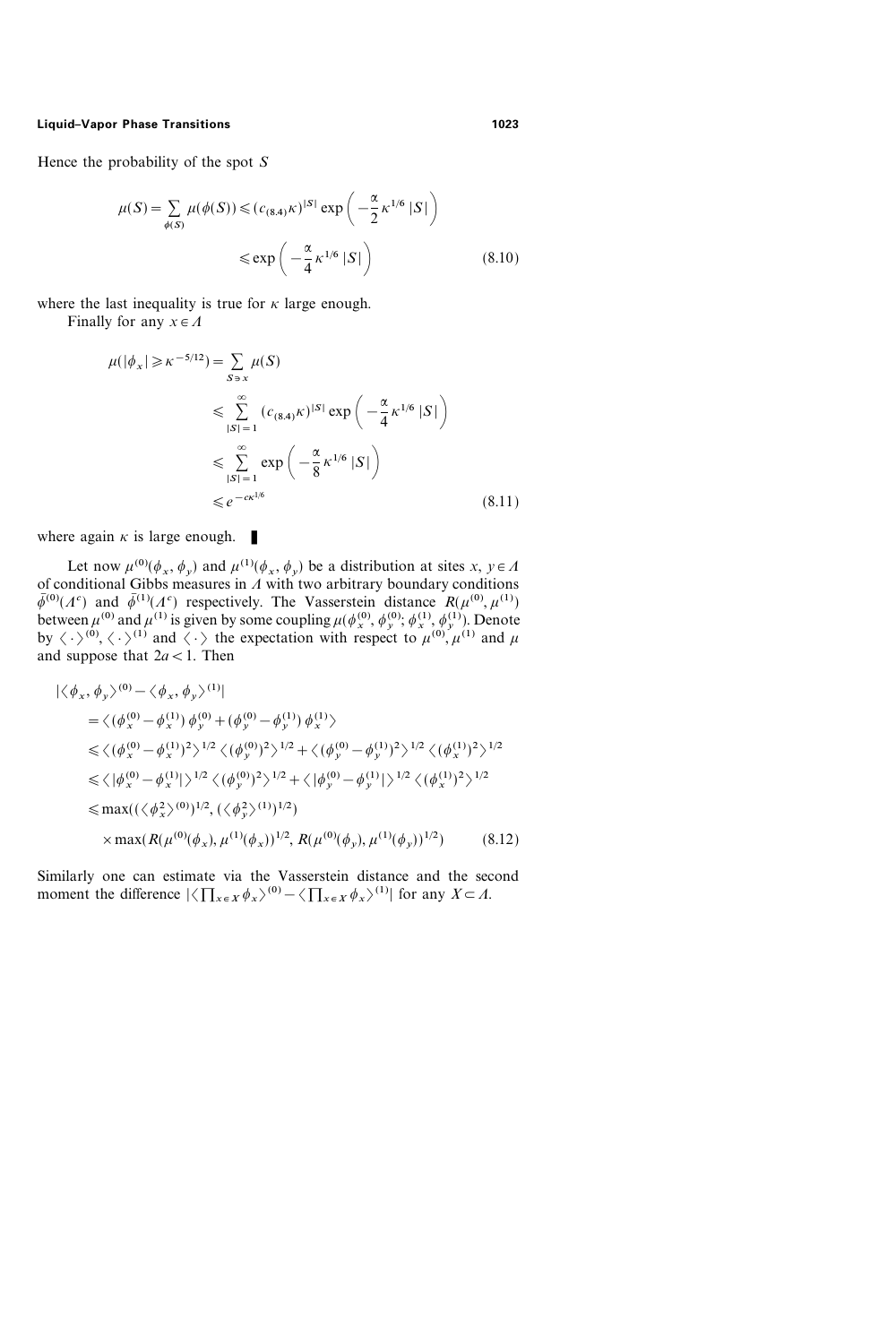Hence the probability of the spot $S$

$$\mu(S) = \sum_{\phi(S)} \mu(\phi(S)) \leqslant (c_{(8.4)}\kappa)^{|S|} \exp\left(-\frac{\alpha}{2}\kappa^{1/6}|S|\right) \leqslant \exp\left(-\frac{\alpha}{4}\kappa^{1/6}|S|\right) \tag{8.10}$$

where the last inequality is true for $\kappa$ large enough.

Finally for any $x \in \Lambda$

$$\begin{aligned}
\mu(|\phi_x| \geqslant \kappa^{-5/12}) &= \sum_{S \ni x} \mu(S) \\
&\leqslant \sum_{|S|=1}^{\infty} (c_{(8.4)}\kappa)^{|S|} \exp\left(-\frac{\alpha}{4}\kappa^{1/6}|S|\right) \\
&\leqslant \sum_{|S|=1}^{\infty} \exp\left(-\frac{\alpha}{8}\kappa^{1/6}|S|\right) \\
&\leqslant e^{-c\kappa^{1/6}}
\end{aligned} \tag{8.11}$$

where again $\kappa$ is large enough. ∎

Let now $\mu^{(0)}(\phi_x, \phi_y)$ and $\mu^{(1)}(\phi_x, \phi_y)$ be a distribution at sites $x, y \in \Lambda$ of conditional Gibbs measures in $\Lambda$ with two arbitrary boundary conditions $\bar{\phi}^{(0)}(\Lambda^c)$ and $\bar{\phi}^{(1)}(\Lambda^c)$ respectively. The Vasserstein distance $R(\mu^{(0)}, \mu^{(1)})$ between $\mu^{(0)}$ and $\mu^{(1)}$ is given by some coupling $\mu(\phi_x^{(0)}, \phi_y^{(0)}; \phi_x^{(1)}, \phi_y^{(1)})$. Denote by $\langle \cdot \rangle^{(0)}$, $\langle \cdot \rangle^{(1)}$ and $\langle \cdot \rangle$ the expectation with respect to $\mu^{(0)}, \mu^{(1)}$ and $\mu$ and suppose that $2a < 1$. Then

$$\begin{aligned}
&|\langle \phi_x, \phi_y \rangle^{(0)} - \langle \phi_x, \phi_y \rangle^{(1)}| \\
&\quad = \langle (\phi_x^{(0)} - \phi_x^{(1)})\, \phi_y^{(0)} + (\phi_y^{(0)} - \phi_y^{(1)})\, \phi_x^{(1)} \rangle \\
&\quad \leqslant \langle (\phi_x^{(0)} - \phi_x^{(1)})^2 \rangle^{1/2} \langle (\phi_y^{(0)})^2 \rangle^{1/2} + \langle (\phi_y^{(0)} - \phi_y^{(1)})^2 \rangle^{1/2} \langle (\phi_x^{(1)})^2 \rangle^{1/2} \\
&\quad \leqslant \langle |\phi_x^{(0)} - \phi_x^{(1)}| \rangle^{1/2} \langle (\phi_y^{(0)})^2 \rangle^{1/2} + \langle |\phi_y^{(0)} - \phi_y^{(1)}| \rangle^{1/2} \langle (\phi_x^{(1)})^2 \rangle^{1/2} \\
&\quad \leqslant \max((\langle \phi_x^2 \rangle^{(0)})^{1/2}, (\langle \phi_y^2 \rangle^{(1)})^{1/2}) \\
&\qquad \times \max(R(\mu^{(0)}(\phi_x), \mu^{(1)}(\phi_x))^{1/2}, R(\mu^{(0)}(\phi_y), \mu^{(1)}(\phi_y))^{1/2})
\end{aligned} \tag{8.12}$$

Similarly one can estimate via the Vasserstein distance and the second moment the difference $|\langle \prod_{x \in X} \phi_x \rangle^{(0)} - \langle \prod_{x \in X} \phi_x \rangle^{(1)}|$ for any $X \subset \Lambda$.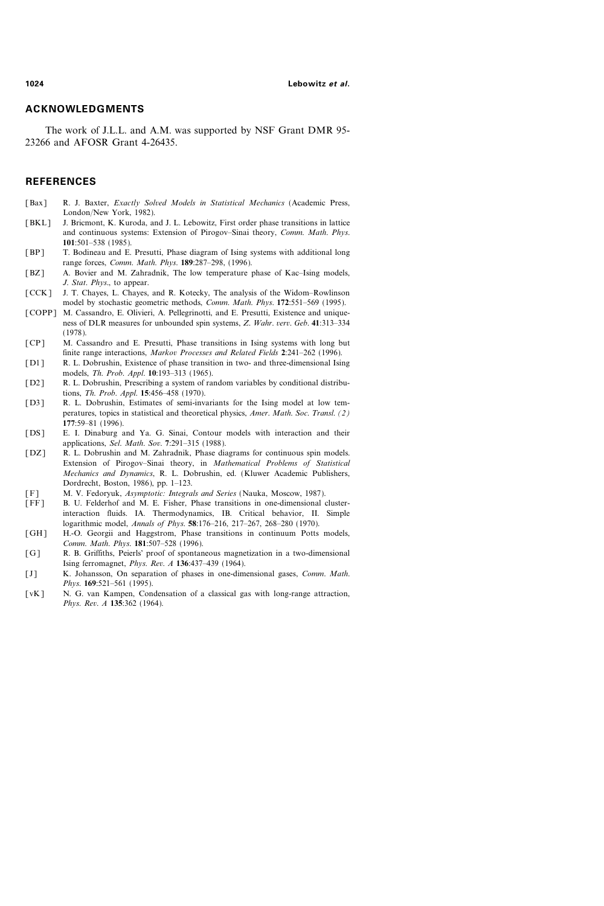## ACKNOWLEDGMENTS

The work of J.L.L. and A.M. was supported by NSF Grant DMR 95-23266 and AFOSR Grant 4-26435.

## REFERENCES

- [Bax] R. J. Baxter, *Exactly Solved Models in Statistical Mechanics* (Academic Press, London/New York, 1982).
- [BKL] J. Bricmont, K. Kuroda, and J. L. Lebowitz, First order phase transitions in lattice and continuous systems: Extension of Pirogov–Sinai theory, *Comm. Math. Phys.* **101**:501–538 (1985).
- [BP] T. Bodineau and E. Presutti, Phase diagram of Ising systems with additional long range forces, *Comm. Math. Phys.* **189**:287–298, (1996).
- [BZ] A. Bovier and M. Zahradnik, The low temperature phase of Kac–Ising models, *J. Stat. Phys.*, to appear.
- [CCK] J. T. Chayes, L. Chayes, and R. Kotecky, The analysis of the Widom–Rowlinson model by stochastic geometric methods, *Comm. Math. Phys.* **172**:551–569 (1995).
- [COPP] M. Cassandro, E. Olivieri, A. Pellegrinotti, and E. Presutti, Existence and uniqueness of DLR measures for unbounded spin systems, *Z. Wahr. verv. Geb.* **41**:313–334 (1978).
- [CP] M. Cassandro and E. Presutti, Phase transitions in Ising systems with long but finite range interactions, *Markov Processes and Related Fields* **2**:241–262 (1996).
- [D1] R. L. Dobrushin, Existence of phase transition in two- and three-dimensional Ising models, *Th. Prob. Appl.* **10**:193–313 (1965).
- [D2] R. L. Dobrushin, Prescribing a system of random variables by conditional distributions, *Th. Prob. Appl.* **15**:456–458 (1970).
- [D3] R. L. Dobrushin, Estimates of semi-invariants for the Ising model at low temperatures, topics in statistical and theoretical physics, *Amer. Math. Soc. Transl. (2)* **177**:59–81 (1996).
- [DS] E. I. Dinaburg and Ya. G. Sinai, Contour models with interaction and their applications, *Sel. Math. Sov.* **7**:291–315 (1988).
- [DZ] R. L. Dobrushin and M. Zahradnik, Phase diagrams for continuous spin models. Extension of Pirogov–Sinai theory, in *Mathematical Problems of Statistical Mechanics and Dynamics*, R. L. Dobrushin, ed. (Kluwer Academic Publishers, Dordrecht, Boston, 1986), pp. 1–123.
- [F] M. V. Fedoryuk, *Asymptotic: Integrals and Series* (Nauka, Moscow, 1987).
- [FF] B. U. Felderhof and M. E. Fisher, Phase transitions in one-dimensional cluster-interaction fluids. IA. Thermodynamics, IB. Critical behavior, II. Simple logarithmic model, *Annals of Phys.* **58**:176–216, 217–267, 268–280 (1970).
- [GH] H.-O. Georgii and Haggstrom, Phase transitions in continuum Potts models, *Comm. Math. Phys.* **181**:507–528 (1996).
- [G] R. B. Griffiths, Peierls' proof of spontaneous magnetization in a two-dimensional Ising ferromagnet, *Phys. Rev. A* **136**:437–439 (1964).
- [J] K. Johansson, On separation of phases in one-dimensional gases, *Comm. Math. Phys.* **169**:521–561 (1995).
- [vK] N. G. van Kampen, Condensation of a classical gas with long-range attraction, *Phys. Rev. A* **135**:362 (1964).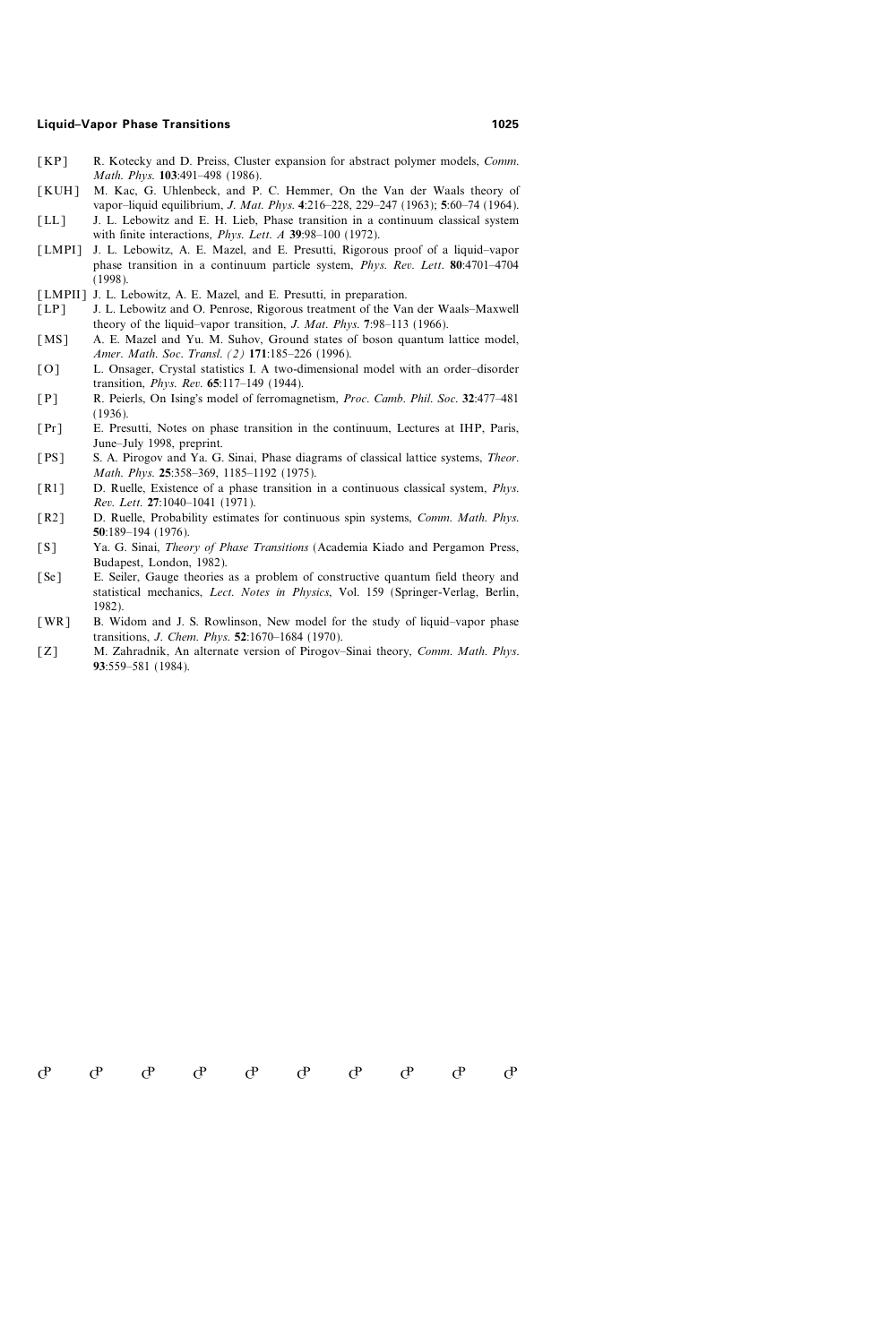- [KP] R. Kotecky and D. Preiss, Cluster expansion for abstract polymer models, *Comm. Math. Phys.* **103**:491–498 (1986).
- [KUH] M. Kac, G. Uhlenbeck, and P. C. Hemmer, On the Van der Waals theory of vapor–liquid equilibrium, *J. Mat. Phys.* **4**:216–228, 229–247 (1963); **5**:60–74 (1964).
- [LL] J. L. Lebowitz and E. H. Lieb, Phase transition in a continuum classical system with finite interactions, *Phys. Lett. A* **39**:98–100 (1972).
- [LMPI] J. L. Lebowitz, A. E. Mazel, and E. Presutti, Rigorous proof of a liquid–vapor phase transition in a continuum particle system, *Phys. Rev. Lett.* **80**:4701–4704 (1998).
- [LMPII] J. L. Lebowitz, A. E. Mazel, and E. Presutti, in preparation.
- [LP] J. L. Lebowitz and O. Penrose, Rigorous treatment of the Van der Waals–Maxwell theory of the liquid–vapor transition, *J. Mat. Phys.* **7**:98–113 (1966).
- [MS] A. E. Mazel and Yu. M. Suhov, Ground states of boson quantum lattice model, *Amer. Math. Soc. Transl. (2)* **171**:185–226 (1996).
- [O] L. Onsager, Crystal statistics I. A two-dimensional model with an order–disorder transition, *Phys. Rev.* **65**:117–149 (1944).
- [P] R. Peierls, On Ising's model of ferromagnetism, *Proc. Camb. Phil. Soc.* **32**:477–481 (1936).
- [Pr] E. Presutti, Notes on phase transition in the continuum, Lectures at IHP, Paris, June–July 1998, preprint.
- [PS] S. A. Pirogov and Ya. G. Sinai, Phase diagrams of classical lattice systems, *Theor. Math. Phys.* **25**:358–369, 1185–1192 (1975).
- [R1] D. Ruelle, Existence of a phase transition in a continuous classical system, *Phys. Rev. Lett.* **27**:1040–1041 (1971).
- [R2] D. Ruelle, Probability estimates for continuous spin systems, *Comm. Math. Phys.* **50**:189–194 (1976).
- [S] Ya. G. Sinai, *Theory of Phase Transitions* (Academia Kiado and Pergamon Press, Budapest, London, 1982).
- [Se] E. Seiler, Gauge theories as a problem of constructive quantum field theory and statistical mechanics, *Lect. Notes in Physics*, Vol. 159 (Springer-Verlag, Berlin, 1982).
- [WR] B. Widom and J. S. Rowlinson, New model for the study of liquid–vapor phase transitions, *J. Chem. Phys.* **52**:1670–1684 (1970).
- [Z] M. Zahradnik, An alternate version of Pirogov–Sinai theory, *Comm. Math. Phys.* **93**:559–581 (1984).